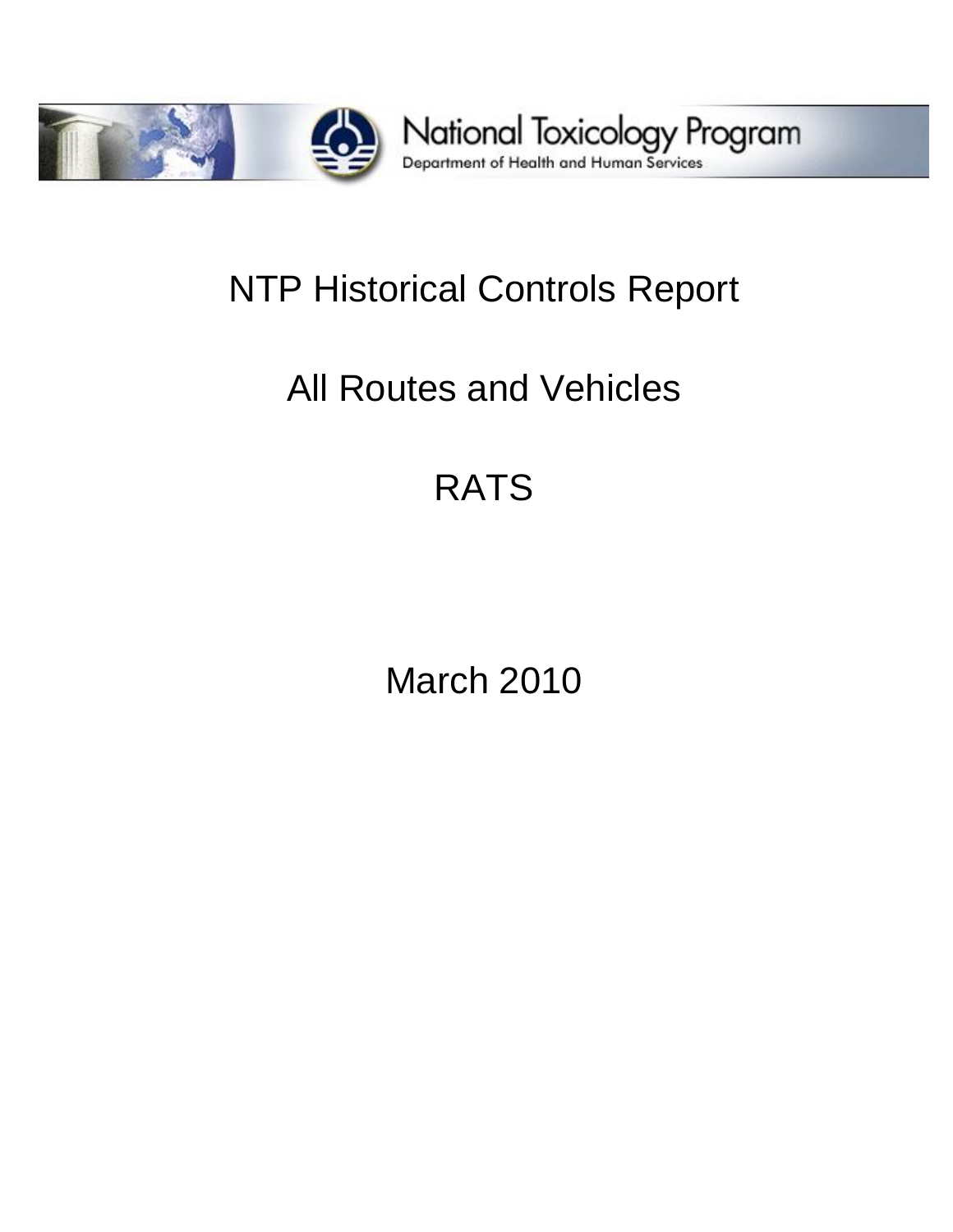National Toxicology Program

Department of Health and Human Services

# NTP Historical Controls Report

## All Routes and Vehicles

## RATS

March 2010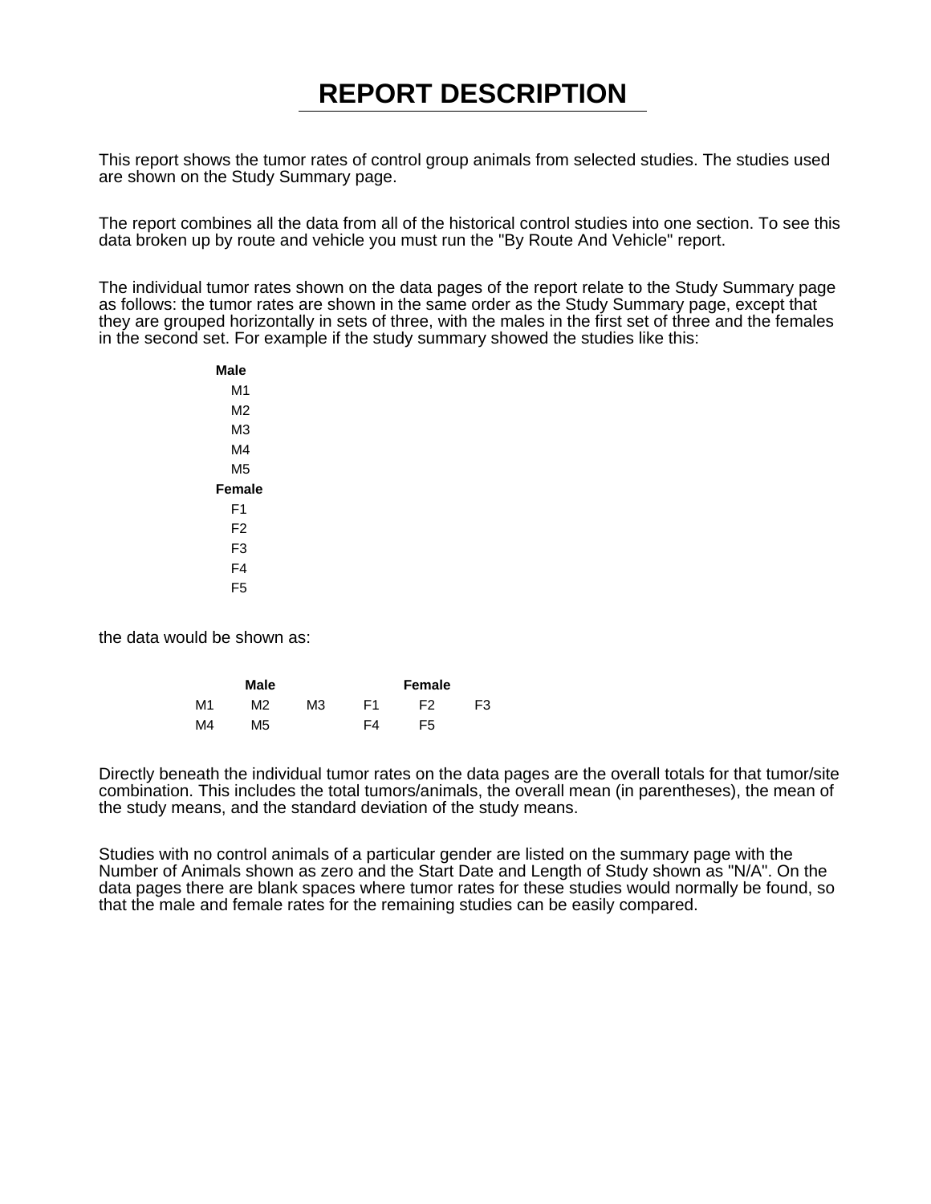# REPORT DESCRIPTION

This report shows the tumor rates of control group animals from selected studies. The studies used are shown on the Study Summary page.

The report combines all the data from all of the historical control studies into one section. To see this data broken up by route and vehicle you must run the "By Route And Vehicle" report.

The individual tumor rates shown on the data pages of the report relate to the Study Summary page as follows: the tumor rates are shown in the same order as the Study Summary page, except that they are grouped horizontally in sets of three, with the males in the first set of three and the females in the second set. For example if the study summary showed the studies like this:

**Male**
- M1
- M2
- M3
- M4
- M5

**Female**
- F1
- F2
- F3
- F4
- F5

the data would be shown as:

| | **Male** | | | **Female** | |
|---|---|---|---|---|---|
| M1 | M2 | M3 | F1 | F2 | F3 |
| M4 | M5 | | F4 | F5 | |

Directly beneath the individual tumor rates on the data pages are the overall totals for that tumor/site combination. This includes the total tumors/animals, the overall mean (in parentheses), the mean of the study means, and the standard deviation of the study means.

Studies with no control animals of a particular gender are listed on the summary page with the Number of Animals shown as zero and the Start Date and Length of Study shown as "N/A". On the data pages there are blank spaces where tumor rates for these studies would normally be found, so that the male and female rates for the remaining studies can be easily compared.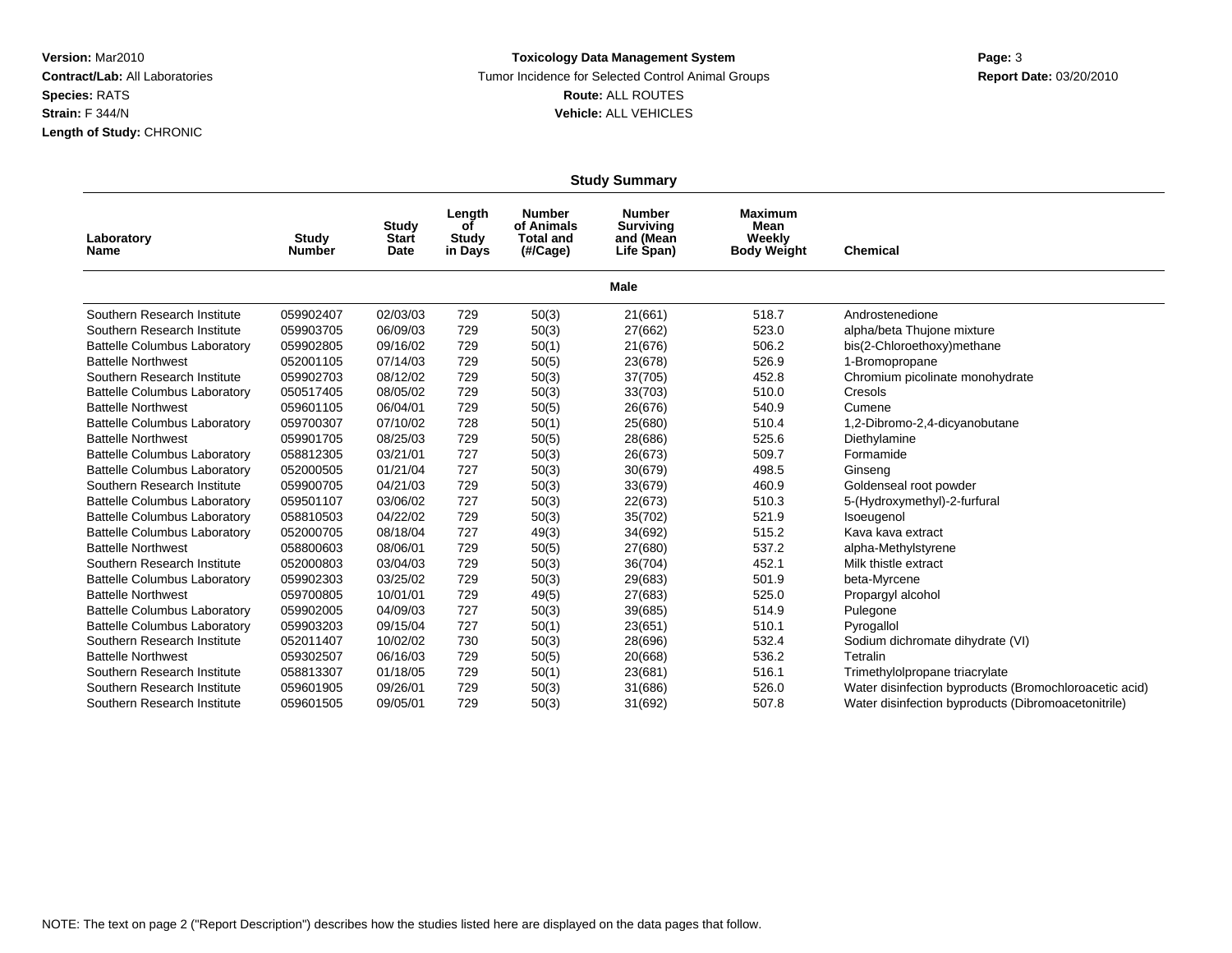**Version:** Mar2010
**Contract/Lab:** All Laboratories
**Species:** RATS
**Strain:** F 344/N
**Length of Study:** CHRONIC

**Toxicology Data Management System**
Tumor Incidence for Selected Control Animal Groups
**Route:** ALL ROUTES
**Vehicle:** ALL VEHICLES

**Report Date:** 03/20/2010

## Study Summary

| Laboratory Name | Study Number | Study Start Date | Length of Study in Days | Number of Animals Total and (#/Cage) | Number Surviving and (Mean Life Span) | Maximum Mean Weekly Body Weight | Chemical |
|---|---|---|---|---|---|---|---|
| **Male** | | | | | | | |
| Southern Research Institute | 059902407 | 02/03/03 | 729 | 50(3) | 21(661) | 518.7 | Androstenedione |
| Southern Research Institute | 059903705 | 06/09/03 | 729 | 50(3) | 27(662) | 523.0 | alpha/beta Thujone mixture |
| Battelle Columbus Laboratory | 059902805 | 09/16/02 | 729 | 50(1) | 21(676) | 506.2 | bis(2-Chloroethoxy)methane |
| Battelle Northwest | 052001105 | 07/14/03 | 729 | 50(5) | 23(678) | 526.9 | 1-Bromopropane |
| Southern Research Institute | 059902703 | 08/12/02 | 729 | 50(3) | 37(705) | 452.8 | Chromium picolinate monohydrate |
| Battelle Columbus Laboratory | 050517405 | 08/05/02 | 729 | 50(3) | 33(703) | 510.0 | Cresols |
| Battelle Northwest | 059601105 | 06/04/01 | 729 | 50(5) | 26(676) | 540.9 | Cumene |
| Battelle Columbus Laboratory | 059700307 | 07/10/02 | 728 | 50(1) | 25(680) | 510.4 | 1,2-Dibromo-2,4-dicyanobutane |
| Battelle Northwest | 059901705 | 08/25/03 | 729 | 50(5) | 28(686) | 525.6 | Diethylamine |
| Battelle Columbus Laboratory | 058812305 | 03/21/01 | 727 | 50(3) | 26(673) | 509.7 | Formamide |
| Battelle Columbus Laboratory | 052000505 | 01/21/04 | 727 | 50(3) | 30(679) | 498.5 | Ginseng |
| Southern Research Institute | 059900705 | 04/21/03 | 729 | 50(3) | 33(679) | 460.9 | Goldenseal root powder |
| Battelle Columbus Laboratory | 059501107 | 03/06/02 | 727 | 50(3) | 22(673) | 510.3 | 5-(Hydroxymethyl)-2-furfural |
| Battelle Columbus Laboratory | 058810503 | 04/22/02 | 729 | 50(3) | 35(702) | 521.9 | Isoeugenol |
| Battelle Columbus Laboratory | 052000705 | 08/18/04 | 727 | 49(3) | 34(692) | 515.2 | Kava kava extract |
| Battelle Northwest | 058800603 | 08/06/01 | 729 | 50(5) | 27(680) | 537.2 | alpha-Methylstyrene |
| Southern Research Institute | 052000803 | 03/04/03 | 729 | 50(3) | 36(704) | 452.1 | Milk thistle extract |
| Battelle Columbus Laboratory | 059902303 | 03/25/02 | 729 | 50(3) | 29(683) | 501.9 | beta-Myrcene |
| Battelle Northwest | 059700805 | 10/01/01 | 729 | 49(5) | 27(683) | 525.0 | Propargyl alcohol |
| Battelle Columbus Laboratory | 059902005 | 04/09/03 | 727 | 50(3) | 39(685) | 514.9 | Pulegone |
| Battelle Columbus Laboratory | 059903203 | 09/15/04 | 727 | 50(1) | 23(651) | 510.1 | Pyrogallol |
| Southern Research Institute | 052011407 | 10/02/02 | 730 | 50(3) | 28(696) | 532.4 | Sodium dichromate dihydrate (VI) |
| Battelle Northwest | 059302507 | 06/16/03 | 729 | 50(5) | 20(668) | 536.2 | Tetralin |
| Southern Research Institute | 058813307 | 01/18/05 | 729 | 50(1) | 23(681) | 516.1 | Trimethylolpropane triacrylate |
| Southern Research Institute | 059601905 | 09/26/01 | 729 | 50(3) | 31(686) | 526.0 | Water disinfection byproducts (Bromochloroacetic acid) |
| Southern Research Institute | 059601505 | 09/05/01 | 729 | 50(3) | 31(692) | 507.8 | Water disinfection byproducts (Dibromoacetonitrile) |

NOTE: The text on page 2 ("Report Description") describes how the studies listed here are displayed on the data pages that follow.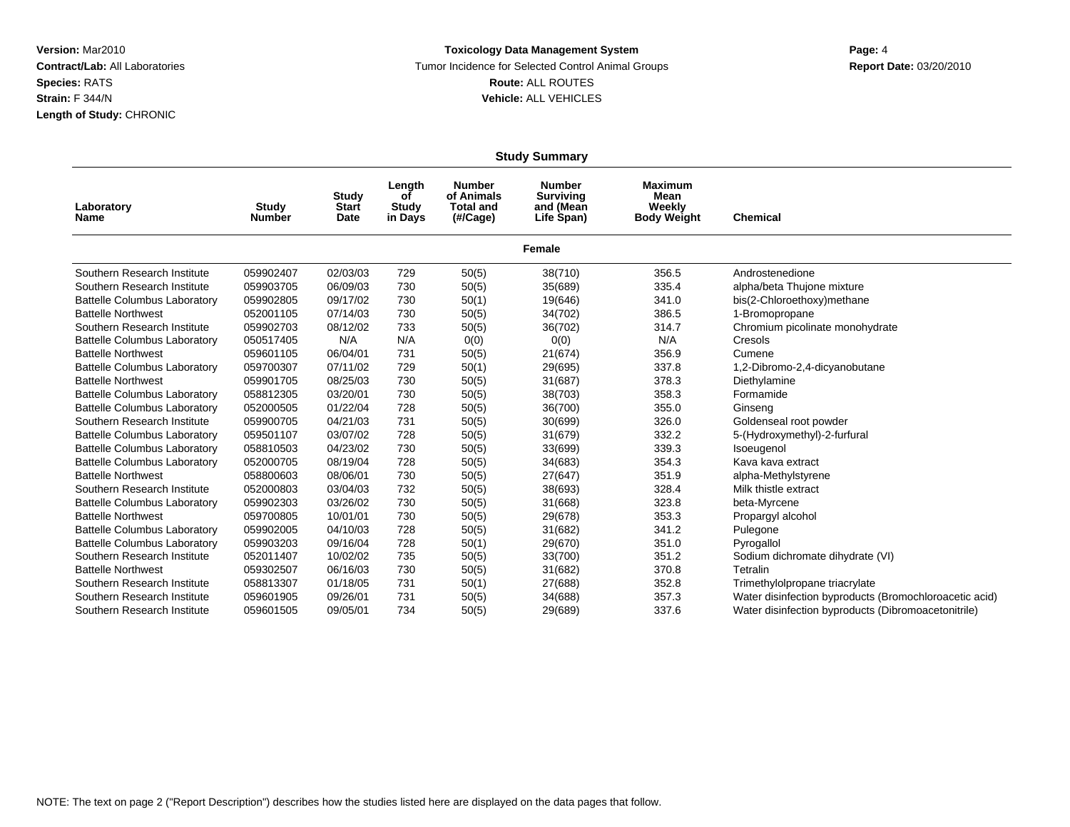**Version:** Mar2010
**Contract/Lab:** All Laboratories
**Species:** RATS
**Strain:** F 344/N
**Length of Study:** CHRONIC

**Toxicology Data Management System**
Tumor Incidence for Selected Control Animal Groups
**Route:** ALL ROUTES
**Vehicle:** ALL VEHICLES

**Report Date:** 03/20/2010

## Study Summary

| Laboratory Name | Study Number | Study Start Date | Length of Study in Days | Number of Animals Total and (#/Cage) | Number Surviving and (Mean Life Span) | Maximum Mean Weekly Body Weight | Chemical |
|---|---|---|---|---|---|---|---|
| **Female** | | | | | | | |
| Southern Research Institute | 059902407 | 02/03/03 | 729 | 50(5) | 38(710) | 356.5 | Androstenedione |
| Southern Research Institute | 059903705 | 06/09/03 | 730 | 50(5) | 35(689) | 335.4 | alpha/beta Thujone mixture |
| Battelle Columbus Laboratory | 059902805 | 09/17/02 | 730 | 50(1) | 19(646) | 341.0 | bis(2-Chloroethoxy)methane |
| Battelle Northwest | 052001105 | 07/14/03 | 730 | 50(5) | 34(702) | 386.5 | 1-Bromopropane |
| Southern Research Institute | 059902703 | 08/12/02 | 733 | 50(5) | 36(702) | 314.7 | Chromium picolinate monohydrate |
| Battelle Columbus Laboratory | 050517405 | N/A | N/A | 0(0) | 0(0) | N/A | Cresols |
| Battelle Northwest | 059601105 | 06/04/01 | 731 | 50(5) | 21(674) | 356.9 | Cumene |
| Battelle Columbus Laboratory | 059700307 | 07/11/02 | 729 | 50(1) | 29(695) | 337.8 | 1,2-Dibromo-2,4-dicyanobutane |
| Battelle Northwest | 059901705 | 08/25/03 | 730 | 50(5) | 31(687) | 378.3 | Diethylamine |
| Battelle Columbus Laboratory | 058812305 | 03/20/01 | 730 | 50(5) | 38(703) | 358.3 | Formamide |
| Battelle Columbus Laboratory | 052000505 | 01/22/04 | 728 | 50(5) | 36(700) | 355.0 | Ginseng |
| Southern Research Institute | 059900705 | 04/21/03 | 731 | 50(5) | 30(699) | 326.0 | Goldenseal root powder |
| Battelle Columbus Laboratory | 059501107 | 03/07/02 | 728 | 50(5) | 31(679) | 332.2 | 5-(Hydroxymethyl)-2-furfural |
| Battelle Columbus Laboratory | 058810503 | 04/23/02 | 730 | 50(5) | 33(699) | 339.3 | Isoeugenol |
| Battelle Columbus Laboratory | 052000705 | 08/19/04 | 728 | 50(5) | 34(683) | 354.3 | Kava kava extract |
| Battelle Northwest | 058800603 | 08/06/01 | 730 | 50(5) | 27(647) | 351.9 | alpha-Methylstyrene |
| Southern Research Institute | 052000803 | 03/04/03 | 732 | 50(5) | 38(693) | 328.4 | Milk thistle extract |
| Battelle Columbus Laboratory | 059902303 | 03/26/02 | 730 | 50(5) | 31(668) | 323.8 | beta-Myrcene |
| Battelle Northwest | 059700805 | 10/01/01 | 730 | 50(5) | 29(678) | 353.3 | Propargyl alcohol |
| Battelle Columbus Laboratory | 059902005 | 04/10/03 | 728 | 50(5) | 31(682) | 341.2 | Pulegone |
| Battelle Columbus Laboratory | 059903203 | 09/16/04 | 728 | 50(1) | 29(670) | 351.0 | Pyrogallol |
| Southern Research Institute | 052011407 | 10/02/02 | 735 | 50(5) | 33(700) | 351.2 | Sodium dichromate dihydrate (VI) |
| Battelle Northwest | 059302507 | 06/16/03 | 730 | 50(5) | 31(682) | 370.8 | Tetralin |
| Southern Research Institute | 058813307 | 01/18/05 | 731 | 50(1) | 27(688) | 352.8 | Trimethylolpropane triacrylate |
| Southern Research Institute | 059601905 | 09/26/01 | 731 | 50(5) | 34(688) | 357.3 | Water disinfection byproducts (Bromochloroacetic acid) |
| Southern Research Institute | 059601505 | 09/05/01 | 734 | 50(5) | 29(689) | 337.6 | Water disinfection byproducts (Dibromoacetonitrile) |

NOTE: The text on page 2 ("Report Description") describes how the studies listed here are displayed on the data pages that follow.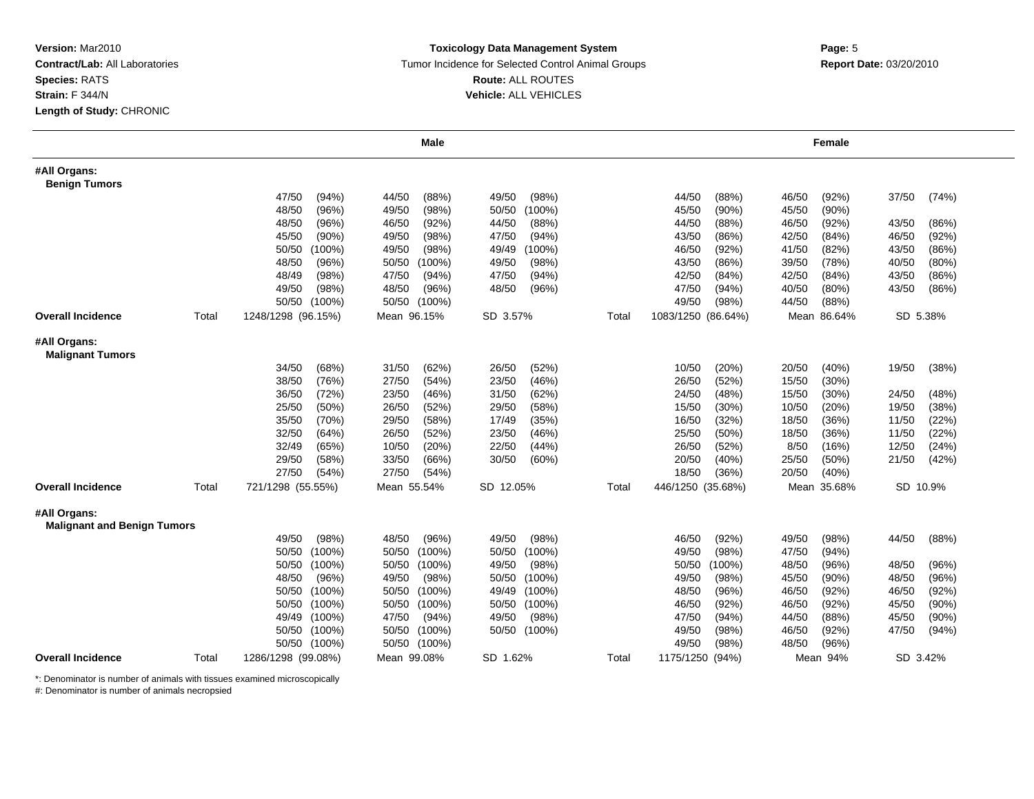**Version:** Mar2010
**Contract/Lab:** All Laboratories
**Species:** RATS
**Strain:** F 344/N
**Length of Study:** CHRONIC

**Toxicology Data Management System**
Tumor Incidence for Selected Control Animal Groups
**Route:** ALL ROUTES
**Vehicle:** ALL VEHICLES

**Report Date:** 03/20/2010

| | | Male | | | | Female | | |
|---|---|---|---|---|---|---|---|---|
| **#All Organs: Benign Tumors** | | | | | | | | |
| | | 47/50 (94%) | 44/50 (88%) | 49/50 (98%) | | 44/50 (88%) | 46/50 (92%) | 37/50 (74%) |
| | | 48/50 (96%) | 49/50 (98%) | 50/50 (100%) | | 45/50 (90%) | 45/50 (90%) | |
| | | 48/50 (96%) | 46/50 (92%) | 44/50 (88%) | | 44/50 (88%) | 46/50 (92%) | 43/50 (86%) |
| | | 45/50 (90%) | 49/50 (98%) | 47/50 (94%) | | 43/50 (86%) | 42/50 (84%) | 46/50 (92%) |
| | | 50/50 (100%) | 49/50 (98%) | 49/49 (100%) | | 46/50 (92%) | 41/50 (82%) | 43/50 (86%) |
| | | 48/50 (96%) | 50/50 (100%) | 49/50 (98%) | | 43/50 (86%) | 39/50 (78%) | 40/50 (80%) |
| | | 48/49 (98%) | 47/50 (94%) | 47/50 (94%) | | 42/50 (84%) | 42/50 (84%) | 43/50 (86%) |
| | | 49/50 (98%) | 48/50 (96%) | 48/50 (96%) | | 47/50 (94%) | 40/50 (80%) | 43/50 (86%) |
| | | 50/50 (100%) | 50/50 (100%) | | | 49/50 (98%) | 44/50 (88%) | |
| **Overall Incidence** | Total | 1248/1298 (96.15%) | Mean 96.15% | SD 3.57% | Total | 1083/1250 (86.64%) | Mean 86.64% | SD 5.38% |
| **#All Organs: Malignant Tumors** | | | | | | | | |
| | | 34/50 (68%) | 31/50 (62%) | 26/50 (52%) | | 10/50 (20%) | 20/50 (40%) | 19/50 (38%) |
| | | 38/50 (76%) | 27/50 (54%) | 23/50 (46%) | | 26/50 (52%) | 15/50 (30%) | |
| | | 36/50 (72%) | 23/50 (46%) | 31/50 (62%) | | 24/50 (48%) | 15/50 (30%) | 24/50 (48%) |
| | | 25/50 (50%) | 26/50 (52%) | 29/50 (58%) | | 15/50 (30%) | 10/50 (20%) | 19/50 (38%) |
| | | 35/50 (70%) | 29/50 (58%) | 17/49 (35%) | | 16/50 (32%) | 18/50 (36%) | 11/50 (22%) |
| | | 32/50 (64%) | 26/50 (52%) | 23/50 (46%) | | 25/50 (50%) | 18/50 (36%) | 11/50 (22%) |
| | | 32/49 (65%) | 10/50 (20%) | 22/50 (44%) | | 26/50 (52%) | 8/50 (16%) | 12/50 (24%) |
| | | 29/50 (58%) | 33/50 (66%) | 30/50 (60%) | | 20/50 (40%) | 25/50 (50%) | 21/50 (42%) |
| | | 27/50 (54%) | 27/50 (54%) | | | 18/50 (36%) | 20/50 (40%) | |
| **Overall Incidence** | Total | 721/1298 (55.55%) | Mean 55.54% | SD 12.05% | Total | 446/1250 (35.68%) | Mean 35.68% | SD 10.9% |
| **#All Organs: Malignant and Benign Tumors** | | | | | | | | |
| | | 49/50 (98%) | 48/50 (96%) | 49/50 (98%) | | 46/50 (92%) | 49/50 (98%) | 44/50 (88%) |
| | | 50/50 (100%) | 50/50 (100%) | 50/50 (100%) | | 49/50 (98%) | 47/50 (94%) | |
| | | 50/50 (100%) | 50/50 (100%) | 49/50 (98%) | | 50/50 (100%) | 48/50 (96%) | 48/50 (96%) |
| | | 48/50 (96%) | 49/50 (98%) | 50/50 (100%) | | 49/50 (98%) | 45/50 (90%) | 48/50 (96%) |
| | | 50/50 (100%) | 50/50 (100%) | 49/49 (100%) | | 48/50 (96%) | 46/50 (92%) | 46/50 (92%) |
| | | 50/50 (100%) | 50/50 (100%) | 50/50 (100%) | | 46/50 (92%) | 46/50 (92%) | 45/50 (90%) |
| | | 49/49 (100%) | 47/50 (94%) | 49/50 (98%) | | 47/50 (94%) | 44/50 (88%) | 45/50 (90%) |
| | | 50/50 (100%) | 50/50 (100%) | 50/50 (100%) | | 49/50 (98%) | 46/50 (92%) | 47/50 (94%) |
| | | 50/50 (100%) | 50/50 (100%) | | | 49/50 (98%) | 48/50 (96%) | |
| **Overall Incidence** | Total | 1286/1298 (99.08%) | Mean 99.08% | SD 1.62% | Total | 1175/1250 (94%) | Mean 94% | SD 3.42% |

*: Denominator is number of animals with tissues examined microscopically
#: Denominator is number of animals necropsied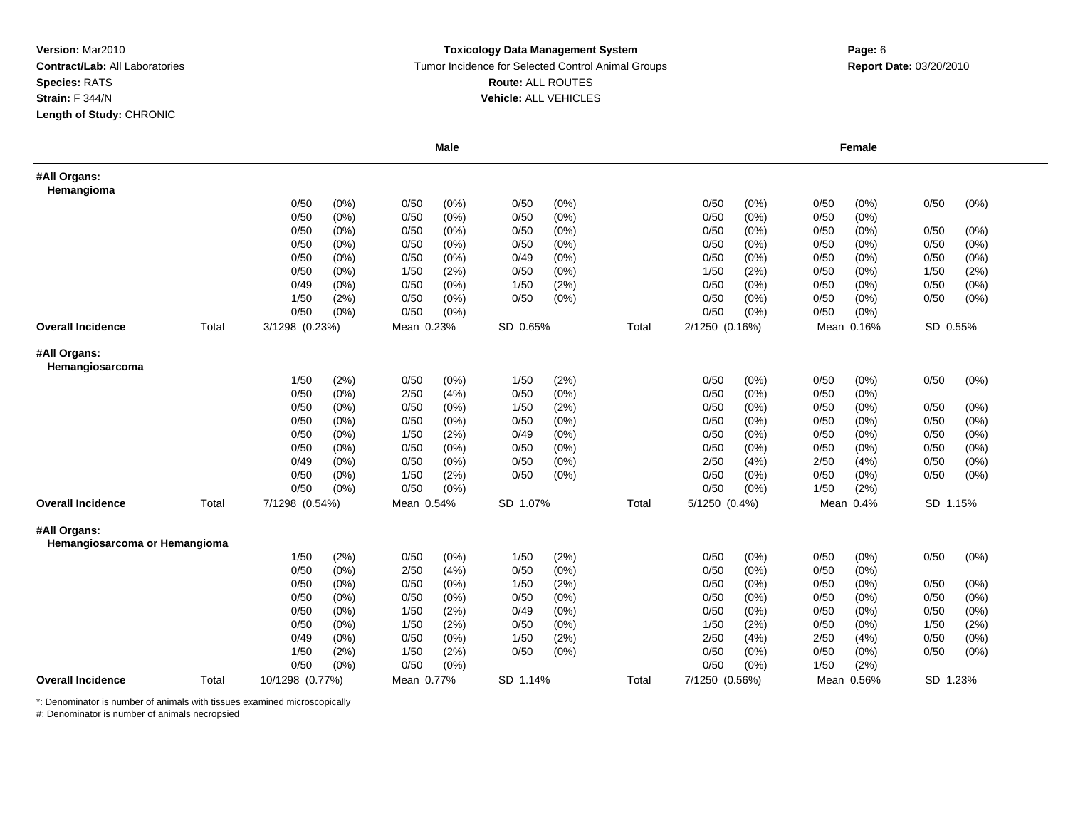**Version:** Mar2010
**Contract/Lab:** All Laboratories
**Species:** RATS
**Strain:** F 344/N
**Length of Study:** CHRONIC

**Toxicology Data Management System**
Tumor Incidence for Selected Control Animal Groups
**Route:** ALL ROUTES
**Vehicle:** ALL VEHICLES

**Report Date:** 03/20/2010

| | | Male | | | | | | | Female | | | | | |
|---|---|---|---|---|---|---|---|---|---|---|---|---|---|---|
| **#All Organs: Hemangioma** | | | | | | | | | | | | | | |
| | | 0/50 | (0%) | 0/50 | (0%) | 0/50 | (0%) | | 0/50 | (0%) | 0/50 | (0%) | 0/50 | (0%) |
| | | 0/50 | (0%) | 0/50 | (0%) | 0/50 | (0%) | | 0/50 | (0%) | 0/50 | (0%) | | |
| | | 0/50 | (0%) | 0/50 | (0%) | 0/50 | (0%) | | 0/50 | (0%) | 0/50 | (0%) | 0/50 | (0%) |
| | | 0/50 | (0%) | 0/50 | (0%) | 0/50 | (0%) | | 0/50 | (0%) | 0/50 | (0%) | 0/50 | (0%) |
| | | 0/50 | (0%) | 0/50 | (0%) | 0/49 | (0%) | | 0/50 | (0%) | 0/50 | (0%) | 0/50 | (0%) |
| | | 0/50 | (0%) | 1/50 | (2%) | 0/50 | (0%) | | 1/50 | (2%) | 0/50 | (0%) | 1/50 | (2%) |
| | | 0/49 | (0%) | 0/50 | (0%) | 1/50 | (2%) | | 0/50 | (0%) | 0/50 | (0%) | 0/50 | (0%) |
| | | 1/50 | (2%) | 0/50 | (0%) | 0/50 | (0%) | | 0/50 | (0%) | 0/50 | (0%) | 0/50 | (0%) |
| | | 0/50 | (0%) | 0/50 | (0%) | | | | 0/50 | (0%) | 0/50 | (0%) | | |
| **Overall Incidence** | Total | 3/1298 (0.23%) | | Mean 0.23% | | SD 0.65% | | Total | 2/1250 (0.16%) | | Mean 0.16% | | SD 0.55% | |
| **#All Organs: Hemangiosarcoma** | | | | | | | | | | | | | | |
| | | 1/50 | (2%) | 0/50 | (0%) | 1/50 | (2%) | | 0/50 | (0%) | 0/50 | (0%) | 0/50 | (0%) |
| | | 0/50 | (0%) | 2/50 | (4%) | 0/50 | (0%) | | 0/50 | (0%) | 0/50 | (0%) | | |
| | | 0/50 | (0%) | 0/50 | (0%) | 1/50 | (2%) | | 0/50 | (0%) | 0/50 | (0%) | 0/50 | (0%) |
| | | 0/50 | (0%) | 0/50 | (0%) | 0/50 | (0%) | | 0/50 | (0%) | 0/50 | (0%) | 0/50 | (0%) |
| | | 0/50 | (0%) | 1/50 | (2%) | 0/49 | (0%) | | 0/50 | (0%) | 0/50 | (0%) | 0/50 | (0%) |
| | | 0/50 | (0%) | 0/50 | (0%) | 0/50 | (0%) | | 0/50 | (0%) | 0/50 | (0%) | 0/50 | (0%) |
| | | 0/49 | (0%) | 0/50 | (0%) | 0/50 | (0%) | | 2/50 | (4%) | 2/50 | (4%) | 0/50 | (0%) |
| | | 0/50 | (0%) | 1/50 | (2%) | 0/50 | (0%) | | 0/50 | (0%) | 0/50 | (0%) | 0/50 | (0%) |
| | | 0/50 | (0%) | 0/50 | (0%) | | | | 0/50 | (0%) | 1/50 | (2%) | | |
| **Overall Incidence** | Total | 7/1298 (0.54%) | | Mean 0.54% | | SD 1.07% | | Total | 5/1250 (0.4%) | | Mean 0.4% | | SD 1.15% | |
| **#All Organs: Hemangiosarcoma or Hemangioma** | | | | | | | | | | | | | | |
| | | 1/50 | (2%) | 0/50 | (0%) | 1/50 | (2%) | | 0/50 | (0%) | 0/50 | (0%) | 0/50 | (0%) |
| | | 0/50 | (0%) | 2/50 | (4%) | 0/50 | (0%) | | 0/50 | (0%) | 0/50 | (0%) | | |
| | | 0/50 | (0%) | 0/50 | (0%) | 1/50 | (2%) | | 0/50 | (0%) | 0/50 | (0%) | 0/50 | (0%) |
| | | 0/50 | (0%) | 0/50 | (0%) | 0/50 | (0%) | | 0/50 | (0%) | 0/50 | (0%) | 0/50 | (0%) |
| | | 0/50 | (0%) | 1/50 | (2%) | 0/49 | (0%) | | 0/50 | (0%) | 0/50 | (0%) | 0/50 | (0%) |
| | | 0/50 | (0%) | 1/50 | (2%) | 0/50 | (0%) | | 1/50 | (2%) | 0/50 | (0%) | 1/50 | (2%) |
| | | 0/49 | (0%) | 0/50 | (0%) | 1/50 | (2%) | | 2/50 | (4%) | 2/50 | (4%) | 0/50 | (0%) |
| | | 1/50 | (2%) | 1/50 | (2%) | 0/50 | (0%) | | 0/50 | (0%) | 0/50 | (0%) | 0/50 | (0%) |
| | | 0/50 | (0%) | 0/50 | (0%) | | | | 0/50 | (0%) | 1/50 | (2%) | | |
| **Overall Incidence** | Total | 10/1298 (0.77%) | | Mean 0.77% | | SD 1.14% | | Total | 7/1250 (0.56%) | | Mean 0.56% | | SD 1.23% | |

*: Denominator is number of animals with tissues examined microscopically
#: Denominator is number of animals necropsied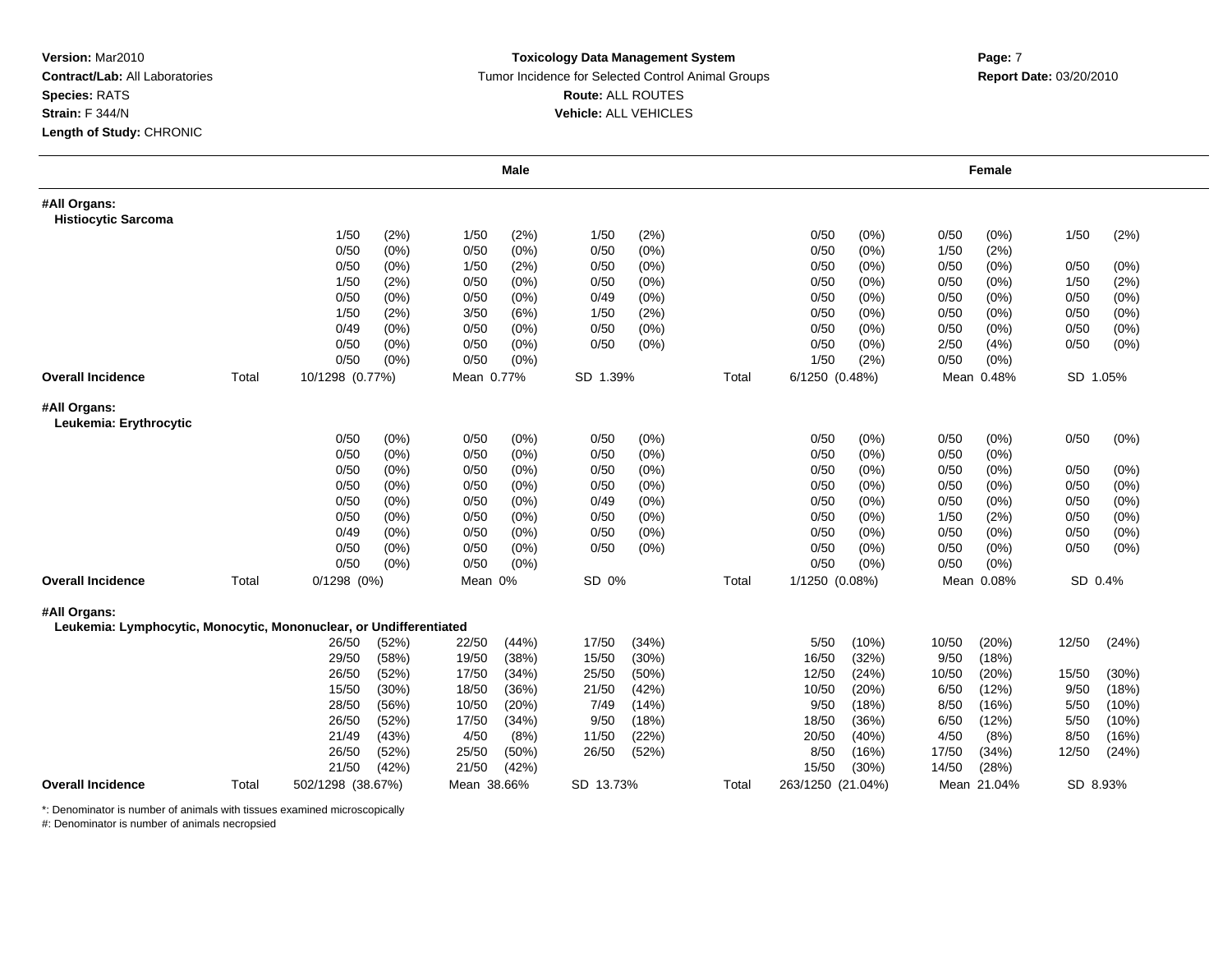**Version:** Mar2010
**Contract/Lab:** All Laboratories
**Species:** RATS
**Strain:** F 344/N
**Length of Study:** CHRONIC

**Toxicology Data Management System**
Tumor Incidence for Selected Control Animal Groups
**Route:** ALL ROUTES
**Vehicle:** ALL VEHICLES

**Report Date:** 03/20/2010

| | | Male | | | | Female | | |
|---|---|---|---|---|---|---|---|---|
| **#All Organs: Histiocytic Sarcoma** | | | | | | | | |
| | | 1/50 (2%) | 1/50 (2%) | 1/50 (2%) | | 0/50 (0%) | 0/50 (0%) | 1/50 (2%) |
| | | 0/50 (0%) | 0/50 (0%) | 0/50 (0%) | | 0/50 (0%) | 1/50 (2%) | |
| | | 0/50 (0%) | 1/50 (2%) | 0/50 (0%) | | 0/50 (0%) | 0/50 (0%) | 0/50 (0%) |
| | | 1/50 (2%) | 0/50 (0%) | 0/50 (0%) | | 0/50 (0%) | 0/50 (0%) | 1/50 (2%) |
| | | 0/50 (0%) | 0/50 (0%) | 0/49 (0%) | | 0/50 (0%) | 0/50 (0%) | 0/50 (0%) |
| | | 1/50 (2%) | 3/50 (6%) | 1/50 (2%) | | 0/50 (0%) | 0/50 (0%) | 0/50 (0%) |
| | | 0/49 (0%) | 0/50 (0%) | 0/50 (0%) | | 0/50 (0%) | 0/50 (0%) | 0/50 (0%) |
| | | 0/50 (0%) | 0/50 (0%) | 0/50 (0%) | | 0/50 (0%) | 2/50 (4%) | 0/50 (0%) |
| | | 0/50 (0%) | 0/50 (0%) | | | 1/50 (2%) | 0/50 (0%) | |
| **Overall Incidence** | Total | 10/1298 (0.77%) | Mean 0.77% | SD 1.39% | Total | 6/1250 (0.48%) | Mean 0.48% | SD 1.05% |
| **#All Organs: Leukemia: Erythrocytic** | | | | | | | | |
| | | 0/50 (0%) | 0/50 (0%) | 0/50 (0%) | | 0/50 (0%) | 0/50 (0%) | 0/50 (0%) |
| | | 0/50 (0%) | 0/50 (0%) | 0/50 (0%) | | 0/50 (0%) | 0/50 (0%) | |
| | | 0/50 (0%) | 0/50 (0%) | 0/50 (0%) | | 0/50 (0%) | 0/50 (0%) | 0/50 (0%) |
| | | 0/50 (0%) | 0/50 (0%) | 0/50 (0%) | | 0/50 (0%) | 0/50 (0%) | 0/50 (0%) |
| | | 0/50 (0%) | 0/50 (0%) | 0/49 (0%) | | 0/50 (0%) | 0/50 (0%) | 0/50 (0%) |
| | | 0/50 (0%) | 0/50 (0%) | 0/50 (0%) | | 0/50 (0%) | 1/50 (2%) | 0/50 (0%) |
| | | 0/49 (0%) | 0/50 (0%) | 0/50 (0%) | | 0/50 (0%) | 0/50 (0%) | 0/50 (0%) |
| | | 0/50 (0%) | 0/50 (0%) | 0/50 (0%) | | 0/50 (0%) | 0/50 (0%) | 0/50 (0%) |
| | | 0/50 (0%) | 0/50 (0%) | | | 0/50 (0%) | 0/50 (0%) | |
| **Overall Incidence** | Total | 0/1298 (0%) | Mean 0% | SD 0% | Total | 1/1250 (0.08%) | Mean 0.08% | SD 0.4% |
| **#All Organs: Leukemia: Lymphocytic, Monocytic, Mononuclear, or Undifferentiated** | | | | | | | | |
| | | 26/50 (52%) | 22/50 (44%) | 17/50 (34%) | | 5/50 (10%) | 10/50 (20%) | 12/50 (24%) |
| | | 29/50 (58%) | 19/50 (38%) | 15/50 (30%) | | 16/50 (32%) | 9/50 (18%) | |
| | | 26/50 (52%) | 17/50 (34%) | 25/50 (50%) | | 12/50 (24%) | 10/50 (20%) | 15/50 (30%) |
| | | 15/50 (30%) | 18/50 (36%) | 21/50 (42%) | | 10/50 (20%) | 6/50 (12%) | 9/50 (18%) |
| | | 28/50 (56%) | 10/50 (20%) | 7/49 (14%) | | 9/50 (18%) | 8/50 (16%) | 5/50 (10%) |
| | | 26/50 (52%) | 17/50 (34%) | 9/50 (18%) | | 18/50 (36%) | 6/50 (12%) | 5/50 (10%) |
| | | 21/49 (43%) | 4/50 (8%) | 11/50 (22%) | | 20/50 (40%) | 4/50 (8%) | 8/50 (16%) |
| | | 26/50 (52%) | 25/50 (50%) | 26/50 (52%) | | 8/50 (16%) | 17/50 (34%) | 12/50 (24%) |
| | | 21/50 (42%) | 21/50 (42%) | | | 15/50 (30%) | 14/50 (28%) | |
| **Overall Incidence** | Total | 502/1298 (38.67%) | Mean 38.66% | SD 13.73% | Total | 263/1250 (21.04%) | Mean 21.04% | SD 8.93% |

*: Denominator is number of animals with tissues examined microscopically
#: Denominator is number of animals necropsied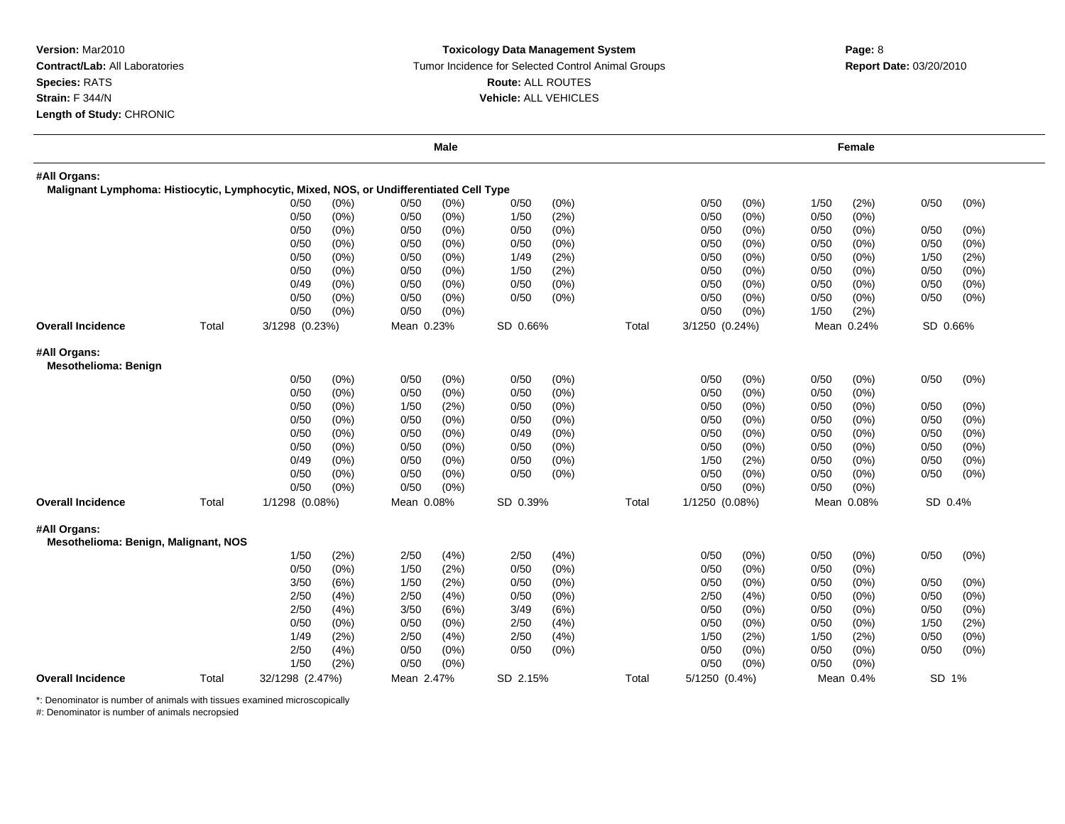**Version:** Mar2010
**Contract/Lab:** All Laboratories
**Species:** RATS
**Strain:** F 344/N
**Length of Study:** CHRONIC

**Toxicology Data Management System**
Tumor Incidence for Selected Control Animal Groups
**Route:** ALL ROUTES
**Vehicle:** ALL VEHICLES

**Report Date:** 03/20/2010

| | | Male | | | | Female | | |
|---|---|---|---|---|---|---|---|---|

**#All Organs:**
**Malignant Lymphoma: Histiocytic, Lymphocytic, Mixed, NOS, or Undifferentiated Cell Type**

| | Male | | | | Female | | |
|---|---|---|---|---|---|---|---|
| | 0/50 (0%) | 0/50 (0%) | 0/50 (0%) | | 0/50 (0%) | 1/50 (2%) | 0/50 (0%) |
| | 0/50 (0%) | 0/50 (0%) | 1/50 (2%) | | 0/50 (0%) | 0/50 (0%) | |
| | 0/50 (0%) | 0/50 (0%) | 0/50 (0%) | | 0/50 (0%) | 0/50 (0%) | 0/50 (0%) |
| | 0/50 (0%) | 0/50 (0%) | 0/50 (0%) | | 0/50 (0%) | 0/50 (0%) | 0/50 (0%) |
| | 0/50 (0%) | 0/50 (0%) | 1/49 (2%) | | 0/50 (0%) | 0/50 (0%) | 1/50 (2%) |
| | 0/50 (0%) | 0/50 (0%) | 1/50 (2%) | | 0/50 (0%) | 0/50 (0%) | 0/50 (0%) |
| | 0/49 (0%) | 0/50 (0%) | 0/50 (0%) | | 0/50 (0%) | 0/50 (0%) | 0/50 (0%) |
| | 0/50 (0%) | 0/50 (0%) | 0/50 (0%) | | 0/50 (0%) | 0/50 (0%) | 0/50 (0%) |
| | 0/50 (0%) | 0/50 (0%) | | | 0/50 (0%) | 1/50 (2%) | |
| **Overall Incidence** Total | 3/1298 (0.23%) | Mean 0.23% | SD 0.66% | Total | 3/1250 (0.24%) | Mean 0.24% | SD 0.66% |

**#All Organs:**
**Mesothelioma: Benign**

| | Male | | | | Female | | |
|---|---|---|---|---|---|---|---|
| | 0/50 (0%) | 0/50 (0%) | 0/50 (0%) | | 0/50 (0%) | 0/50 (0%) | 0/50 (0%) |
| | 0/50 (0%) | 0/50 (0%) | 0/50 (0%) | | 0/50 (0%) | 0/50 (0%) | |
| | 0/50 (0%) | 1/50 (2%) | 0/50 (0%) | | 0/50 (0%) | 0/50 (0%) | 0/50 (0%) |
| | 0/50 (0%) | 0/50 (0%) | 0/50 (0%) | | 0/50 (0%) | 0/50 (0%) | 0/50 (0%) |
| | 0/50 (0%) | 0/50 (0%) | 0/49 (0%) | | 0/50 (0%) | 0/50 (0%) | 0/50 (0%) |
| | 0/50 (0%) | 0/50 (0%) | 0/50 (0%) | | 0/50 (0%) | 0/50 (0%) | 0/50 (0%) |
| | 0/49 (0%) | 0/50 (0%) | 0/50 (0%) | | 1/50 (2%) | 0/50 (0%) | 0/50 (0%) |
| | 0/50 (0%) | 0/50 (0%) | 0/50 (0%) | | 0/50 (0%) | 0/50 (0%) | 0/50 (0%) |
| | 0/50 (0%) | 0/50 (0%) | | | 0/50 (0%) | 0/50 (0%) | |
| **Overall Incidence** Total | 1/1298 (0.08%) | Mean 0.08% | SD 0.39% | Total | 1/1250 (0.08%) | Mean 0.08% | SD 0.4% |

**#All Organs:**
**Mesothelioma: Benign, Malignant, NOS**

| | Male | | | | Female | | |
|---|---|---|---|---|---|---|---|
| | 1/50 (2%) | 2/50 (4%) | 2/50 (4%) | | 0/50 (0%) | 0/50 (0%) | 0/50 (0%) |
| | 0/50 (0%) | 1/50 (2%) | 0/50 (0%) | | 0/50 (0%) | 0/50 (0%) | |
| | 3/50 (6%) | 1/50 (2%) | 0/50 (0%) | | 0/50 (0%) | 0/50 (0%) | 0/50 (0%) |
| | 2/50 (4%) | 2/50 (4%) | 0/50 (0%) | | 2/50 (4%) | 0/50 (0%) | 0/50 (0%) |
| | 2/50 (4%) | 3/50 (6%) | 3/49 (6%) | | 0/50 (0%) | 0/50 (0%) | 0/50 (0%) |
| | 0/50 (0%) | 0/50 (0%) | 2/50 (4%) | | 0/50 (0%) | 0/50 (0%) | 1/50 (2%) |
| | 1/49 (2%) | 2/50 (4%) | 2/50 (4%) | | 1/50 (2%) | 1/50 (2%) | 0/50 (0%) |
| | 2/50 (4%) | 0/50 (0%) | 0/50 (0%) | | 0/50 (0%) | 0/50 (0%) | 0/50 (0%) |
| | 1/50 (2%) | 0/50 (0%) | | | 0/50 (0%) | 0/50 (0%) | |
| **Overall Incidence** Total | 32/1298 (2.47%) | Mean 2.47% | SD 2.15% | Total | 5/1250 (0.4%) | Mean 0.4% | SD 1% |

*: Denominator is number of animals with tissues examined microscopically
#: Denominator is number of animals necropsied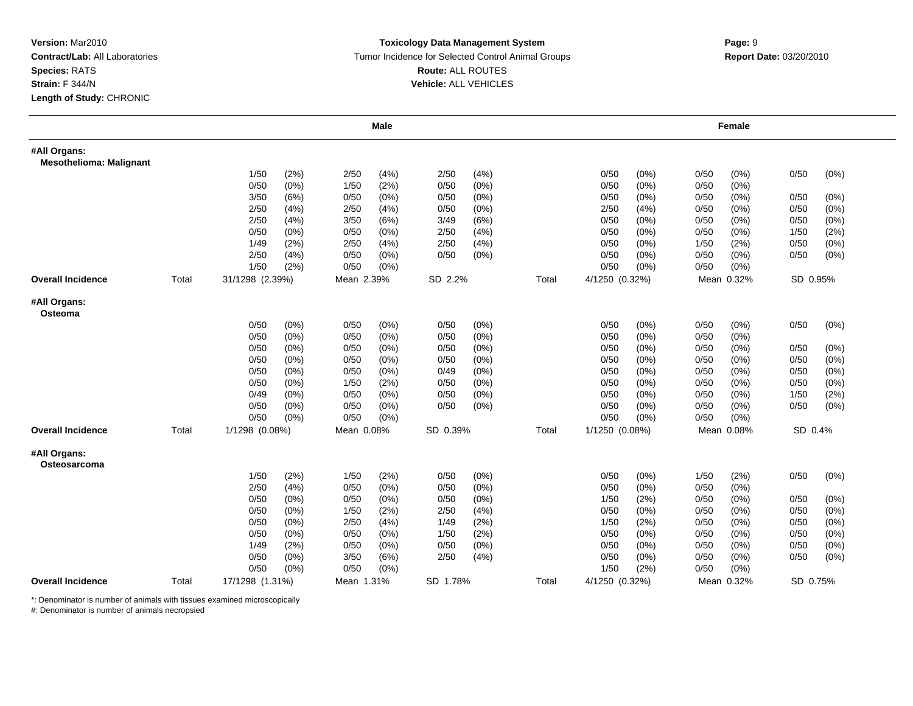**Version:** Mar2010
**Contract/Lab:** All Laboratories
**Species:** RATS
**Strain:** F 344/N
**Length of Study:** CHRONIC

**Toxicology Data Management System**
Tumor Incidence for Selected Control Animal Groups
**Route:** ALL ROUTES
**Vehicle:** ALL VEHICLES

**Report Date:** 03/20/2010

| | | Male | | | | Female | | |
|---|---|---|---|---|---|---|---|---|
| **#All Organs: Mesothelioma: Malignant** | | | | | | | | |
| | | 1/50 (2%) | 2/50 (4%) | 2/50 (4%) | | 0/50 (0%) | 0/50 (0%) | 0/50 (0%) |
| | | 0/50 (0%) | 1/50 (2%) | 0/50 (0%) | | 0/50 (0%) | 0/50 (0%) | |
| | | 3/50 (6%) | 0/50 (0%) | 0/50 (0%) | | 0/50 (0%) | 0/50 (0%) | 0/50 (0%) |
| | | 2/50 (4%) | 2/50 (4%) | 0/50 (0%) | | 2/50 (4%) | 0/50 (0%) | 0/50 (0%) |
| | | 2/50 (4%) | 3/50 (6%) | 3/49 (6%) | | 0/50 (0%) | 0/50 (0%) | 0/50 (0%) |
| | | 0/50 (0%) | 0/50 (0%) | 2/50 (4%) | | 0/50 (0%) | 0/50 (0%) | 1/50 (2%) |
| | | 1/49 (2%) | 2/50 (4%) | 2/50 (4%) | | 0/50 (0%) | 1/50 (2%) | 0/50 (0%) |
| | | 2/50 (4%) | 0/50 (0%) | 0/50 (0%) | | 0/50 (0%) | 0/50 (0%) | 0/50 (0%) |
| | | 1/50 (2%) | 0/50 (0%) | | | 0/50 (0%) | 0/50 (0%) | |
| **Overall Incidence** | Total | 31/1298 (2.39%) | Mean 2.39% | SD 2.2% | Total | 4/1250 (0.32%) | Mean 0.32% | SD 0.95% |
| **#All Organs: Osteoma** | | | | | | | | |
| | | 0/50 (0%) | 0/50 (0%) | 0/50 (0%) | | 0/50 (0%) | 0/50 (0%) | 0/50 (0%) |
| | | 0/50 (0%) | 0/50 (0%) | 0/50 (0%) | | 0/50 (0%) | 0/50 (0%) | |
| | | 0/50 (0%) | 0/50 (0%) | 0/50 (0%) | | 0/50 (0%) | 0/50 (0%) | 0/50 (0%) |
| | | 0/50 (0%) | 0/50 (0%) | 0/50 (0%) | | 0/50 (0%) | 0/50 (0%) | 0/50 (0%) |
| | | 0/50 (0%) | 0/50 (0%) | 0/49 (0%) | | 0/50 (0%) | 0/50 (0%) | 0/50 (0%) |
| | | 0/50 (0%) | 1/50 (2%) | 0/50 (0%) | | 0/50 (0%) | 0/50 (0%) | 0/50 (0%) |
| | | 0/49 (0%) | 0/50 (0%) | 0/50 (0%) | | 0/50 (0%) | 0/50 (0%) | 1/50 (2%) |
| | | 0/50 (0%) | 0/50 (0%) | 0/50 (0%) | | 0/50 (0%) | 0/50 (0%) | 0/50 (0%) |
| | | 0/50 (0%) | 0/50 (0%) | | | 0/50 (0%) | 0/50 (0%) | |
| **Overall Incidence** | Total | 1/1298 (0.08%) | Mean 0.08% | SD 0.39% | Total | 1/1250 (0.08%) | Mean 0.08% | SD 0.4% |
| **#All Organs: Osteosarcoma** | | | | | | | | |
| | | 1/50 (2%) | 1/50 (2%) | 0/50 (0%) | | 0/50 (0%) | 1/50 (2%) | 0/50 (0%) |
| | | 2/50 (4%) | 0/50 (0%) | 0/50 (0%) | | 0/50 (0%) | 0/50 (0%) | |
| | | 0/50 (0%) | 0/50 (0%) | 0/50 (0%) | | 1/50 (2%) | 0/50 (0%) | 0/50 (0%) |
| | | 0/50 (0%) | 1/50 (2%) | 2/50 (4%) | | 0/50 (0%) | 0/50 (0%) | 0/50 (0%) |
| | | 0/50 (0%) | 2/50 (4%) | 1/49 (2%) | | 1/50 (2%) | 0/50 (0%) | 0/50 (0%) |
| | | 0/50 (0%) | 0/50 (0%) | 1/50 (2%) | | 0/50 (0%) | 0/50 (0%) | 0/50 (0%) |
| | | 1/49 (2%) | 0/50 (0%) | 0/50 (0%) | | 0/50 (0%) | 0/50 (0%) | 0/50 (0%) |
| | | 0/50 (0%) | 3/50 (6%) | 2/50 (4%) | | 0/50 (0%) | 0/50 (0%) | 0/50 (0%) |
| | | 0/50 (0%) | 0/50 (0%) | | | 1/50 (2%) | 0/50 (0%) | |
| **Overall Incidence** | Total | 17/1298 (1.31%) | Mean 1.31% | SD 1.78% | Total | 4/1250 (0.32%) | Mean 0.32% | SD 0.75% |

*: Denominator is number of animals with tissues examined microscopically
#: Denominator is number of animals necropsied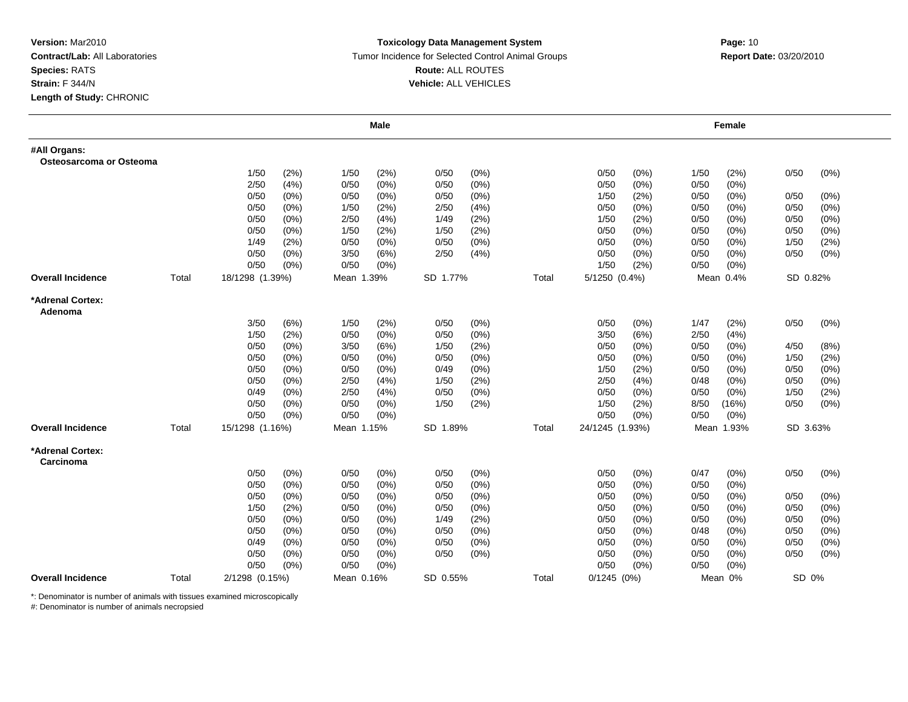**Version:** Mar2010
**Contract/Lab:** All Laboratories
**Species:** RATS
**Strain:** F 344/N
**Length of Study:** CHRONIC

**Toxicology Data Management System**
Tumor Incidence for Selected Control Animal Groups
**Route:** ALL ROUTES
**Vehicle:** ALL VEHICLES

**Report Date:** 03/20/2010

| | | Male | | | | Female | | |
|---|---|---|---|---|---|---|---|---|
| **#All Organs: Osteosarcoma or Osteoma** | | | | | | | | |
| | | 1/50 (2%) | 1/50 (2%) | 0/50 (0%) | | 0/50 (0%) | 1/50 (2%) | 0/50 (0%) |
| | | 2/50 (4%) | 0/50 (0%) | 0/50 (0%) | | 0/50 (0%) | 0/50 (0%) | |
| | | 0/50 (0%) | 0/50 (0%) | 0/50 (0%) | | 1/50 (2%) | 0/50 (0%) | 0/50 (0%) |
| | | 0/50 (0%) | 1/50 (2%) | 2/50 (4%) | | 0/50 (0%) | 0/50 (0%) | 0/50 (0%) |
| | | 0/50 (0%) | 2/50 (4%) | 1/49 (2%) | | 1/50 (2%) | 0/50 (0%) | 0/50 (0%) |
| | | 0/50 (0%) | 1/50 (2%) | 1/50 (2%) | | 0/50 (0%) | 0/50 (0%) | 0/50 (0%) |
| | | 1/49 (2%) | 0/50 (0%) | 0/50 (0%) | | 0/50 (0%) | 0/50 (0%) | 1/50 (2%) |
| | | 0/50 (0%) | 3/50 (6%) | 2/50 (4%) | | 0/50 (0%) | 0/50 (0%) | 0/50 (0%) |
| | | 0/50 (0%) | 0/50 (0%) | | | 1/50 (2%) | 0/50 (0%) | |
| **Overall Incidence** | Total | 18/1298 (1.39%) | Mean 1.39% | SD 1.77% | Total | 5/1250 (0.4%) | Mean 0.4% | SD 0.82% |
| **\*Adrenal Cortex: Adenoma** | | | | | | | | |
| | | 3/50 (6%) | 1/50 (2%) | 0/50 (0%) | | 0/50 (0%) | 1/47 (2%) | 0/50 (0%) |
| | | 1/50 (2%) | 0/50 (0%) | 0/50 (0%) | | 3/50 (6%) | 2/50 (4%) | |
| | | 0/50 (0%) | 3/50 (6%) | 1/50 (2%) | | 0/50 (0%) | 0/50 (0%) | 4/50 (8%) |
| | | 0/50 (0%) | 0/50 (0%) | 0/50 (0%) | | 0/50 (0%) | 0/50 (0%) | 1/50 (2%) |
| | | 0/50 (0%) | 0/50 (0%) | 0/49 (0%) | | 1/50 (2%) | 0/50 (0%) | 0/50 (0%) |
| | | 0/50 (0%) | 2/50 (4%) | 1/50 (2%) | | 2/50 (4%) | 0/48 (0%) | 0/50 (0%) |
| | | 0/49 (0%) | 2/50 (4%) | 0/50 (0%) | | 0/50 (0%) | 0/50 (0%) | 1/50 (2%) |
| | | 0/50 (0%) | 0/50 (0%) | 1/50 (2%) | | 1/50 (2%) | 8/50 (16%) | 0/50 (0%) |
| | | 0/50 (0%) | 0/50 (0%) | | | 0/50 (0%) | 0/50 (0%) | |
| **Overall Incidence** | Total | 15/1298 (1.16%) | Mean 1.15% | SD 1.89% | Total | 24/1245 (1.93%) | Mean 1.93% | SD 3.63% |
| **\*Adrenal Cortex: Carcinoma** | | | | | | | | |
| | | 0/50 (0%) | 0/50 (0%) | 0/50 (0%) | | 0/50 (0%) | 0/47 (0%) | 0/50 (0%) |
| | | 0/50 (0%) | 0/50 (0%) | 0/50 (0%) | | 0/50 (0%) | 0/50 (0%) | |
| | | 0/50 (0%) | 0/50 (0%) | 0/50 (0%) | | 0/50 (0%) | 0/50 (0%) | 0/50 (0%) |
| | | 1/50 (2%) | 0/50 (0%) | 0/50 (0%) | | 0/50 (0%) | 0/50 (0%) | 0/50 (0%) |
| | | 0/50 (0%) | 0/50 (0%) | 1/49 (2%) | | 0/50 (0%) | 0/50 (0%) | 0/50 (0%) |
| | | 0/50 (0%) | 0/50 (0%) | 0/50 (0%) | | 0/50 (0%) | 0/48 (0%) | 0/50 (0%) |
| | | 0/49 (0%) | 0/50 (0%) | 0/50 (0%) | | 0/50 (0%) | 0/50 (0%) | 0/50 (0%) |
| | | 0/50 (0%) | 0/50 (0%) | 0/50 (0%) | | 0/50 (0%) | 0/50 (0%) | 0/50 (0%) |
| | | 0/50 (0%) | 0/50 (0%) | | | 0/50 (0%) | 0/50 (0%) | |
| **Overall Incidence** | Total | 2/1298 (0.15%) | Mean 0.16% | SD 0.55% | Total | 0/1245 (0%) | Mean 0% | SD 0% |

*: Denominator is number of animals with tissues examined microscopically
#: Denominator is number of animals necropsied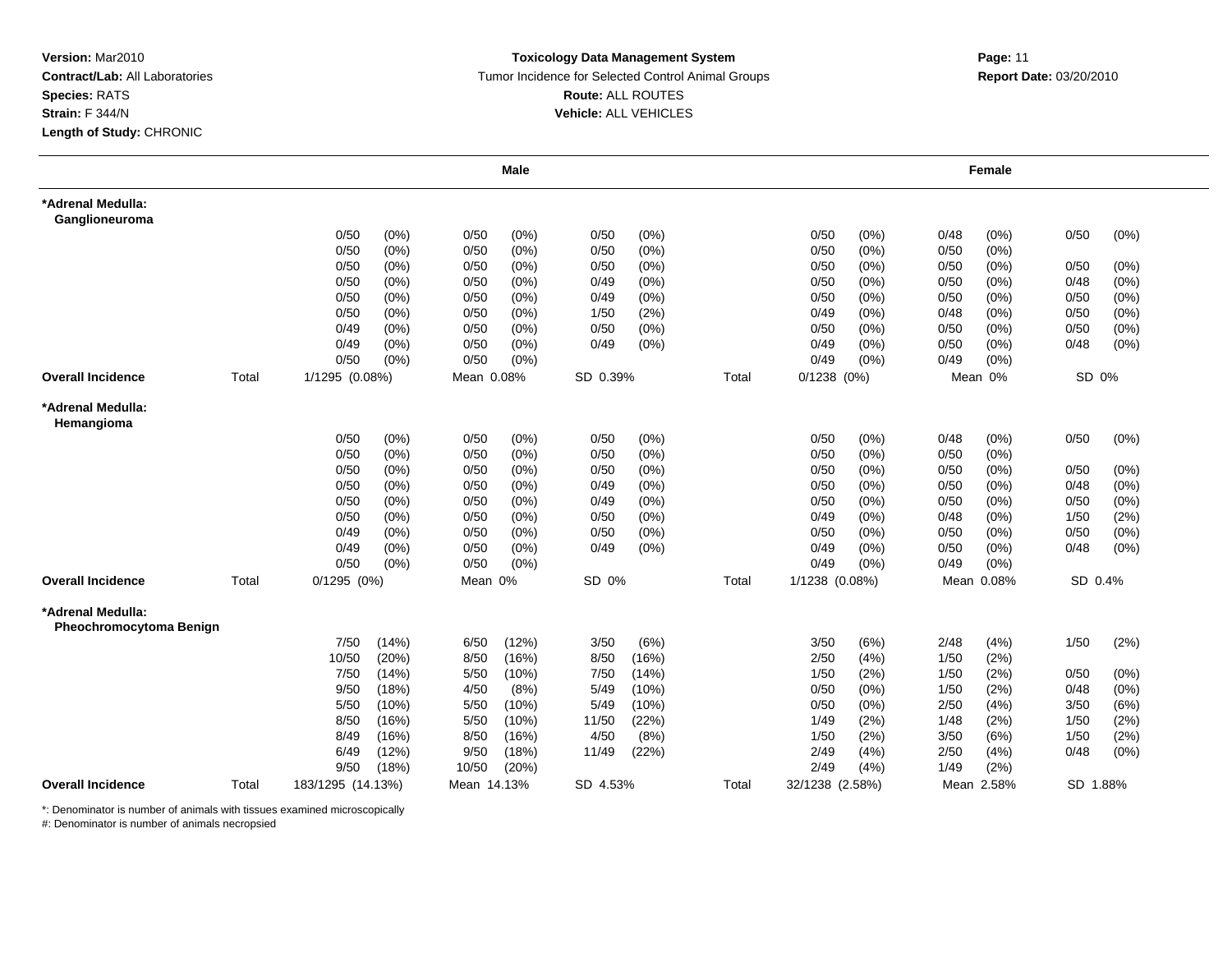**Version:** Mar2010
**Contract/Lab:** All Laboratories
**Species:** RATS
**Strain:** F 344/N
**Length of Study:** CHRONIC

**Toxicology Data Management System**
Tumor Incidence for Selected Control Animal Groups
**Route:** ALL ROUTES
**Vehicle:** ALL VEHICLES

**Report Date:** 03/20/2010

| | | Male | | | | Female | | |
|---|---|---|---|---|---|---|---|---|
| **\*Adrenal Medulla: Ganglioneuroma** | | | | | | | | |
| | | 0/50 (0%) | 0/50 (0%) | 0/50 (0%) | | 0/50 (0%) | 0/48 (0%) | 0/50 (0%) |
| | | 0/50 (0%) | 0/50 (0%) | 0/50 (0%) | | 0/50 (0%) | 0/50 (0%) | |
| | | 0/50 (0%) | 0/50 (0%) | 0/50 (0%) | | 0/50 (0%) | 0/50 (0%) | 0/50 (0%) |
| | | 0/50 (0%) | 0/50 (0%) | 0/49 (0%) | | 0/50 (0%) | 0/50 (0%) | 0/48 (0%) |
| | | 0/50 (0%) | 0/50 (0%) | 0/49 (0%) | | 0/50 (0%) | 0/50 (0%) | 0/50 (0%) |
| | | 0/50 (0%) | 0/50 (0%) | 1/50 (2%) | | 0/49 (0%) | 0/48 (0%) | 0/50 (0%) |
| | | 0/49 (0%) | 0/50 (0%) | 0/50 (0%) | | 0/50 (0%) | 0/50 (0%) | 0/50 (0%) |
| | | 0/49 (0%) | 0/50 (0%) | 0/49 (0%) | | 0/49 (0%) | 0/50 (0%) | 0/48 (0%) |
| | | 0/50 (0%) | 0/50 (0%) | | | 0/49 (0%) | 0/49 (0%) | |
| **Overall Incidence** | Total | 1/1295 (0.08%) | Mean 0.08% | SD 0.39% | Total | 0/1238 (0%) | Mean 0% | SD 0% |
| **\*Adrenal Medulla: Hemangioma** | | | | | | | | |
| | | 0/50 (0%) | 0/50 (0%) | 0/50 (0%) | | 0/50 (0%) | 0/48 (0%) | 0/50 (0%) |
| | | 0/50 (0%) | 0/50 (0%) | 0/50 (0%) | | 0/50 (0%) | 0/50 (0%) | |
| | | 0/50 (0%) | 0/50 (0%) | 0/50 (0%) | | 0/50 (0%) | 0/50 (0%) | 0/50 (0%) |
| | | 0/50 (0%) | 0/50 (0%) | 0/49 (0%) | | 0/50 (0%) | 0/50 (0%) | 0/48 (0%) |
| | | 0/50 (0%) | 0/50 (0%) | 0/49 (0%) | | 0/50 (0%) | 0/50 (0%) | 0/50 (0%) |
| | | 0/50 (0%) | 0/50 (0%) | 0/50 (0%) | | 0/49 (0%) | 0/48 (0%) | 1/50 (2%) |
| | | 0/49 (0%) | 0/50 (0%) | 0/50 (0%) | | 0/50 (0%) | 0/50 (0%) | 0/50 (0%) |
| | | 0/49 (0%) | 0/50 (0%) | 0/49 (0%) | | 0/49 (0%) | 0/50 (0%) | 0/48 (0%) |
| | | 0/50 (0%) | 0/50 (0%) | | | 0/49 (0%) | 0/49 (0%) | |
| **Overall Incidence** | Total | 0/1295 (0%) | Mean 0% | SD 0% | Total | 1/1238 (0.08%) | Mean 0.08% | SD 0.4% |
| **\*Adrenal Medulla: Pheochromocytoma Benign** | | | | | | | | |
| | | 7/50 (14%) | 6/50 (12%) | 3/50 (6%) | | 3/50 (6%) | 2/48 (4%) | 1/50 (2%) |
| | | 10/50 (20%) | 8/50 (16%) | 8/50 (16%) | | 2/50 (4%) | 1/50 (2%) | |
| | | 7/50 (14%) | 5/50 (10%) | 7/50 (14%) | | 1/50 (2%) | 1/50 (2%) | 0/50 (0%) |
| | | 9/50 (18%) | 4/50 (8%) | 5/49 (10%) | | 0/50 (0%) | 1/50 (2%) | 0/48 (0%) |
| | | 5/50 (10%) | 5/50 (10%) | 5/49 (10%) | | 0/50 (0%) | 2/50 (4%) | 3/50 (6%) |
| | | 8/50 (16%) | 5/50 (10%) | 11/50 (22%) | | 1/49 (2%) | 1/48 (2%) | 1/50 (2%) |
| | | 8/49 (16%) | 8/50 (16%) | 4/50 (8%) | | 1/50 (2%) | 3/50 (6%) | 1/50 (2%) |
| | | 6/49 (12%) | 9/50 (18%) | 11/49 (22%) | | 2/49 (4%) | 2/50 (4%) | 0/48 (0%) |
| | | 9/50 (18%) | 10/50 (20%) | | | 2/49 (4%) | 1/49 (2%) | |
| **Overall Incidence** | Total | 183/1295 (14.13%) | Mean 14.13% | SD 4.53% | Total | 32/1238 (2.58%) | Mean 2.58% | SD 1.88% |

*: Denominator is number of animals with tissues examined microscopically
#: Denominator is number of animals necropsied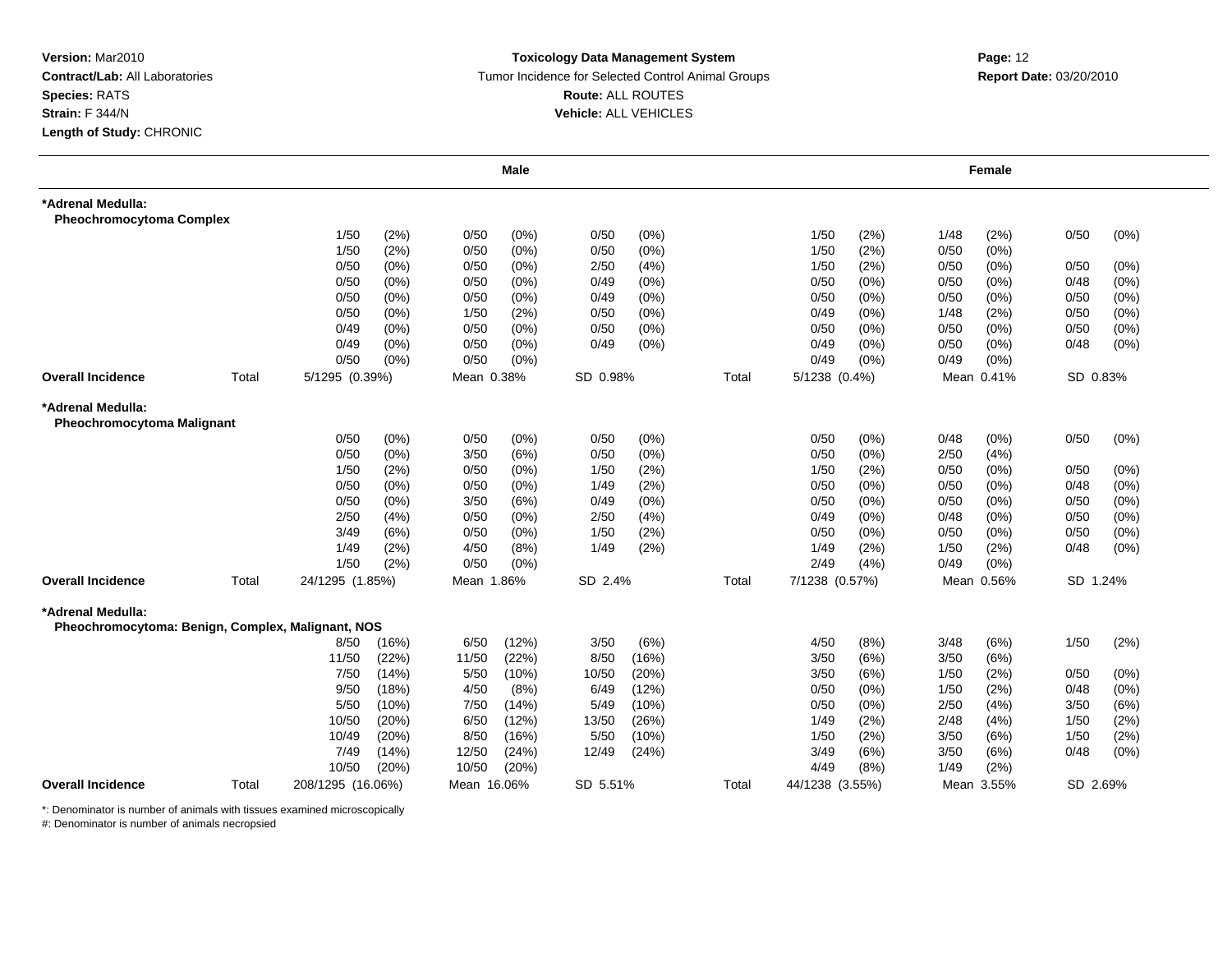**Version:** Mar2010
**Contract/Lab:** All Laboratories
**Species:** RATS
**Strain:** F 344/N
**Length of Study:** CHRONIC

**Toxicology Data Management System**
Tumor Incidence for Selected Control Animal Groups
**Route:** ALL ROUTES
**Vehicle:** ALL VEHICLES

**Report Date:** 03/20/2010

| | | Male | | | | | | | Female | | | | | |
|---|---|---|---|---|---|---|---|---|---|---|---|---|---|---|
| **\*Adrenal Medulla: Pheochromocytoma Complex** | | | | | | | | | | | | | | |
| | | 1/50 | (2%) | 0/50 | (0%) | 0/50 | (0%) | | 1/50 | (2%) | 1/48 | (2%) | 0/50 | (0%) |
| | | 1/50 | (2%) | 0/50 | (0%) | 0/50 | (0%) | | 1/50 | (2%) | 0/50 | (0%) | | |
| | | 0/50 | (0%) | 0/50 | (0%) | 2/50 | (4%) | | 1/50 | (2%) | 0/50 | (0%) | 0/50 | (0%) |
| | | 0/50 | (0%) | 0/50 | (0%) | 0/49 | (0%) | | 0/50 | (0%) | 0/50 | (0%) | 0/48 | (0%) |
| | | 0/50 | (0%) | 0/50 | (0%) | 0/49 | (0%) | | 0/50 | (0%) | 0/50 | (0%) | 0/50 | (0%) |
| | | 0/50 | (0%) | 1/50 | (2%) | 0/50 | (0%) | | 0/49 | (0%) | 1/48 | (2%) | 0/50 | (0%) |
| | | 0/49 | (0%) | 0/50 | (0%) | 0/50 | (0%) | | 0/50 | (0%) | 0/50 | (0%) | 0/50 | (0%) |
| | | 0/49 | (0%) | 0/50 | (0%) | 0/49 | (0%) | | 0/49 | (0%) | 0/50 | (0%) | 0/48 | (0%) |
| | | 0/50 | (0%) | 0/50 | (0%) | | | | 0/49 | (0%) | 0/49 | (0%) | | |
| **Overall Incidence** | Total | 5/1295 (0.39%) | | Mean 0.38% | | SD 0.98% | | Total | 5/1238 (0.4%) | | Mean 0.41% | | SD 0.83% | |
| **\*Adrenal Medulla: Pheochromocytoma Malignant** | | | | | | | | | | | | | | |
| | | 0/50 | (0%) | 0/50 | (0%) | 0/50 | (0%) | | 0/50 | (0%) | 0/48 | (0%) | 0/50 | (0%) |
| | | 0/50 | (0%) | 3/50 | (6%) | 0/50 | (0%) | | 0/50 | (0%) | 2/50 | (4%) | | |
| | | 1/50 | (2%) | 0/50 | (0%) | 1/50 | (2%) | | 1/50 | (2%) | 0/50 | (0%) | 0/50 | (0%) |
| | | 0/50 | (0%) | 0/50 | (0%) | 1/49 | (2%) | | 0/50 | (0%) | 0/50 | (0%) | 0/48 | (0%) |
| | | 0/50 | (0%) | 3/50 | (6%) | 0/49 | (0%) | | 0/50 | (0%) | 0/50 | (0%) | 0/50 | (0%) |
| | | 2/50 | (4%) | 0/50 | (0%) | 2/50 | (4%) | | 0/49 | (0%) | 0/48 | (0%) | 0/50 | (0%) |
| | | 3/49 | (6%) | 0/50 | (0%) | 1/50 | (2%) | | 0/50 | (0%) | 0/50 | (0%) | 0/50 | (0%) |
| | | 1/49 | (2%) | 4/50 | (8%) | 1/49 | (2%) | | 1/49 | (2%) | 1/50 | (2%) | 0/48 | (0%) |
| | | 1/50 | (2%) | 0/50 | (0%) | | | | 2/49 | (4%) | 0/49 | (0%) | | |
| **Overall Incidence** | Total | 24/1295 (1.85%) | | Mean 1.86% | | SD 2.4% | | Total | 7/1238 (0.57%) | | Mean 0.56% | | SD 1.24% | |
| **\*Adrenal Medulla: Pheochromocytoma: Benign, Complex, Malignant, NOS** | | | | | | | | | | | | | | |
| | | 8/50 | (16%) | 6/50 | (12%) | 3/50 | (6%) | | 4/50 | (8%) | 3/48 | (6%) | 1/50 | (2%) |
| | | 11/50 | (22%) | 11/50 | (22%) | 8/50 | (16%) | | 3/50 | (6%) | 3/50 | (6%) | | |
| | | 7/50 | (14%) | 5/50 | (10%) | 10/50 | (20%) | | 3/50 | (6%) | 1/50 | (2%) | 0/50 | (0%) |
| | | 9/50 | (18%) | 4/50 | (8%) | 6/49 | (12%) | | 0/50 | (0%) | 1/50 | (2%) | 0/48 | (0%) |
| | | 5/50 | (10%) | 7/50 | (14%) | 5/49 | (10%) | | 0/50 | (0%) | 2/50 | (4%) | 3/50 | (6%) |
| | | 10/50 | (20%) | 6/50 | (12%) | 13/50 | (26%) | | 1/49 | (2%) | 2/48 | (4%) | 1/50 | (2%) |
| | | 10/49 | (20%) | 8/50 | (16%) | 5/50 | (10%) | | 1/50 | (2%) | 3/50 | (6%) | 1/50 | (2%) |
| | | 7/49 | (14%) | 12/50 | (24%) | 12/49 | (24%) | | 3/49 | (6%) | 3/50 | (6%) | 0/48 | (0%) |
| | | 10/50 | (20%) | 10/50 | (20%) | | | | 4/49 | (8%) | 1/49 | (2%) | | |
| **Overall Incidence** | Total | 208/1295 (16.06%) | | Mean 16.06% | | SD 5.51% | | Total | 44/1238 (3.55%) | | Mean 3.55% | | SD 2.69% | |

*: Denominator is number of animals with tissues examined microscopically
#: Denominator is number of animals necropsied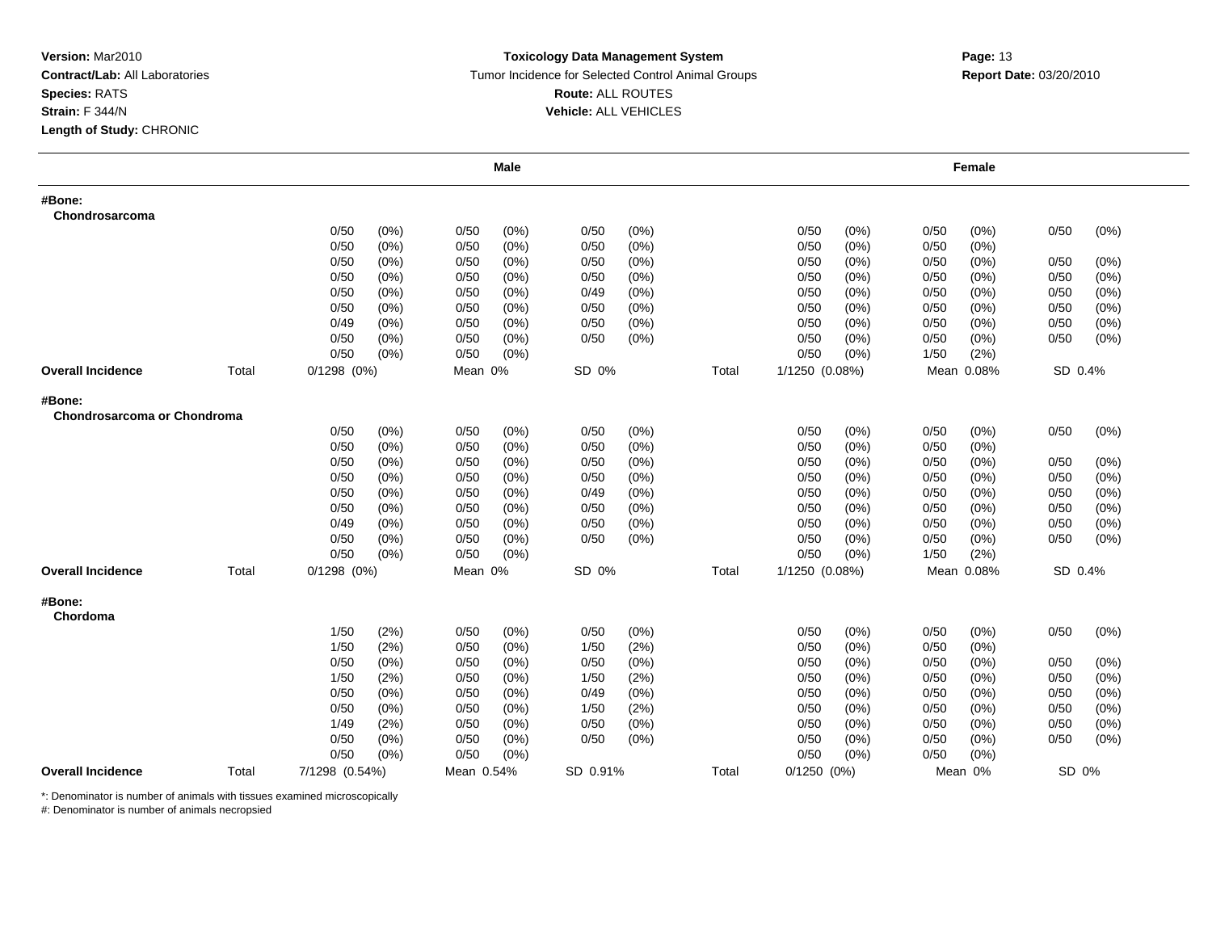**Version:** Mar2010
**Contract/Lab:** All Laboratories
**Species:** RATS
**Strain:** F 344/N
**Length of Study:** CHRONIC

**Toxicology Data Management System**
Tumor Incidence for Selected Control Animal Groups
**Route:** ALL ROUTES
**Vehicle:** ALL VEHICLES

**Report Date:** 03/20/2010

| | | Male | | | | Female | | |
|---|---|---|---|---|---|---|---|---|
| **#Bone:** | | | | | | | | |
| **Chondrosarcoma** | | | | | | | | |
| | | 0/50 (0%) | 0/50 (0%) | 0/50 (0%) | | 0/50 (0%) | 0/50 (0%) | 0/50 (0%) |
| | | 0/50 (0%) | 0/50 (0%) | 0/50 (0%) | | 0/50 (0%) | 0/50 (0%) | |
| | | 0/50 (0%) | 0/50 (0%) | 0/50 (0%) | | 0/50 (0%) | 0/50 (0%) | 0/50 (0%) |
| | | 0/50 (0%) | 0/50 (0%) | 0/50 (0%) | | 0/50 (0%) | 0/50 (0%) | 0/50 (0%) |
| | | 0/50 (0%) | 0/50 (0%) | 0/49 (0%) | | 0/50 (0%) | 0/50 (0%) | 0/50 (0%) |
| | | 0/50 (0%) | 0/50 (0%) | 0/50 (0%) | | 0/50 (0%) | 0/50 (0%) | 0/50 (0%) |
| | | 0/49 (0%) | 0/50 (0%) | 0/50 (0%) | | 0/50 (0%) | 0/50 (0%) | 0/50 (0%) |
| | | 0/50 (0%) | 0/50 (0%) | 0/50 (0%) | | 0/50 (0%) | 0/50 (0%) | 0/50 (0%) |
| | | 0/50 (0%) | 0/50 (0%) | | | 0/50 (0%) | 1/50 (2%) | |
| **Overall Incidence** | Total | 0/1298 (0%) | Mean 0% | SD 0% | Total | 1/1250 (0.08%) | Mean 0.08% | SD 0.4% |
| **#Bone:** | | | | | | | | |
| **Chondrosarcoma or Chondroma** | | | | | | | | |
| | | 0/50 (0%) | 0/50 (0%) | 0/50 (0%) | | 0/50 (0%) | 0/50 (0%) | 0/50 (0%) |
| | | 0/50 (0%) | 0/50 (0%) | 0/50 (0%) | | 0/50 (0%) | 0/50 (0%) | |
| | | 0/50 (0%) | 0/50 (0%) | 0/50 (0%) | | 0/50 (0%) | 0/50 (0%) | 0/50 (0%) |
| | | 0/50 (0%) | 0/50 (0%) | 0/50 (0%) | | 0/50 (0%) | 0/50 (0%) | 0/50 (0%) |
| | | 0/50 (0%) | 0/50 (0%) | 0/49 (0%) | | 0/50 (0%) | 0/50 (0%) | 0/50 (0%) |
| | | 0/50 (0%) | 0/50 (0%) | 0/50 (0%) | | 0/50 (0%) | 0/50 (0%) | 0/50 (0%) |
| | | 0/49 (0%) | 0/50 (0%) | 0/50 (0%) | | 0/50 (0%) | 0/50 (0%) | 0/50 (0%) |
| | | 0/50 (0%) | 0/50 (0%) | 0/50 (0%) | | 0/50 (0%) | 0/50 (0%) | 0/50 (0%) |
| | | 0/50 (0%) | 0/50 (0%) | | | 0/50 (0%) | 1/50 (2%) | |
| **Overall Incidence** | Total | 0/1298 (0%) | Mean 0% | SD 0% | Total | 1/1250 (0.08%) | Mean 0.08% | SD 0.4% |
| **#Bone:** | | | | | | | | |
| **Chordoma** | | | | | | | | |
| | | 1/50 (2%) | 0/50 (0%) | 0/50 (0%) | | 0/50 (0%) | 0/50 (0%) | 0/50 (0%) |
| | | 1/50 (2%) | 0/50 (0%) | 1/50 (2%) | | 0/50 (0%) | 0/50 (0%) | |
| | | 0/50 (0%) | 0/50 (0%) | 0/50 (0%) | | 0/50 (0%) | 0/50 (0%) | 0/50 (0%) |
| | | 1/50 (2%) | 0/50 (0%) | 1/50 (2%) | | 0/50 (0%) | 0/50 (0%) | 0/50 (0%) |
| | | 0/50 (0%) | 0/50 (0%) | 0/49 (0%) | | 0/50 (0%) | 0/50 (0%) | 0/50 (0%) |
| | | 0/50 (0%) | 0/50 (0%) | 1/50 (2%) | | 0/50 (0%) | 0/50 (0%) | 0/50 (0%) |
| | | 1/49 (2%) | 0/50 (0%) | 0/50 (0%) | | 0/50 (0%) | 0/50 (0%) | 0/50 (0%) |
| | | 0/50 (0%) | 0/50 (0%) | 0/50 (0%) | | 0/50 (0%) | 0/50 (0%) | 0/50 (0%) |
| | | 0/50 (0%) | 0/50 (0%) | | | 0/50 (0%) | 0/50 (0%) | |
| **Overall Incidence** | Total | 7/1298 (0.54%) | Mean 0.54% | SD 0.91% | Total | 0/1250 (0%) | Mean 0% | SD 0% |

*: Denominator is number of animals with tissues examined microscopically
#: Denominator is number of animals necropsied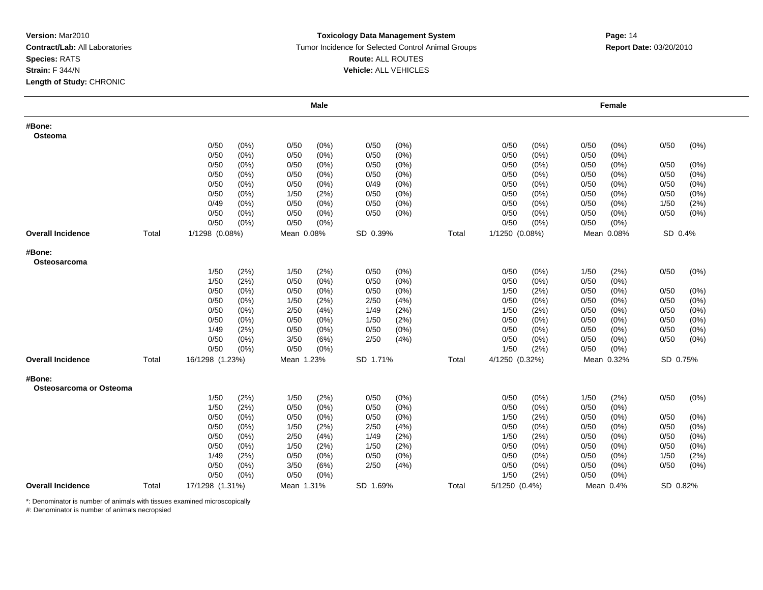**Version:** Mar2010
**Contract/Lab:** All Laboratories
**Species:** RATS
**Strain:** F 344/N
**Length of Study:** CHRONIC

**Toxicology Data Management System**
Tumor Incidence for Selected Control Animal Groups
**Route:** ALL ROUTES
**Vehicle:** ALL VEHICLES

**Report Date:** 03/20/2010

| | | Male | | | | | | | Female | | | | | |
|---|---|---|---|---|---|---|---|---|---|---|---|---|---|---|
| **#Bone: Osteoma** | | | | | | | | | | | | | | |
| | | 0/50 | (0%) | 0/50 | (0%) | 0/50 | (0%) | | 0/50 | (0%) | 0/50 | (0%) | 0/50 | (0%) |
| | | 0/50 | (0%) | 0/50 | (0%) | 0/50 | (0%) | | 0/50 | (0%) | 0/50 | (0%) | | |
| | | 0/50 | (0%) | 0/50 | (0%) | 0/50 | (0%) | | 0/50 | (0%) | 0/50 | (0%) | 0/50 | (0%) |
| | | 0/50 | (0%) | 0/50 | (0%) | 0/50 | (0%) | | 0/50 | (0%) | 0/50 | (0%) | 0/50 | (0%) |
| | | 0/50 | (0%) | 0/50 | (0%) | 0/49 | (0%) | | 0/50 | (0%) | 0/50 | (0%) | 0/50 | (0%) |
| | | 0/50 | (0%) | 1/50 | (2%) | 0/50 | (0%) | | 0/50 | (0%) | 0/50 | (0%) | 0/50 | (0%) |
| | | 0/49 | (0%) | 0/50 | (0%) | 0/50 | (0%) | | 0/50 | (0%) | 0/50 | (0%) | 1/50 | (2%) |
| | | 0/50 | (0%) | 0/50 | (0%) | 0/50 | (0%) | | 0/50 | (0%) | 0/50 | (0%) | 0/50 | (0%) |
| | | 0/50 | (0%) | 0/50 | (0%) | | | | 0/50 | (0%) | 0/50 | (0%) | | |
| **Overall Incidence** | Total | 1/1298 (0.08%) | | Mean 0.08% | | SD 0.39% | | Total | 1/1250 (0.08%) | | Mean 0.08% | | SD 0.4% | |
| **#Bone: Osteosarcoma** | | | | | | | | | | | | | | |
| | | 1/50 | (2%) | 1/50 | (2%) | 0/50 | (0%) | | 0/50 | (0%) | 1/50 | (2%) | 0/50 | (0%) |
| | | 1/50 | (2%) | 0/50 | (0%) | 0/50 | (0%) | | 0/50 | (0%) | 0/50 | (0%) | | |
| | | 0/50 | (0%) | 0/50 | (0%) | 0/50 | (0%) | | 1/50 | (2%) | 0/50 | (0%) | 0/50 | (0%) |
| | | 0/50 | (0%) | 1/50 | (2%) | 2/50 | (4%) | | 0/50 | (0%) | 0/50 | (0%) | 0/50 | (0%) |
| | | 0/50 | (0%) | 2/50 | (4%) | 1/49 | (2%) | | 1/50 | (2%) | 0/50 | (0%) | 0/50 | (0%) |
| | | 0/50 | (0%) | 0/50 | (0%) | 1/50 | (2%) | | 0/50 | (0%) | 0/50 | (0%) | 0/50 | (0%) |
| | | 1/49 | (2%) | 0/50 | (0%) | 0/50 | (0%) | | 0/50 | (0%) | 0/50 | (0%) | 0/50 | (0%) |
| | | 0/50 | (0%) | 3/50 | (6%) | 2/50 | (4%) | | 0/50 | (0%) | 0/50 | (0%) | 0/50 | (0%) |
| | | 0/50 | (0%) | 0/50 | (0%) | | | | 1/50 | (2%) | 0/50 | (0%) | | |
| **Overall Incidence** | Total | 16/1298 (1.23%) | | Mean 1.23% | | SD 1.71% | | Total | 4/1250 (0.32%) | | Mean 0.32% | | SD 0.75% | |
| **#Bone: Osteosarcoma or Osteoma** | | | | | | | | | | | | | | |
| | | 1/50 | (2%) | 1/50 | (2%) | 0/50 | (0%) | | 0/50 | (0%) | 1/50 | (2%) | 0/50 | (0%) |
| | | 1/50 | (2%) | 0/50 | (0%) | 0/50 | (0%) | | 0/50 | (0%) | 0/50 | (0%) | | |
| | | 0/50 | (0%) | 0/50 | (0%) | 0/50 | (0%) | | 1/50 | (2%) | 0/50 | (0%) | 0/50 | (0%) |
| | | 0/50 | (0%) | 1/50 | (2%) | 2/50 | (4%) | | 0/50 | (0%) | 0/50 | (0%) | 0/50 | (0%) |
| | | 0/50 | (0%) | 2/50 | (4%) | 1/49 | (2%) | | 1/50 | (2%) | 0/50 | (0%) | 0/50 | (0%) |
| | | 0/50 | (0%) | 1/50 | (2%) | 1/50 | (2%) | | 0/50 | (0%) | 0/50 | (0%) | 0/50 | (0%) |
| | | 1/49 | (2%) | 0/50 | (0%) | 0/50 | (0%) | | 0/50 | (0%) | 0/50 | (0%) | 1/50 | (2%) |
| | | 0/50 | (0%) | 3/50 | (6%) | 2/50 | (4%) | | 0/50 | (0%) | 0/50 | (0%) | 0/50 | (0%) |
| | | 0/50 | (0%) | 0/50 | (0%) | | | | 1/50 | (2%) | 0/50 | (0%) | | |
| **Overall Incidence** | Total | 17/1298 (1.31%) | | Mean 1.31% | | SD 1.69% | | Total | 5/1250 (0.4%) | | Mean 0.4% | | SD 0.82% | |

*: Denominator is number of animals with tissues examined microscopically
#: Denominator is number of animals necropsied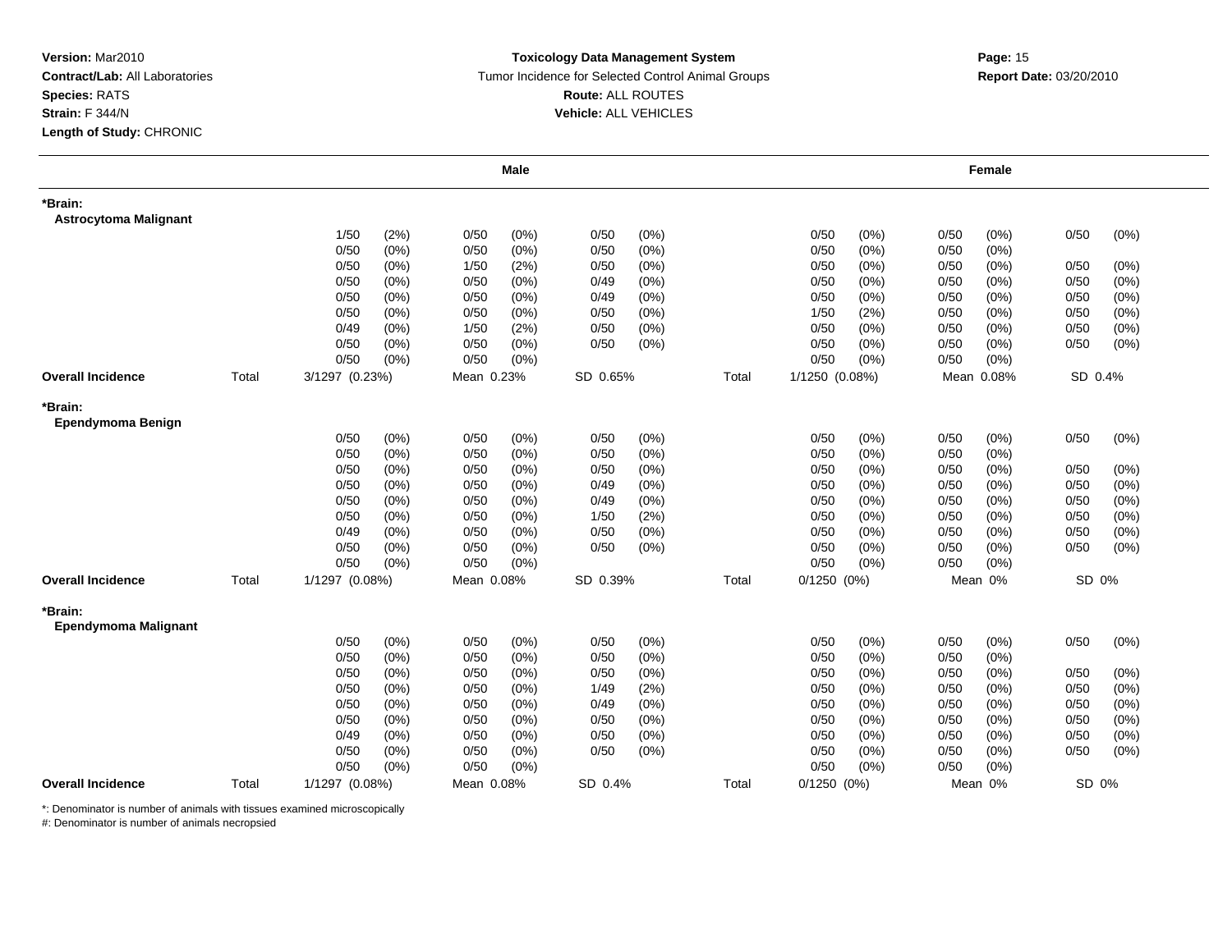**Version:** Mar2010
**Contract/Lab:** All Laboratories
**Species:** RATS
**Strain:** F 344/N
**Length of Study:** CHRONIC

**Toxicology Data Management System**
Tumor Incidence for Selected Control Animal Groups
**Route:** ALL ROUTES
**Vehicle:** ALL VEHICLES

**Report Date:** 03/20/2010

| | | Male | | | | Female | | |
|---|---|---|---|---|---|---|---|---|
| ***Brain:** **Astrocytoma Malignant** | | | | | | | | |
| | | 1/50 (2%) | 0/50 (0%) | 0/50 (0%) | | 0/50 (0%) | 0/50 (0%) | 0/50 (0%) |
| | | 0/50 (0%) | 0/50 (0%) | 0/50 (0%) | | 0/50 (0%) | 0/50 (0%) | |
| | | 0/50 (0%) | 1/50 (2%) | 0/50 (0%) | | 0/50 (0%) | 0/50 (0%) | 0/50 (0%) |
| | | 0/50 (0%) | 0/50 (0%) | 0/49 (0%) | | 0/50 (0%) | 0/50 (0%) | 0/50 (0%) |
| | | 0/50 (0%) | 0/50 (0%) | 0/49 (0%) | | 0/50 (0%) | 0/50 (0%) | 0/50 (0%) |
| | | 0/50 (0%) | 0/50 (0%) | 0/50 (0%) | | 1/50 (2%) | 0/50 (0%) | 0/50 (0%) |
| | | 0/49 (0%) | 1/50 (2%) | 0/50 (0%) | | 0/50 (0%) | 0/50 (0%) | 0/50 (0%) |
| | | 0/50 (0%) | 0/50 (0%) | 0/50 (0%) | | 0/50 (0%) | 0/50 (0%) | 0/50 (0%) |
| | | 0/50 (0%) | 0/50 (0%) | | | 0/50 (0%) | 0/50 (0%) | |
| **Overall Incidence** | Total | 3/1297 (0.23%) | Mean 0.23% | SD 0.65% | Total | 1/1250 (0.08%) | Mean 0.08% | SD 0.4% |
| ***Brain:** **Ependymoma Benign** | | | | | | | | |
| | | 0/50 (0%) | 0/50 (0%) | 0/50 (0%) | | 0/50 (0%) | 0/50 (0%) | 0/50 (0%) |
| | | 0/50 (0%) | 0/50 (0%) | 0/50 (0%) | | 0/50 (0%) | 0/50 (0%) | |
| | | 0/50 (0%) | 0/50 (0%) | 0/50 (0%) | | 0/50 (0%) | 0/50 (0%) | 0/50 (0%) |
| | | 0/50 (0%) | 0/50 (0%) | 0/49 (0%) | | 0/50 (0%) | 0/50 (0%) | 0/50 (0%) |
| | | 0/50 (0%) | 0/50 (0%) | 0/49 (0%) | | 0/50 (0%) | 0/50 (0%) | 0/50 (0%) |
| | | 0/50 (0%) | 0/50 (0%) | 1/50 (2%) | | 0/50 (0%) | 0/50 (0%) | 0/50 (0%) |
| | | 0/49 (0%) | 0/50 (0%) | 0/50 (0%) | | 0/50 (0%) | 0/50 (0%) | 0/50 (0%) |
| | | 0/50 (0%) | 0/50 (0%) | 0/50 (0%) | | 0/50 (0%) | 0/50 (0%) | 0/50 (0%) |
| | | 0/50 (0%) | 0/50 (0%) | | | 0/50 (0%) | 0/50 (0%) | |
| **Overall Incidence** | Total | 1/1297 (0.08%) | Mean 0.08% | SD 0.39% | Total | 0/1250 (0%) | Mean 0% | SD 0% |
| ***Brain:** **Ependymoma Malignant** | | | | | | | | |
| | | 0/50 (0%) | 0/50 (0%) | 0/50 (0%) | | 0/50 (0%) | 0/50 (0%) | 0/50 (0%) |
| | | 0/50 (0%) | 0/50 (0%) | 0/50 (0%) | | 0/50 (0%) | 0/50 (0%) | |
| | | 0/50 (0%) | 0/50 (0%) | 0/50 (0%) | | 0/50 (0%) | 0/50 (0%) | 0/50 (0%) |
| | | 0/50 (0%) | 0/50 (0%) | 1/49 (2%) | | 0/50 (0%) | 0/50 (0%) | 0/50 (0%) |
| | | 0/50 (0%) | 0/50 (0%) | 0/49 (0%) | | 0/50 (0%) | 0/50 (0%) | 0/50 (0%) |
| | | 0/50 (0%) | 0/50 (0%) | 0/50 (0%) | | 0/50 (0%) | 0/50 (0%) | 0/50 (0%) |
| | | 0/49 (0%) | 0/50 (0%) | 0/50 (0%) | | 0/50 (0%) | 0/50 (0%) | 0/50 (0%) |
| | | 0/50 (0%) | 0/50 (0%) | 0/50 (0%) | | 0/50 (0%) | 0/50 (0%) | 0/50 (0%) |
| | | 0/50 (0%) | 0/50 (0%) | | | 0/50 (0%) | 0/50 (0%) | |
| **Overall Incidence** | Total | 1/1297 (0.08%) | Mean 0.08% | SD 0.4% | Total | 0/1250 (0%) | Mean 0% | SD 0% |

*: Denominator is number of animals with tissues examined microscopically
#: Denominator is number of animals necropsied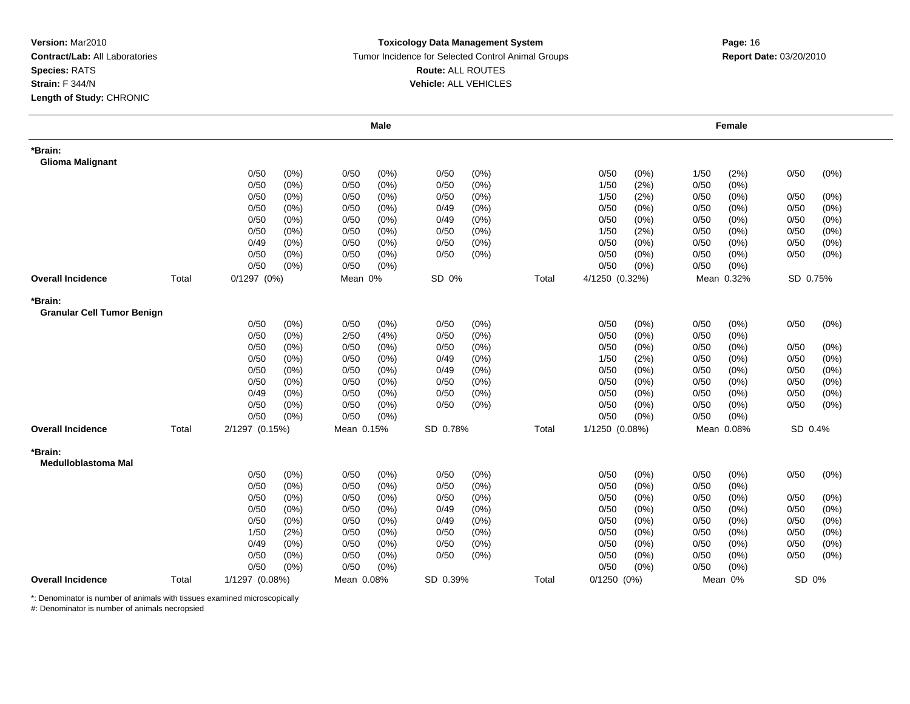**Version:** Mar2010
**Contract/Lab:** All Laboratories
**Species:** RATS
**Strain:** F 344/N
**Length of Study:** CHRONIC

**Toxicology Data Management System**
Tumor Incidence for Selected Control Animal Groups
**Route:** ALL ROUTES
**Vehicle:** ALL VEHICLES

**Report Date:** 03/20/2010

| | | Male | | | | Female | | |
|---|---|---|---|---|---|---|---|---|
| **\*Brain: Glioma Malignant** | | | | | | | | |
| | | 0/50 (0%) | 0/50 (0%) | 0/50 (0%) | | 0/50 (0%) | 1/50 (2%) | 0/50 (0%) |
| | | 0/50 (0%) | 0/50 (0%) | 0/50 (0%) | | 1/50 (2%) | 0/50 (0%) | |
| | | 0/50 (0%) | 0/50 (0%) | 0/50 (0%) | | 1/50 (2%) | 0/50 (0%) | 0/50 (0%) |
| | | 0/50 (0%) | 0/50 (0%) | 0/49 (0%) | | 0/50 (0%) | 0/50 (0%) | 0/50 (0%) |
| | | 0/50 (0%) | 0/50 (0%) | 0/49 (0%) | | 0/50 (0%) | 0/50 (0%) | 0/50 (0%) |
| | | 0/50 (0%) | 0/50 (0%) | 0/50 (0%) | | 1/50 (2%) | 0/50 (0%) | 0/50 (0%) |
| | | 0/49 (0%) | 0/50 (0%) | 0/50 (0%) | | 0/50 (0%) | 0/50 (0%) | 0/50 (0%) |
| | | 0/50 (0%) | 0/50 (0%) | 0/50 (0%) | | 0/50 (0%) | 0/50 (0%) | 0/50 (0%) |
| | | 0/50 (0%) | 0/50 (0%) | | | 0/50 (0%) | 0/50 (0%) | |
| **Overall Incidence** | Total | 0/1297 (0%) | Mean 0% | SD 0% | Total | 4/1250 (0.32%) | Mean 0.32% | SD 0.75% |
| **\*Brain: Granular Cell Tumor Benign** | | | | | | | | |
| | | 0/50 (0%) | 0/50 (0%) | 0/50 (0%) | | 0/50 (0%) | 0/50 (0%) | 0/50 (0%) |
| | | 0/50 (0%) | 2/50 (4%) | 0/50 (0%) | | 0/50 (0%) | 0/50 (0%) | |
| | | 0/50 (0%) | 0/50 (0%) | 0/50 (0%) | | 0/50 (0%) | 0/50 (0%) | 0/50 (0%) |
| | | 0/50 (0%) | 0/50 (0%) | 0/49 (0%) | | 1/50 (2%) | 0/50 (0%) | 0/50 (0%) |
| | | 0/50 (0%) | 0/50 (0%) | 0/49 (0%) | | 0/50 (0%) | 0/50 (0%) | 0/50 (0%) |
| | | 0/50 (0%) | 0/50 (0%) | 0/50 (0%) | | 0/50 (0%) | 0/50 (0%) | 0/50 (0%) |
| | | 0/49 (0%) | 0/50 (0%) | 0/50 (0%) | | 0/50 (0%) | 0/50 (0%) | 0/50 (0%) |
| | | 0/50 (0%) | 0/50 (0%) | 0/50 (0%) | | 0/50 (0%) | 0/50 (0%) | 0/50 (0%) |
| | | 0/50 (0%) | 0/50 (0%) | | | 0/50 (0%) | 0/50 (0%) | |
| **Overall Incidence** | Total | 2/1297 (0.15%) | Mean 0.15% | SD 0.78% | Total | 1/1250 (0.08%) | Mean 0.08% | SD 0.4% |
| **\*Brain: Medulloblastoma Mal** | | | | | | | | |
| | | 0/50 (0%) | 0/50 (0%) | 0/50 (0%) | | 0/50 (0%) | 0/50 (0%) | 0/50 (0%) |
| | | 0/50 (0%) | 0/50 (0%) | 0/50 (0%) | | 0/50 (0%) | 0/50 (0%) | |
| | | 0/50 (0%) | 0/50 (0%) | 0/50 (0%) | | 0/50 (0%) | 0/50 (0%) | 0/50 (0%) |
| | | 0/50 (0%) | 0/50 (0%) | 0/49 (0%) | | 0/50 (0%) | 0/50 (0%) | 0/50 (0%) |
| | | 0/50 (0%) | 0/50 (0%) | 0/49 (0%) | | 0/50 (0%) | 0/50 (0%) | 0/50 (0%) |
| | | 1/50 (2%) | 0/50 (0%) | 0/50 (0%) | | 0/50 (0%) | 0/50 (0%) | 0/50 (0%) |
| | | 0/49 (0%) | 0/50 (0%) | 0/50 (0%) | | 0/50 (0%) | 0/50 (0%) | 0/50 (0%) |
| | | 0/50 (0%) | 0/50 (0%) | 0/50 (0%) | | 0/50 (0%) | 0/50 (0%) | 0/50 (0%) |
| | | 0/50 (0%) | 0/50 (0%) | | | 0/50 (0%) | 0/50 (0%) | |
| **Overall Incidence** | Total | 1/1297 (0.08%) | Mean 0.08% | SD 0.39% | Total | 0/1250 (0%) | Mean 0% | SD 0% |

*: Denominator is number of animals with tissues examined microscopically
#: Denominator is number of animals necropsied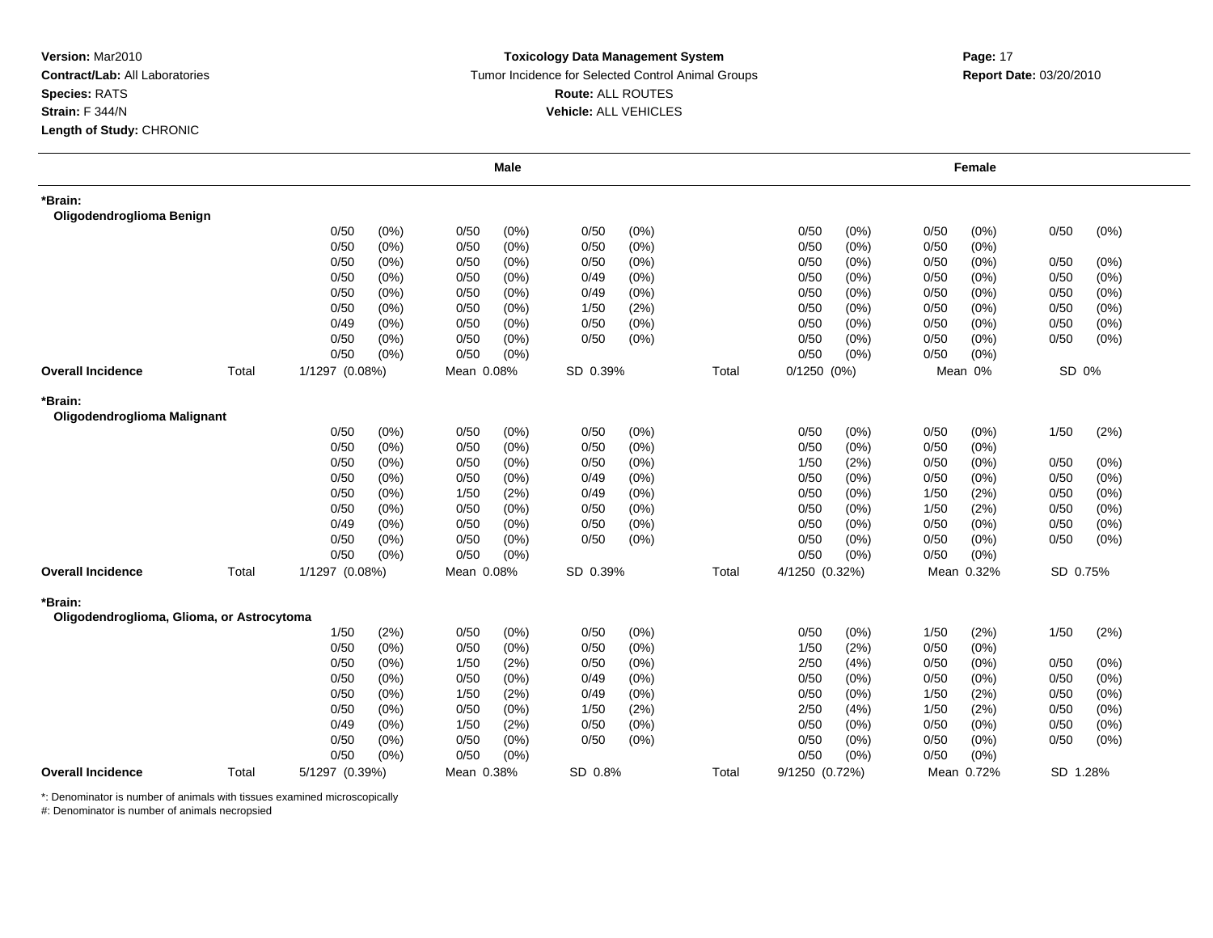**Version:** Mar2010
**Contract/Lab:** All Laboratories
**Species:** RATS
**Strain:** F 344/N
**Length of Study:** CHRONIC

**Toxicology Data Management System**
Tumor Incidence for Selected Control Animal Groups
**Route:** ALL ROUTES
**Vehicle:** ALL VEHICLES

**Report Date:** 03/20/2010

| | | Male | | | | | | | Female | | | | | |
|---|---|---|---|---|---|---|---|---|---|---|---|---|---|---|
| **\*Brain: Oligodendroglioma Benign** | | | | | | | | | | | | | | |
| | | 0/50 | (0%) | 0/50 | (0%) | 0/50 | (0%) | | 0/50 | (0%) | 0/50 | (0%) | 0/50 | (0%) |
| | | 0/50 | (0%) | 0/50 | (0%) | 0/50 | (0%) | | 0/50 | (0%) | 0/50 | (0%) | | |
| | | 0/50 | (0%) | 0/50 | (0%) | 0/50 | (0%) | | 0/50 | (0%) | 0/50 | (0%) | 0/50 | (0%) |
| | | 0/50 | (0%) | 0/50 | (0%) | 0/49 | (0%) | | 0/50 | (0%) | 0/50 | (0%) | 0/50 | (0%) |
| | | 0/50 | (0%) | 0/50 | (0%) | 0/49 | (0%) | | 0/50 | (0%) | 0/50 | (0%) | 0/50 | (0%) |
| | | 0/50 | (0%) | 0/50 | (0%) | 1/50 | (2%) | | 0/50 | (0%) | 0/50 | (0%) | 0/50 | (0%) |
| | | 0/49 | (0%) | 0/50 | (0%) | 0/50 | (0%) | | 0/50 | (0%) | 0/50 | (0%) | 0/50 | (0%) |
| | | 0/50 | (0%) | 0/50 | (0%) | 0/50 | (0%) | | 0/50 | (0%) | 0/50 | (0%) | 0/50 | (0%) |
| | | 0/50 | (0%) | 0/50 | (0%) | | | | 0/50 | (0%) | 0/50 | (0%) | | |
| **Overall Incidence** | Total | 1/1297 (0.08%) | | Mean 0.08% | | SD 0.39% | | Total | 0/1250 (0%) | | Mean 0% | | SD 0% | |
| **\*Brain: Oligodendroglioma Malignant** | | | | | | | | | | | | | | |
| | | 0/50 | (0%) | 0/50 | (0%) | 0/50 | (0%) | | 0/50 | (0%) | 0/50 | (0%) | 1/50 | (2%) |
| | | 0/50 | (0%) | 0/50 | (0%) | 0/50 | (0%) | | 0/50 | (0%) | 0/50 | (0%) | | |
| | | 0/50 | (0%) | 0/50 | (0%) | 0/50 | (0%) | | 1/50 | (2%) | 0/50 | (0%) | 0/50 | (0%) |
| | | 0/50 | (0%) | 0/50 | (0%) | 0/49 | (0%) | | 0/50 | (0%) | 0/50 | (0%) | 0/50 | (0%) |
| | | 0/50 | (0%) | 1/50 | (2%) | 0/49 | (0%) | | 0/50 | (0%) | 1/50 | (2%) | 0/50 | (0%) |
| | | 0/50 | (0%) | 0/50 | (0%) | 0/50 | (0%) | | 0/50 | (0%) | 1/50 | (2%) | 0/50 | (0%) |
| | | 0/49 | (0%) | 0/50 | (0%) | 0/50 | (0%) | | 0/50 | (0%) | 0/50 | (0%) | 0/50 | (0%) |
| | | 0/50 | (0%) | 0/50 | (0%) | 0/50 | (0%) | | 0/50 | (0%) | 0/50 | (0%) | 0/50 | (0%) |
| | | 0/50 | (0%) | 0/50 | (0%) | | | | 0/50 | (0%) | 0/50 | (0%) | | |
| **Overall Incidence** | Total | 1/1297 (0.08%) | | Mean 0.08% | | SD 0.39% | | Total | 4/1250 (0.32%) | | Mean 0.32% | | SD 0.75% | |
| **\*Brain: Oligodendroglioma, Glioma, or Astrocytoma** | | | | | | | | | | | | | | |
| | | 1/50 | (2%) | 0/50 | (0%) | 0/50 | (0%) | | 0/50 | (0%) | 1/50 | (2%) | 1/50 | (2%) |
| | | 0/50 | (0%) | 0/50 | (0%) | 0/50 | (0%) | | 1/50 | (2%) | 0/50 | (0%) | | |
| | | 0/50 | (0%) | 1/50 | (2%) | 0/50 | (0%) | | 2/50 | (4%) | 0/50 | (0%) | 0/50 | (0%) |
| | | 0/50 | (0%) | 0/50 | (0%) | 0/49 | (0%) | | 0/50 | (0%) | 0/50 | (0%) | 0/50 | (0%) |
| | | 0/50 | (0%) | 1/50 | (2%) | 0/49 | (0%) | | 0/50 | (0%) | 1/50 | (2%) | 0/50 | (0%) |
| | | 0/50 | (0%) | 0/50 | (0%) | 1/50 | (2%) | | 2/50 | (4%) | 1/50 | (2%) | 0/50 | (0%) |
| | | 0/49 | (0%) | 1/50 | (2%) | 0/50 | (0%) | | 0/50 | (0%) | 0/50 | (0%) | 0/50 | (0%) |
| | | 0/50 | (0%) | 0/50 | (0%) | 0/50 | (0%) | | 0/50 | (0%) | 0/50 | (0%) | 0/50 | (0%) |
| | | 0/50 | (0%) | 0/50 | (0%) | | | | 0/50 | (0%) | 0/50 | (0%) | | |
| **Overall Incidence** | Total | 5/1297 (0.39%) | | Mean 0.38% | | SD 0.8% | | Total | 9/1250 (0.72%) | | Mean 0.72% | | SD 1.28% | |

*: Denominator is number of animals with tissues examined microscopically
#: Denominator is number of animals necropsied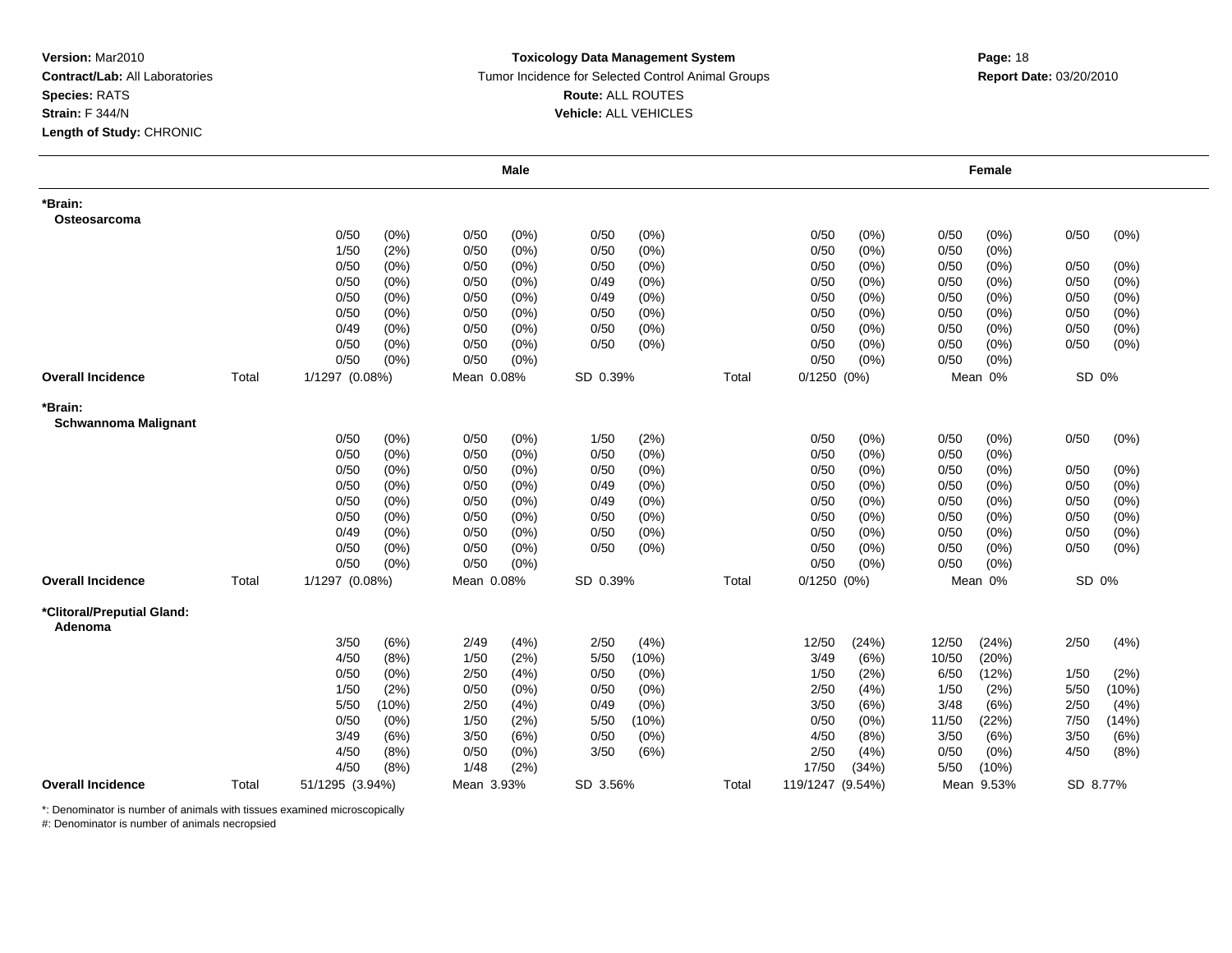**Version:** Mar2010
**Contract/Lab:** All Laboratories
**Species:** RATS
**Strain:** F 344/N
**Length of Study:** CHRONIC

**Toxicology Data Management System**
Tumor Incidence for Selected Control Animal Groups
**Route:** ALL ROUTES
**Vehicle:** ALL VEHICLES

**Report Date:** 03/20/2010

| | | Male | | | | Female | | |
|---|---|---|---|---|---|---|---|---|
| **\*Brain: Osteosarcoma** | | | | | | | | |
| | | 0/50 (0%) | 0/50 (0%) | 0/50 (0%) | | 0/50 (0%) | 0/50 (0%) | 0/50 (0%) |
| | | 1/50 (2%) | 0/50 (0%) | 0/50 (0%) | | 0/50 (0%) | 0/50 (0%) | |
| | | 0/50 (0%) | 0/50 (0%) | 0/50 (0%) | | 0/50 (0%) | 0/50 (0%) | 0/50 (0%) |
| | | 0/50 (0%) | 0/50 (0%) | 0/49 (0%) | | 0/50 (0%) | 0/50 (0%) | 0/50 (0%) |
| | | 0/50 (0%) | 0/50 (0%) | 0/49 (0%) | | 0/50 (0%) | 0/50 (0%) | 0/50 (0%) |
| | | 0/50 (0%) | 0/50 (0%) | 0/50 (0%) | | 0/50 (0%) | 0/50 (0%) | 0/50 (0%) |
| | | 0/49 (0%) | 0/50 (0%) | 0/50 (0%) | | 0/50 (0%) | 0/50 (0%) | 0/50 (0%) |
| | | 0/50 (0%) | 0/50 (0%) | 0/50 (0%) | | 0/50 (0%) | 0/50 (0%) | 0/50 (0%) |
| | | 0/50 (0%) | 0/50 (0%) | | | 0/50 (0%) | 0/50 (0%) | |
| **Overall Incidence** | Total | 1/1297 (0.08%) | Mean 0.08% | SD 0.39% | Total | 0/1250 (0%) | Mean 0% | SD 0% |
| **\*Brain: Schwannoma Malignant** | | | | | | | | |
| | | 0/50 (0%) | 0/50 (0%) | 1/50 (2%) | | 0/50 (0%) | 0/50 (0%) | 0/50 (0%) |
| | | 0/50 (0%) | 0/50 (0%) | 0/50 (0%) | | 0/50 (0%) | 0/50 (0%) | |
| | | 0/50 (0%) | 0/50 (0%) | 0/50 (0%) | | 0/50 (0%) | 0/50 (0%) | 0/50 (0%) |
| | | 0/50 (0%) | 0/50 (0%) | 0/49 (0%) | | 0/50 (0%) | 0/50 (0%) | 0/50 (0%) |
| | | 0/50 (0%) | 0/50 (0%) | 0/49 (0%) | | 0/50 (0%) | 0/50 (0%) | 0/50 (0%) |
| | | 0/50 (0%) | 0/50 (0%) | 0/50 (0%) | | 0/50 (0%) | 0/50 (0%) | 0/50 (0%) |
| | | 0/49 (0%) | 0/50 (0%) | 0/50 (0%) | | 0/50 (0%) | 0/50 (0%) | 0/50 (0%) |
| | | 0/50 (0%) | 0/50 (0%) | 0/50 (0%) | | 0/50 (0%) | 0/50 (0%) | 0/50 (0%) |
| | | 0/50 (0%) | 0/50 (0%) | | | 0/50 (0%) | 0/50 (0%) | |
| **Overall Incidence** | Total | 1/1297 (0.08%) | Mean 0.08% | SD 0.39% | Total | 0/1250 (0%) | Mean 0% | SD 0% |
| **\*Clitoral/Preputial Gland: Adenoma** | | | | | | | | |
| | | 3/50 (6%) | 2/49 (4%) | 2/50 (4%) | | 12/50 (24%) | 12/50 (24%) | 2/50 (4%) |
| | | 4/50 (8%) | 1/50 (2%) | 5/50 (10%) | | 3/49 (6%) | 10/50 (20%) | |
| | | 0/50 (0%) | 2/50 (4%) | 0/50 (0%) | | 1/50 (2%) | 6/50 (12%) | 1/50 (2%) |
| | | 1/50 (2%) | 0/50 (0%) | 0/50 (0%) | | 2/50 (4%) | 1/50 (2%) | 5/50 (10%) |
| | | 5/50 (10%) | 2/50 (4%) | 0/49 (0%) | | 3/50 (6%) | 3/48 (6%) | 2/50 (4%) |
| | | 0/50 (0%) | 1/50 (2%) | 5/50 (10%) | | 0/50 (0%) | 11/50 (22%) | 7/50 (14%) |
| | | 3/49 (6%) | 3/50 (6%) | 0/50 (0%) | | 4/50 (8%) | 3/50 (6%) | 3/50 (6%) |
| | | 4/50 (8%) | 0/50 (0%) | 3/50 (6%) | | 2/50 (4%) | 0/50 (0%) | 4/50 (8%) |
| | | 4/50 (8%) | 1/48 (2%) | | | 17/50 (34%) | 5/50 (10%) | |
| **Overall Incidence** | Total | 51/1295 (3.94%) | Mean 3.93% | SD 3.56% | Total | 119/1247 (9.54%) | Mean 9.53% | SD 8.77% |

*: Denominator is number of animals with tissues examined microscopically
#: Denominator is number of animals necropsied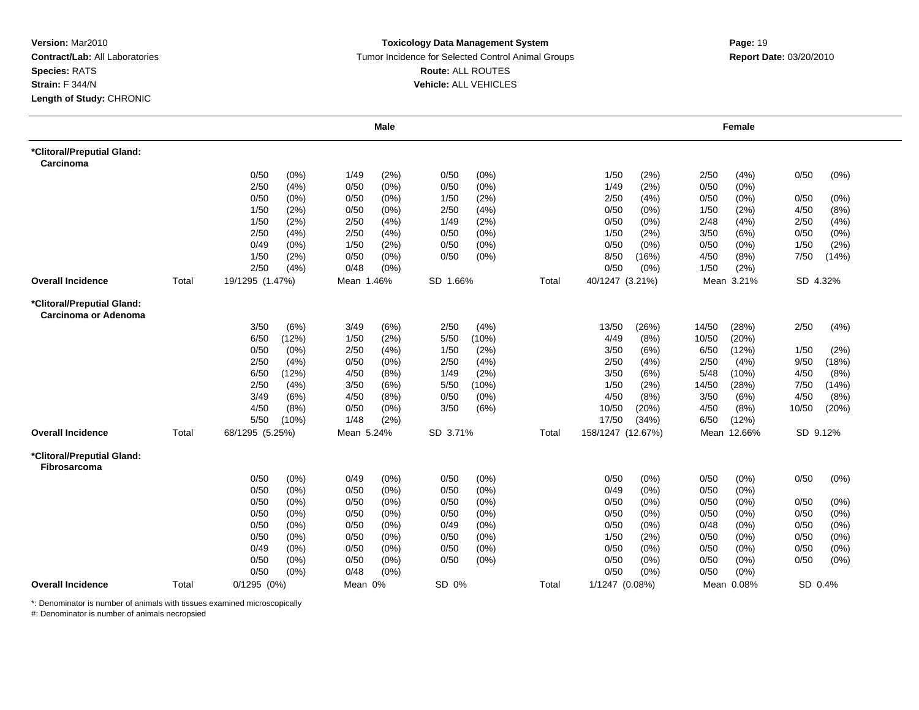**Version:** Mar2010
**Contract/Lab:** All Laboratories
**Species:** RATS
**Strain:** F 344/N
**Length of Study:** CHRONIC

**Toxicology Data Management System**
Tumor Incidence for Selected Control Animal Groups
**Route:** ALL ROUTES
**Vehicle:** ALL VEHICLES

**Report Date:** 03/20/2010

| | | Male | | | | Female | | |
|---|---|---|---|---|---|---|---|---|
| **\*Clitoral/Preputial Gland: Carcinoma** | | | | | | | | |
| | | 0/50 (0%) | 1/49 (2%) | 0/50 (0%) | | 1/50 (2%) | 2/50 (4%) | 0/50 (0%) |
| | | 2/50 (4%) | 0/50 (0%) | 0/50 (0%) | | 1/49 (2%) | 0/50 (0%) | |
| | | 0/50 (0%) | 0/50 (0%) | 1/50 (2%) | | 2/50 (4%) | 0/50 (0%) | 0/50 (0%) |
| | | 1/50 (2%) | 0/50 (0%) | 2/50 (4%) | | 0/50 (0%) | 1/50 (2%) | 4/50 (8%) |
| | | 1/50 (2%) | 2/50 (4%) | 1/49 (2%) | | 0/50 (0%) | 2/48 (4%) | 2/50 (4%) |
| | | 2/50 (4%) | 2/50 (4%) | 0/50 (0%) | | 1/50 (2%) | 3/50 (6%) | 0/50 (0%) |
| | | 0/49 (0%) | 1/50 (2%) | 0/50 (0%) | | 0/50 (0%) | 0/50 (0%) | 1/50 (2%) |
| | | 1/50 (2%) | 0/50 (0%) | 0/50 (0%) | | 8/50 (16%) | 4/50 (8%) | 7/50 (14%) |
| | | 2/50 (4%) | 0/48 (0%) | | | 0/50 (0%) | 1/50 (2%) | |
| **Overall Incidence** | Total | 19/1295 (1.47%) | Mean 1.46% | SD 1.66% | Total | 40/1247 (3.21%) | Mean 3.21% | SD 4.32% |
| **\*Clitoral/Preputial Gland: Carcinoma or Adenoma** | | | | | | | | |
| | | 3/50 (6%) | 3/49 (6%) | 2/50 (4%) | | 13/50 (26%) | 14/50 (28%) | 2/50 (4%) |
| | | 6/50 (12%) | 1/50 (2%) | 5/50 (10%) | | 4/49 (8%) | 10/50 (20%) | |
| | | 0/50 (0%) | 2/50 (4%) | 1/50 (2%) | | 3/50 (6%) | 6/50 (12%) | 1/50 (2%) |
| | | 2/50 (4%) | 0/50 (0%) | 2/50 (4%) | | 2/50 (4%) | 2/50 (4%) | 9/50 (18%) |
| | | 6/50 (12%) | 4/50 (8%) | 1/49 (2%) | | 3/50 (6%) | 5/48 (10%) | 4/50 (8%) |
| | | 2/50 (4%) | 3/50 (6%) | 5/50 (10%) | | 1/50 (2%) | 14/50 (28%) | 7/50 (14%) |
| | | 3/49 (6%) | 4/50 (8%) | 0/50 (0%) | | 4/50 (8%) | 3/50 (6%) | 4/50 (8%) |
| | | 4/50 (8%) | 0/50 (0%) | 3/50 (6%) | | 10/50 (20%) | 4/50 (8%) | 10/50 (20%) |
| | | 5/50 (10%) | 1/48 (2%) | | | 17/50 (34%) | 6/50 (12%) | |
| **Overall Incidence** | Total | 68/1295 (5.25%) | Mean 5.24% | SD 3.71% | Total | 158/1247 (12.67%) | Mean 12.66% | SD 9.12% |
| **\*Clitoral/Preputial Gland: Fibrosarcoma** | | | | | | | | |
| | | 0/50 (0%) | 0/49 (0%) | 0/50 (0%) | | 0/50 (0%) | 0/50 (0%) | 0/50 (0%) |
| | | 0/50 (0%) | 0/50 (0%) | 0/50 (0%) | | 0/49 (0%) | 0/50 (0%) | |
| | | 0/50 (0%) | 0/50 (0%) | 0/50 (0%) | | 0/50 (0%) | 0/50 (0%) | 0/50 (0%) |
| | | 0/50 (0%) | 0/50 (0%) | 0/50 (0%) | | 0/50 (0%) | 0/50 (0%) | 0/50 (0%) |
| | | 0/50 (0%) | 0/50 (0%) | 0/49 (0%) | | 0/50 (0%) | 0/48 (0%) | 0/50 (0%) |
| | | 0/50 (0%) | 0/50 (0%) | 0/50 (0%) | | 1/50 (2%) | 0/50 (0%) | 0/50 (0%) |
| | | 0/49 (0%) | 0/50 (0%) | 0/50 (0%) | | 0/50 (0%) | 0/50 (0%) | 0/50 (0%) |
| | | 0/50 (0%) | 0/50 (0%) | 0/50 (0%) | | 0/50 (0%) | 0/50 (0%) | 0/50 (0%) |
| | | 0/50 (0%) | 0/48 (0%) | | | 0/50 (0%) | 0/50 (0%) | |
| **Overall Incidence** | Total | 0/1295 (0%) | Mean 0% | SD 0% | Total | 1/1247 (0.08%) | Mean 0.08% | SD 0.4% |

*: Denominator is number of animals with tissues examined microscopically
#: Denominator is number of animals necropsied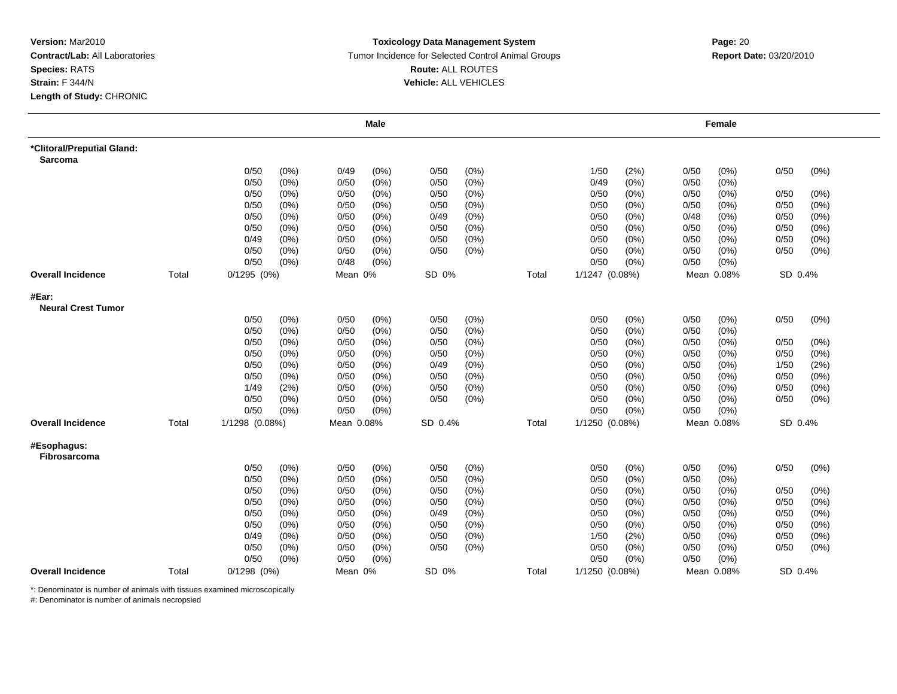**Version:** Mar2010
**Contract/Lab:** All Laboratories
**Species:** RATS
**Strain:** F 344/N
**Length of Study:** CHRONIC

**Toxicology Data Management System**
Tumor Incidence for Selected Control Animal Groups
**Route:** ALL ROUTES
**Vehicle:** ALL VEHICLES

**Report Date:** 03/20/2010

| | | Male | | | | Female | | |
|---|---|---|---|---|---|---|---|---|
| **\*Clitoral/Preputial Gland:** | | | | | | | | |
| **Sarcoma** | | | | | | | | |
| | | 0/50 (0%) | 0/49 (0%) | 0/50 (0%) | | 1/50 (2%) | 0/50 (0%) | 0/50 (0%) |
| | | 0/50 (0%) | 0/50 (0%) | 0/50 (0%) | | 0/49 (0%) | 0/50 (0%) | |
| | | 0/50 (0%) | 0/50 (0%) | 0/50 (0%) | | 0/50 (0%) | 0/50 (0%) | 0/50 (0%) |
| | | 0/50 (0%) | 0/50 (0%) | 0/50 (0%) | | 0/50 (0%) | 0/50 (0%) | 0/50 (0%) |
| | | 0/50 (0%) | 0/50 (0%) | 0/49 (0%) | | 0/50 (0%) | 0/48 (0%) | 0/50 (0%) |
| | | 0/50 (0%) | 0/50 (0%) | 0/50 (0%) | | 0/50 (0%) | 0/50 (0%) | 0/50 (0%) |
| | | 0/49 (0%) | 0/50 (0%) | 0/50 (0%) | | 0/50 (0%) | 0/50 (0%) | 0/50 (0%) |
| | | 0/50 (0%) | 0/50 (0%) | 0/50 (0%) | | 0/50 (0%) | 0/50 (0%) | 0/50 (0%) |
| | | 0/50 (0%) | 0/48 (0%) | | | 0/50 (0%) | 0/50 (0%) | |
| **Overall Incidence** | Total | 0/1295 (0%) | Mean 0% | SD 0% | Total | 1/1247 (0.08%) | Mean 0.08% | SD 0.4% |
| **#Ear:** | | | | | | | | |
| **Neural Crest Tumor** | | | | | | | | |
| | | 0/50 (0%) | 0/50 (0%) | 0/50 (0%) | | 0/50 (0%) | 0/50 (0%) | 0/50 (0%) |
| | | 0/50 (0%) | 0/50 (0%) | 0/50 (0%) | | 0/50 (0%) | 0/50 (0%) | |
| | | 0/50 (0%) | 0/50 (0%) | 0/50 (0%) | | 0/50 (0%) | 0/50 (0%) | 0/50 (0%) |
| | | 0/50 (0%) | 0/50 (0%) | 0/50 (0%) | | 0/50 (0%) | 0/50 (0%) | 0/50 (0%) |
| | | 0/50 (0%) | 0/50 (0%) | 0/49 (0%) | | 0/50 (0%) | 0/50 (0%) | 1/50 (2%) |
| | | 0/50 (0%) | 0/50 (0%) | 0/50 (0%) | | 0/50 (0%) | 0/50 (0%) | 0/50 (0%) |
| | | 1/49 (2%) | 0/50 (0%) | 0/50 (0%) | | 0/50 (0%) | 0/50 (0%) | 0/50 (0%) |
| | | 0/50 (0%) | 0/50 (0%) | 0/50 (0%) | | 0/50 (0%) | 0/50 (0%) | 0/50 (0%) |
| | | 0/50 (0%) | 0/50 (0%) | | | 0/50 (0%) | 0/50 (0%) | |
| **Overall Incidence** | Total | 1/1298 (0.08%) | Mean 0.08% | SD 0.4% | Total | 1/1250 (0.08%) | Mean 0.08% | SD 0.4% |
| **#Esophagus:** | | | | | | | | |
| **Fibrosarcoma** | | | | | | | | |
| | | 0/50 (0%) | 0/50 (0%) | 0/50 (0%) | | 0/50 (0%) | 0/50 (0%) | 0/50 (0%) |
| | | 0/50 (0%) | 0/50 (0%) | 0/50 (0%) | | 0/50 (0%) | 0/50 (0%) | |
| | | 0/50 (0%) | 0/50 (0%) | 0/50 (0%) | | 0/50 (0%) | 0/50 (0%) | 0/50 (0%) |
| | | 0/50 (0%) | 0/50 (0%) | 0/50 (0%) | | 0/50 (0%) | 0/50 (0%) | 0/50 (0%) |
| | | 0/50 (0%) | 0/50 (0%) | 0/49 (0%) | | 0/50 (0%) | 0/50 (0%) | 0/50 (0%) |
| | | 0/50 (0%) | 0/50 (0%) | 0/50 (0%) | | 0/50 (0%) | 0/50 (0%) | 0/50 (0%) |
| | | 0/49 (0%) | 0/50 (0%) | 0/50 (0%) | | 1/50 (2%) | 0/50 (0%) | 0/50 (0%) |
| | | 0/50 (0%) | 0/50 (0%) | 0/50 (0%) | | 0/50 (0%) | 0/50 (0%) | 0/50 (0%) |
| | | 0/50 (0%) | 0/50 (0%) | | | 0/50 (0%) | 0/50 (0%) | |
| **Overall Incidence** | Total | 0/1298 (0%) | Mean 0% | SD 0% | Total | 1/1250 (0.08%) | Mean 0.08% | SD 0.4% |

*: Denominator is number of animals with tissues examined microscopically
#: Denominator is number of animals necropsied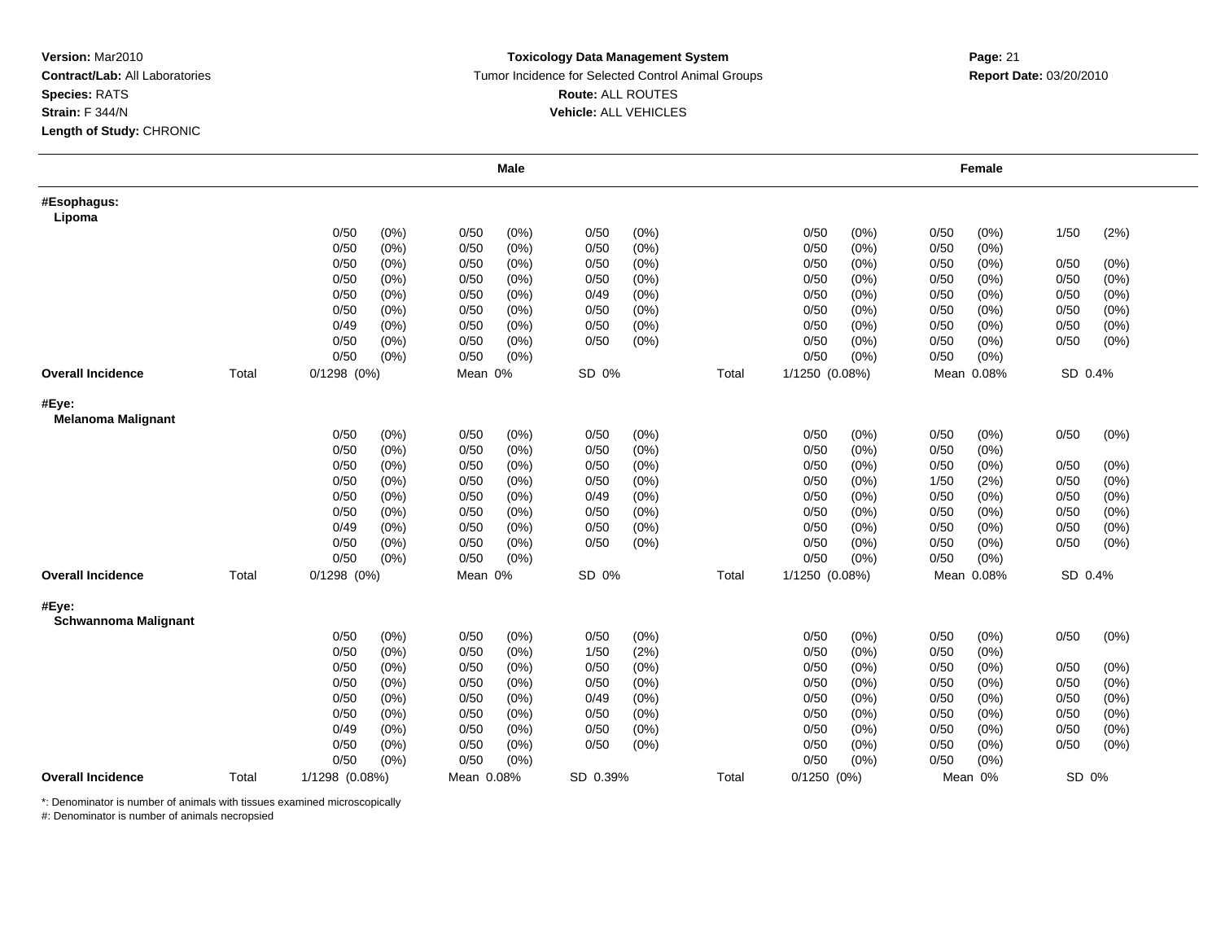**Version:** Mar2010
**Contract/Lab:** All Laboratories
**Species:** RATS
**Strain:** F 344/N
**Length of Study:** CHRONIC

**Toxicology Data Management System**
Tumor Incidence for Selected Control Animal Groups
**Route:** ALL ROUTES
**Vehicle:** ALL VEHICLES

**Report Date:** 03/20/2010

| | | Male | | | | Female | | |
|---|---|---|---|---|---|---|---|---|
| **#Esophagus:** | | | | | | | | |
| **Lipoma** | | | | | | | | |
| | | 0/50 (0%) | 0/50 (0%) | 0/50 (0%) | | 0/50 (0%) | 0/50 (0%) | 1/50 (2%) |
| | | 0/50 (0%) | 0/50 (0%) | 0/50 (0%) | | 0/50 (0%) | 0/50 (0%) | |
| | | 0/50 (0%) | 0/50 (0%) | 0/50 (0%) | | 0/50 (0%) | 0/50 (0%) | 0/50 (0%) |
| | | 0/50 (0%) | 0/50 (0%) | 0/50 (0%) | | 0/50 (0%) | 0/50 (0%) | 0/50 (0%) |
| | | 0/50 (0%) | 0/50 (0%) | 0/49 (0%) | | 0/50 (0%) | 0/50 (0%) | 0/50 (0%) |
| | | 0/50 (0%) | 0/50 (0%) | 0/50 (0%) | | 0/50 (0%) | 0/50 (0%) | 0/50 (0%) |
| | | 0/49 (0%) | 0/50 (0%) | 0/50 (0%) | | 0/50 (0%) | 0/50 (0%) | 0/50 (0%) |
| | | 0/50 (0%) | 0/50 (0%) | 0/50 (0%) | | 0/50 (0%) | 0/50 (0%) | 0/50 (0%) |
| | | 0/50 (0%) | 0/50 (0%) | | | 0/50 (0%) | 0/50 (0%) | |
| **Overall Incidence** | Total | 0/1298 (0%) | Mean 0% | SD 0% | Total | 1/1250 (0.08%) | Mean 0.08% | SD 0.4% |
| **#Eye:** | | | | | | | | |
| **Melanoma Malignant** | | | | | | | | |
| | | 0/50 (0%) | 0/50 (0%) | 0/50 (0%) | | 0/50 (0%) | 0/50 (0%) | 0/50 (0%) |
| | | 0/50 (0%) | 0/50 (0%) | 0/50 (0%) | | 0/50 (0%) | 0/50 (0%) | |
| | | 0/50 (0%) | 0/50 (0%) | 0/50 (0%) | | 0/50 (0%) | 0/50 (0%) | 0/50 (0%) |
| | | 0/50 (0%) | 0/50 (0%) | 0/50 (0%) | | 0/50 (0%) | 1/50 (2%) | 0/50 (0%) |
| | | 0/50 (0%) | 0/50 (0%) | 0/49 (0%) | | 0/50 (0%) | 0/50 (0%) | 0/50 (0%) |
| | | 0/50 (0%) | 0/50 (0%) | 0/50 (0%) | | 0/50 (0%) | 0/50 (0%) | 0/50 (0%) |
| | | 0/49 (0%) | 0/50 (0%) | 0/50 (0%) | | 0/50 (0%) | 0/50 (0%) | 0/50 (0%) |
| | | 0/50 (0%) | 0/50 (0%) | 0/50 (0%) | | 0/50 (0%) | 0/50 (0%) | 0/50 (0%) |
| | | 0/50 (0%) | 0/50 (0%) | | | 0/50 (0%) | 0/50 (0%) | |
| **Overall Incidence** | Total | 0/1298 (0%) | Mean 0% | SD 0% | Total | 1/1250 (0.08%) | Mean 0.08% | SD 0.4% |
| **#Eye:** | | | | | | | | |
| **Schwannoma Malignant** | | | | | | | | |
| | | 0/50 (0%) | 0/50 (0%) | 0/50 (0%) | | 0/50 (0%) | 0/50 (0%) | 0/50 (0%) |
| | | 0/50 (0%) | 0/50 (0%) | 1/50 (2%) | | 0/50 (0%) | 0/50 (0%) | |
| | | 0/50 (0%) | 0/50 (0%) | 0/50 (0%) | | 0/50 (0%) | 0/50 (0%) | 0/50 (0%) |
| | | 0/50 (0%) | 0/50 (0%) | 0/50 (0%) | | 0/50 (0%) | 0/50 (0%) | 0/50 (0%) |
| | | 0/50 (0%) | 0/50 (0%) | 0/49 (0%) | | 0/50 (0%) | 0/50 (0%) | 0/50 (0%) |
| | | 0/50 (0%) | 0/50 (0%) | 0/50 (0%) | | 0/50 (0%) | 0/50 (0%) | 0/50 (0%) |
| | | 0/49 (0%) | 0/50 (0%) | 0/50 (0%) | | 0/50 (0%) | 0/50 (0%) | 0/50 (0%) |
| | | 0/50 (0%) | 0/50 (0%) | 0/50 (0%) | | 0/50 (0%) | 0/50 (0%) | 0/50 (0%) |
| | | 0/50 (0%) | 0/50 (0%) | | | 0/50 (0%) | 0/50 (0%) | |
| **Overall Incidence** | Total | 1/1298 (0.08%) | Mean 0.08% | SD 0.39% | Total | 0/1250 (0%) | Mean 0% | SD 0% |

*: Denominator is number of animals with tissues examined microscopically
#: Denominator is number of animals necropsied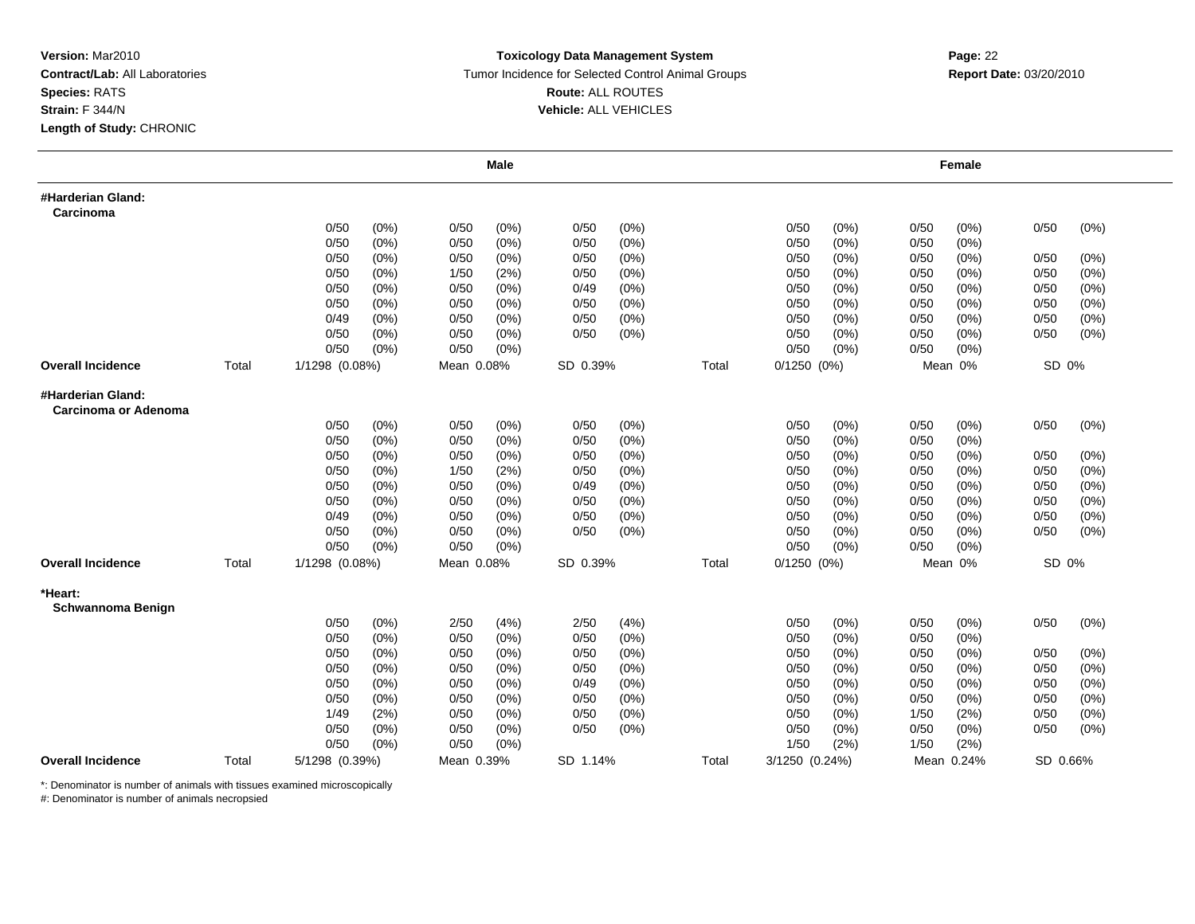**Version:** Mar2010
**Contract/Lab:** All Laboratories
**Species:** RATS
**Strain:** F 344/N
**Length of Study:** CHRONIC

**Toxicology Data Management System**
Tumor Incidence for Selected Control Animal Groups
**Route:** ALL ROUTES
**Vehicle:** ALL VEHICLES

**Report Date:** 03/20/2010

| | | Male | | | | Female | | |
|---|---|---|---|---|---|---|---|---|
| **#Harderian Gland: Carcinoma** | | | | | | | | |
| | | 0/50 (0%) | 0/50 (0%) | 0/50 (0%) | | 0/50 (0%) | 0/50 (0%) | 0/50 (0%) |
| | | 0/50 (0%) | 0/50 (0%) | 0/50 (0%) | | 0/50 (0%) | 0/50 (0%) | |
| | | 0/50 (0%) | 0/50 (0%) | 0/50 (0%) | | 0/50 (0%) | 0/50 (0%) | 0/50 (0%) |
| | | 0/50 (0%) | 1/50 (2%) | 0/50 (0%) | | 0/50 (0%) | 0/50 (0%) | 0/50 (0%) |
| | | 0/50 (0%) | 0/50 (0%) | 0/49 (0%) | | 0/50 (0%) | 0/50 (0%) | 0/50 (0%) |
| | | 0/50 (0%) | 0/50 (0%) | 0/50 (0%) | | 0/50 (0%) | 0/50 (0%) | 0/50 (0%) |
| | | 0/49 (0%) | 0/50 (0%) | 0/50 (0%) | | 0/50 (0%) | 0/50 (0%) | 0/50 (0%) |
| | | 0/50 (0%) | 0/50 (0%) | 0/50 (0%) | | 0/50 (0%) | 0/50 (0%) | 0/50 (0%) |
| | | 0/50 (0%) | 0/50 (0%) | | | 0/50 (0%) | 0/50 (0%) | |
| **Overall Incidence** | Total | 1/1298 (0.08%) | Mean 0.08% | SD 0.39% | Total | 0/1250 (0%) | Mean 0% | SD 0% |
| **#Harderian Gland: Carcinoma or Adenoma** | | | | | | | | |
| | | 0/50 (0%) | 0/50 (0%) | 0/50 (0%) | | 0/50 (0%) | 0/50 (0%) | 0/50 (0%) |
| | | 0/50 (0%) | 0/50 (0%) | 0/50 (0%) | | 0/50 (0%) | 0/50 (0%) | |
| | | 0/50 (0%) | 0/50 (0%) | 0/50 (0%) | | 0/50 (0%) | 0/50 (0%) | 0/50 (0%) |
| | | 0/50 (0%) | 1/50 (2%) | 0/50 (0%) | | 0/50 (0%) | 0/50 (0%) | 0/50 (0%) |
| | | 0/50 (0%) | 0/50 (0%) | 0/49 (0%) | | 0/50 (0%) | 0/50 (0%) | 0/50 (0%) |
| | | 0/50 (0%) | 0/50 (0%) | 0/50 (0%) | | 0/50 (0%) | 0/50 (0%) | 0/50 (0%) |
| | | 0/49 (0%) | 0/50 (0%) | 0/50 (0%) | | 0/50 (0%) | 0/50 (0%) | 0/50 (0%) |
| | | 0/50 (0%) | 0/50 (0%) | 0/50 (0%) | | 0/50 (0%) | 0/50 (0%) | 0/50 (0%) |
| | | 0/50 (0%) | 0/50 (0%) | | | 0/50 (0%) | 0/50 (0%) | |
| **Overall Incidence** | Total | 1/1298 (0.08%) | Mean 0.08% | SD 0.39% | Total | 0/1250 (0%) | Mean 0% | SD 0% |
| ***Heart: Schwannoma Benign** | | | | | | | | |
| | | 0/50 (0%) | 2/50 (4%) | 2/50 (4%) | | 0/50 (0%) | 0/50 (0%) | 0/50 (0%) |
| | | 0/50 (0%) | 0/50 (0%) | 0/50 (0%) | | 0/50 (0%) | 0/50 (0%) | |
| | | 0/50 (0%) | 0/50 (0%) | 0/50 (0%) | | 0/50 (0%) | 0/50 (0%) | 0/50 (0%) |
| | | 0/50 (0%) | 0/50 (0%) | 0/50 (0%) | | 0/50 (0%) | 0/50 (0%) | 0/50 (0%) |
| | | 0/50 (0%) | 0/50 (0%) | 0/49 (0%) | | 0/50 (0%) | 0/50 (0%) | 0/50 (0%) |
| | | 0/50 (0%) | 0/50 (0%) | 0/50 (0%) | | 0/50 (0%) | 0/50 (0%) | 0/50 (0%) |
| | | 1/49 (2%) | 0/50 (0%) | 0/50 (0%) | | 0/50 (0%) | 1/50 (2%) | 0/50 (0%) |
| | | 0/50 (0%) | 0/50 (0%) | 0/50 (0%) | | 0/50 (0%) | 0/50 (0%) | 0/50 (0%) |
| | | 0/50 (0%) | 0/50 (0%) | | | 1/50 (2%) | 1/50 (2%) | |
| **Overall Incidence** | Total | 5/1298 (0.39%) | Mean 0.39% | SD 1.14% | Total | 3/1250 (0.24%) | Mean 0.24% | SD 0.66% |

*: Denominator is number of animals with tissues examined microscopically
#: Denominator is number of animals necropsied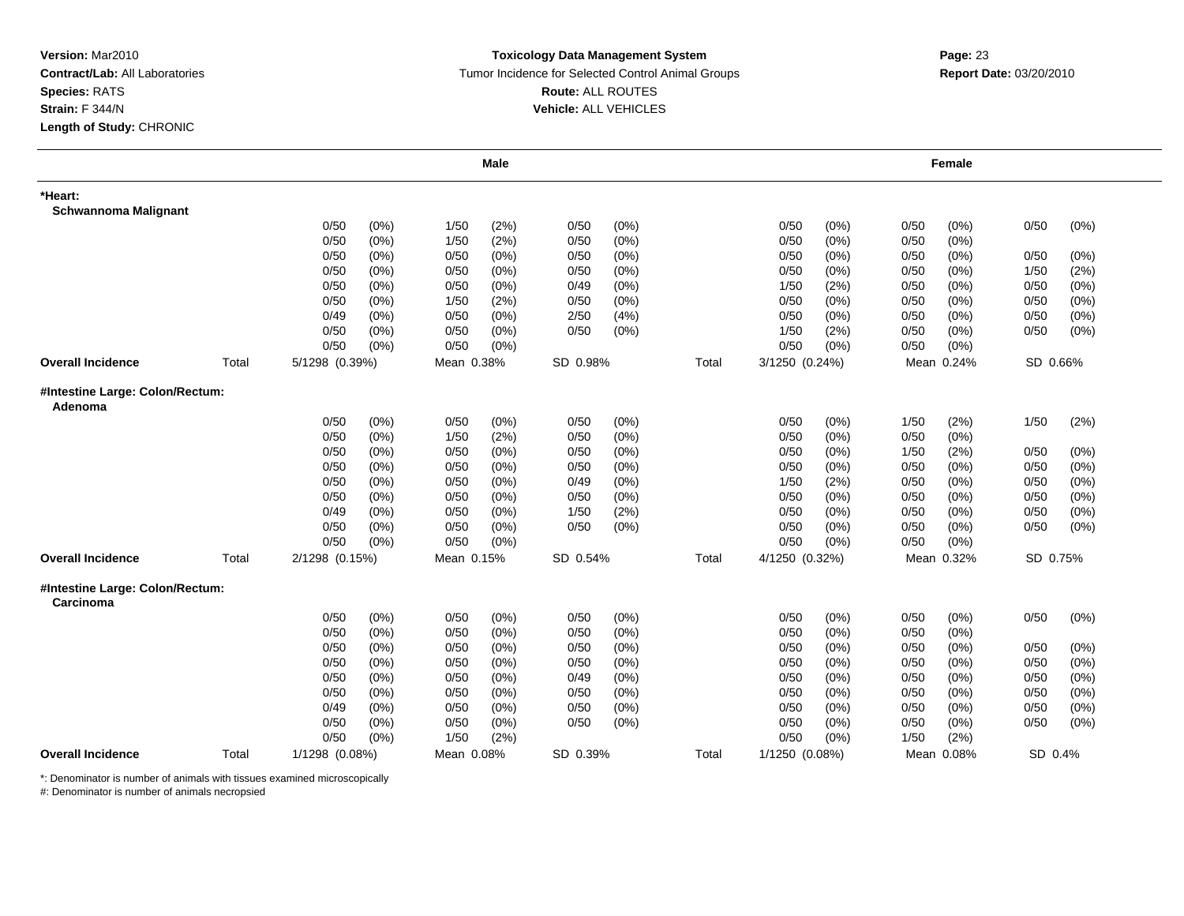**Version:** Mar2010
**Contract/Lab:** All Laboratories
**Species:** RATS
**Strain:** F 344/N
**Length of Study:** CHRONIC

**Toxicology Data Management System**
Tumor Incidence for Selected Control Animal Groups
**Route:** ALL ROUTES
**Vehicle:** ALL VEHICLES

**Report Date:** 03/20/2010

| | | Male | | | | | | | Female | | | | | |
|---|---|---|---|---|---|---|---|---|---|---|---|---|---|---|
| **\*Heart:** | | | | | | | | | | | | | | |
| **Schwannoma Malignant** | | | | | | | | | | | | | | |
| | | 0/50 | (0%) | 1/50 | (2%) | 0/50 | (0%) | | 0/50 | (0%) | 0/50 | (0%) | 0/50 | (0%) |
| | | 0/50 | (0%) | 1/50 | (2%) | 0/50 | (0%) | | 0/50 | (0%) | 0/50 | (0%) | | |
| | | 0/50 | (0%) | 0/50 | (0%) | 0/50 | (0%) | | 0/50 | (0%) | 0/50 | (0%) | 0/50 | (0%) |
| | | 0/50 | (0%) | 0/50 | (0%) | 0/50 | (0%) | | 0/50 | (0%) | 0/50 | (0%) | 1/50 | (2%) |
| | | 0/50 | (0%) | 0/50 | (0%) | 0/49 | (0%) | | 1/50 | (2%) | 0/50 | (0%) | 0/50 | (0%) |
| | | 0/50 | (0%) | 1/50 | (2%) | 0/50 | (0%) | | 0/50 | (0%) | 0/50 | (0%) | 0/50 | (0%) |
| | | 0/49 | (0%) | 0/50 | (0%) | 2/50 | (4%) | | 0/50 | (0%) | 0/50 | (0%) | 0/50 | (0%) |
| | | 0/50 | (0%) | 0/50 | (0%) | 0/50 | (0%) | | 1/50 | (2%) | 0/50 | (0%) | 0/50 | (0%) |
| | | 0/50 | (0%) | 0/50 | (0%) | | | | 0/50 | (0%) | 0/50 | (0%) | | |
| **Overall Incidence** | Total | 5/1298 (0.39%) | | Mean 0.38% | | SD 0.98% | | Total | 3/1250 (0.24%) | | Mean 0.24% | | SD 0.66% | |
| **#Intestine Large: Colon/Rectum:** | | | | | | | | | | | | | | |
| **Adenoma** | | | | | | | | | | | | | | |
| | | 0/50 | (0%) | 0/50 | (0%) | 0/50 | (0%) | | 0/50 | (0%) | 1/50 | (2%) | 1/50 | (2%) |
| | | 0/50 | (0%) | 1/50 | (2%) | 0/50 | (0%) | | 0/50 | (0%) | 0/50 | (0%) | | |
| | | 0/50 | (0%) | 0/50 | (0%) | 0/50 | (0%) | | 0/50 | (0%) | 1/50 | (2%) | 0/50 | (0%) |
| | | 0/50 | (0%) | 0/50 | (0%) | 0/50 | (0%) | | 0/50 | (0%) | 0/50 | (0%) | 0/50 | (0%) |
| | | 0/50 | (0%) | 0/50 | (0%) | 0/49 | (0%) | | 1/50 | (2%) | 0/50 | (0%) | 0/50 | (0%) |
| | | 0/50 | (0%) | 0/50 | (0%) | 0/50 | (0%) | | 0/50 | (0%) | 0/50 | (0%) | 0/50 | (0%) |
| | | 0/49 | (0%) | 0/50 | (0%) | 1/50 | (2%) | | 0/50 | (0%) | 0/50 | (0%) | 0/50 | (0%) |
| | | 0/50 | (0%) | 0/50 | (0%) | 0/50 | (0%) | | 0/50 | (0%) | 0/50 | (0%) | 0/50 | (0%) |
| | | 0/50 | (0%) | 0/50 | (0%) | | | | 0/50 | (0%) | 0/50 | (0%) | | |
| **Overall Incidence** | Total | 2/1298 (0.15%) | | Mean 0.15% | | SD 0.54% | | Total | 4/1250 (0.32%) | | Mean 0.32% | | SD 0.75% | |
| **#Intestine Large: Colon/Rectum:** | | | | | | | | | | | | | | |
| **Carcinoma** | | | | | | | | | | | | | | |
| | | 0/50 | (0%) | 0/50 | (0%) | 0/50 | (0%) | | 0/50 | (0%) | 0/50 | (0%) | 0/50 | (0%) |
| | | 0/50 | (0%) | 0/50 | (0%) | 0/50 | (0%) | | 0/50 | (0%) | 0/50 | (0%) | | |
| | | 0/50 | (0%) | 0/50 | (0%) | 0/50 | (0%) | | 0/50 | (0%) | 0/50 | (0%) | 0/50 | (0%) |
| | | 0/50 | (0%) | 0/50 | (0%) | 0/50 | (0%) | | 0/50 | (0%) | 0/50 | (0%) | 0/50 | (0%) |
| | | 0/50 | (0%) | 0/50 | (0%) | 0/49 | (0%) | | 0/50 | (0%) | 0/50 | (0%) | 0/50 | (0%) |
| | | 0/50 | (0%) | 0/50 | (0%) | 0/50 | (0%) | | 0/50 | (0%) | 0/50 | (0%) | 0/50 | (0%) |
| | | 0/49 | (0%) | 0/50 | (0%) | 0/50 | (0%) | | 0/50 | (0%) | 0/50 | (0%) | 0/50 | (0%) |
| | | 0/50 | (0%) | 0/50 | (0%) | 0/50 | (0%) | | 0/50 | (0%) | 0/50 | (0%) | 0/50 | (0%) |
| | | 0/50 | (0%) | 1/50 | (2%) | | | | 0/50 | (0%) | 1/50 | (2%) | | |
| **Overall Incidence** | Total | 1/1298 (0.08%) | | Mean 0.08% | | SD 0.39% | | Total | 1/1250 (0.08%) | | Mean 0.08% | | SD 0.4% | |

*: Denominator is number of animals with tissues examined microscopically
#: Denominator is number of animals necropsied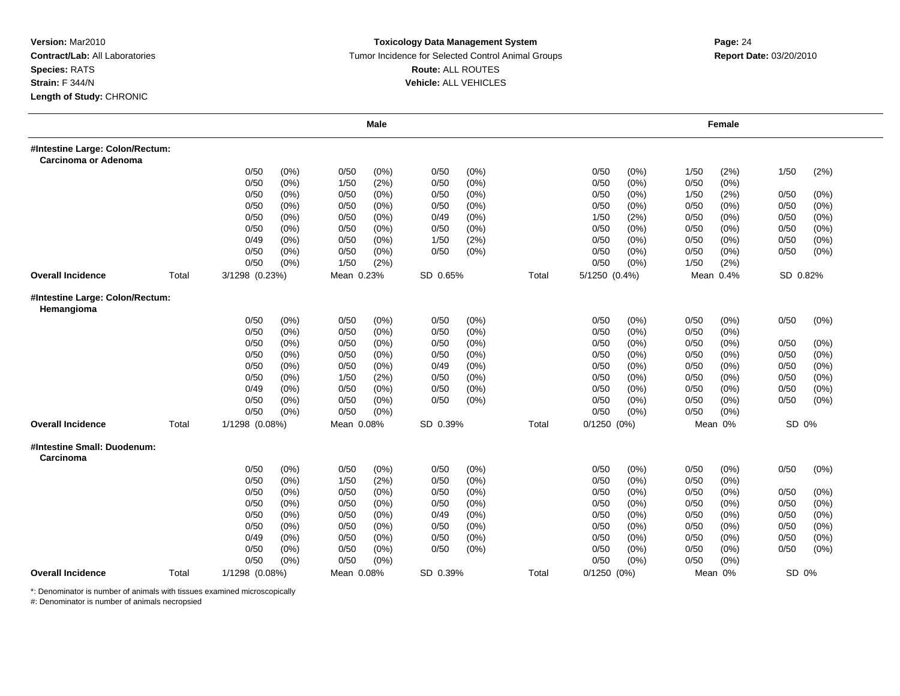**Version:** Mar2010
**Contract/Lab:** All Laboratories
**Species:** RATS
**Strain:** F 344/N
**Length of Study:** CHRONIC

**Toxicology Data Management System**
Tumor Incidence for Selected Control Animal Groups
**Route:** ALL ROUTES
**Vehicle:** ALL VEHICLES

**Report Date:** 03/20/2010

| | | Male | | | | Female | | |
|---|---|---|---|---|---|---|---|---|
| **#Intestine Large: Colon/Rectum: Carcinoma or Adenoma** | | | | | | | | |
| | | 0/50 (0%) | 0/50 (0%) | 0/50 (0%) | | 0/50 (0%) | 1/50 (2%) | 1/50 (2%) |
| | | 0/50 (0%) | 1/50 (2%) | 0/50 (0%) | | 0/50 (0%) | 0/50 (0%) | |
| | | 0/50 (0%) | 0/50 (0%) | 0/50 (0%) | | 0/50 (0%) | 1/50 (2%) | 0/50 (0%) |
| | | 0/50 (0%) | 0/50 (0%) | 0/50 (0%) | | 0/50 (0%) | 0/50 (0%) | 0/50 (0%) |
| | | 0/50 (0%) | 0/50 (0%) | 0/49 (0%) | | 1/50 (2%) | 0/50 (0%) | 0/50 (0%) |
| | | 0/50 (0%) | 0/50 (0%) | 0/50 (0%) | | 0/50 (0%) | 0/50 (0%) | 0/50 (0%) |
| | | 0/49 (0%) | 0/50 (0%) | 1/50 (2%) | | 0/50 (0%) | 0/50 (0%) | 0/50 (0%) |
| | | 0/50 (0%) | 0/50 (0%) | 0/50 (0%) | | 0/50 (0%) | 0/50 (0%) | 0/50 (0%) |
| | | 0/50 (0%) | 1/50 (2%) | | | 0/50 (0%) | 1/50 (2%) | |
| **Overall Incidence** | Total | 3/1298 (0.23%) | Mean 0.23% | SD 0.65% | Total | 5/1250 (0.4%) | Mean 0.4% | SD 0.82% |
| **#Intestine Large: Colon/Rectum: Hemangioma** | | | | | | | | |
| | | 0/50 (0%) | 0/50 (0%) | 0/50 (0%) | | 0/50 (0%) | 0/50 (0%) | 0/50 (0%) |
| | | 0/50 (0%) | 0/50 (0%) | 0/50 (0%) | | 0/50 (0%) | 0/50 (0%) | |
| | | 0/50 (0%) | 0/50 (0%) | 0/50 (0%) | | 0/50 (0%) | 0/50 (0%) | 0/50 (0%) |
| | | 0/50 (0%) | 0/50 (0%) | 0/50 (0%) | | 0/50 (0%) | 0/50 (0%) | 0/50 (0%) |
| | | 0/50 (0%) | 0/50 (0%) | 0/49 (0%) | | 0/50 (0%) | 0/50 (0%) | 0/50 (0%) |
| | | 0/50 (0%) | 1/50 (2%) | 0/50 (0%) | | 0/50 (0%) | 0/50 (0%) | 0/50 (0%) |
| | | 0/49 (0%) | 0/50 (0%) | 0/50 (0%) | | 0/50 (0%) | 0/50 (0%) | 0/50 (0%) |
| | | 0/50 (0%) | 0/50 (0%) | 0/50 (0%) | | 0/50 (0%) | 0/50 (0%) | 0/50 (0%) |
| | | 0/50 (0%) | 0/50 (0%) | | | 0/50 (0%) | 0/50 (0%) | |
| **Overall Incidence** | Total | 1/1298 (0.08%) | Mean 0.08% | SD 0.39% | Total | 0/1250 (0%) | Mean 0% | SD 0% |
| **#Intestine Small: Duodenum: Carcinoma** | | | | | | | | |
| | | 0/50 (0%) | 0/50 (0%) | 0/50 (0%) | | 0/50 (0%) | 0/50 (0%) | 0/50 (0%) |
| | | 0/50 (0%) | 1/50 (2%) | 0/50 (0%) | | 0/50 (0%) | 0/50 (0%) | |
| | | 0/50 (0%) | 0/50 (0%) | 0/50 (0%) | | 0/50 (0%) | 0/50 (0%) | 0/50 (0%) |
| | | 0/50 (0%) | 0/50 (0%) | 0/50 (0%) | | 0/50 (0%) | 0/50 (0%) | 0/50 (0%) |
| | | 0/50 (0%) | 0/50 (0%) | 0/49 (0%) | | 0/50 (0%) | 0/50 (0%) | 0/50 (0%) |
| | | 0/50 (0%) | 0/50 (0%) | 0/50 (0%) | | 0/50 (0%) | 0/50 (0%) | 0/50 (0%) |
| | | 0/49 (0%) | 0/50 (0%) | 0/50 (0%) | | 0/50 (0%) | 0/50 (0%) | 0/50 (0%) |
| | | 0/50 (0%) | 0/50 (0%) | 0/50 (0%) | | 0/50 (0%) | 0/50 (0%) | 0/50 (0%) |
| | | 0/50 (0%) | 0/50 (0%) | | | 0/50 (0%) | 0/50 (0%) | |
| **Overall Incidence** | Total | 1/1298 (0.08%) | Mean 0.08% | SD 0.39% | Total | 0/1250 (0%) | Mean 0% | SD 0% |

*: Denominator is number of animals with tissues examined microscopically
#: Denominator is number of animals necropsied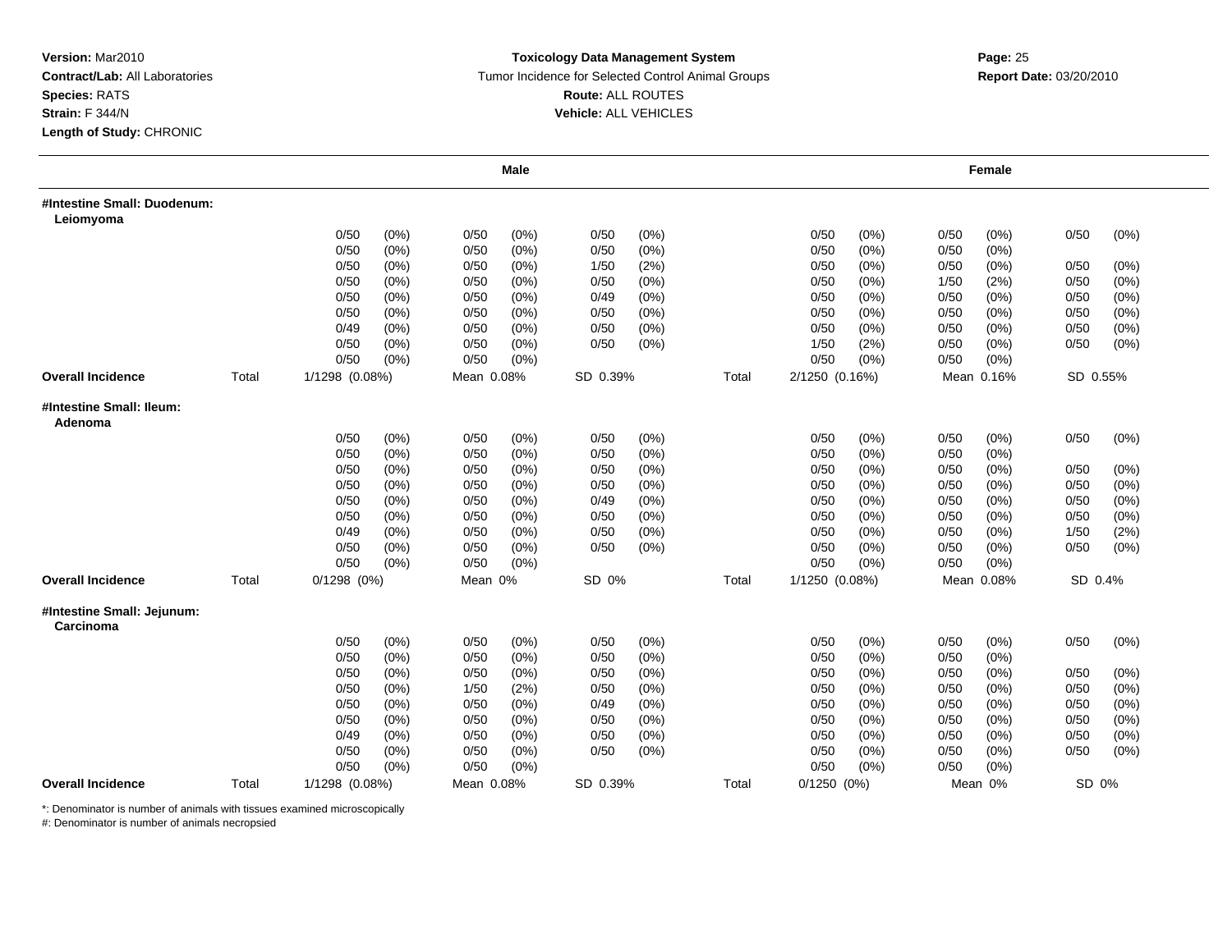**Version:** Mar2010
**Contract/Lab:** All Laboratories
**Species:** RATS
**Strain:** F 344/N
**Length of Study:** CHRONIC

**Toxicology Data Management System**
Tumor Incidence for Selected Control Animal Groups
**Route:** ALL ROUTES
**Vehicle:** ALL VEHICLES

**Report Date:** 03/20/2010

| | | Male | | | | | | | Female | | | | | |
|---|---|---|---|---|---|---|---|---|---|---|---|---|---|---|
| **#Intestine Small: Duodenum: Leiomyoma** | | | | | | | | | | | | | | |
| | | 0/50 | (0%) | 0/50 | (0%) | 0/50 | (0%) | | 0/50 | (0%) | 0/50 | (0%) | 0/50 | (0%) |
| | | 0/50 | (0%) | 0/50 | (0%) | 0/50 | (0%) | | 0/50 | (0%) | 0/50 | (0%) | | |
| | | 0/50 | (0%) | 0/50 | (0%) | 1/50 | (2%) | | 0/50 | (0%) | 0/50 | (0%) | 0/50 | (0%) |
| | | 0/50 | (0%) | 0/50 | (0%) | 0/50 | (0%) | | 0/50 | (0%) | 1/50 | (2%) | 0/50 | (0%) |
| | | 0/50 | (0%) | 0/50 | (0%) | 0/49 | (0%) | | 0/50 | (0%) | 0/50 | (0%) | 0/50 | (0%) |
| | | 0/50 | (0%) | 0/50 | (0%) | 0/50 | (0%) | | 0/50 | (0%) | 0/50 | (0%) | 0/50 | (0%) |
| | | 0/49 | (0%) | 0/50 | (0%) | 0/50 | (0%) | | 0/50 | (0%) | 0/50 | (0%) | 0/50 | (0%) |
| | | 0/50 | (0%) | 0/50 | (0%) | 0/50 | (0%) | | 1/50 | (2%) | 0/50 | (0%) | 0/50 | (0%) |
| | | 0/50 | (0%) | 0/50 | (0%) | | | | 0/50 | (0%) | 0/50 | (0%) | | |
| **Overall Incidence** | Total | 1/1298 (0.08%) | | Mean 0.08% | | SD 0.39% | | Total | 2/1250 (0.16%) | | Mean 0.16% | | SD 0.55% | |
| **#Intestine Small: Ileum: Adenoma** | | | | | | | | | | | | | | |
| | | 0/50 | (0%) | 0/50 | (0%) | 0/50 | (0%) | | 0/50 | (0%) | 0/50 | (0%) | 0/50 | (0%) |
| | | 0/50 | (0%) | 0/50 | (0%) | 0/50 | (0%) | | 0/50 | (0%) | 0/50 | (0%) | | |
| | | 0/50 | (0%) | 0/50 | (0%) | 0/50 | (0%) | | 0/50 | (0%) | 0/50 | (0%) | 0/50 | (0%) |
| | | 0/50 | (0%) | 0/50 | (0%) | 0/50 | (0%) | | 0/50 | (0%) | 0/50 | (0%) | 0/50 | (0%) |
| | | 0/50 | (0%) | 0/50 | (0%) | 0/49 | (0%) | | 0/50 | (0%) | 0/50 | (0%) | 0/50 | (0%) |
| | | 0/50 | (0%) | 0/50 | (0%) | 0/50 | (0%) | | 0/50 | (0%) | 0/50 | (0%) | 0/50 | (0%) |
| | | 0/49 | (0%) | 0/50 | (0%) | 0/50 | (0%) | | 0/50 | (0%) | 0/50 | (0%) | 1/50 | (2%) |
| | | 0/50 | (0%) | 0/50 | (0%) | 0/50 | (0%) | | 0/50 | (0%) | 0/50 | (0%) | 0/50 | (0%) |
| | | 0/50 | (0%) | 0/50 | (0%) | | | | 0/50 | (0%) | 0/50 | (0%) | | |
| **Overall Incidence** | Total | 0/1298 (0%) | | Mean 0% | | SD 0% | | Total | 1/1250 (0.08%) | | Mean 0.08% | | SD 0.4% | |
| **#Intestine Small: Jejunum: Carcinoma** | | | | | | | | | | | | | | |
| | | 0/50 | (0%) | 0/50 | (0%) | 0/50 | (0%) | | 0/50 | (0%) | 0/50 | (0%) | 0/50 | (0%) |
| | | 0/50 | (0%) | 0/50 | (0%) | 0/50 | (0%) | | 0/50 | (0%) | 0/50 | (0%) | | |
| | | 0/50 | (0%) | 0/50 | (0%) | 0/50 | (0%) | | 0/50 | (0%) | 0/50 | (0%) | 0/50 | (0%) |
| | | 0/50 | (0%) | 1/50 | (2%) | 0/50 | (0%) | | 0/50 | (0%) | 0/50 | (0%) | 0/50 | (0%) |
| | | 0/50 | (0%) | 0/50 | (0%) | 0/49 | (0%) | | 0/50 | (0%) | 0/50 | (0%) | 0/50 | (0%) |
| | | 0/50 | (0%) | 0/50 | (0%) | 0/50 | (0%) | | 0/50 | (0%) | 0/50 | (0%) | 0/50 | (0%) |
| | | 0/49 | (0%) | 0/50 | (0%) | 0/50 | (0%) | | 0/50 | (0%) | 0/50 | (0%) | 0/50 | (0%) |
| | | 0/50 | (0%) | 0/50 | (0%) | 0/50 | (0%) | | 0/50 | (0%) | 0/50 | (0%) | 0/50 | (0%) |
| | | 0/50 | (0%) | 0/50 | (0%) | | | | 0/50 | (0%) | 0/50 | (0%) | | |
| **Overall Incidence** | Total | 1/1298 (0.08%) | | Mean 0.08% | | SD 0.39% | | Total | 0/1250 (0%) | | Mean 0% | | SD 0% | |

*: Denominator is number of animals with tissues examined microscopically
#: Denominator is number of animals necropsied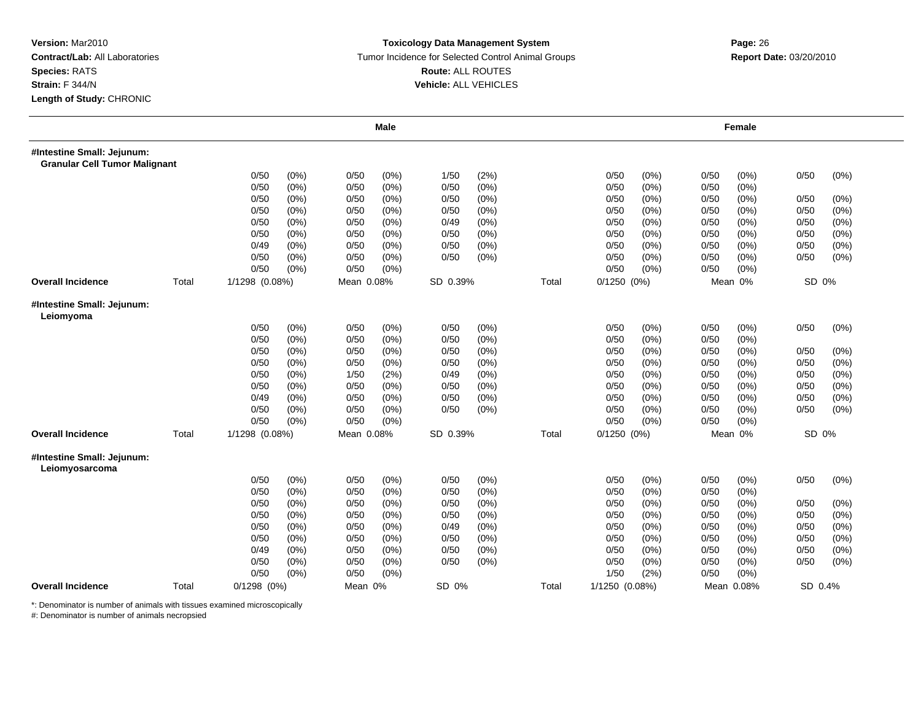**Version:** Mar2010
**Contract/Lab:** All Laboratories
**Species:** RATS
**Strain:** F 344/N
**Length of Study:** CHRONIC

**Toxicology Data Management System**
Tumor Incidence for Selected Control Animal Groups
**Route:** ALL ROUTES
**Vehicle:** ALL VEHICLES

**Report Date:** 03/20/2010

| | | Male | | | | | | | Female | | | | | |
|---|---|---|---|---|---|---|---|---|---|---|---|---|---|---|
| **#Intestine Small: Jejunum: Granular Cell Tumor Malignant** | | | | | | | | | | | | | | |
| | | 0/50 | (0%) | 0/50 | (0%) | 1/50 | (2%) | | 0/50 | (0%) | 0/50 | (0%) | 0/50 | (0%) |
| | | 0/50 | (0%) | 0/50 | (0%) | 0/50 | (0%) | | 0/50 | (0%) | 0/50 | (0%) | | |
| | | 0/50 | (0%) | 0/50 | (0%) | 0/50 | (0%) | | 0/50 | (0%) | 0/50 | (0%) | 0/50 | (0%) |
| | | 0/50 | (0%) | 0/50 | (0%) | 0/50 | (0%) | | 0/50 | (0%) | 0/50 | (0%) | 0/50 | (0%) |
| | | 0/50 | (0%) | 0/50 | (0%) | 0/49 | (0%) | | 0/50 | (0%) | 0/50 | (0%) | 0/50 | (0%) |
| | | 0/50 | (0%) | 0/50 | (0%) | 0/50 | (0%) | | 0/50 | (0%) | 0/50 | (0%) | 0/50 | (0%) |
| | | 0/49 | (0%) | 0/50 | (0%) | 0/50 | (0%) | | 0/50 | (0%) | 0/50 | (0%) | 0/50 | (0%) |
| | | 0/50 | (0%) | 0/50 | (0%) | 0/50 | (0%) | | 0/50 | (0%) | 0/50 | (0%) | 0/50 | (0%) |
| | | 0/50 | (0%) | 0/50 | (0%) | | | | 0/50 | (0%) | 0/50 | (0%) | | |
| **Overall Incidence** | Total | 1/1298 (0.08%) | | Mean 0.08% | | SD 0.39% | | Total | 0/1250 (0%) | | Mean 0% | | SD 0% | |
| **#Intestine Small: Jejunum: Leiomyoma** | | | | | | | | | | | | | | |
| | | 0/50 | (0%) | 0/50 | (0%) | 0/50 | (0%) | | 0/50 | (0%) | 0/50 | (0%) | 0/50 | (0%) |
| | | 0/50 | (0%) | 0/50 | (0%) | 0/50 | (0%) | | 0/50 | (0%) | 0/50 | (0%) | | |
| | | 0/50 | (0%) | 0/50 | (0%) | 0/50 | (0%) | | 0/50 | (0%) | 0/50 | (0%) | 0/50 | (0%) |
| | | 0/50 | (0%) | 0/50 | (0%) | 0/50 | (0%) | | 0/50 | (0%) | 0/50 | (0%) | 0/50 | (0%) |
| | | 0/50 | (0%) | 1/50 | (2%) | 0/49 | (0%) | | 0/50 | (0%) | 0/50 | (0%) | 0/50 | (0%) |
| | | 0/50 | (0%) | 0/50 | (0%) | 0/50 | (0%) | | 0/50 | (0%) | 0/50 | (0%) | 0/50 | (0%) |
| | | 0/49 | (0%) | 0/50 | (0%) | 0/50 | (0%) | | 0/50 | (0%) | 0/50 | (0%) | 0/50 | (0%) |
| | | 0/50 | (0%) | 0/50 | (0%) | 0/50 | (0%) | | 0/50 | (0%) | 0/50 | (0%) | 0/50 | (0%) |
| | | 0/50 | (0%) | 0/50 | (0%) | | | | 0/50 | (0%) | 0/50 | (0%) | | |
| **Overall Incidence** | Total | 1/1298 (0.08%) | | Mean 0.08% | | SD 0.39% | | Total | 0/1250 (0%) | | Mean 0% | | SD 0% | |
| **#Intestine Small: Jejunum: Leiomyosarcoma** | | | | | | | | | | | | | | |
| | | 0/50 | (0%) | 0/50 | (0%) | 0/50 | (0%) | | 0/50 | (0%) | 0/50 | (0%) | 0/50 | (0%) |
| | | 0/50 | (0%) | 0/50 | (0%) | 0/50 | (0%) | | 0/50 | (0%) | 0/50 | (0%) | | |
| | | 0/50 | (0%) | 0/50 | (0%) | 0/50 | (0%) | | 0/50 | (0%) | 0/50 | (0%) | 0/50 | (0%) |
| | | 0/50 | (0%) | 0/50 | (0%) | 0/50 | (0%) | | 0/50 | (0%) | 0/50 | (0%) | 0/50 | (0%) |
| | | 0/50 | (0%) | 0/50 | (0%) | 0/49 | (0%) | | 0/50 | (0%) | 0/50 | (0%) | 0/50 | (0%) |
| | | 0/50 | (0%) | 0/50 | (0%) | 0/50 | (0%) | | 0/50 | (0%) | 0/50 | (0%) | 0/50 | (0%) |
| | | 0/49 | (0%) | 0/50 | (0%) | 0/50 | (0%) | | 0/50 | (0%) | 0/50 | (0%) | 0/50 | (0%) |
| | | 0/50 | (0%) | 0/50 | (0%) | 0/50 | (0%) | | 0/50 | (0%) | 0/50 | (0%) | 0/50 | (0%) |
| | | 0/50 | (0%) | 0/50 | (0%) | | | | 1/50 | (2%) | 0/50 | (0%) | | |
| **Overall Incidence** | Total | 0/1298 (0%) | | Mean 0% | | SD 0% | | Total | 1/1250 (0.08%) | | Mean 0.08% | | SD 0.4% | |

*: Denominator is number of animals with tissues examined microscopically
#: Denominator is number of animals necropsied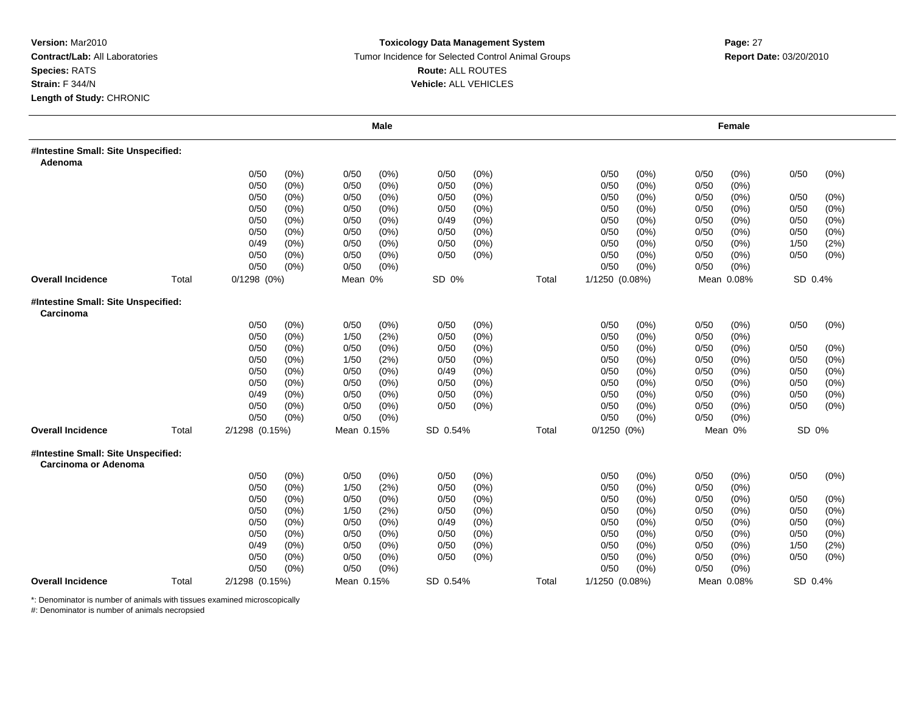**Version:** Mar2010
**Contract/Lab:** All Laboratories
**Species:** RATS
**Strain:** F 344/N
**Length of Study:** CHRONIC

**Toxicology Data Management System**
Tumor Incidence for Selected Control Animal Groups
**Route:** ALL ROUTES
**Vehicle:** ALL VEHICLES

**Report Date:** 03/20/2010

| | | Male | | | | Female | | |
|---|---|---|---|---|---|---|---|---|
| **#Intestine Small: Site Unspecified: Adenoma** | | | | | | | | |
| | | 0/50 (0%) | 0/50 (0%) | 0/50 (0%) | | 0/50 (0%) | 0/50 (0%) | 0/50 (0%) |
| | | 0/50 (0%) | 0/50 (0%) | 0/50 (0%) | | 0/50 (0%) | 0/50 (0%) | |
| | | 0/50 (0%) | 0/50 (0%) | 0/50 (0%) | | 0/50 (0%) | 0/50 (0%) | 0/50 (0%) |
| | | 0/50 (0%) | 0/50 (0%) | 0/50 (0%) | | 0/50 (0%) | 0/50 (0%) | 0/50 (0%) |
| | | 0/50 (0%) | 0/50 (0%) | 0/49 (0%) | | 0/50 (0%) | 0/50 (0%) | 0/50 (0%) |
| | | 0/50 (0%) | 0/50 (0%) | 0/50 (0%) | | 0/50 (0%) | 0/50 (0%) | 0/50 (0%) |
| | | 0/49 (0%) | 0/50 (0%) | 0/50 (0%) | | 0/50 (0%) | 0/50 (0%) | 1/50 (2%) |
| | | 0/50 (0%) | 0/50 (0%) | 0/50 (0%) | | 0/50 (0%) | 0/50 (0%) | 0/50 (0%) |
| | | 0/50 (0%) | 0/50 (0%) | | | 0/50 (0%) | 0/50 (0%) | |
| **Overall Incidence** | Total | 0/1298 (0%) | Mean 0% | SD 0% | Total | 1/1250 (0.08%) | Mean 0.08% | SD 0.4% |
| **#Intestine Small: Site Unspecified: Carcinoma** | | | | | | | | |
| | | 0/50 (0%) | 0/50 (0%) | 0/50 (0%) | | 0/50 (0%) | 0/50 (0%) | 0/50 (0%) |
| | | 0/50 (0%) | 1/50 (2%) | 0/50 (0%) | | 0/50 (0%) | 0/50 (0%) | |
| | | 0/50 (0%) | 0/50 (0%) | 0/50 (0%) | | 0/50 (0%) | 0/50 (0%) | 0/50 (0%) |
| | | 0/50 (0%) | 1/50 (2%) | 0/50 (0%) | | 0/50 (0%) | 0/50 (0%) | 0/50 (0%) |
| | | 0/50 (0%) | 0/50 (0%) | 0/49 (0%) | | 0/50 (0%) | 0/50 (0%) | 0/50 (0%) |
| | | 0/50 (0%) | 0/50 (0%) | 0/50 (0%) | | 0/50 (0%) | 0/50 (0%) | 0/50 (0%) |
| | | 0/49 (0%) | 0/50 (0%) | 0/50 (0%) | | 0/50 (0%) | 0/50 (0%) | 0/50 (0%) |
| | | 0/50 (0%) | 0/50 (0%) | 0/50 (0%) | | 0/50 (0%) | 0/50 (0%) | 0/50 (0%) |
| | | 0/50 (0%) | 0/50 (0%) | | | 0/50 (0%) | 0/50 (0%) | |
| **Overall Incidence** | Total | 2/1298 (0.15%) | Mean 0.15% | SD 0.54% | Total | 0/1250 (0%) | Mean 0% | SD 0% |
| **#Intestine Small: Site Unspecified: Carcinoma or Adenoma** | | | | | | | | |
| | | 0/50 (0%) | 0/50 (0%) | 0/50 (0%) | | 0/50 (0%) | 0/50 (0%) | 0/50 (0%) |
| | | 0/50 (0%) | 1/50 (2%) | 0/50 (0%) | | 0/50 (0%) | 0/50 (0%) | |
| | | 0/50 (0%) | 0/50 (0%) | 0/50 (0%) | | 0/50 (0%) | 0/50 (0%) | 0/50 (0%) |
| | | 0/50 (0%) | 1/50 (2%) | 0/50 (0%) | | 0/50 (0%) | 0/50 (0%) | 0/50 (0%) |
| | | 0/50 (0%) | 0/50 (0%) | 0/49 (0%) | | 0/50 (0%) | 0/50 (0%) | 0/50 (0%) |
| | | 0/50 (0%) | 0/50 (0%) | 0/50 (0%) | | 0/50 (0%) | 0/50 (0%) | 0/50 (0%) |
| | | 0/49 (0%) | 0/50 (0%) | 0/50 (0%) | | 0/50 (0%) | 0/50 (0%) | 1/50 (2%) |
| | | 0/50 (0%) | 0/50 (0%) | 0/50 (0%) | | 0/50 (0%) | 0/50 (0%) | 0/50 (0%) |
| | | 0/50 (0%) | 0/50 (0%) | | | 0/50 (0%) | 0/50 (0%) | |
| **Overall Incidence** | Total | 2/1298 (0.15%) | Mean 0.15% | SD 0.54% | Total | 1/1250 (0.08%) | Mean 0.08% | SD 0.4% |

*: Denominator is number of animals with tissues examined microscopically
#: Denominator is number of animals necropsied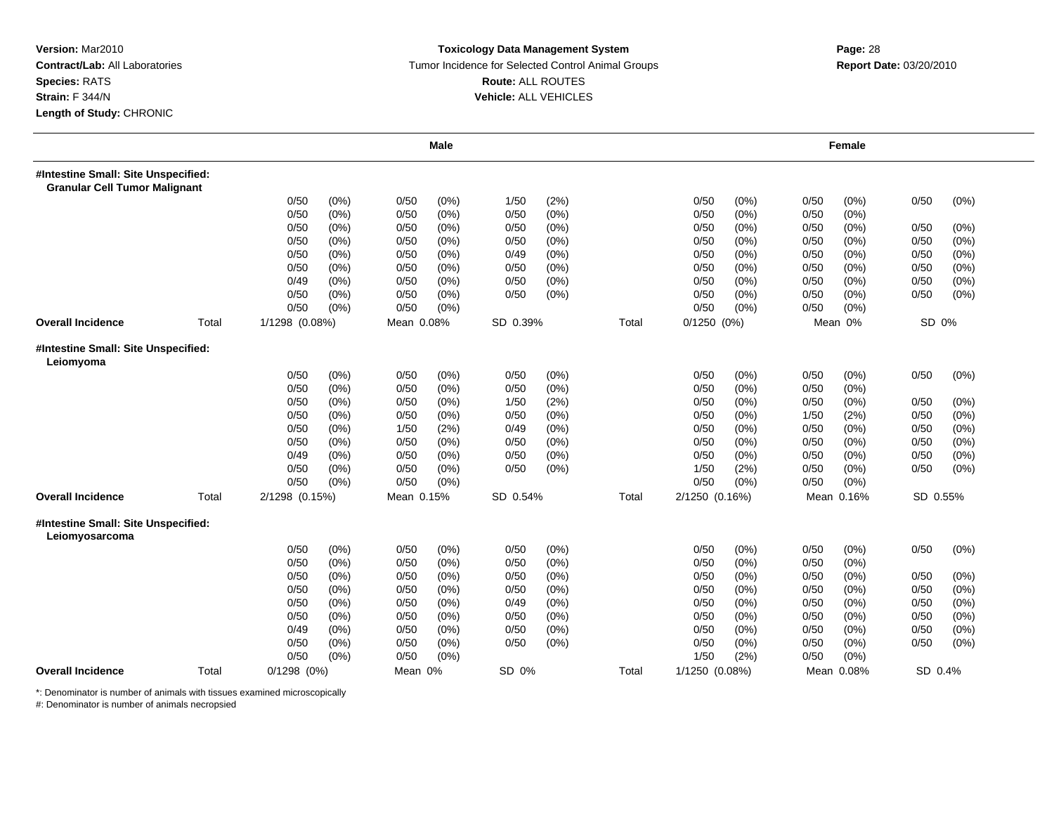**Version:** Mar2010
**Contract/Lab:** All Laboratories
**Species:** RATS
**Strain:** F 344/N
**Length of Study:** CHRONIC

**Toxicology Data Management System**
Tumor Incidence for Selected Control Animal Groups
**Route:** ALL ROUTES
**Vehicle:** ALL VEHICLES

**Report Date:** 03/20/2010

| | | Male | | | | Female | | |
|---|---|---|---|---|---|---|---|---|
| **#Intestine Small: Site Unspecified: Granular Cell Tumor Malignant** | | | | | | | | |
| | | 0/50 (0%) | 0/50 (0%) | 1/50 (2%) | | 0/50 (0%) | 0/50 (0%) | 0/50 (0%) |
| | | 0/50 (0%) | 0/50 (0%) | 0/50 (0%) | | 0/50 (0%) | 0/50 (0%) | |
| | | 0/50 (0%) | 0/50 (0%) | 0/50 (0%) | | 0/50 (0%) | 0/50 (0%) | 0/50 (0%) |
| | | 0/50 (0%) | 0/50 (0%) | 0/50 (0%) | | 0/50 (0%) | 0/50 (0%) | 0/50 (0%) |
| | | 0/50 (0%) | 0/50 (0%) | 0/49 (0%) | | 0/50 (0%) | 0/50 (0%) | 0/50 (0%) |
| | | 0/50 (0%) | 0/50 (0%) | 0/50 (0%) | | 0/50 (0%) | 0/50 (0%) | 0/50 (0%) |
| | | 0/49 (0%) | 0/50 (0%) | 0/50 (0%) | | 0/50 (0%) | 0/50 (0%) | 0/50 (0%) |
| | | 0/50 (0%) | 0/50 (0%) | 0/50 (0%) | | 0/50 (0%) | 0/50 (0%) | 0/50 (0%) |
| | | 0/50 (0%) | 0/50 (0%) | | | 0/50 (0%) | 0/50 (0%) | |
| **Overall Incidence** | Total | 1/1298 (0.08%) | Mean 0.08% | SD 0.39% | Total | 0/1250 (0%) | Mean 0% | SD 0% |
| **#Intestine Small: Site Unspecified: Leiomyoma** | | | | | | | | |
| | | 0/50 (0%) | 0/50 (0%) | 0/50 (0%) | | 0/50 (0%) | 0/50 (0%) | 0/50 (0%) |
| | | 0/50 (0%) | 0/50 (0%) | 0/50 (0%) | | 0/50 (0%) | 0/50 (0%) | |
| | | 0/50 (0%) | 0/50 (0%) | 1/50 (2%) | | 0/50 (0%) | 0/50 (0%) | 0/50 (0%) |
| | | 0/50 (0%) | 0/50 (0%) | 0/50 (0%) | | 0/50 (0%) | 1/50 (2%) | 0/50 (0%) |
| | | 0/50 (0%) | 1/50 (2%) | 0/49 (0%) | | 0/50 (0%) | 0/50 (0%) | 0/50 (0%) |
| | | 0/50 (0%) | 0/50 (0%) | 0/50 (0%) | | 0/50 (0%) | 0/50 (0%) | 0/50 (0%) |
| | | 0/49 (0%) | 0/50 (0%) | 0/50 (0%) | | 0/50 (0%) | 0/50 (0%) | 0/50 (0%) |
| | | 0/50 (0%) | 0/50 (0%) | 0/50 (0%) | | 1/50 (2%) | 0/50 (0%) | 0/50 (0%) |
| | | 0/50 (0%) | 0/50 (0%) | | | 0/50 (0%) | 0/50 (0%) | |
| **Overall Incidence** | Total | 2/1298 (0.15%) | Mean 0.15% | SD 0.54% | Total | 2/1250 (0.16%) | Mean 0.16% | SD 0.55% |
| **#Intestine Small: Site Unspecified: Leiomyosarcoma** | | | | | | | | |
| | | 0/50 (0%) | 0/50 (0%) | 0/50 (0%) | | 0/50 (0%) | 0/50 (0%) | 0/50 (0%) |
| | | 0/50 (0%) | 0/50 (0%) | 0/50 (0%) | | 0/50 (0%) | 0/50 (0%) | |
| | | 0/50 (0%) | 0/50 (0%) | 0/50 (0%) | | 0/50 (0%) | 0/50 (0%) | 0/50 (0%) |
| | | 0/50 (0%) | 0/50 (0%) | 0/50 (0%) | | 0/50 (0%) | 0/50 (0%) | 0/50 (0%) |
| | | 0/50 (0%) | 0/50 (0%) | 0/49 (0%) | | 0/50 (0%) | 0/50 (0%) | 0/50 (0%) |
| | | 0/50 (0%) | 0/50 (0%) | 0/50 (0%) | | 0/50 (0%) | 0/50 (0%) | 0/50 (0%) |
| | | 0/49 (0%) | 0/50 (0%) | 0/50 (0%) | | 0/50 (0%) | 0/50 (0%) | 0/50 (0%) |
| | | 0/50 (0%) | 0/50 (0%) | 0/50 (0%) | | 0/50 (0%) | 0/50 (0%) | 0/50 (0%) |
| | | 0/50 (0%) | 0/50 (0%) | | | 1/50 (2%) | 0/50 (0%) | |
| **Overall Incidence** | Total | 0/1298 (0%) | Mean 0% | SD 0% | Total | 1/1250 (0.08%) | Mean 0.08% | SD 0.4% |

*: Denominator is number of animals with tissues examined microscopically
#: Denominator is number of animals necropsied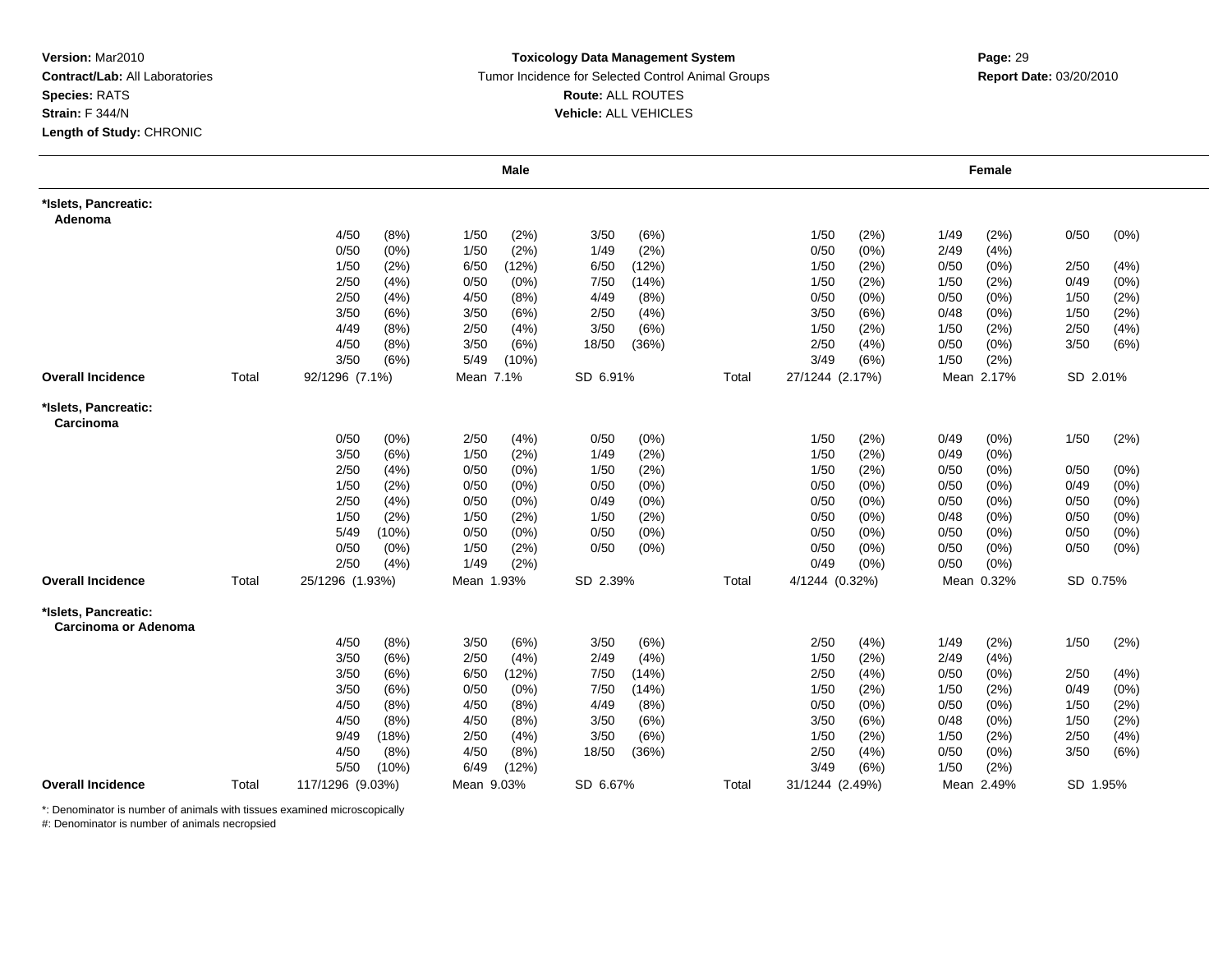**Version:** Mar2010
**Contract/Lab:** All Laboratories
**Species:** RATS
**Strain:** F 344/N
**Length of Study:** CHRONIC

**Toxicology Data Management System**
Tumor Incidence for Selected Control Animal Groups
**Route:** ALL ROUTES
**Vehicle:** ALL VEHICLES

**Report Date:** 03/20/2010

| | | Male | | | | | | | Female | | | | | |
|---|---|---|---|---|---|---|---|---|---|---|---|---|---|---|
| ***Islets, Pancreatic: Adenoma** | | | | | | | | | | | | | | |
| | | 4/50 | (8%) | 1/50 | (2%) | 3/50 | (6%) | | 1/50 | (2%) | 1/49 | (2%) | 0/50 | (0%) |
| | | 0/50 | (0%) | 1/50 | (2%) | 1/49 | (2%) | | 0/50 | (0%) | 2/49 | (4%) | | |
| | | 1/50 | (2%) | 6/50 | (12%) | 6/50 | (12%) | | 1/50 | (2%) | 0/50 | (0%) | 2/50 | (4%) |
| | | 2/50 | (4%) | 0/50 | (0%) | 7/50 | (14%) | | 1/50 | (2%) | 1/50 | (2%) | 0/49 | (0%) |
| | | 2/50 | (4%) | 4/50 | (8%) | 4/49 | (8%) | | 0/50 | (0%) | 0/50 | (0%) | 1/50 | (2%) |
| | | 3/50 | (6%) | 3/50 | (6%) | 2/50 | (4%) | | 3/50 | (6%) | 0/48 | (0%) | 1/50 | (2%) |
| | | 4/49 | (8%) | 2/50 | (4%) | 3/50 | (6%) | | 1/50 | (2%) | 1/50 | (2%) | 2/50 | (4%) |
| | | 4/50 | (8%) | 3/50 | (6%) | 18/50 | (36%) | | 2/50 | (4%) | 0/50 | (0%) | 3/50 | (6%) |
| | | 3/50 | (6%) | 5/49 | (10%) | | | | 3/49 | (6%) | 1/50 | (2%) | | |
| **Overall Incidence** | Total | 92/1296 (7.1%) | | Mean 7.1% | | SD 6.91% | | Total | 27/1244 (2.17%) | | Mean 2.17% | | SD 2.01% | |
| ***Islets, Pancreatic: Carcinoma** | | | | | | | | | | | | | | |
| | | 0/50 | (0%) | 2/50 | (4%) | 0/50 | (0%) | | 1/50 | (2%) | 0/49 | (0%) | 1/50 | (2%) |
| | | 3/50 | (6%) | 1/50 | (2%) | 1/49 | (2%) | | 1/50 | (2%) | 0/49 | (0%) | | |
| | | 2/50 | (4%) | 0/50 | (0%) | 1/50 | (2%) | | 1/50 | (2%) | 0/50 | (0%) | 0/50 | (0%) |
| | | 1/50 | (2%) | 0/50 | (0%) | 0/50 | (0%) | | 0/50 | (0%) | 0/50 | (0%) | 0/49 | (0%) |
| | | 2/50 | (4%) | 0/50 | (0%) | 0/49 | (0%) | | 0/50 | (0%) | 0/50 | (0%) | 0/50 | (0%) |
| | | 1/50 | (2%) | 1/50 | (2%) | 1/50 | (2%) | | 0/50 | (0%) | 0/48 | (0%) | 0/50 | (0%) |
| | | 5/49 | (10%) | 0/50 | (0%) | 0/50 | (0%) | | 0/50 | (0%) | 0/50 | (0%) | 0/50 | (0%) |
| | | 0/50 | (0%) | 1/50 | (2%) | 0/50 | (0%) | | 0/50 | (0%) | 0/50 | (0%) | 0/50 | (0%) |
| | | 2/50 | (4%) | 1/49 | (2%) | | | | 0/49 | (0%) | 0/50 | (0%) | | |
| **Overall Incidence** | Total | 25/1296 (1.93%) | | Mean 1.93% | | SD 2.39% | | Total | 4/1244 (0.32%) | | Mean 0.32% | | SD 0.75% | |
| ***Islets, Pancreatic: Carcinoma or Adenoma** | | | | | | | | | | | | | | |
| | | 4/50 | (8%) | 3/50 | (6%) | 3/50 | (6%) | | 2/50 | (4%) | 1/49 | (2%) | 1/50 | (2%) |
| | | 3/50 | (6%) | 2/50 | (4%) | 2/49 | (4%) | | 1/50 | (2%) | 2/49 | (4%) | | |
| | | 3/50 | (6%) | 6/50 | (12%) | 7/50 | (14%) | | 2/50 | (4%) | 0/50 | (0%) | 2/50 | (4%) |
| | | 3/50 | (6%) | 0/50 | (0%) | 7/50 | (14%) | | 1/50 | (2%) | 1/50 | (2%) | 0/49 | (0%) |
| | | 4/50 | (8%) | 4/50 | (8%) | 4/49 | (8%) | | 0/50 | (0%) | 0/50 | (0%) | 1/50 | (2%) |
| | | 4/50 | (8%) | 4/50 | (8%) | 3/50 | (6%) | | 3/50 | (6%) | 0/48 | (0%) | 1/50 | (2%) |
| | | 9/49 | (18%) | 2/50 | (4%) | 3/50 | (6%) | | 1/50 | (2%) | 1/50 | (2%) | 2/50 | (4%) |
| | | 4/50 | (8%) | 4/50 | (8%) | 18/50 | (36%) | | 2/50 | (4%) | 0/50 | (0%) | 3/50 | (6%) |
| | | 5/50 | (10%) | 6/49 | (12%) | | | | 3/49 | (6%) | 1/50 | (2%) | | |
| **Overall Incidence** | Total | 117/1296 (9.03%) | | Mean 9.03% | | SD 6.67% | | Total | 31/1244 (2.49%) | | Mean 2.49% | | SD 1.95% | |

*: Denominator is number of animals with tissues examined microscopically
#: Denominator is number of animals necropsied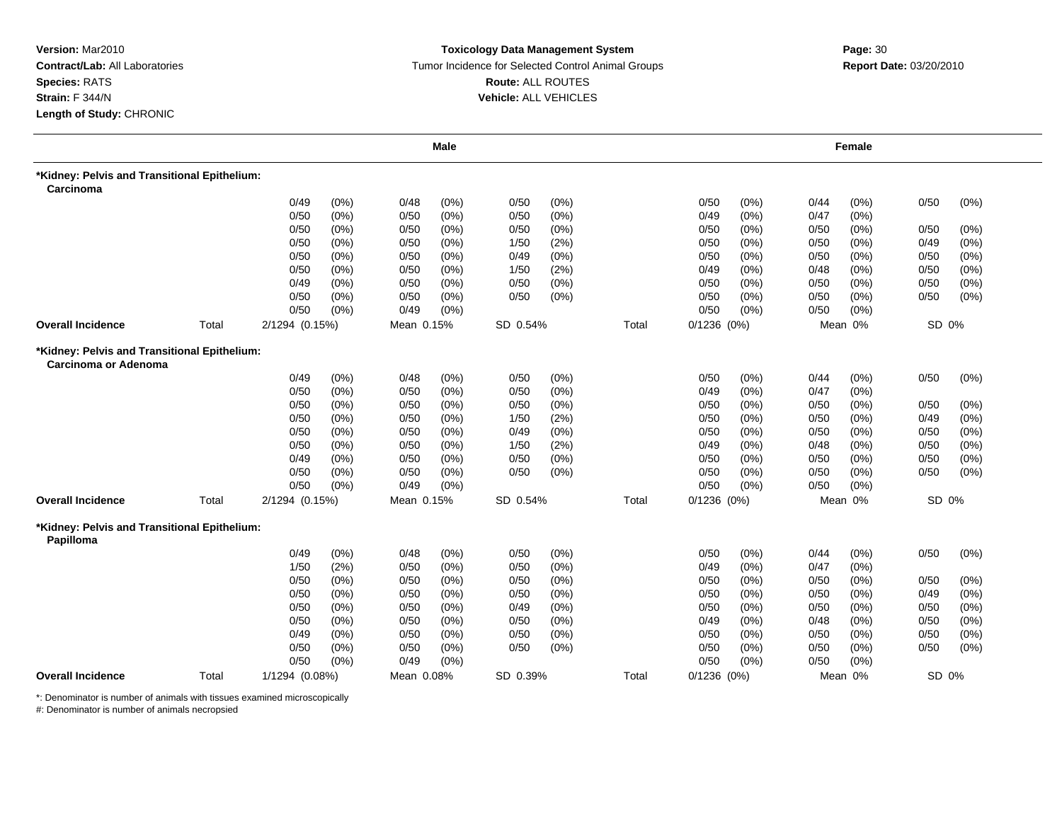**Version:** Mar2010
**Contract/Lab:** All Laboratories
**Species:** RATS
**Strain:** F 344/N
**Length of Study:** CHRONIC

**Toxicology Data Management System**
Tumor Incidence for Selected Control Animal Groups
**Route:** ALL ROUTES
**Vehicle:** ALL VEHICLES

**Report Date:** 03/20/2010

| | Male | | | Female | | |
|---|---|---|---|---|---|---|
| **\*Kidney: Pelvis and Transitional Epithelium: Carcinoma** | | | | | | |
| | 0/49 (0%) | 0/48 (0%) | 0/50 (0%) | 0/50 (0%) | 0/44 (0%) | 0/50 (0%) |
| | 0/50 (0%) | 0/50 (0%) | 0/50 (0%) | 0/49 (0%) | 0/47 (0%) | |
| | 0/50 (0%) | 0/50 (0%) | 0/50 (0%) | 0/50 (0%) | 0/50 (0%) | 0/50 (0%) |
| | 0/50 (0%) | 0/50 (0%) | 1/50 (2%) | 0/50 (0%) | 0/50 (0%) | 0/49 (0%) |
| | 0/50 (0%) | 0/50 (0%) | 0/49 (0%) | 0/50 (0%) | 0/50 (0%) | 0/50 (0%) |
| | 0/50 (0%) | 0/50 (0%) | 1/50 (2%) | 0/49 (0%) | 0/48 (0%) | 0/50 (0%) |
| | 0/49 (0%) | 0/50 (0%) | 0/50 (0%) | 0/50 (0%) | 0/50 (0%) | 0/50 (0%) |
| | 0/50 (0%) | 0/50 (0%) | 0/50 (0%) | 0/50 (0%) | 0/50 (0%) | 0/50 (0%) |
| | 0/50 (0%) | 0/49 (0%) | | 0/50 (0%) | 0/50 (0%) | |
| **Overall Incidence** | Total 2/1294 (0.15%) | Mean 0.15% | SD 0.54% | Total 0/1236 (0%) | Mean 0% | SD 0% |
| **\*Kidney: Pelvis and Transitional Epithelium: Carcinoma or Adenoma** | | | | | | |
| | 0/49 (0%) | 0/48 (0%) | 0/50 (0%) | 0/50 (0%) | 0/44 (0%) | 0/50 (0%) |
| | 0/50 (0%) | 0/50 (0%) | 0/50 (0%) | 0/49 (0%) | 0/47 (0%) | |
| | 0/50 (0%) | 0/50 (0%) | 0/50 (0%) | 0/50 (0%) | 0/50 (0%) | 0/50 (0%) |
| | 0/50 (0%) | 0/50 (0%) | 1/50 (2%) | 0/50 (0%) | 0/50 (0%) | 0/49 (0%) |
| | 0/50 (0%) | 0/50 (0%) | 0/49 (0%) | 0/50 (0%) | 0/50 (0%) | 0/50 (0%) |
| | 0/50 (0%) | 0/50 (0%) | 1/50 (2%) | 0/49 (0%) | 0/48 (0%) | 0/50 (0%) |
| | 0/49 (0%) | 0/50 (0%) | 0/50 (0%) | 0/50 (0%) | 0/50 (0%) | 0/50 (0%) |
| | 0/50 (0%) | 0/50 (0%) | 0/50 (0%) | 0/50 (0%) | 0/50 (0%) | 0/50 (0%) |
| | 0/50 (0%) | 0/49 (0%) | | 0/50 (0%) | 0/50 (0%) | |
| **Overall Incidence** | Total 2/1294 (0.15%) | Mean 0.15% | SD 0.54% | Total 0/1236 (0%) | Mean 0% | SD 0% |
| **\*Kidney: Pelvis and Transitional Epithelium: Papilloma** | | | | | | |
| | 0/49 (0%) | 0/48 (0%) | 0/50 (0%) | 0/50 (0%) | 0/44 (0%) | 0/50 (0%) |
| | 1/50 (2%) | 0/50 (0%) | 0/50 (0%) | 0/49 (0%) | 0/47 (0%) | |
| | 0/50 (0%) | 0/50 (0%) | 0/50 (0%) | 0/50 (0%) | 0/50 (0%) | 0/50 (0%) |
| | 0/50 (0%) | 0/50 (0%) | 0/50 (0%) | 0/50 (0%) | 0/50 (0%) | 0/49 (0%) |
| | 0/50 (0%) | 0/50 (0%) | 0/49 (0%) | 0/50 (0%) | 0/50 (0%) | 0/50 (0%) |
| | 0/50 (0%) | 0/50 (0%) | 0/50 (0%) | 0/49 (0%) | 0/48 (0%) | 0/50 (0%) |
| | 0/49 (0%) | 0/50 (0%) | 0/50 (0%) | 0/50 (0%) | 0/50 (0%) | 0/50 (0%) |
| | 0/50 (0%) | 0/50 (0%) | 0/50 (0%) | 0/50 (0%) | 0/50 (0%) | 0/50 (0%) |
| | 0/50 (0%) | 0/49 (0%) | | 0/50 (0%) | 0/50 (0%) | |
| **Overall Incidence** | Total 1/1294 (0.08%) | Mean 0.08% | SD 0.39% | Total 0/1236 (0%) | Mean 0% | SD 0% |

*: Denominator is number of animals with tissues examined microscopically
#: Denominator is number of animals necropsied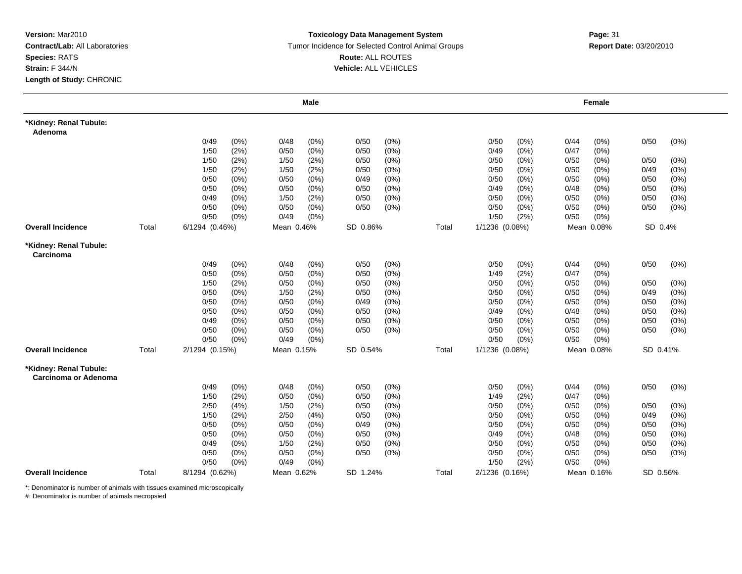**Version:** Mar2010
**Contract/Lab:** All Laboratories
**Species:** RATS
**Strain:** F 344/N
**Length of Study:** CHRONIC

**Toxicology Data Management System**
Tumor Incidence for Selected Control Animal Groups
**Route:** ALL ROUTES
**Vehicle:** ALL VEHICLES

**Report Date:** 03/20/2010

| | | Male | | | | | | | Female | | | | | |
|---|---|---|---|---|---|---|---|---|---|---|---|---|---|---|
| **\*Kidney: Renal Tubule: Adenoma** | | | | | | | | | | | | | | |
| | | 0/49 | (0%) | 0/48 | (0%) | 0/50 | (0%) | | 0/50 | (0%) | 0/44 | (0%) | 0/50 | (0%) |
| | | 1/50 | (2%) | 0/50 | (0%) | 0/50 | (0%) | | 0/49 | (0%) | 0/47 | (0%) | | |
| | | 1/50 | (2%) | 1/50 | (2%) | 0/50 | (0%) | | 0/50 | (0%) | 0/50 | (0%) | 0/50 | (0%) |
| | | 1/50 | (2%) | 1/50 | (2%) | 0/50 | (0%) | | 0/50 | (0%) | 0/50 | (0%) | 0/49 | (0%) |
| | | 0/50 | (0%) | 0/50 | (0%) | 0/49 | (0%) | | 0/50 | (0%) | 0/50 | (0%) | 0/50 | (0%) |
| | | 0/50 | (0%) | 0/50 | (0%) | 0/50 | (0%) | | 0/49 | (0%) | 0/48 | (0%) | 0/50 | (0%) |
| | | 0/49 | (0%) | 1/50 | (2%) | 0/50 | (0%) | | 0/50 | (0%) | 0/50 | (0%) | 0/50 | (0%) |
| | | 0/50 | (0%) | 0/50 | (0%) | 0/50 | (0%) | | 0/50 | (0%) | 0/50 | (0%) | 0/50 | (0%) |
| | | 0/50 | (0%) | 0/49 | (0%) | | | | 1/50 | (2%) | 0/50 | (0%) | | |
| **Overall Incidence** | Total | 6/1294 (0.46%) | | Mean 0.46% | | SD 0.86% | | Total | 1/1236 (0.08%) | | Mean 0.08% | | SD 0.4% | |
| **\*Kidney: Renal Tubule: Carcinoma** | | | | | | | | | | | | | | |
| | | 0/49 | (0%) | 0/48 | (0%) | 0/50 | (0%) | | 0/50 | (0%) | 0/44 | (0%) | 0/50 | (0%) |
| | | 0/50 | (0%) | 0/50 | (0%) | 0/50 | (0%) | | 1/49 | (2%) | 0/47 | (0%) | | |
| | | 1/50 | (2%) | 0/50 | (0%) | 0/50 | (0%) | | 0/50 | (0%) | 0/50 | (0%) | 0/50 | (0%) |
| | | 0/50 | (0%) | 1/50 | (2%) | 0/50 | (0%) | | 0/50 | (0%) | 0/50 | (0%) | 0/49 | (0%) |
| | | 0/50 | (0%) | 0/50 | (0%) | 0/49 | (0%) | | 0/50 | (0%) | 0/50 | (0%) | 0/50 | (0%) |
| | | 0/50 | (0%) | 0/50 | (0%) | 0/50 | (0%) | | 0/49 | (0%) | 0/48 | (0%) | 0/50 | (0%) |
| | | 0/49 | (0%) | 0/50 | (0%) | 0/50 | (0%) | | 0/50 | (0%) | 0/50 | (0%) | 0/50 | (0%) |
| | | 0/50 | (0%) | 0/50 | (0%) | 0/50 | (0%) | | 0/50 | (0%) | 0/50 | (0%) | 0/50 | (0%) |
| | | 0/50 | (0%) | 0/49 | (0%) | | | | 0/50 | (0%) | 0/50 | (0%) | | |
| **Overall Incidence** | Total | 2/1294 (0.15%) | | Mean 0.15% | | SD 0.54% | | Total | 1/1236 (0.08%) | | Mean 0.08% | | SD 0.41% | |
| **\*Kidney: Renal Tubule: Carcinoma or Adenoma** | | | | | | | | | | | | | | |
| | | 0/49 | (0%) | 0/48 | (0%) | 0/50 | (0%) | | 0/50 | (0%) | 0/44 | (0%) | 0/50 | (0%) |
| | | 1/50 | (2%) | 0/50 | (0%) | 0/50 | (0%) | | 1/49 | (2%) | 0/47 | (0%) | | |
| | | 2/50 | (4%) | 1/50 | (2%) | 0/50 | (0%) | | 0/50 | (0%) | 0/50 | (0%) | 0/50 | (0%) |
| | | 1/50 | (2%) | 2/50 | (4%) | 0/50 | (0%) | | 0/50 | (0%) | 0/50 | (0%) | 0/49 | (0%) |
| | | 0/50 | (0%) | 0/50 | (0%) | 0/49 | (0%) | | 0/50 | (0%) | 0/50 | (0%) | 0/50 | (0%) |
| | | 0/50 | (0%) | 0/50 | (0%) | 0/50 | (0%) | | 0/49 | (0%) | 0/48 | (0%) | 0/50 | (0%) |
| | | 0/49 | (0%) | 1/50 | (2%) | 0/50 | (0%) | | 0/50 | (0%) | 0/50 | (0%) | 0/50 | (0%) |
| | | 0/50 | (0%) | 0/50 | (0%) | 0/50 | (0%) | | 0/50 | (0%) | 0/50 | (0%) | 0/50 | (0%) |
| | | 0/50 | (0%) | 0/49 | (0%) | | | | 1/50 | (2%) | 0/50 | (0%) | | |
| **Overall Incidence** | Total | 8/1294 (0.62%) | | Mean 0.62% | | SD 1.24% | | Total | 2/1236 (0.16%) | | Mean 0.16% | | SD 0.56% | |

*: Denominator is number of animals with tissues examined microscopically
#: Denominator is number of animals necropsied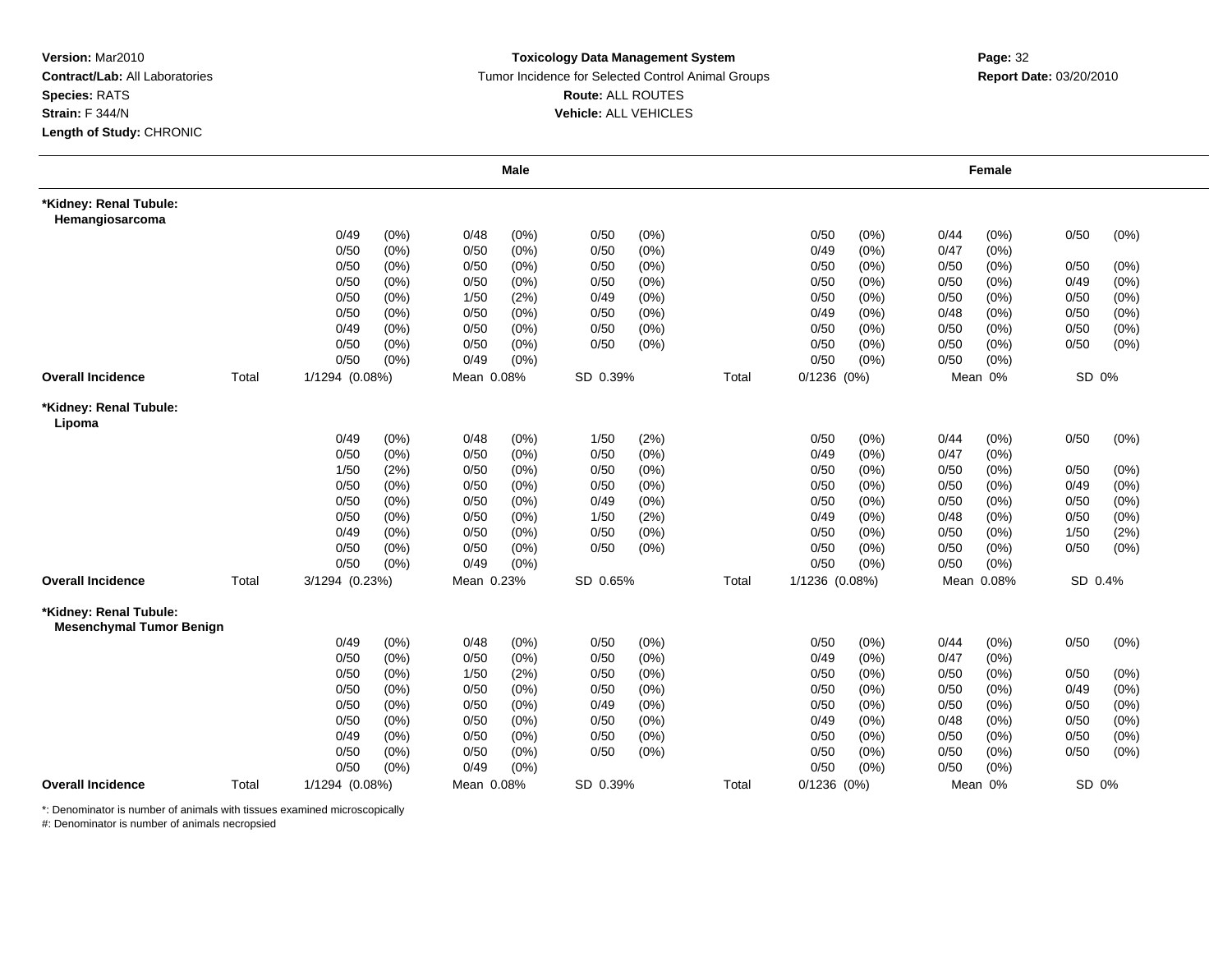**Version:** Mar2010
**Contract/Lab:** All Laboratories
**Species:** RATS
**Strain:** F 344/N
**Length of Study:** CHRONIC

**Toxicology Data Management System**
Tumor Incidence for Selected Control Animal Groups
**Route:** ALL ROUTES
**Vehicle:** ALL VEHICLES

**Report Date:** 03/20/2010

| | | Male | | | | | | | Female | | | | | |
|---|---|---|---|---|---|---|---|---|---|---|---|---|---|---|
| **\*Kidney: Renal Tubule: Hemangiosarcoma** | | | | | | | | | | | | | | |
| | | 0/49 | (0%) | 0/48 | (0%) | 0/50 | (0%) | | 0/50 | (0%) | 0/44 | (0%) | 0/50 | (0%) |
| | | 0/50 | (0%) | 0/50 | (0%) | 0/50 | (0%) | | 0/49 | (0%) | 0/47 | (0%) | | |
| | | 0/50 | (0%) | 0/50 | (0%) | 0/50 | (0%) | | 0/50 | (0%) | 0/50 | (0%) | 0/50 | (0%) |
| | | 0/50 | (0%) | 0/50 | (0%) | 0/50 | (0%) | | 0/50 | (0%) | 0/50 | (0%) | 0/49 | (0%) |
| | | 0/50 | (0%) | 1/50 | (2%) | 0/49 | (0%) | | 0/50 | (0%) | 0/50 | (0%) | 0/50 | (0%) |
| | | 0/50 | (0%) | 0/50 | (0%) | 0/50 | (0%) | | 0/49 | (0%) | 0/48 | (0%) | 0/50 | (0%) |
| | | 0/49 | (0%) | 0/50 | (0%) | 0/50 | (0%) | | 0/50 | (0%) | 0/50 | (0%) | 0/50 | (0%) |
| | | 0/50 | (0%) | 0/50 | (0%) | 0/50 | (0%) | | 0/50 | (0%) | 0/50 | (0%) | 0/50 | (0%) |
| | | 0/50 | (0%) | 0/49 | (0%) | | | | 0/50 | (0%) | 0/50 | (0%) | | |
| **Overall Incidence** | Total | 1/1294 (0.08%) | | Mean 0.08% | | SD 0.39% | | Total | 0/1236 (0%) | | Mean 0% | | SD 0% | |
| **\*Kidney: Renal Tubule: Lipoma** | | | | | | | | | | | | | | |
| | | 0/49 | (0%) | 0/48 | (0%) | 1/50 | (2%) | | 0/50 | (0%) | 0/44 | (0%) | 0/50 | (0%) |
| | | 0/50 | (0%) | 0/50 | (0%) | 0/50 | (0%) | | 0/49 | (0%) | 0/47 | (0%) | | |
| | | 1/50 | (2%) | 0/50 | (0%) | 0/50 | (0%) | | 0/50 | (0%) | 0/50 | (0%) | 0/50 | (0%) |
| | | 0/50 | (0%) | 0/50 | (0%) | 0/50 | (0%) | | 0/50 | (0%) | 0/50 | (0%) | 0/49 | (0%) |
| | | 0/50 | (0%) | 0/50 | (0%) | 0/49 | (0%) | | 0/50 | (0%) | 0/50 | (0%) | 0/50 | (0%) |
| | | 0/50 | (0%) | 0/50 | (0%) | 1/50 | (2%) | | 0/49 | (0%) | 0/48 | (0%) | 0/50 | (0%) |
| | | 0/49 | (0%) | 0/50 | (0%) | 0/50 | (0%) | | 0/50 | (0%) | 0/50 | (0%) | 1/50 | (2%) |
| | | 0/50 | (0%) | 0/50 | (0%) | 0/50 | (0%) | | 0/50 | (0%) | 0/50 | (0%) | 0/50 | (0%) |
| | | 0/50 | (0%) | 0/49 | (0%) | | | | 0/50 | (0%) | 0/50 | (0%) | | |
| **Overall Incidence** | Total | 3/1294 (0.23%) | | Mean 0.23% | | SD 0.65% | | Total | 1/1236 (0.08%) | | Mean 0.08% | | SD 0.4% | |
| **\*Kidney: Renal Tubule: Mesenchymal Tumor Benign** | | | | | | | | | | | | | | |
| | | 0/49 | (0%) | 0/48 | (0%) | 0/50 | (0%) | | 0/50 | (0%) | 0/44 | (0%) | 0/50 | (0%) |
| | | 0/50 | (0%) | 0/50 | (0%) | 0/50 | (0%) | | 0/49 | (0%) | 0/47 | (0%) | | |
| | | 0/50 | (0%) | 1/50 | (2%) | 0/50 | (0%) | | 0/50 | (0%) | 0/50 | (0%) | 0/50 | (0%) |
| | | 0/50 | (0%) | 0/50 | (0%) | 0/50 | (0%) | | 0/50 | (0%) | 0/50 | (0%) | 0/49 | (0%) |
| | | 0/50 | (0%) | 0/50 | (0%) | 0/49 | (0%) | | 0/50 | (0%) | 0/50 | (0%) | 0/50 | (0%) |
| | | 0/50 | (0%) | 0/50 | (0%) | 0/50 | (0%) | | 0/49 | (0%) | 0/48 | (0%) | 0/50 | (0%) |
| | | 0/49 | (0%) | 0/50 | (0%) | 0/50 | (0%) | | 0/50 | (0%) | 0/50 | (0%) | 0/50 | (0%) |
| | | 0/50 | (0%) | 0/50 | (0%) | 0/50 | (0%) | | 0/50 | (0%) | 0/50 | (0%) | 0/50 | (0%) |
| | | 0/50 | (0%) | 0/49 | (0%) | | | | 0/50 | (0%) | 0/50 | (0%) | | |
| **Overall Incidence** | Total | 1/1294 (0.08%) | | Mean 0.08% | | SD 0.39% | | Total | 0/1236 (0%) | | Mean 0% | | SD 0% | |

*: Denominator is number of animals with tissues examined microscopically
#: Denominator is number of animals necropsied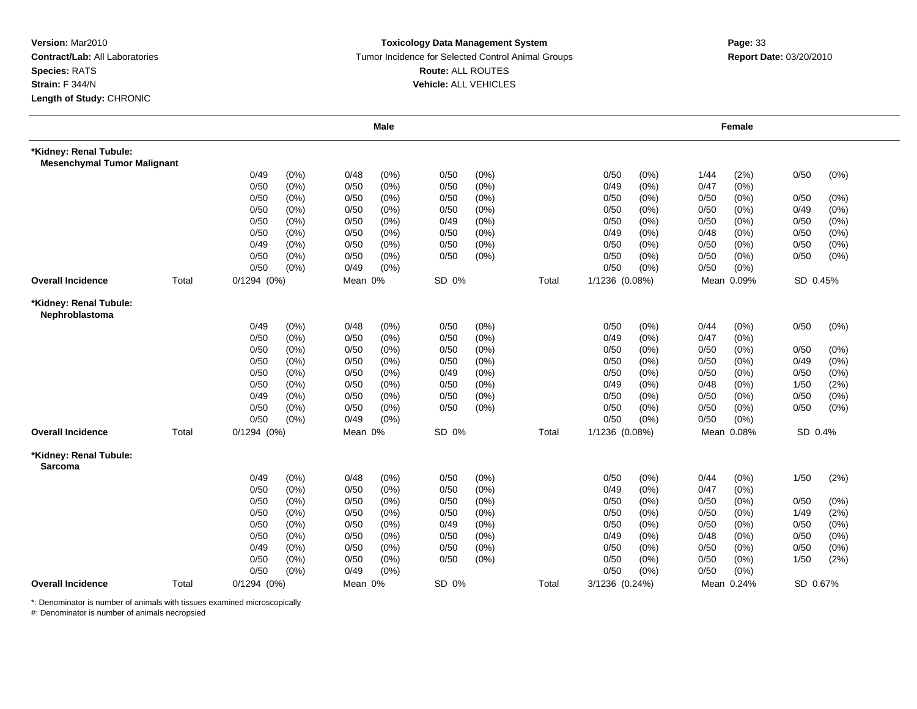**Version:** Mar2010
**Contract/Lab:** All Laboratories
**Species:** RATS
**Strain:** F 344/N
**Length of Study:** CHRONIC

**Toxicology Data Management System**
Tumor Incidence for Selected Control Animal Groups
**Route:** ALL ROUTES
**Vehicle:** ALL VEHICLES

**Report Date:** 03/20/2010

| | | Male | | | | Female | | |
|---|---|---|---|---|---|---|---|---|
| **\*Kidney: Renal Tubule: Mesenchymal Tumor Malignant** | | | | | | | | |
| | | 0/49 (0%) | 0/48 (0%) | 0/50 (0%) | | 0/50 (0%) | 1/44 (2%) | 0/50 (0%) |
| | | 0/50 (0%) | 0/50 (0%) | 0/50 (0%) | | 0/49 (0%) | 0/47 (0%) | |
| | | 0/50 (0%) | 0/50 (0%) | 0/50 (0%) | | 0/50 (0%) | 0/50 (0%) | 0/50 (0%) |
| | | 0/50 (0%) | 0/50 (0%) | 0/50 (0%) | | 0/50 (0%) | 0/50 (0%) | 0/49 (0%) |
| | | 0/50 (0%) | 0/50 (0%) | 0/49 (0%) | | 0/50 (0%) | 0/50 (0%) | 0/50 (0%) |
| | | 0/50 (0%) | 0/50 (0%) | 0/50 (0%) | | 0/49 (0%) | 0/48 (0%) | 0/50 (0%) |
| | | 0/49 (0%) | 0/50 (0%) | 0/50 (0%) | | 0/50 (0%) | 0/50 (0%) | 0/50 (0%) |
| | | 0/50 (0%) | 0/50 (0%) | 0/50 (0%) | | 0/50 (0%) | 0/50 (0%) | 0/50 (0%) |
| | | 0/50 (0%) | 0/49 (0%) | | | 0/50 (0%) | 0/50 (0%) | |
| **Overall Incidence** | Total | 0/1294 (0%) | Mean 0% | SD 0% | Total | 1/1236 (0.08%) | Mean 0.09% | SD 0.45% |
| **\*Kidney: Renal Tubule: Nephroblastoma** | | | | | | | | |
| | | 0/49 (0%) | 0/48 (0%) | 0/50 (0%) | | 0/50 (0%) | 0/44 (0%) | 0/50 (0%) |
| | | 0/50 (0%) | 0/50 (0%) | 0/50 (0%) | | 0/49 (0%) | 0/47 (0%) | |
| | | 0/50 (0%) | 0/50 (0%) | 0/50 (0%) | | 0/50 (0%) | 0/50 (0%) | 0/50 (0%) |
| | | 0/50 (0%) | 0/50 (0%) | 0/50 (0%) | | 0/50 (0%) | 0/50 (0%) | 0/49 (0%) |
| | | 0/50 (0%) | 0/50 (0%) | 0/49 (0%) | | 0/50 (0%) | 0/50 (0%) | 0/50 (0%) |
| | | 0/50 (0%) | 0/50 (0%) | 0/50 (0%) | | 0/49 (0%) | 0/48 (0%) | 1/50 (2%) |
| | | 0/49 (0%) | 0/50 (0%) | 0/50 (0%) | | 0/50 (0%) | 0/50 (0%) | 0/50 (0%) |
| | | 0/50 (0%) | 0/50 (0%) | 0/50 (0%) | | 0/50 (0%) | 0/50 (0%) | 0/50 (0%) |
| | | 0/50 (0%) | 0/49 (0%) | | | 0/50 (0%) | 0/50 (0%) | |
| **Overall Incidence** | Total | 0/1294 (0%) | Mean 0% | SD 0% | Total | 1/1236 (0.08%) | Mean 0.08% | SD 0.4% |
| **\*Kidney: Renal Tubule: Sarcoma** | | | | | | | | |
| | | 0/49 (0%) | 0/48 (0%) | 0/50 (0%) | | 0/50 (0%) | 0/44 (0%) | 1/50 (2%) |
| | | 0/50 (0%) | 0/50 (0%) | 0/50 (0%) | | 0/49 (0%) | 0/47 (0%) | |
| | | 0/50 (0%) | 0/50 (0%) | 0/50 (0%) | | 0/50 (0%) | 0/50 (0%) | 0/50 (0%) |
| | | 0/50 (0%) | 0/50 (0%) | 0/50 (0%) | | 0/50 (0%) | 0/50 (0%) | 1/49 (2%) |
| | | 0/50 (0%) | 0/50 (0%) | 0/49 (0%) | | 0/50 (0%) | 0/50 (0%) | 0/50 (0%) |
| | | 0/50 (0%) | 0/50 (0%) | 0/50 (0%) | | 0/49 (0%) | 0/48 (0%) | 0/50 (0%) |
| | | 0/49 (0%) | 0/50 (0%) | 0/50 (0%) | | 0/50 (0%) | 0/50 (0%) | 0/50 (0%) |
| | | 0/50 (0%) | 0/50 (0%) | 0/50 (0%) | | 0/50 (0%) | 0/50 (0%) | 1/50 (2%) |
| | | 0/50 (0%) | 0/49 (0%) | | | 0/50 (0%) | 0/50 (0%) | |
| **Overall Incidence** | Total | 0/1294 (0%) | Mean 0% | SD 0% | Total | 3/1236 (0.24%) | Mean 0.24% | SD 0.67% |

*: Denominator is number of animals with tissues examined microscopically
#: Denominator is number of animals necropsied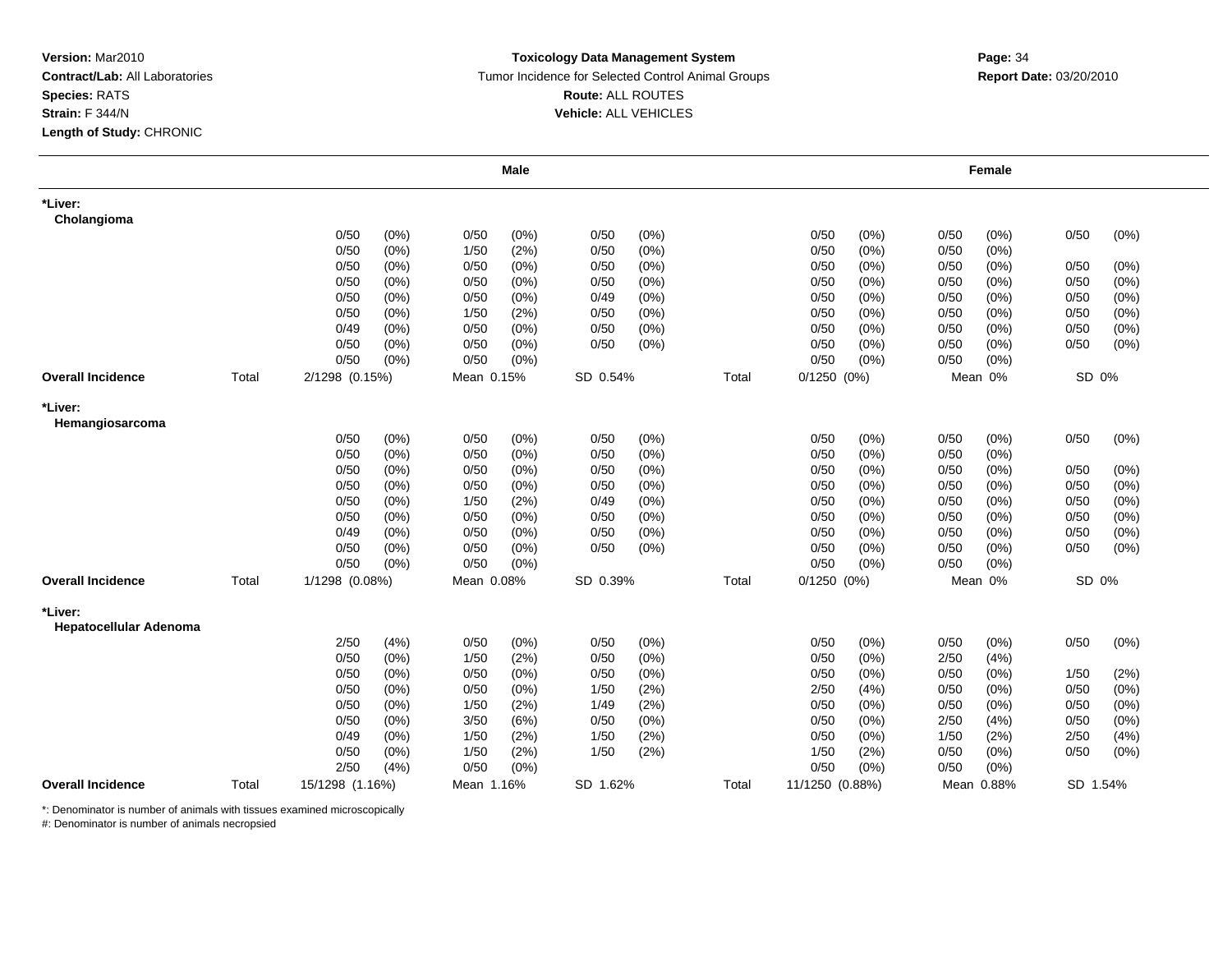**Version:** Mar2010
**Contract/Lab:** All Laboratories
**Species:** RATS
**Strain:** F 344/N
**Length of Study:** CHRONIC

**Toxicology Data Management System**
Tumor Incidence for Selected Control Animal Groups
**Route:** ALL ROUTES
**Vehicle:** ALL VEHICLES

**Report Date:** 03/20/2010

| | | Male | | | | Female | | |
|---|---|---|---|---|---|---|---|---|
| **\*Liver:** | | | | | | | | |
| **Cholangioma** | | | | | | | | |
| | | 0/50 (0%) | 0/50 (0%) | 0/50 (0%) | | 0/50 (0%) | 0/50 (0%) | 0/50 (0%) |
| | | 0/50 (0%) | 1/50 (2%) | 0/50 (0%) | | 0/50 (0%) | 0/50 (0%) | |
| | | 0/50 (0%) | 0/50 (0%) | 0/50 (0%) | | 0/50 (0%) | 0/50 (0%) | 0/50 (0%) |
| | | 0/50 (0%) | 0/50 (0%) | 0/50 (0%) | | 0/50 (0%) | 0/50 (0%) | 0/50 (0%) |
| | | 0/50 (0%) | 0/50 (0%) | 0/49 (0%) | | 0/50 (0%) | 0/50 (0%) | 0/50 (0%) |
| | | 0/50 (0%) | 1/50 (2%) | 0/50 (0%) | | 0/50 (0%) | 0/50 (0%) | 0/50 (0%) |
| | | 0/49 (0%) | 0/50 (0%) | 0/50 (0%) | | 0/50 (0%) | 0/50 (0%) | 0/50 (0%) |
| | | 0/50 (0%) | 0/50 (0%) | 0/50 (0%) | | 0/50 (0%) | 0/50 (0%) | 0/50 (0%) |
| | | 0/50 (0%) | 0/50 (0%) | | | 0/50 (0%) | 0/50 (0%) | |
| **Overall Incidence** | Total | 2/1298 (0.15%) | Mean 0.15% | SD 0.54% | Total | 0/1250 (0%) | Mean 0% | SD 0% |
| **\*Liver:** | | | | | | | | |
| **Hemangiosarcoma** | | | | | | | | |
| | | 0/50 (0%) | 0/50 (0%) | 0/50 (0%) | | 0/50 (0%) | 0/50 (0%) | 0/50 (0%) |
| | | 0/50 (0%) | 0/50 (0%) | 0/50 (0%) | | 0/50 (0%) | 0/50 (0%) | |
| | | 0/50 (0%) | 0/50 (0%) | 0/50 (0%) | | 0/50 (0%) | 0/50 (0%) | 0/50 (0%) |
| | | 0/50 (0%) | 0/50 (0%) | 0/50 (0%) | | 0/50 (0%) | 0/50 (0%) | 0/50 (0%) |
| | | 0/50 (0%) | 1/50 (2%) | 0/49 (0%) | | 0/50 (0%) | 0/50 (0%) | 0/50 (0%) |
| | | 0/50 (0%) | 0/50 (0%) | 0/50 (0%) | | 0/50 (0%) | 0/50 (0%) | 0/50 (0%) |
| | | 0/49 (0%) | 0/50 (0%) | 0/50 (0%) | | 0/50 (0%) | 0/50 (0%) | 0/50 (0%) |
| | | 0/50 (0%) | 0/50 (0%) | 0/50 (0%) | | 0/50 (0%) | 0/50 (0%) | 0/50 (0%) |
| | | 0/50 (0%) | 0/50 (0%) | | | 0/50 (0%) | 0/50 (0%) | |
| **Overall Incidence** | Total | 1/1298 (0.08%) | Mean 0.08% | SD 0.39% | Total | 0/1250 (0%) | Mean 0% | SD 0% |
| **\*Liver:** | | | | | | | | |
| **Hepatocellular Adenoma** | | | | | | | | |
| | | 2/50 (4%) | 0/50 (0%) | 0/50 (0%) | | 0/50 (0%) | 0/50 (0%) | 0/50 (0%) |
| | | 0/50 (0%) | 1/50 (2%) | 0/50 (0%) | | 0/50 (0%) | 2/50 (4%) | |
| | | 0/50 (0%) | 0/50 (0%) | 0/50 (0%) | | 0/50 (0%) | 0/50 (0%) | 1/50 (2%) |
| | | 0/50 (0%) | 0/50 (0%) | 1/50 (2%) | | 2/50 (4%) | 0/50 (0%) | 0/50 (0%) |
| | | 0/50 (0%) | 1/50 (2%) | 1/49 (2%) | | 0/50 (0%) | 0/50 (0%) | 0/50 (0%) |
| | | 0/50 (0%) | 3/50 (6%) | 0/50 (0%) | | 0/50 (0%) | 2/50 (4%) | 0/50 (0%) |
| | | 0/49 (0%) | 1/50 (2%) | 1/50 (2%) | | 0/50 (0%) | 1/50 (2%) | 2/50 (4%) |
| | | 0/50 (0%) | 1/50 (2%) | 1/50 (2%) | | 1/50 (2%) | 0/50 (0%) | 0/50 (0%) |
| | | 2/50 (4%) | 0/50 (0%) | | | 0/50 (0%) | 0/50 (0%) | |
| **Overall Incidence** | Total | 15/1298 (1.16%) | Mean 1.16% | SD 1.62% | Total | 11/1250 (0.88%) | Mean 0.88% | SD 1.54% |

*: Denominator is number of animals with tissues examined microscopically
#: Denominator is number of animals necropsied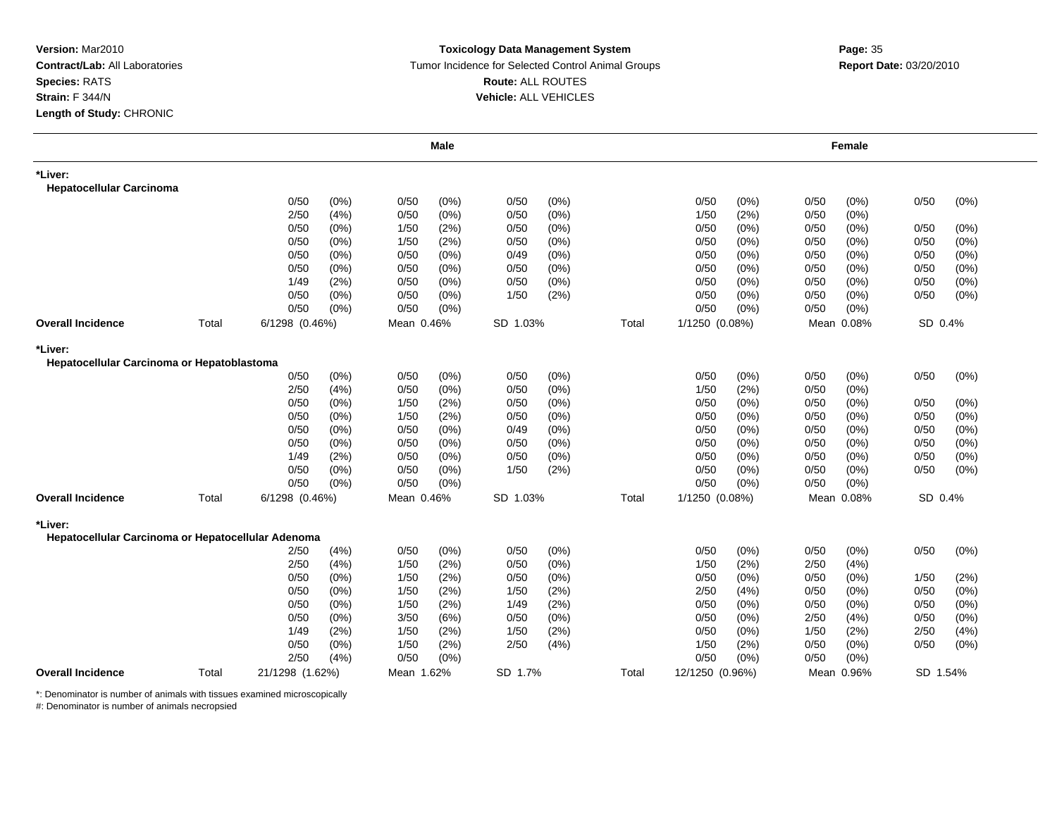**Version:** Mar2010
**Contract/Lab:** All Laboratories
**Species:** RATS
**Strain:** F 344/N
**Length of Study:** CHRONIC

**Toxicology Data Management System**
Tumor Incidence for Selected Control Animal Groups
**Route:** ALL ROUTES
**Vehicle:** ALL VEHICLES

**Report Date:** 03/20/2010

| | | **Male** | | | | **Female** | | |
|---|---|---|---|---|---|---|---|---|
| **\*Liver:** | | | | | | | | |
| **Hepatocellular Carcinoma** | | | | | | | | |
| | | 0/50 (0%) | 0/50 (0%) | 0/50 (0%) | | 0/50 (0%) | 0/50 (0%) | 0/50 (0%) |
| | | 2/50 (4%) | 0/50 (0%) | 0/50 (0%) | | 1/50 (2%) | 0/50 (0%) | |
| | | 0/50 (0%) | 1/50 (2%) | 0/50 (0%) | | 0/50 (0%) | 0/50 (0%) | 0/50 (0%) |
| | | 0/50 (0%) | 1/50 (2%) | 0/50 (0%) | | 0/50 (0%) | 0/50 (0%) | 0/50 (0%) |
| | | 0/50 (0%) | 0/50 (0%) | 0/49 (0%) | | 0/50 (0%) | 0/50 (0%) | 0/50 (0%) |
| | | 0/50 (0%) | 0/50 (0%) | 0/50 (0%) | | 0/50 (0%) | 0/50 (0%) | 0/50 (0%) |
| | | 1/49 (2%) | 0/50 (0%) | 0/50 (0%) | | 0/50 (0%) | 0/50 (0%) | 0/50 (0%) |
| | | 0/50 (0%) | 0/50 (0%) | 1/50 (2%) | | 0/50 (0%) | 0/50 (0%) | 0/50 (0%) |
| | | 0/50 (0%) | 0/50 (0%) | | | 0/50 (0%) | 0/50 (0%) | |
| **Overall Incidence** | Total | 6/1298 (0.46%) | Mean 0.46% | SD 1.03% | Total | 1/1250 (0.08%) | Mean 0.08% | SD 0.4% |
| **\*Liver:** | | | | | | | | |
| **Hepatocellular Carcinoma or Hepatoblastoma** | | | | | | | | |
| | | 0/50 (0%) | 0/50 (0%) | 0/50 (0%) | | 0/50 (0%) | 0/50 (0%) | 0/50 (0%) |
| | | 2/50 (4%) | 0/50 (0%) | 0/50 (0%) | | 1/50 (2%) | 0/50 (0%) | |
| | | 0/50 (0%) | 1/50 (2%) | 0/50 (0%) | | 0/50 (0%) | 0/50 (0%) | 0/50 (0%) |
| | | 0/50 (0%) | 1/50 (2%) | 0/50 (0%) | | 0/50 (0%) | 0/50 (0%) | 0/50 (0%) |
| | | 0/50 (0%) | 0/50 (0%) | 0/49 (0%) | | 0/50 (0%) | 0/50 (0%) | 0/50 (0%) |
| | | 0/50 (0%) | 0/50 (0%) | 0/50 (0%) | | 0/50 (0%) | 0/50 (0%) | 0/50 (0%) |
| | | 1/49 (2%) | 0/50 (0%) | 0/50 (0%) | | 0/50 (0%) | 0/50 (0%) | 0/50 (0%) |
| | | 0/50 (0%) | 0/50 (0%) | 1/50 (2%) | | 0/50 (0%) | 0/50 (0%) | 0/50 (0%) |
| | | 0/50 (0%) | 0/50 (0%) | | | 0/50 (0%) | 0/50 (0%) | |
| **Overall Incidence** | Total | 6/1298 (0.46%) | Mean 0.46% | SD 1.03% | Total | 1/1250 (0.08%) | Mean 0.08% | SD 0.4% |
| **\*Liver:** | | | | | | | | |
| **Hepatocellular Carcinoma or Hepatocellular Adenoma** | | | | | | | | |
| | | 2/50 (4%) | 0/50 (0%) | 0/50 (0%) | | 0/50 (0%) | 0/50 (0%) | 0/50 (0%) |
| | | 2/50 (4%) | 1/50 (2%) | 0/50 (0%) | | 1/50 (2%) | 2/50 (4%) | |
| | | 0/50 (0%) | 1/50 (2%) | 0/50 (0%) | | 0/50 (0%) | 0/50 (0%) | 1/50 (2%) |
| | | 0/50 (0%) | 1/50 (2%) | 1/50 (2%) | | 2/50 (4%) | 0/50 (0%) | 0/50 (0%) |
| | | 0/50 (0%) | 1/50 (2%) | 1/49 (2%) | | 0/50 (0%) | 0/50 (0%) | 0/50 (0%) |
| | | 0/50 (0%) | 3/50 (6%) | 0/50 (0%) | | 0/50 (0%) | 2/50 (4%) | 0/50 (0%) |
| | | 1/49 (2%) | 1/50 (2%) | 1/50 (2%) | | 0/50 (0%) | 1/50 (2%) | 2/50 (4%) |
| | | 0/50 (0%) | 1/50 (2%) | 2/50 (4%) | | 1/50 (2%) | 0/50 (0%) | 0/50 (0%) |
| | | 2/50 (4%) | 0/50 (0%) | | | 0/50 (0%) | 0/50 (0%) | |
| **Overall Incidence** | Total | 21/1298 (1.62%) | Mean 1.62% | SD 1.7% | Total | 12/1250 (0.96%) | Mean 0.96% | SD 1.54% |

*: Denominator is number of animals with tissues examined microscopically
#: Denominator is number of animals necropsied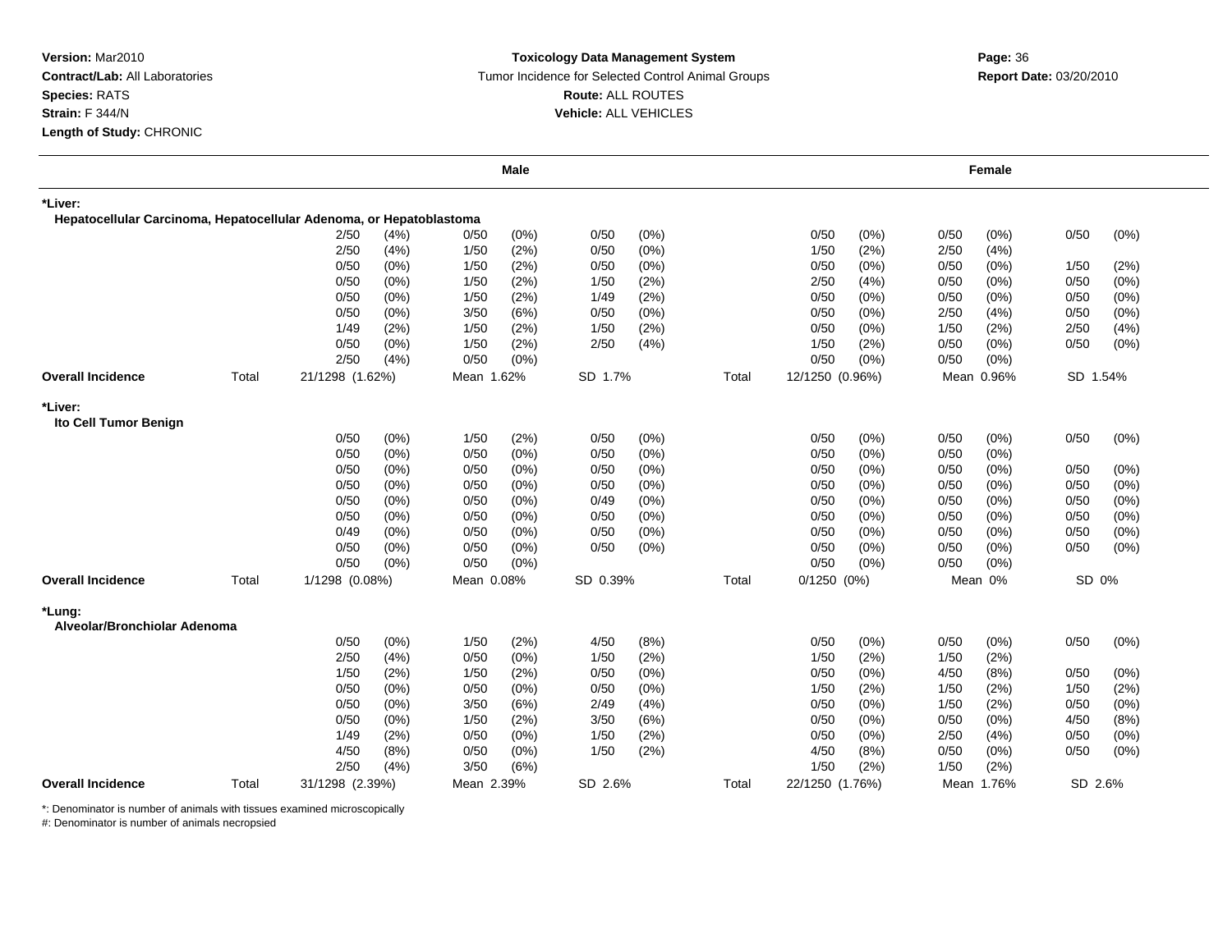**Version:** Mar2010
**Contract/Lab:** All Laboratories
**Species:** RATS
**Strain:** F 344/N
**Length of Study:** CHRONIC

**Toxicology Data Management System**
Tumor Incidence for Selected Control Animal Groups
**Route:** ALL ROUTES
**Vehicle:** ALL VEHICLES

**Report Date:** 03/20/2010

| | | Male | | | | Female | | |
|---|---|---|---|---|---|---|---|---|
| **\*Liver:** | | | | | | | | |
| **Hepatocellular Carcinoma, Hepatocellular Adenoma, or Hepatoblastoma** | | | | | | | | |
| | | 2/50 (4%) | 0/50 (0%) | 0/50 (0%) | | 0/50 (0%) | 0/50 (0%) | 0/50 (0%) |
| | | 2/50 (4%) | 1/50 (2%) | 0/50 (0%) | | 1/50 (2%) | 2/50 (4%) | |
| | | 0/50 (0%) | 1/50 (2%) | 0/50 (0%) | | 0/50 (0%) | 0/50 (0%) | 1/50 (2%) |
| | | 0/50 (0%) | 1/50 (2%) | 1/50 (2%) | | 2/50 (4%) | 0/50 (0%) | 0/50 (0%) |
| | | 0/50 (0%) | 1/50 (2%) | 1/49 (2%) | | 0/50 (0%) | 0/50 (0%) | 0/50 (0%) |
| | | 0/50 (0%) | 3/50 (6%) | 0/50 (0%) | | 0/50 (0%) | 2/50 (4%) | 0/50 (0%) |
| | | 1/49 (2%) | 1/50 (2%) | 1/50 (2%) | | 0/50 (0%) | 1/50 (2%) | 2/50 (4%) |
| | | 0/50 (0%) | 1/50 (2%) | 2/50 (4%) | | 1/50 (2%) | 0/50 (0%) | 0/50 (0%) |
| | | 2/50 (4%) | 0/50 (0%) | | | 0/50 (0%) | 0/50 (0%) | |
| **Overall Incidence** | Total | 21/1298 (1.62%) | Mean 1.62% | SD 1.7% | Total | 12/1250 (0.96%) | Mean 0.96% | SD 1.54% |
| **\*Liver:** | | | | | | | | |
| **Ito Cell Tumor Benign** | | | | | | | | |
| | | 0/50 (0%) | 1/50 (2%) | 0/50 (0%) | | 0/50 (0%) | 0/50 (0%) | 0/50 (0%) |
| | | 0/50 (0%) | 0/50 (0%) | 0/50 (0%) | | 0/50 (0%) | 0/50 (0%) | |
| | | 0/50 (0%) | 0/50 (0%) | 0/50 (0%) | | 0/50 (0%) | 0/50 (0%) | 0/50 (0%) |
| | | 0/50 (0%) | 0/50 (0%) | 0/50 (0%) | | 0/50 (0%) | 0/50 (0%) | 0/50 (0%) |
| | | 0/50 (0%) | 0/50 (0%) | 0/49 (0%) | | 0/50 (0%) | 0/50 (0%) | 0/50 (0%) |
| | | 0/50 (0%) | 0/50 (0%) | 0/50 (0%) | | 0/50 (0%) | 0/50 (0%) | 0/50 (0%) |
| | | 0/49 (0%) | 0/50 (0%) | 0/50 (0%) | | 0/50 (0%) | 0/50 (0%) | 0/50 (0%) |
| | | 0/50 (0%) | 0/50 (0%) | 0/50 (0%) | | 0/50 (0%) | 0/50 (0%) | 0/50 (0%) |
| | | 0/50 (0%) | 0/50 (0%) | | | 0/50 (0%) | 0/50 (0%) | |
| **Overall Incidence** | Total | 1/1298 (0.08%) | Mean 0.08% | SD 0.39% | Total | 0/1250 (0%) | Mean 0% | SD 0% |
| **\*Lung:** | | | | | | | | |
| **Alveolar/Bronchiolar Adenoma** | | | | | | | | |
| | | 0/50 (0%) | 1/50 (2%) | 4/50 (8%) | | 0/50 (0%) | 0/50 (0%) | 0/50 (0%) |
| | | 2/50 (4%) | 0/50 (0%) | 1/50 (2%) | | 1/50 (2%) | 1/50 (2%) | |
| | | 1/50 (2%) | 1/50 (2%) | 0/50 (0%) | | 0/50 (0%) | 4/50 (8%) | 0/50 (0%) |
| | | 0/50 (0%) | 0/50 (0%) | 0/50 (0%) | | 1/50 (2%) | 1/50 (2%) | 1/50 (2%) |
| | | 0/50 (0%) | 3/50 (6%) | 2/49 (4%) | | 0/50 (0%) | 1/50 (2%) | 0/50 (0%) |
| | | 0/50 (0%) | 1/50 (2%) | 3/50 (6%) | | 0/50 (0%) | 0/50 (0%) | 4/50 (8%) |
| | | 1/49 (2%) | 0/50 (0%) | 1/50 (2%) | | 0/50 (0%) | 2/50 (4%) | 0/50 (0%) |
| | | 4/50 (8%) | 0/50 (0%) | 1/50 (2%) | | 4/50 (8%) | 0/50 (0%) | 0/50 (0%) |
| | | 2/50 (4%) | 3/50 (6%) | | | 1/50 (2%) | 1/50 (2%) | |
| **Overall Incidence** | Total | 31/1298 (2.39%) | Mean 2.39% | SD 2.6% | Total | 22/1250 (1.76%) | Mean 1.76% | SD 2.6% |

*: Denominator is number of animals with tissues examined microscopically
#: Denominator is number of animals necropsied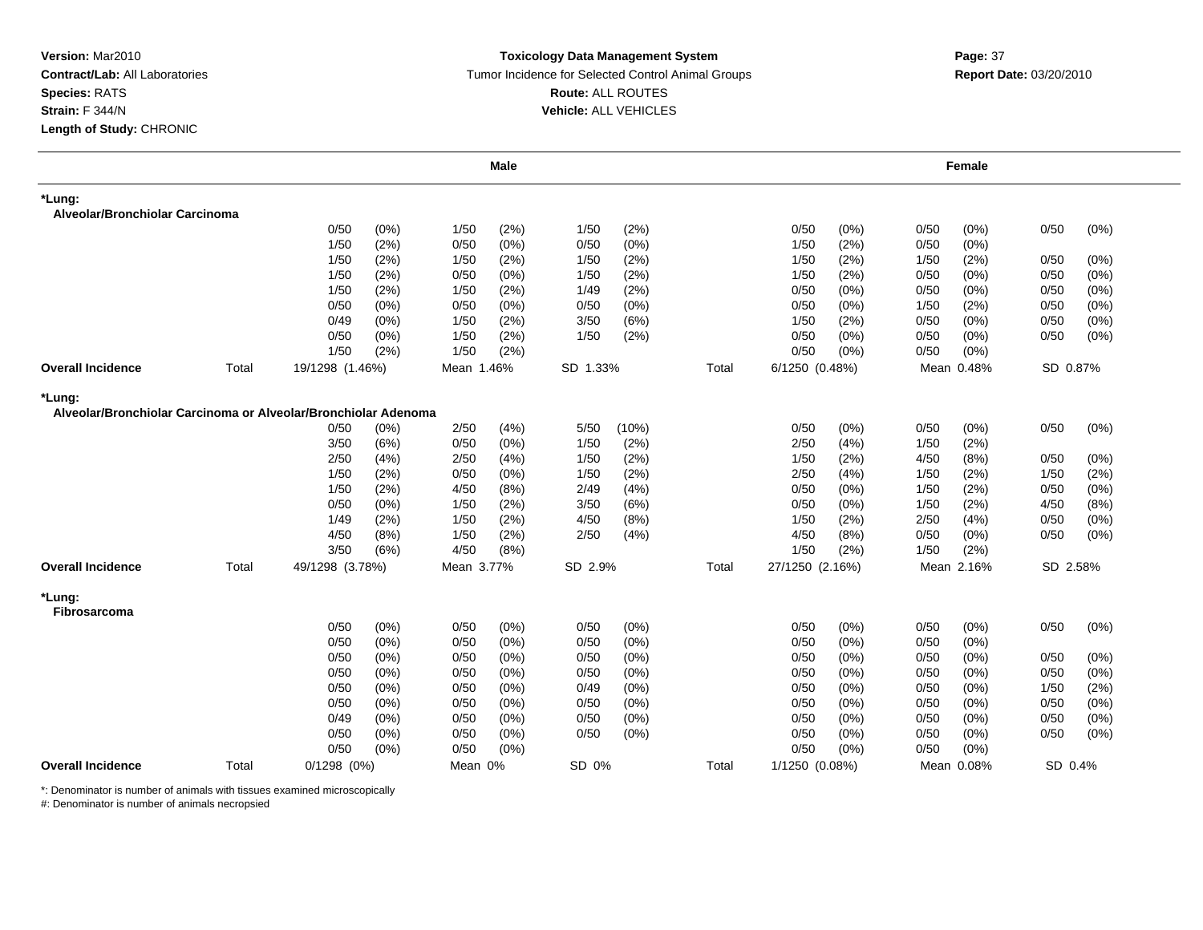**Version:** Mar2010
**Contract/Lab:** All Laboratories
**Species:** RATS
**Strain:** F 344/N
**Length of Study:** CHRONIC

**Toxicology Data Management System**
Tumor Incidence for Selected Control Animal Groups
**Route:** ALL ROUTES
**Vehicle:** ALL VEHICLES

**Report Date:** 03/20/2010

| | | Male | | | | Female | | |
|---|---|---|---|---|---|---|---|---|
| ***Lung:** | | | | | | | | |
| **Alveolar/Bronchiolar Carcinoma** | | | | | | | | |
| | | 0/50 (0%) | 1/50 (2%) | 1/50 (2%) | | 0/50 (0%) | 0/50 (0%) | 0/50 (0%) |
| | | 1/50 (2%) | 0/50 (0%) | 0/50 (0%) | | 1/50 (2%) | 0/50 (0%) | |
| | | 1/50 (2%) | 1/50 (2%) | 1/50 (2%) | | 1/50 (2%) | 1/50 (2%) | 0/50 (0%) |
| | | 1/50 (2%) | 0/50 (0%) | 1/50 (2%) | | 1/50 (2%) | 0/50 (0%) | 0/50 (0%) |
| | | 1/50 (2%) | 1/50 (2%) | 1/49 (2%) | | 0/50 (0%) | 0/50 (0%) | 0/50 (0%) |
| | | 0/50 (0%) | 0/50 (0%) | 0/50 (0%) | | 0/50 (0%) | 1/50 (2%) | 0/50 (0%) |
| | | 0/49 (0%) | 1/50 (2%) | 3/50 (6%) | | 1/50 (2%) | 0/50 (0%) | 0/50 (0%) |
| | | 0/50 (0%) | 1/50 (2%) | 1/50 (2%) | | 0/50 (0%) | 0/50 (0%) | 0/50 (0%) |
| | | 1/50 (2%) | 1/50 (2%) | | | 0/50 (0%) | 0/50 (0%) | |
| **Overall Incidence** | Total | 19/1298 (1.46%) | Mean 1.46% | SD 1.33% | Total | 6/1250 (0.48%) | Mean 0.48% | SD 0.87% |
| ***Lung:** | | | | | | | | |
| **Alveolar/Bronchiolar Carcinoma or Alveolar/Bronchiolar Adenoma** | | | | | | | | |
| | | 0/50 (0%) | 2/50 (4%) | 5/50 (10%) | | 0/50 (0%) | 0/50 (0%) | 0/50 (0%) |
| | | 3/50 (6%) | 0/50 (0%) | 1/50 (2%) | | 2/50 (4%) | 1/50 (2%) | |
| | | 2/50 (4%) | 2/50 (4%) | 1/50 (2%) | | 1/50 (2%) | 4/50 (8%) | 0/50 (0%) |
| | | 1/50 (2%) | 0/50 (0%) | 1/50 (2%) | | 2/50 (4%) | 1/50 (2%) | 1/50 (2%) |
| | | 1/50 (2%) | 4/50 (8%) | 2/49 (4%) | | 0/50 (0%) | 1/50 (2%) | 0/50 (0%) |
| | | 0/50 (0%) | 1/50 (2%) | 3/50 (6%) | | 0/50 (0%) | 1/50 (2%) | 4/50 (8%) |
| | | 1/49 (2%) | 1/50 (2%) | 4/50 (8%) | | 1/50 (2%) | 2/50 (4%) | 0/50 (0%) |
| | | 4/50 (8%) | 1/50 (2%) | 2/50 (4%) | | 4/50 (8%) | 0/50 (0%) | 0/50 (0%) |
| | | 3/50 (6%) | 4/50 (8%) | | | 1/50 (2%) | 1/50 (2%) | |
| **Overall Incidence** | Total | 49/1298 (3.78%) | Mean 3.77% | SD 2.9% | Total | 27/1250 (2.16%) | Mean 2.16% | SD 2.58% |
| ***Lung:** | | | | | | | | |
| **Fibrosarcoma** | | | | | | | | |
| | | 0/50 (0%) | 0/50 (0%) | 0/50 (0%) | | 0/50 (0%) | 0/50 (0%) | 0/50 (0%) |
| | | 0/50 (0%) | 0/50 (0%) | 0/50 (0%) | | 0/50 (0%) | 0/50 (0%) | |
| | | 0/50 (0%) | 0/50 (0%) | 0/50 (0%) | | 0/50 (0%) | 0/50 (0%) | 0/50 (0%) |
| | | 0/50 (0%) | 0/50 (0%) | 0/50 (0%) | | 0/50 (0%) | 0/50 (0%) | 0/50 (0%) |
| | | 0/50 (0%) | 0/50 (0%) | 0/49 (0%) | | 0/50 (0%) | 0/50 (0%) | 1/50 (2%) |
| | | 0/50 (0%) | 0/50 (0%) | 0/50 (0%) | | 0/50 (0%) | 0/50 (0%) | 0/50 (0%) |
| | | 0/49 (0%) | 0/50 (0%) | 0/50 (0%) | | 0/50 (0%) | 0/50 (0%) | 0/50 (0%) |
| | | 0/50 (0%) | 0/50 (0%) | 0/50 (0%) | | 0/50 (0%) | 0/50 (0%) | 0/50 (0%) |
| | | 0/50 (0%) | 0/50 (0%) | | | 0/50 (0%) | 0/50 (0%) | |
| **Overall Incidence** | Total | 0/1298 (0%) | Mean 0% | SD 0% | Total | 1/1250 (0.08%) | Mean 0.08% | SD 0.4% |

*: Denominator is number of animals with tissues examined microscopically
#: Denominator is number of animals necropsied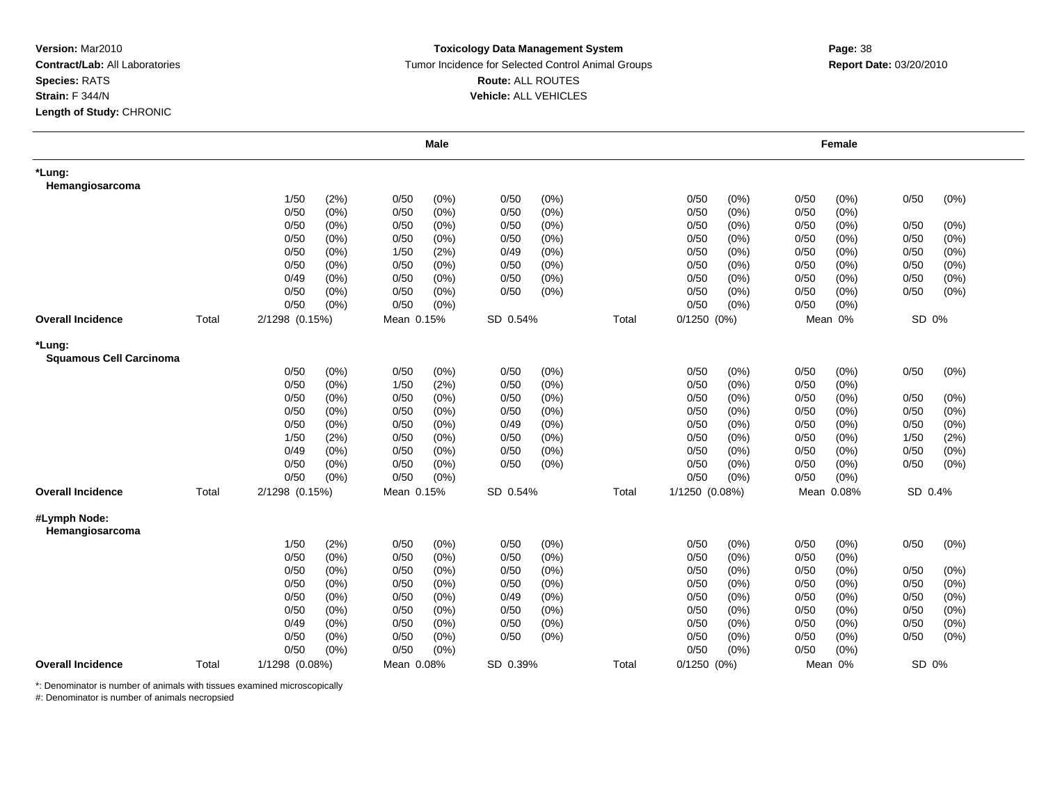**Version:** Mar2010
**Contract/Lab:** All Laboratories
**Species:** RATS
**Strain:** F 344/N
**Length of Study:** CHRONIC

**Toxicology Data Management System**
Tumor Incidence for Selected Control Animal Groups
**Route:** ALL ROUTES
**Vehicle:** ALL VEHICLES

**Report Date:** 03/20/2010

| | | Male | | | | Female | | |
|---|---|---|---|---|---|---|---|---|
| **\*Lung: Hemangiosarcoma** | | | | | | | | |
| | | 1/50 (2%) | 0/50 (0%) | 0/50 (0%) | | 0/50 (0%) | 0/50 (0%) | 0/50 (0%) |
| | | 0/50 (0%) | 0/50 (0%) | 0/50 (0%) | | 0/50 (0%) | 0/50 (0%) | |
| | | 0/50 (0%) | 0/50 (0%) | 0/50 (0%) | | 0/50 (0%) | 0/50 (0%) | 0/50 (0%) |
| | | 0/50 (0%) | 0/50 (0%) | 0/50 (0%) | | 0/50 (0%) | 0/50 (0%) | 0/50 (0%) |
| | | 0/50 (0%) | 1/50 (2%) | 0/49 (0%) | | 0/50 (0%) | 0/50 (0%) | 0/50 (0%) |
| | | 0/50 (0%) | 0/50 (0%) | 0/50 (0%) | | 0/50 (0%) | 0/50 (0%) | 0/50 (0%) |
| | | 0/49 (0%) | 0/50 (0%) | 0/50 (0%) | | 0/50 (0%) | 0/50 (0%) | 0/50 (0%) |
| | | 0/50 (0%) | 0/50 (0%) | 0/50 (0%) | | 0/50 (0%) | 0/50 (0%) | 0/50 (0%) |
| | | 0/50 (0%) | 0/50 (0%) | | | 0/50 (0%) | 0/50 (0%) | |
| **Overall Incidence** | Total | 2/1298 (0.15%) | Mean 0.15% | SD 0.54% | Total | 0/1250 (0%) | Mean 0% | SD 0% |
| **\*Lung: Squamous Cell Carcinoma** | | | | | | | | |
| | | 0/50 (0%) | 0/50 (0%) | 0/50 (0%) | | 0/50 (0%) | 0/50 (0%) | 0/50 (0%) |
| | | 0/50 (0%) | 1/50 (2%) | 0/50 (0%) | | 0/50 (0%) | 0/50 (0%) | |
| | | 0/50 (0%) | 0/50 (0%) | 0/50 (0%) | | 0/50 (0%) | 0/50 (0%) | 0/50 (0%) |
| | | 0/50 (0%) | 0/50 (0%) | 0/50 (0%) | | 0/50 (0%) | 0/50 (0%) | 0/50 (0%) |
| | | 0/50 (0%) | 0/50 (0%) | 0/49 (0%) | | 0/50 (0%) | 0/50 (0%) | 0/50 (0%) |
| | | 1/50 (2%) | 0/50 (0%) | 0/50 (0%) | | 0/50 (0%) | 0/50 (0%) | 1/50 (2%) |
| | | 0/49 (0%) | 0/50 (0%) | 0/50 (0%) | | 0/50 (0%) | 0/50 (0%) | 0/50 (0%) |
| | | 0/50 (0%) | 0/50 (0%) | 0/50 (0%) | | 0/50 (0%) | 0/50 (0%) | 0/50 (0%) |
| | | 0/50 (0%) | 0/50 (0%) | | | 0/50 (0%) | 0/50 (0%) | |
| **Overall Incidence** | Total | 2/1298 (0.15%) | Mean 0.15% | SD 0.54% | Total | 1/1250 (0.08%) | Mean 0.08% | SD 0.4% |
| **#Lymph Node: Hemangiosarcoma** | | | | | | | | |
| | | 1/50 (2%) | 0/50 (0%) | 0/50 (0%) | | 0/50 (0%) | 0/50 (0%) | 0/50 (0%) |
| | | 0/50 (0%) | 0/50 (0%) | 0/50 (0%) | | 0/50 (0%) | 0/50 (0%) | |
| | | 0/50 (0%) | 0/50 (0%) | 0/50 (0%) | | 0/50 (0%) | 0/50 (0%) | 0/50 (0%) |
| | | 0/50 (0%) | 0/50 (0%) | 0/50 (0%) | | 0/50 (0%) | 0/50 (0%) | 0/50 (0%) |
| | | 0/50 (0%) | 0/50 (0%) | 0/49 (0%) | | 0/50 (0%) | 0/50 (0%) | 0/50 (0%) |
| | | 0/50 (0%) | 0/50 (0%) | 0/50 (0%) | | 0/50 (0%) | 0/50 (0%) | 0/50 (0%) |
| | | 0/49 (0%) | 0/50 (0%) | 0/50 (0%) | | 0/50 (0%) | 0/50 (0%) | 0/50 (0%) |
| | | 0/50 (0%) | 0/50 (0%) | 0/50 (0%) | | 0/50 (0%) | 0/50 (0%) | 0/50 (0%) |
| | | 0/50 (0%) | 0/50 (0%) | | | 0/50 (0%) | 0/50 (0%) | |
| **Overall Incidence** | Total | 1/1298 (0.08%) | Mean 0.08% | SD 0.39% | Total | 0/1250 (0%) | Mean 0% | SD 0% |

*: Denominator is number of animals with tissues examined microscopically
#: Denominator is number of animals necropsied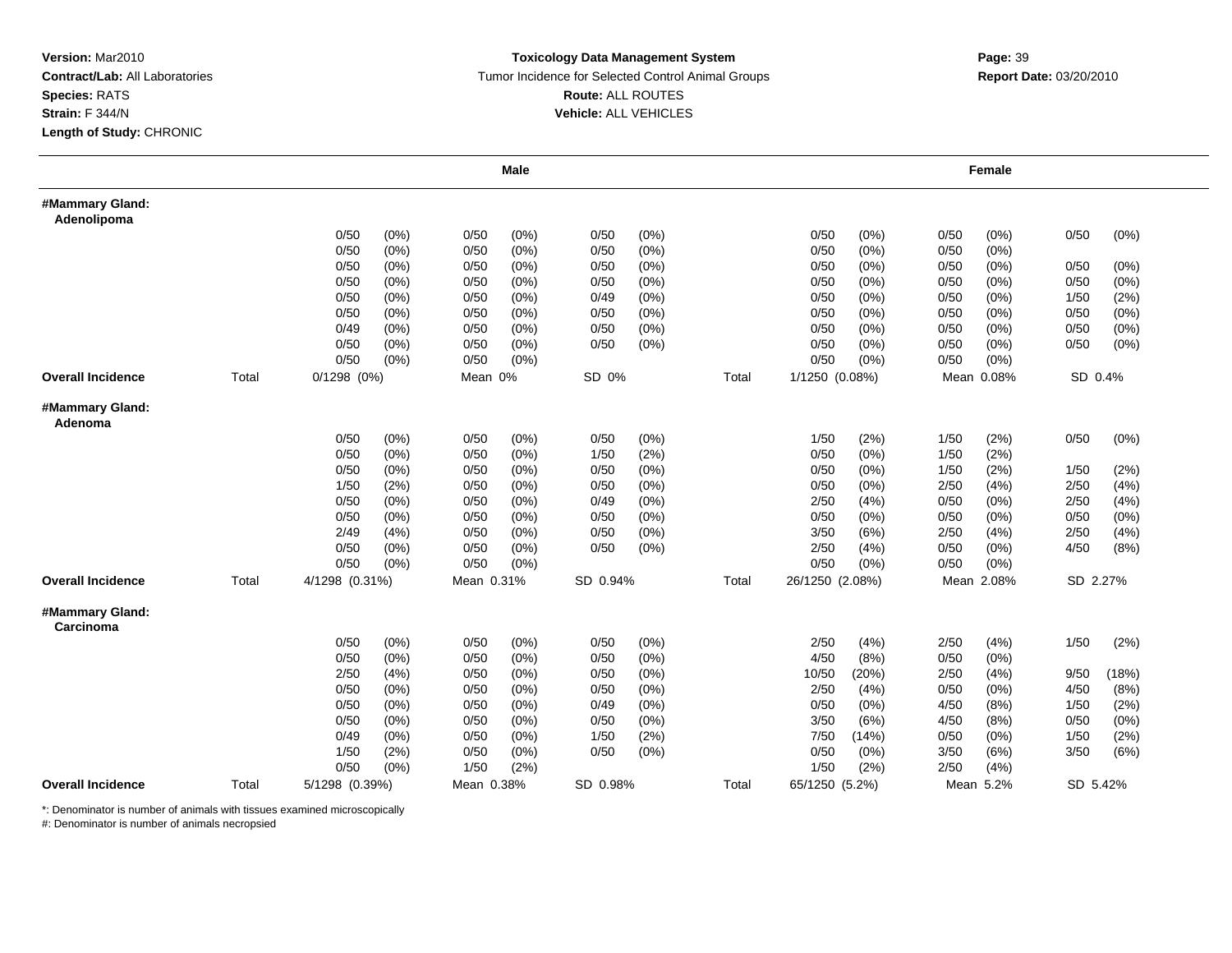**Version:** Mar2010
**Contract/Lab:** All Laboratories
**Species:** RATS
**Strain:** F 344/N
**Length of Study:** CHRONIC

**Toxicology Data Management System**
Tumor Incidence for Selected Control Animal Groups
**Route:** ALL ROUTES
**Vehicle:** ALL VEHICLES

**Report Date:** 03/20/2010

| | | Male | | | | | | | Female | | | | | |
|---|---|---|---|---|---|---|---|---|---|---|---|---|---|---|
| **#Mammary Gland: Adenolipoma** | | | | | | | | | | | | | | |
| | | 0/50 | (0%) | 0/50 | (0%) | 0/50 | (0%) | | 0/50 | (0%) | 0/50 | (0%) | 0/50 | (0%) |
| | | 0/50 | (0%) | 0/50 | (0%) | 0/50 | (0%) | | 0/50 | (0%) | 0/50 | (0%) | | |
| | | 0/50 | (0%) | 0/50 | (0%) | 0/50 | (0%) | | 0/50 | (0%) | 0/50 | (0%) | 0/50 | (0%) |
| | | 0/50 | (0%) | 0/50 | (0%) | 0/50 | (0%) | | 0/50 | (0%) | 0/50 | (0%) | 0/50 | (0%) |
| | | 0/50 | (0%) | 0/50 | (0%) | 0/49 | (0%) | | 0/50 | (0%) | 0/50 | (0%) | 1/50 | (2%) |
| | | 0/50 | (0%) | 0/50 | (0%) | 0/50 | (0%) | | 0/50 | (0%) | 0/50 | (0%) | 0/50 | (0%) |
| | | 0/49 | (0%) | 0/50 | (0%) | 0/50 | (0%) | | 0/50 | (0%) | 0/50 | (0%) | 0/50 | (0%) |
| | | 0/50 | (0%) | 0/50 | (0%) | 0/50 | (0%) | | 0/50 | (0%) | 0/50 | (0%) | 0/50 | (0%) |
| | | 0/50 | (0%) | 0/50 | (0%) | | | | 0/50 | (0%) | 0/50 | (0%) | | |
| **Overall Incidence** | Total | 0/1298 (0%) | | Mean 0% | | SD 0% | | Total | 1/1250 (0.08%) | | Mean 0.08% | | SD 0.4% | |
| **#Mammary Gland: Adenoma** | | | | | | | | | | | | | | |
| | | 0/50 | (0%) | 0/50 | (0%) | 0/50 | (0%) | | 1/50 | (2%) | 1/50 | (2%) | 0/50 | (0%) |
| | | 0/50 | (0%) | 0/50 | (0%) | 1/50 | (2%) | | 0/50 | (0%) | 1/50 | (2%) | | |
| | | 0/50 | (0%) | 0/50 | (0%) | 0/50 | (0%) | | 0/50 | (0%) | 1/50 | (2%) | 1/50 | (2%) |
| | | 1/50 | (2%) | 0/50 | (0%) | 0/50 | (0%) | | 0/50 | (0%) | 2/50 | (4%) | 2/50 | (4%) |
| | | 0/50 | (0%) | 0/50 | (0%) | 0/49 | (0%) | | 2/50 | (4%) | 0/50 | (0%) | 2/50 | (4%) |
| | | 0/50 | (0%) | 0/50 | (0%) | 0/50 | (0%) | | 0/50 | (0%) | 0/50 | (0%) | 0/50 | (0%) |
| | | 2/49 | (4%) | 0/50 | (0%) | 0/50 | (0%) | | 3/50 | (6%) | 2/50 | (4%) | 2/50 | (4%) |
| | | 0/50 | (0%) | 0/50 | (0%) | 0/50 | (0%) | | 2/50 | (4%) | 0/50 | (0%) | 4/50 | (8%) |
| | | 0/50 | (0%) | 0/50 | (0%) | | | | 0/50 | (0%) | 0/50 | (0%) | | |
| **Overall Incidence** | Total | 4/1298 (0.31%) | | Mean 0.31% | | SD 0.94% | | Total | 26/1250 (2.08%) | | Mean 2.08% | | SD 2.27% | |
| **#Mammary Gland: Carcinoma** | | | | | | | | | | | | | | |
| | | 0/50 | (0%) | 0/50 | (0%) | 0/50 | (0%) | | 2/50 | (4%) | 2/50 | (4%) | 1/50 | (2%) |
| | | 0/50 | (0%) | 0/50 | (0%) | 0/50 | (0%) | | 4/50 | (8%) | 0/50 | (0%) | | |
| | | 2/50 | (4%) | 0/50 | (0%) | 0/50 | (0%) | | 10/50 | (20%) | 2/50 | (4%) | 9/50 | (18%) |
| | | 0/50 | (0%) | 0/50 | (0%) | 0/50 | (0%) | | 2/50 | (4%) | 0/50 | (0%) | 4/50 | (8%) |
| | | 0/50 | (0%) | 0/50 | (0%) | 0/49 | (0%) | | 0/50 | (0%) | 4/50 | (8%) | 1/50 | (2%) |
| | | 0/50 | (0%) | 0/50 | (0%) | 0/50 | (0%) | | 3/50 | (6%) | 4/50 | (8%) | 0/50 | (0%) |
| | | 0/49 | (0%) | 0/50 | (0%) | 1/50 | (2%) | | 7/50 | (14%) | 0/50 | (0%) | 1/50 | (2%) |
| | | 1/50 | (2%) | 0/50 | (0%) | 0/50 | (0%) | | 0/50 | (0%) | 3/50 | (6%) | 3/50 | (6%) |
| | | 0/50 | (0%) | 1/50 | (2%) | | | | 1/50 | (2%) | 2/50 | (4%) | | |
| **Overall Incidence** | Total | 5/1298 (0.39%) | | Mean 0.38% | | SD 0.98% | | Total | 65/1250 (5.2%) | | Mean 5.2% | | SD 5.42% | |

*: Denominator is number of animals with tissues examined microscopically
#: Denominator is number of animals necropsied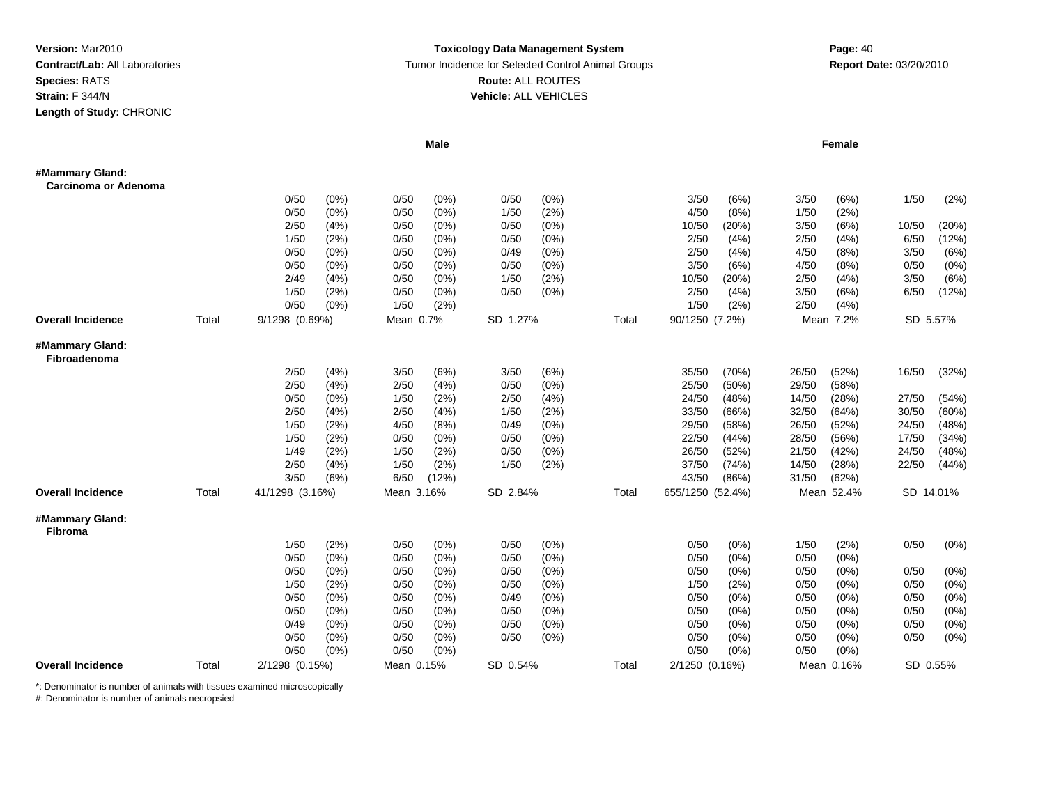**Version:** Mar2010
**Contract/Lab:** All Laboratories
**Species:** RATS
**Strain:** F 344/N
**Length of Study:** CHRONIC

**Toxicology Data Management System**
Tumor Incidence for Selected Control Animal Groups
**Route:** ALL ROUTES
**Vehicle:** ALL VEHICLES

**Report Date:** 03/20/2010

| | | Male | | | | | | | Female | | | | | |
|---|---|---|---|---|---|---|---|---|---|---|---|---|---|---|
| **#Mammary Gland: Carcinoma or Adenoma** | | | | | | | | | | | | | | |
| | | 0/50 | (0%) | 0/50 | (0%) | 0/50 | (0%) | | 3/50 | (6%) | 3/50 | (6%) | 1/50 | (2%) |
| | | 0/50 | (0%) | 0/50 | (0%) | 1/50 | (2%) | | 4/50 | (8%) | 1/50 | (2%) | | |
| | | 2/50 | (4%) | 0/50 | (0%) | 0/50 | (0%) | | 10/50 | (20%) | 3/50 | (6%) | 10/50 | (20%) |
| | | 1/50 | (2%) | 0/50 | (0%) | 0/50 | (0%) | | 2/50 | (4%) | 2/50 | (4%) | 6/50 | (12%) |
| | | 0/50 | (0%) | 0/50 | (0%) | 0/49 | (0%) | | 2/50 | (4%) | 4/50 | (8%) | 3/50 | (6%) |
| | | 0/50 | (0%) | 0/50 | (0%) | 0/50 | (0%) | | 3/50 | (6%) | 4/50 | (8%) | 0/50 | (0%) |
| | | 2/49 | (4%) | 0/50 | (0%) | 1/50 | (2%) | | 10/50 | (20%) | 2/50 | (4%) | 3/50 | (6%) |
| | | 1/50 | (2%) | 0/50 | (0%) | 0/50 | (0%) | | 2/50 | (4%) | 3/50 | (6%) | 6/50 | (12%) |
| | | 0/50 | (0%) | 1/50 | (2%) | | | | 1/50 | (2%) | 2/50 | (4%) | | |
| **Overall Incidence** | Total | 9/1298 (0.69%) | | Mean 0.7% | | SD 1.27% | | Total | 90/1250 (7.2%) | | Mean 7.2% | | SD 5.57% | |
| **#Mammary Gland: Fibroadenoma** | | | | | | | | | | | | | | |
| | | 2/50 | (4%) | 3/50 | (6%) | 3/50 | (6%) | | 35/50 | (70%) | 26/50 | (52%) | 16/50 | (32%) |
| | | 2/50 | (4%) | 2/50 | (4%) | 0/50 | (0%) | | 25/50 | (50%) | 29/50 | (58%) | | |
| | | 0/50 | (0%) | 1/50 | (2%) | 2/50 | (4%) | | 24/50 | (48%) | 14/50 | (28%) | 27/50 | (54%) |
| | | 2/50 | (4%) | 2/50 | (4%) | 1/50 | (2%) | | 33/50 | (66%) | 32/50 | (64%) | 30/50 | (60%) |
| | | 1/50 | (2%) | 4/50 | (8%) | 0/49 | (0%) | | 29/50 | (58%) | 26/50 | (52%) | 24/50 | (48%) |
| | | 1/50 | (2%) | 0/50 | (0%) | 0/50 | (0%) | | 22/50 | (44%) | 28/50 | (56%) | 17/50 | (34%) |
| | | 1/49 | (2%) | 1/50 | (2%) | 0/50 | (0%) | | 26/50 | (52%) | 21/50 | (42%) | 24/50 | (48%) |
| | | 2/50 | (4%) | 1/50 | (2%) | 1/50 | (2%) | | 37/50 | (74%) | 14/50 | (28%) | 22/50 | (44%) |
| | | 3/50 | (6%) | 6/50 | (12%) | | | | 43/50 | (86%) | 31/50 | (62%) | | |
| **Overall Incidence** | Total | 41/1298 (3.16%) | | Mean 3.16% | | SD 2.84% | | Total | 655/1250 (52.4%) | | Mean 52.4% | | SD 14.01% | |
| **#Mammary Gland: Fibroma** | | | | | | | | | | | | | | |
| | | 1/50 | (2%) | 0/50 | (0%) | 0/50 | (0%) | | 0/50 | (0%) | 1/50 | (2%) | 0/50 | (0%) |
| | | 0/50 | (0%) | 0/50 | (0%) | 0/50 | (0%) | | 0/50 | (0%) | 0/50 | (0%) | | |
| | | 0/50 | (0%) | 0/50 | (0%) | 0/50 | (0%) | | 0/50 | (0%) | 0/50 | (0%) | 0/50 | (0%) |
| | | 1/50 | (2%) | 0/50 | (0%) | 0/50 | (0%) | | 1/50 | (2%) | 0/50 | (0%) | 0/50 | (0%) |
| | | 0/50 | (0%) | 0/50 | (0%) | 0/49 | (0%) | | 0/50 | (0%) | 0/50 | (0%) | 0/50 | (0%) |
| | | 0/50 | (0%) | 0/50 | (0%) | 0/50 | (0%) | | 0/50 | (0%) | 0/50 | (0%) | 0/50 | (0%) |
| | | 0/49 | (0%) | 0/50 | (0%) | 0/50 | (0%) | | 0/50 | (0%) | 0/50 | (0%) | 0/50 | (0%) |
| | | 0/50 | (0%) | 0/50 | (0%) | 0/50 | (0%) | | 0/50 | (0%) | 0/50 | (0%) | 0/50 | (0%) |
| | | 0/50 | (0%) | 0/50 | (0%) | | | | 0/50 | (0%) | 0/50 | (0%) | | |
| **Overall Incidence** | Total | 2/1298 (0.15%) | | Mean 0.15% | | SD 0.54% | | Total | 2/1250 (0.16%) | | Mean 0.16% | | SD 0.55% | |

*: Denominator is number of animals with tissues examined microscopically
#: Denominator is number of animals necropsied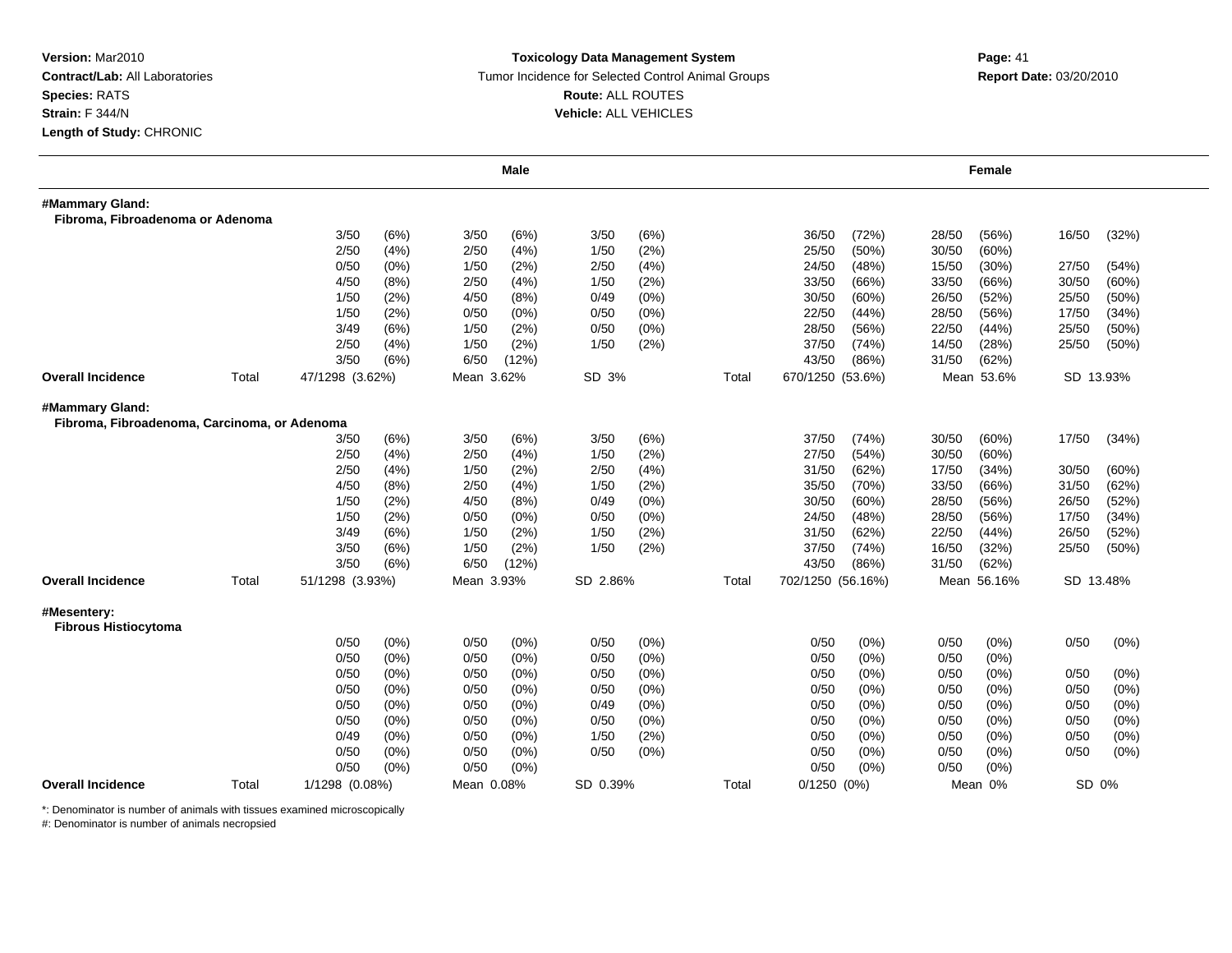**Version:** Mar2010
**Contract/Lab:** All Laboratories
**Species:** RATS
**Strain:** F 344/N
**Length of Study:** CHRONIC

**Toxicology Data Management System**
Tumor Incidence for Selected Control Animal Groups
**Route:** ALL ROUTES
**Vehicle:** ALL VEHICLES

**Report Date:** 03/20/2010

| | | Male | | | | | | | | Female | | | | | |
|---|---|---|---|---|---|---|---|---|---|---|---|---|---|---|---|
| **#Mammary Gland: Fibroma, Fibroadenoma or Adenoma** | | | | | | | | | | | | | | | |
| | | 3/50 | (6%) | 3/50 | (6%) | 3/50 | (6%) | | 36/50 | (72%) | 28/50 | (56%) | 16/50 | (32%) |
| | | 2/50 | (4%) | 2/50 | (4%) | 1/50 | (2%) | | 25/50 | (50%) | 30/50 | (60%) | | |
| | | 0/50 | (0%) | 1/50 | (2%) | 2/50 | (4%) | | 24/50 | (48%) | 15/50 | (30%) | 27/50 | (54%) |
| | | 4/50 | (8%) | 2/50 | (4%) | 1/50 | (2%) | | 33/50 | (66%) | 33/50 | (66%) | 30/50 | (60%) |
| | | 1/50 | (2%) | 4/50 | (8%) | 0/49 | (0%) | | 30/50 | (60%) | 26/50 | (52%) | 25/50 | (50%) |
| | | 1/50 | (2%) | 0/50 | (0%) | 0/50 | (0%) | | 22/50 | (44%) | 28/50 | (56%) | 17/50 | (34%) |
| | | 3/49 | (6%) | 1/50 | (2%) | 0/50 | (0%) | | 28/50 | (56%) | 22/50 | (44%) | 25/50 | (50%) |
| | | 2/50 | (4%) | 1/50 | (2%) | 1/50 | (2%) | | 37/50 | (74%) | 14/50 | (28%) | 25/50 | (50%) |
| | | 3/50 | (6%) | 6/50 | (12%) | | | | 43/50 | (86%) | 31/50 | (62%) | | |
| **Overall Incidence** | Total | 47/1298 (3.62%) | | Mean 3.62% | | SD 3% | | Total | 670/1250 (53.6%) | | Mean 53.6% | | SD 13.93% | |
| **#Mammary Gland: Fibroma, Fibroadenoma, Carcinoma, or Adenoma** | | | | | | | | | | | | | | | |
| | | 3/50 | (6%) | 3/50 | (6%) | 3/50 | (6%) | | 37/50 | (74%) | 30/50 | (60%) | 17/50 | (34%) |
| | | 2/50 | (4%) | 2/50 | (4%) | 1/50 | (2%) | | 27/50 | (54%) | 30/50 | (60%) | | |
| | | 2/50 | (4%) | 1/50 | (2%) | 2/50 | (4%) | | 31/50 | (62%) | 17/50 | (34%) | 30/50 | (60%) |
| | | 4/50 | (8%) | 2/50 | (4%) | 1/50 | (2%) | | 35/50 | (70%) | 33/50 | (66%) | 31/50 | (62%) |
| | | 1/50 | (2%) | 4/50 | (8%) | 0/49 | (0%) | | 30/50 | (60%) | 28/50 | (56%) | 26/50 | (52%) |
| | | 1/50 | (2%) | 0/50 | (0%) | 0/50 | (0%) | | 24/50 | (48%) | 28/50 | (56%) | 17/50 | (34%) |
| | | 3/49 | (6%) | 1/50 | (2%) | 1/50 | (2%) | | 31/50 | (62%) | 22/50 | (44%) | 26/50 | (52%) |
| | | 3/50 | (6%) | 1/50 | (2%) | 1/50 | (2%) | | 37/50 | (74%) | 16/50 | (32%) | 25/50 | (50%) |
| | | 3/50 | (6%) | 6/50 | (12%) | | | | 43/50 | (86%) | 31/50 | (62%) | | |
| **Overall Incidence** | Total | 51/1298 (3.93%) | | Mean 3.93% | | SD 2.86% | | Total | 702/1250 (56.16%) | | Mean 56.16% | | SD 13.48% | |
| **#Mesentery: Fibrous Histiocytoma** | | | | | | | | | | | | | | | |
| | | 0/50 | (0%) | 0/50 | (0%) | 0/50 | (0%) | | 0/50 | (0%) | 0/50 | (0%) | 0/50 | (0%) |
| | | 0/50 | (0%) | 0/50 | (0%) | 0/50 | (0%) | | 0/50 | (0%) | 0/50 | (0%) | | |
| | | 0/50 | (0%) | 0/50 | (0%) | 0/50 | (0%) | | 0/50 | (0%) | 0/50 | (0%) | 0/50 | (0%) |
| | | 0/50 | (0%) | 0/50 | (0%) | 0/50 | (0%) | | 0/50 | (0%) | 0/50 | (0%) | 0/50 | (0%) |
| | | 0/50 | (0%) | 0/50 | (0%) | 0/49 | (0%) | | 0/50 | (0%) | 0/50 | (0%) | 0/50 | (0%) |
| | | 0/50 | (0%) | 0/50 | (0%) | 0/50 | (0%) | | 0/50 | (0%) | 0/50 | (0%) | 0/50 | (0%) |
| | | 0/49 | (0%) | 0/50 | (0%) | 1/50 | (2%) | | 0/50 | (0%) | 0/50 | (0%) | 0/50 | (0%) |
| | | 0/50 | (0%) | 0/50 | (0%) | 0/50 | (0%) | | 0/50 | (0%) | 0/50 | (0%) | 0/50 | (0%) |
| | | 0/50 | (0%) | 0/50 | (0%) | | | | 0/50 | (0%) | 0/50 | (0%) | | |
| **Overall Incidence** | Total | 1/1298 (0.08%) | | Mean 0.08% | | SD 0.39% | | Total | 0/1250 (0%) | | Mean 0% | | SD 0% | |

*: Denominator is number of animals with tissues examined microscopically
#: Denominator is number of animals necropsied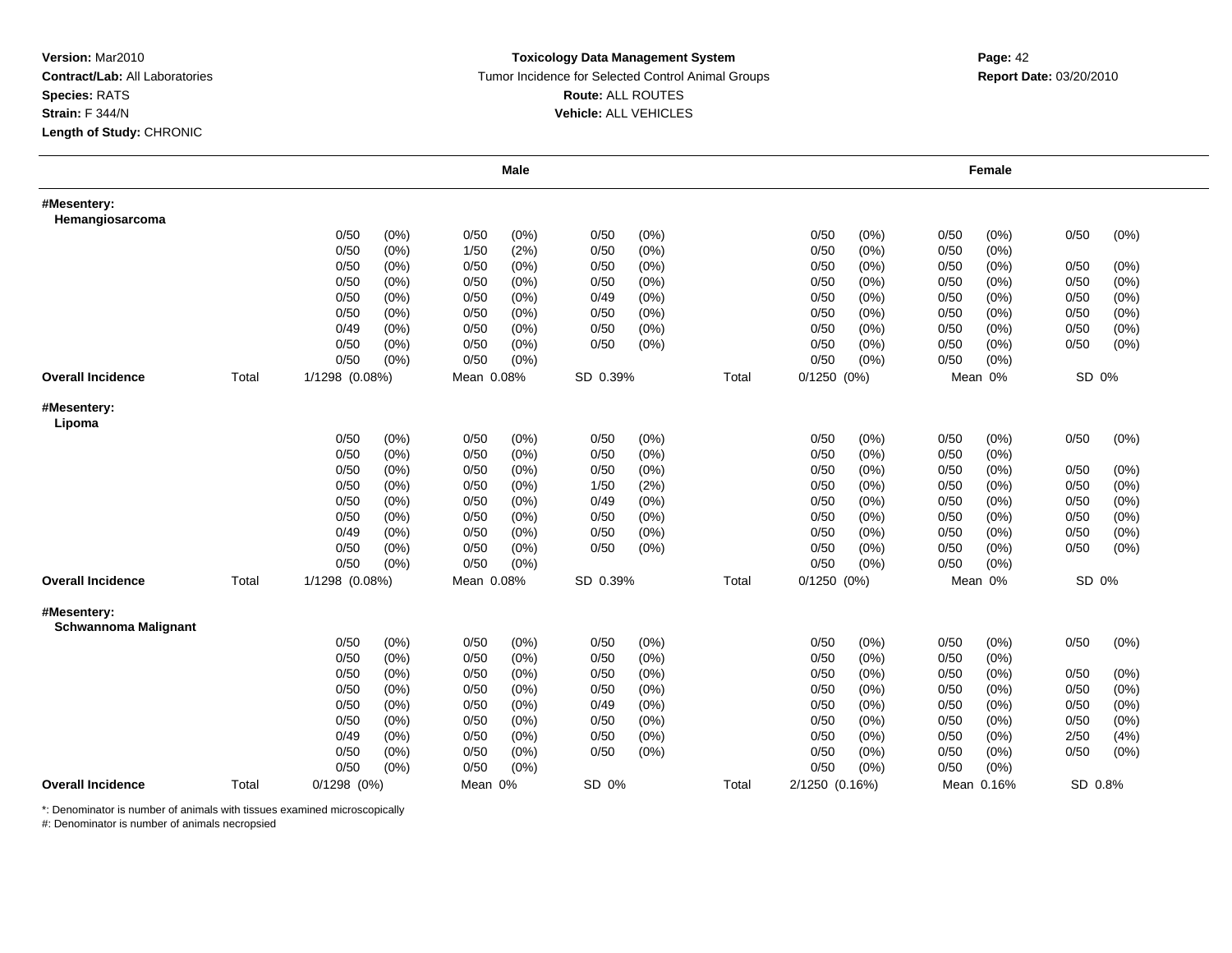**Version:** Mar2010
**Contract/Lab:** All Laboratories
**Species:** RATS
**Strain:** F 344/N
**Length of Study:** CHRONIC

**Toxicology Data Management System**
Tumor Incidence for Selected Control Animal Groups
**Route:** ALL ROUTES
**Vehicle:** ALL VEHICLES

**Report Date:** 03/20/2010

| | | Male | | | | Female | | |
|---|---|---|---|---|---|---|---|---|
| **#Mesentery: Hemangiosarcoma** | | | | | | | | |
| | | 0/50 (0%) | 0/50 (0%) | 0/50 (0%) | | 0/50 (0%) | 0/50 (0%) | 0/50 (0%) |
| | | 0/50 (0%) | 1/50 (2%) | 0/50 (0%) | | 0/50 (0%) | 0/50 (0%) | |
| | | 0/50 (0%) | 0/50 (0%) | 0/50 (0%) | | 0/50 (0%) | 0/50 (0%) | 0/50 (0%) |
| | | 0/50 (0%) | 0/50 (0%) | 0/50 (0%) | | 0/50 (0%) | 0/50 (0%) | 0/50 (0%) |
| | | 0/50 (0%) | 0/50 (0%) | 0/49 (0%) | | 0/50 (0%) | 0/50 (0%) | 0/50 (0%) |
| | | 0/50 (0%) | 0/50 (0%) | 0/50 (0%) | | 0/50 (0%) | 0/50 (0%) | 0/50 (0%) |
| | | 0/49 (0%) | 0/50 (0%) | 0/50 (0%) | | 0/50 (0%) | 0/50 (0%) | 0/50 (0%) |
| | | 0/50 (0%) | 0/50 (0%) | 0/50 (0%) | | 0/50 (0%) | 0/50 (0%) | 0/50 (0%) |
| | | 0/50 (0%) | 0/50 (0%) | | | 0/50 (0%) | 0/50 (0%) | |
| **Overall Incidence** | Total | 1/1298 (0.08%) | Mean 0.08% | SD 0.39% | Total | 0/1250 (0%) | Mean 0% | SD 0% |
| **#Mesentery: Lipoma** | | | | | | | | |
| | | 0/50 (0%) | 0/50 (0%) | 0/50 (0%) | | 0/50 (0%) | 0/50 (0%) | 0/50 (0%) |
| | | 0/50 (0%) | 0/50 (0%) | 0/50 (0%) | | 0/50 (0%) | 0/50 (0%) | |
| | | 0/50 (0%) | 0/50 (0%) | 0/50 (0%) | | 0/50 (0%) | 0/50 (0%) | 0/50 (0%) |
| | | 0/50 (0%) | 0/50 (0%) | 1/50 (2%) | | 0/50 (0%) | 0/50 (0%) | 0/50 (0%) |
| | | 0/50 (0%) | 0/50 (0%) | 0/49 (0%) | | 0/50 (0%) | 0/50 (0%) | 0/50 (0%) |
| | | 0/50 (0%) | 0/50 (0%) | 0/50 (0%) | | 0/50 (0%) | 0/50 (0%) | 0/50 (0%) |
| | | 0/49 (0%) | 0/50 (0%) | 0/50 (0%) | | 0/50 (0%) | 0/50 (0%) | 0/50 (0%) |
| | | 0/50 (0%) | 0/50 (0%) | 0/50 (0%) | | 0/50 (0%) | 0/50 (0%) | 0/50 (0%) |
| | | 0/50 (0%) | 0/50 (0%) | | | 0/50 (0%) | 0/50 (0%) | |
| **Overall Incidence** | Total | 1/1298 (0.08%) | Mean 0.08% | SD 0.39% | Total | 0/1250 (0%) | Mean 0% | SD 0% |
| **#Mesentery: Schwannoma Malignant** | | | | | | | | |
| | | 0/50 (0%) | 0/50 (0%) | 0/50 (0%) | | 0/50 (0%) | 0/50 (0%) | 0/50 (0%) |
| | | 0/50 (0%) | 0/50 (0%) | 0/50 (0%) | | 0/50 (0%) | 0/50 (0%) | |
| | | 0/50 (0%) | 0/50 (0%) | 0/50 (0%) | | 0/50 (0%) | 0/50 (0%) | 0/50 (0%) |
| | | 0/50 (0%) | 0/50 (0%) | 0/50 (0%) | | 0/50 (0%) | 0/50 (0%) | 0/50 (0%) |
| | | 0/50 (0%) | 0/50 (0%) | 0/49 (0%) | | 0/50 (0%) | 0/50 (0%) | 0/50 (0%) |
| | | 0/50 (0%) | 0/50 (0%) | 0/50 (0%) | | 0/50 (0%) | 0/50 (0%) | 0/50 (0%) |
| | | 0/49 (0%) | 0/50 (0%) | 0/50 (0%) | | 0/50 (0%) | 0/50 (0%) | 2/50 (4%) |
| | | 0/50 (0%) | 0/50 (0%) | 0/50 (0%) | | 0/50 (0%) | 0/50 (0%) | 0/50 (0%) |
| | | 0/50 (0%) | 0/50 (0%) | | | 0/50 (0%) | 0/50 (0%) | |
| **Overall Incidence** | Total | 0/1298 (0%) | Mean 0% | SD 0% | Total | 2/1250 (0.16%) | Mean 0.16% | SD 0.8% |

*: Denominator is number of animals with tissues examined microscopically
#: Denominator is number of animals necropsied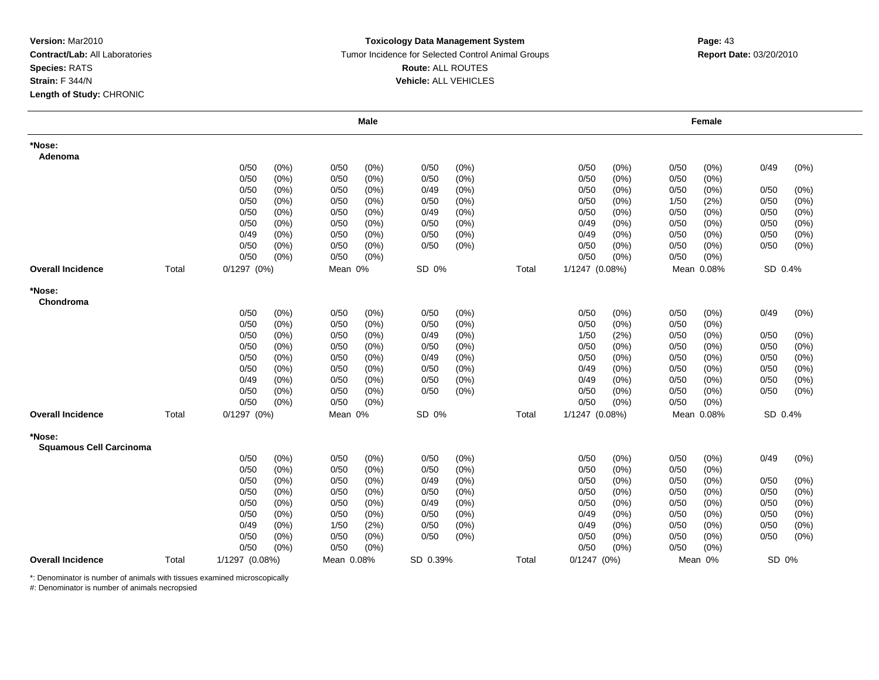**Version:** Mar2010
**Contract/Lab:** All Laboratories
**Species:** RATS
**Strain:** F 344/N
**Length of Study:** CHRONIC

**Toxicology Data Management System**
Tumor Incidence for Selected Control Animal Groups
**Route:** ALL ROUTES
**Vehicle:** ALL VEHICLES

**Report Date:** 03/20/2010

| | | Male | | | | | | | Female | | | | | |
|---|---|---|---|---|---|---|---|---|---|---|---|---|---|---|
| **\*Nose:** | | | | | | | | | | | | | | |
| **Adenoma** | | | | | | | | | | | | | | |
| | | 0/50 | (0%) | 0/50 | (0%) | 0/50 | (0%) | | 0/50 | (0%) | 0/50 | (0%) | 0/49 | (0%) |
| | | 0/50 | (0%) | 0/50 | (0%) | 0/50 | (0%) | | 0/50 | (0%) | 0/50 | (0%) | | |
| | | 0/50 | (0%) | 0/50 | (0%) | 0/49 | (0%) | | 0/50 | (0%) | 0/50 | (0%) | 0/50 | (0%) |
| | | 0/50 | (0%) | 0/50 | (0%) | 0/50 | (0%) | | 0/50 | (0%) | 1/50 | (2%) | 0/50 | (0%) |
| | | 0/50 | (0%) | 0/50 | (0%) | 0/49 | (0%) | | 0/50 | (0%) | 0/50 | (0%) | 0/50 | (0%) |
| | | 0/50 | (0%) | 0/50 | (0%) | 0/50 | (0%) | | 0/49 | (0%) | 0/50 | (0%) | 0/50 | (0%) |
| | | 0/49 | (0%) | 0/50 | (0%) | 0/50 | (0%) | | 0/49 | (0%) | 0/50 | (0%) | 0/50 | (0%) |
| | | 0/50 | (0%) | 0/50 | (0%) | 0/50 | (0%) | | 0/50 | (0%) | 0/50 | (0%) | 0/50 | (0%) |
| | | 0/50 | (0%) | 0/50 | (0%) | | | | 0/50 | (0%) | 0/50 | (0%) | | |
| **Overall Incidence** | Total | 0/1297 (0%) | | Mean 0% | | SD 0% | | Total | 1/1247 (0.08%) | | Mean 0.08% | | SD 0.4% | |
| **\*Nose:** | | | | | | | | | | | | | | |
| **Chondroma** | | | | | | | | | | | | | | |
| | | 0/50 | (0%) | 0/50 | (0%) | 0/50 | (0%) | | 0/50 | (0%) | 0/50 | (0%) | 0/49 | (0%) |
| | | 0/50 | (0%) | 0/50 | (0%) | 0/50 | (0%) | | 0/50 | (0%) | 0/50 | (0%) | | |
| | | 0/50 | (0%) | 0/50 | (0%) | 0/49 | (0%) | | 1/50 | (2%) | 0/50 | (0%) | 0/50 | (0%) |
| | | 0/50 | (0%) | 0/50 | (0%) | 0/50 | (0%) | | 0/50 | (0%) | 0/50 | (0%) | 0/50 | (0%) |
| | | 0/50 | (0%) | 0/50 | (0%) | 0/49 | (0%) | | 0/50 | (0%) | 0/50 | (0%) | 0/50 | (0%) |
| | | 0/50 | (0%) | 0/50 | (0%) | 0/50 | (0%) | | 0/49 | (0%) | 0/50 | (0%) | 0/50 | (0%) |
| | | 0/49 | (0%) | 0/50 | (0%) | 0/50 | (0%) | | 0/49 | (0%) | 0/50 | (0%) | 0/50 | (0%) |
| | | 0/50 | (0%) | 0/50 | (0%) | 0/50 | (0%) | | 0/50 | (0%) | 0/50 | (0%) | 0/50 | (0%) |
| | | 0/50 | (0%) | 0/50 | (0%) | | | | 0/50 | (0%) | 0/50 | (0%) | | |
| **Overall Incidence** | Total | 0/1297 (0%) | | Mean 0% | | SD 0% | | Total | 1/1247 (0.08%) | | Mean 0.08% | | SD 0.4% | |
| **\*Nose:** | | | | | | | | | | | | | | |
| **Squamous Cell Carcinoma** | | | | | | | | | | | | | | |
| | | 0/50 | (0%) | 0/50 | (0%) | 0/50 | (0%) | | 0/50 | (0%) | 0/50 | (0%) | 0/49 | (0%) |
| | | 0/50 | (0%) | 0/50 | (0%) | 0/50 | (0%) | | 0/50 | (0%) | 0/50 | (0%) | | |
| | | 0/50 | (0%) | 0/50 | (0%) | 0/49 | (0%) | | 0/50 | (0%) | 0/50 | (0%) | 0/50 | (0%) |
| | | 0/50 | (0%) | 0/50 | (0%) | 0/50 | (0%) | | 0/50 | (0%) | 0/50 | (0%) | 0/50 | (0%) |
| | | 0/50 | (0%) | 0/50 | (0%) | 0/49 | (0%) | | 0/50 | (0%) | 0/50 | (0%) | 0/50 | (0%) |
| | | 0/50 | (0%) | 0/50 | (0%) | 0/50 | (0%) | | 0/49 | (0%) | 0/50 | (0%) | 0/50 | (0%) |
| | | 0/49 | (0%) | 1/50 | (2%) | 0/50 | (0%) | | 0/49 | (0%) | 0/50 | (0%) | 0/50 | (0%) |
| | | 0/50 | (0%) | 0/50 | (0%) | 0/50 | (0%) | | 0/50 | (0%) | 0/50 | (0%) | 0/50 | (0%) |
| | | 0/50 | (0%) | 0/50 | (0%) | | | | 0/50 | (0%) | 0/50 | (0%) | | |
| **Overall Incidence** | Total | 1/1297 (0.08%) | | Mean 0.08% | | SD 0.39% | | Total | 0/1247 (0%) | | Mean 0% | | SD 0% | |

*: Denominator is number of animals with tissues examined microscopically
#: Denominator is number of animals necropsied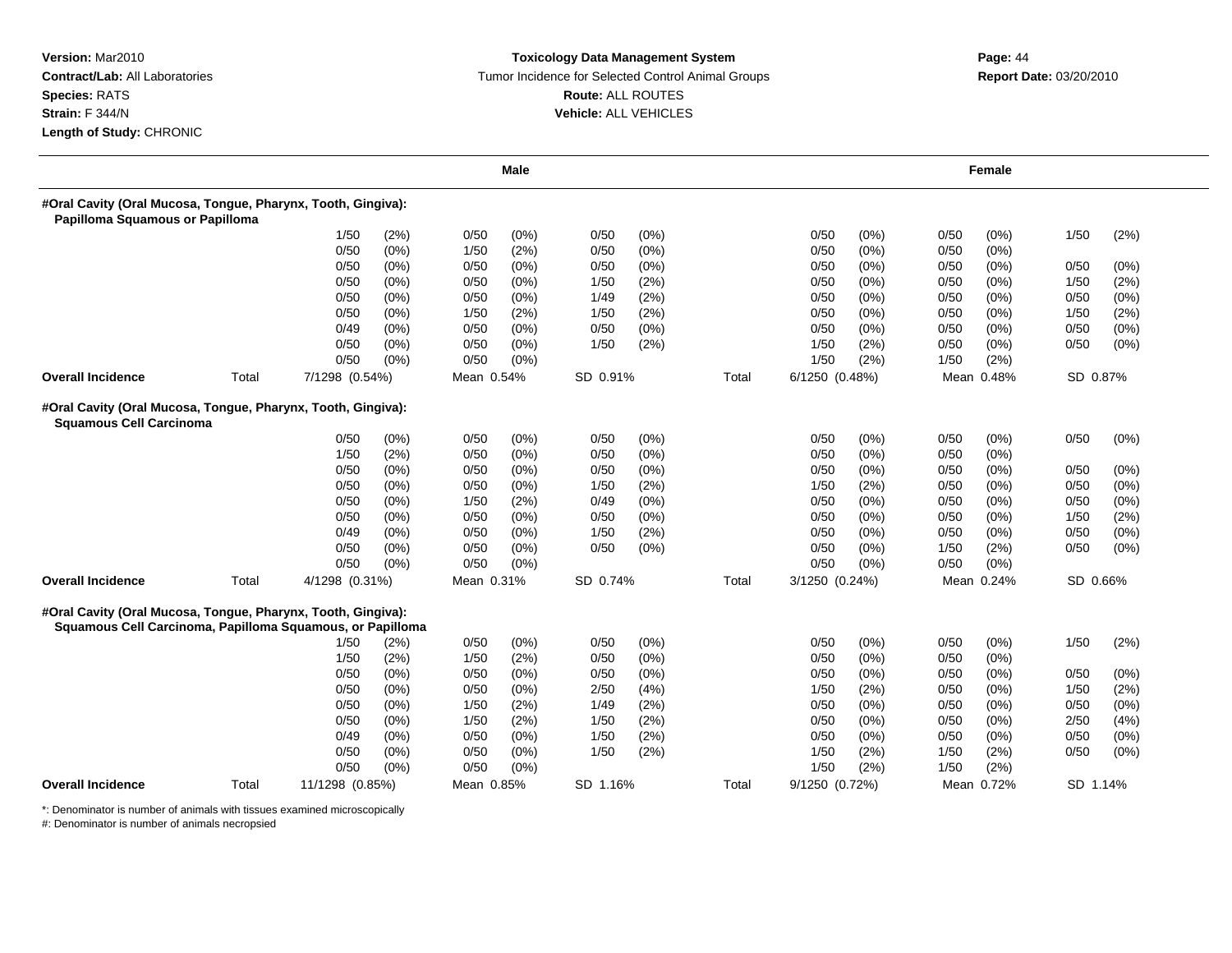**Version:** Mar2010
**Contract/Lab:** All Laboratories
**Species:** RATS
**Strain:** F 344/N
**Length of Study:** CHRONIC

**Toxicology Data Management System**
Tumor Incidence for Selected Control Animal Groups
**Route:** ALL ROUTES
**Vehicle:** ALL VEHICLES

**Report Date:** 03/20/2010

| | | Male | | | | | | | Female | | | | | |
|---|---|---|---|---|---|---|---|---|---|---|---|---|---|---|
| **#Oral Cavity (Oral Mucosa, Tongue, Pharynx, Tooth, Gingiva): Papilloma Squamous or Papilloma** | | | | | | | | | | | | | | |
| | | 1/50 | (2%) | 0/50 | (0%) | 0/50 | (0%) | | 0/50 | (0%) | 0/50 | (0%) | 1/50 | (2%) |
| | | 0/50 | (0%) | 1/50 | (2%) | 0/50 | (0%) | | 0/50 | (0%) | 0/50 | (0%) | | |
| | | 0/50 | (0%) | 0/50 | (0%) | 0/50 | (0%) | | 0/50 | (0%) | 0/50 | (0%) | 0/50 | (0%) |
| | | 0/50 | (0%) | 0/50 | (0%) | 1/50 | (2%) | | 0/50 | (0%) | 0/50 | (0%) | 1/50 | (2%) |
| | | 0/50 | (0%) | 0/50 | (0%) | 1/49 | (2%) | | 0/50 | (0%) | 0/50 | (0%) | 0/50 | (0%) |
| | | 0/50 | (0%) | 1/50 | (2%) | 1/50 | (2%) | | 0/50 | (0%) | 0/50 | (0%) | 1/50 | (2%) |
| | | 0/49 | (0%) | 0/50 | (0%) | 0/50 | (0%) | | 0/50 | (0%) | 0/50 | (0%) | 0/50 | (0%) |
| | | 0/50 | (0%) | 0/50 | (0%) | 1/50 | (2%) | | 1/50 | (2%) | 0/50 | (0%) | 0/50 | (0%) |
| | | 0/50 | (0%) | 0/50 | (0%) | | | | 1/50 | (2%) | 1/50 | (2%) | | |
| **Overall Incidence** | Total | 7/1298 (0.54%) | | Mean 0.54% | | SD 0.91% | | Total | 6/1250 (0.48%) | | Mean 0.48% | | SD 0.87% | |
| **#Oral Cavity (Oral Mucosa, Tongue, Pharynx, Tooth, Gingiva): Squamous Cell Carcinoma** | | | | | | | | | | | | | | |
| | | 0/50 | (0%) | 0/50 | (0%) | 0/50 | (0%) | | 0/50 | (0%) | 0/50 | (0%) | 0/50 | (0%) |
| | | 1/50 | (2%) | 0/50 | (0%) | 0/50 | (0%) | | 0/50 | (0%) | 0/50 | (0%) | | |
| | | 0/50 | (0%) | 0/50 | (0%) | 0/50 | (0%) | | 0/50 | (0%) | 0/50 | (0%) | 0/50 | (0%) |
| | | 0/50 | (0%) | 0/50 | (0%) | 1/50 | (2%) | | 1/50 | (2%) | 0/50 | (0%) | 0/50 | (0%) |
| | | 0/50 | (0%) | 1/50 | (2%) | 0/49 | (0%) | | 0/50 | (0%) | 0/50 | (0%) | 0/50 | (0%) |
| | | 0/50 | (0%) | 0/50 | (0%) | 0/50 | (0%) | | 0/50 | (0%) | 0/50 | (0%) | 1/50 | (2%) |
| | | 0/49 | (0%) | 0/50 | (0%) | 1/50 | (2%) | | 0/50 | (0%) | 0/50 | (0%) | 0/50 | (0%) |
| | | 0/50 | (0%) | 0/50 | (0%) | 0/50 | (0%) | | 0/50 | (0%) | 1/50 | (2%) | 0/50 | (0%) |
| | | 0/50 | (0%) | 0/50 | (0%) | | | | 0/50 | (0%) | 0/50 | (0%) | | |
| **Overall Incidence** | Total | 4/1298 (0.31%) | | Mean 0.31% | | SD 0.74% | | Total | 3/1250 (0.24%) | | Mean 0.24% | | SD 0.66% | |
| **#Oral Cavity (Oral Mucosa, Tongue, Pharynx, Tooth, Gingiva): Squamous Cell Carcinoma, Papilloma Squamous, or Papilloma** | | | | | | | | | | | | | | |
| | | 1/50 | (2%) | 0/50 | (0%) | 0/50 | (0%) | | 0/50 | (0%) | 0/50 | (0%) | 1/50 | (2%) |
| | | 1/50 | (2%) | 1/50 | (2%) | 0/50 | (0%) | | 0/50 | (0%) | 0/50 | (0%) | | |
| | | 0/50 | (0%) | 0/50 | (0%) | 0/50 | (0%) | | 0/50 | (0%) | 0/50 | (0%) | 0/50 | (0%) |
| | | 0/50 | (0%) | 0/50 | (0%) | 2/50 | (4%) | | 1/50 | (2%) | 0/50 | (0%) | 1/50 | (2%) |
| | | 0/50 | (0%) | 1/50 | (2%) | 1/49 | (2%) | | 0/50 | (0%) | 0/50 | (0%) | 0/50 | (0%) |
| | | 0/50 | (0%) | 1/50 | (2%) | 1/50 | (2%) | | 0/50 | (0%) | 0/50 | (0%) | 2/50 | (4%) |
| | | 0/49 | (0%) | 0/50 | (0%) | 1/50 | (2%) | | 0/50 | (0%) | 0/50 | (0%) | 0/50 | (0%) |
| | | 0/50 | (0%) | 0/50 | (0%) | 1/50 | (2%) | | 1/50 | (2%) | 1/50 | (2%) | 0/50 | (0%) |
| | | 0/50 | (0%) | 0/50 | (0%) | | | | 1/50 | (2%) | 1/50 | (2%) | | |
| **Overall Incidence** | Total | 11/1298 (0.85%) | | Mean 0.85% | | SD 1.16% | | Total | 9/1250 (0.72%) | | Mean 0.72% | | SD 1.14% | |

*: Denominator is number of animals with tissues examined microscopically
#: Denominator is number of animals necropsied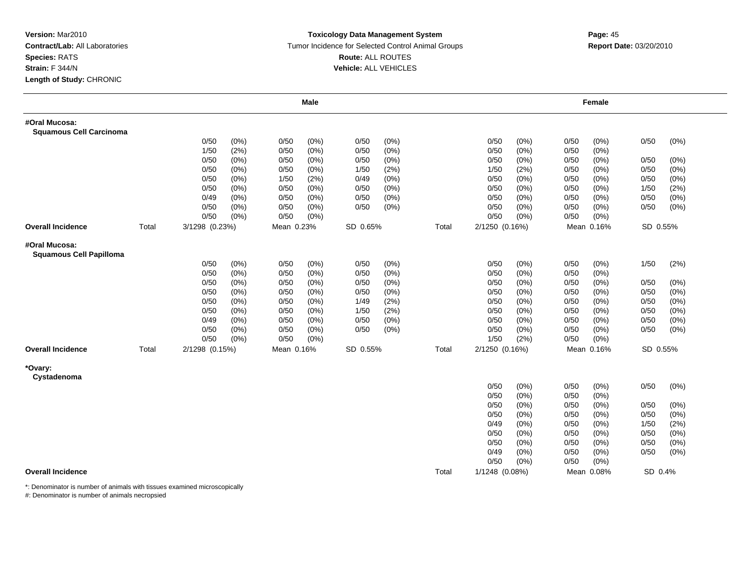**Version:** Mar2010
**Contract/Lab:** All Laboratories
**Species:** RATS
**Strain:** F 344/N
**Length of Study:** CHRONIC

**Toxicology Data Management System**
Tumor Incidence for Selected Control Animal Groups
**Route:** ALL ROUTES
**Vehicle:** ALL VEHICLES

**Report Date:** 03/20/2010

| | | Male | | | | Female | | |
|---|---|---|---|---|---|---|---|---|
| **#Oral Mucosa: Squamous Cell Carcinoma** | | | | | | | | |
| | | 0/50 (0%) | 0/50 (0%) | 0/50 (0%) | | 0/50 (0%) | 0/50 (0%) | 0/50 (0%) |
| | | 1/50 (2%) | 0/50 (0%) | 0/50 (0%) | | 0/50 (0%) | 0/50 (0%) | |
| | | 0/50 (0%) | 0/50 (0%) | 0/50 (0%) | | 0/50 (0%) | 0/50 (0%) | 0/50 (0%) |
| | | 0/50 (0%) | 0/50 (0%) | 1/50 (2%) | | 1/50 (2%) | 0/50 (0%) | 0/50 (0%) |
| | | 0/50 (0%) | 1/50 (2%) | 0/49 (0%) | | 0/50 (0%) | 0/50 (0%) | 0/50 (0%) |
| | | 0/50 (0%) | 0/50 (0%) | 0/50 (0%) | | 0/50 (0%) | 0/50 (0%) | 1/50 (2%) |
| | | 0/49 (0%) | 0/50 (0%) | 0/50 (0%) | | 0/50 (0%) | 0/50 (0%) | 0/50 (0%) |
| | | 0/50 (0%) | 0/50 (0%) | 0/50 (0%) | | 0/50 (0%) | 0/50 (0%) | 0/50 (0%) |
| | | 0/50 (0%) | 0/50 (0%) | | | 0/50 (0%) | 0/50 (0%) | |
| **Overall Incidence** | Total | 3/1298 (0.23%) | Mean 0.23% | SD 0.65% | Total | 2/1250 (0.16%) | Mean 0.16% | SD 0.55% |
| **#Oral Mucosa: Squamous Cell Papilloma** | | | | | | | | |
| | | 0/50 (0%) | 0/50 (0%) | 0/50 (0%) | | 0/50 (0%) | 0/50 (0%) | 1/50 (2%) |
| | | 0/50 (0%) | 0/50 (0%) | 0/50 (0%) | | 0/50 (0%) | 0/50 (0%) | |
| | | 0/50 (0%) | 0/50 (0%) | 0/50 (0%) | | 0/50 (0%) | 0/50 (0%) | 0/50 (0%) |
| | | 0/50 (0%) | 0/50 (0%) | 0/50 (0%) | | 0/50 (0%) | 0/50 (0%) | 0/50 (0%) |
| | | 0/50 (0%) | 0/50 (0%) | 1/49 (2%) | | 0/50 (0%) | 0/50 (0%) | 0/50 (0%) |
| | | 0/50 (0%) | 0/50 (0%) | 1/50 (2%) | | 0/50 (0%) | 0/50 (0%) | 0/50 (0%) |
| | | 0/49 (0%) | 0/50 (0%) | 0/50 (0%) | | 0/50 (0%) | 0/50 (0%) | 0/50 (0%) |
| | | 0/50 (0%) | 0/50 (0%) | 0/50 (0%) | | 0/50 (0%) | 0/50 (0%) | 0/50 (0%) |
| | | 0/50 (0%) | 0/50 (0%) | | | 1/50 (2%) | 0/50 (0%) | |
| **Overall Incidence** | Total | 2/1298 (0.15%) | Mean 0.16% | SD 0.55% | Total | 2/1250 (0.16%) | Mean 0.16% | SD 0.55% |
| ***Ovary: Cystadenoma** | | | | | | | | |
| | | | | | | 0/50 (0%) | 0/50 (0%) | 0/50 (0%) |
| | | | | | | 0/50 (0%) | 0/50 (0%) | |
| | | | | | | 0/50 (0%) | 0/50 (0%) | 0/50 (0%) |
| | | | | | | 0/50 (0%) | 0/50 (0%) | 0/50 (0%) |
| | | | | | | 0/49 (0%) | 0/50 (0%) | 1/50 (2%) |
| | | | | | | 0/50 (0%) | 0/50 (0%) | 0/50 (0%) |
| | | | | | | 0/50 (0%) | 0/50 (0%) | 0/50 (0%) |
| | | | | | | 0/49 (0%) | 0/50 (0%) | 0/50 (0%) |
| | | | | | | 0/50 (0%) | 0/50 (0%) | |
| **Overall Incidence** | | | | | Total | 1/1248 (0.08%) | Mean 0.08% | SD 0.4% |

*: Denominator is number of animals with tissues examined microscopically
#: Denominator is number of animals necropsied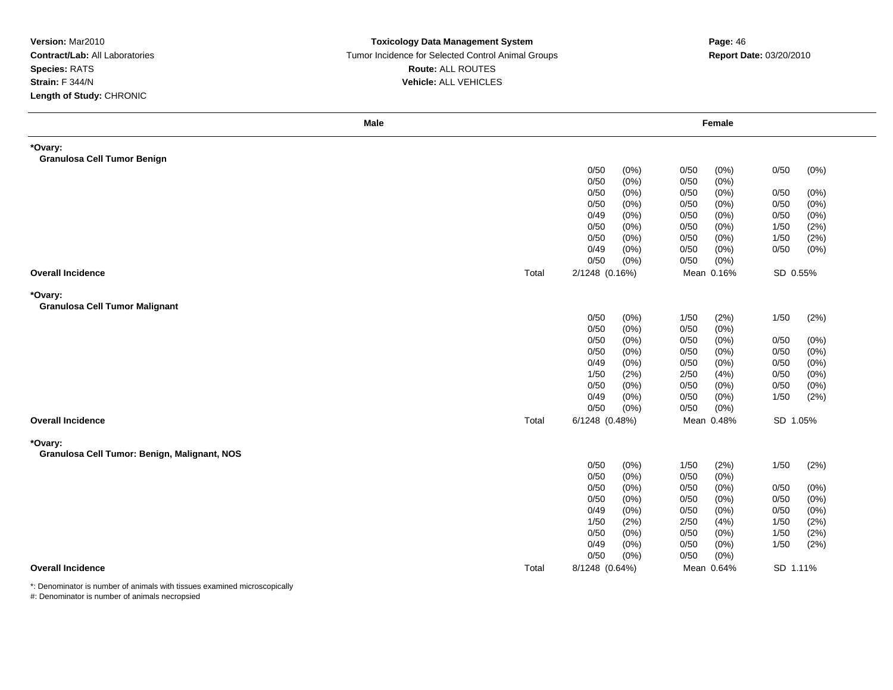**Version:** Mar2010
**Contract/Lab:** All Laboratories
**Species:** RATS
**Strain:** F 344/N
**Length of Study:** CHRONIC

**Toxicology Data Management System**
Tumor Incidence for Selected Control Animal Groups
**Route:** ALL ROUTES
**Vehicle:** ALL VEHICLES

**Report Date:** 03/20/2010

| Male | | Female | | |
|---|---|---|---|---|
| **\*Ovary:** | | | | |
| **Granulosa Cell Tumor Benign** | | | | |
| | | 0/50 (0%) | 0/50 (0%) | 0/50 (0%) |
| | | 0/50 (0%) | 0/50 (0%) | |
| | | 0/50 (0%) | 0/50 (0%) | 0/50 (0%) |
| | | 0/50 (0%) | 0/50 (0%) | 0/50 (0%) |
| | | 0/49 (0%) | 0/50 (0%) | 0/50 (0%) |
| | | 0/50 (0%) | 0/50 (0%) | 1/50 (2%) |
| | | 0/50 (0%) | 0/50 (0%) | 1/50 (2%) |
| | | 0/49 (0%) | 0/50 (0%) | 0/50 (0%) |
| | | 0/50 (0%) | 0/50 (0%) | |
| **Overall Incidence** | Total | 2/1248 (0.16%) | Mean 0.16% | SD 0.55% |
| **\*Ovary:** | | | | |
| **Granulosa Cell Tumor Malignant** | | | | |
| | | 0/50 (0%) | 1/50 (2%) | 1/50 (2%) |
| | | 0/50 (0%) | 0/50 (0%) | |
| | | 0/50 (0%) | 0/50 (0%) | 0/50 (0%) |
| | | 0/50 (0%) | 0/50 (0%) | 0/50 (0%) |
| | | 0/49 (0%) | 0/50 (0%) | 0/50 (0%) |
| | | 1/50 (2%) | 2/50 (4%) | 0/50 (0%) |
| | | 0/50 (0%) | 0/50 (0%) | 0/50 (0%) |
| | | 0/49 (0%) | 0/50 (0%) | 1/50 (2%) |
| | | 0/50 (0%) | 0/50 (0%) | |
| **Overall Incidence** | Total | 6/1248 (0.48%) | Mean 0.48% | SD 1.05% |
| **\*Ovary:** | | | | |
| **Granulosa Cell Tumor: Benign, Malignant, NOS** | | | | |
| | | 0/50 (0%) | 1/50 (2%) | 1/50 (2%) |
| | | 0/50 (0%) | 0/50 (0%) | |
| | | 0/50 (0%) | 0/50 (0%) | 0/50 (0%) |
| | | 0/50 (0%) | 0/50 (0%) | 0/50 (0%) |
| | | 0/49 (0%) | 0/50 (0%) | 0/50 (0%) |
| | | 1/50 (2%) | 2/50 (4%) | 1/50 (2%) |
| | | 0/50 (0%) | 0/50 (0%) | 1/50 (2%) |
| | | 0/49 (0%) | 0/50 (0%) | 1/50 (2%) |
| | | 0/50 (0%) | 0/50 (0%) | |
| **Overall Incidence** | Total | 8/1248 (0.64%) | Mean 0.64% | SD 1.11% |

*: Denominator is number of animals with tissues examined microscopically
#: Denominator is number of animals necropsied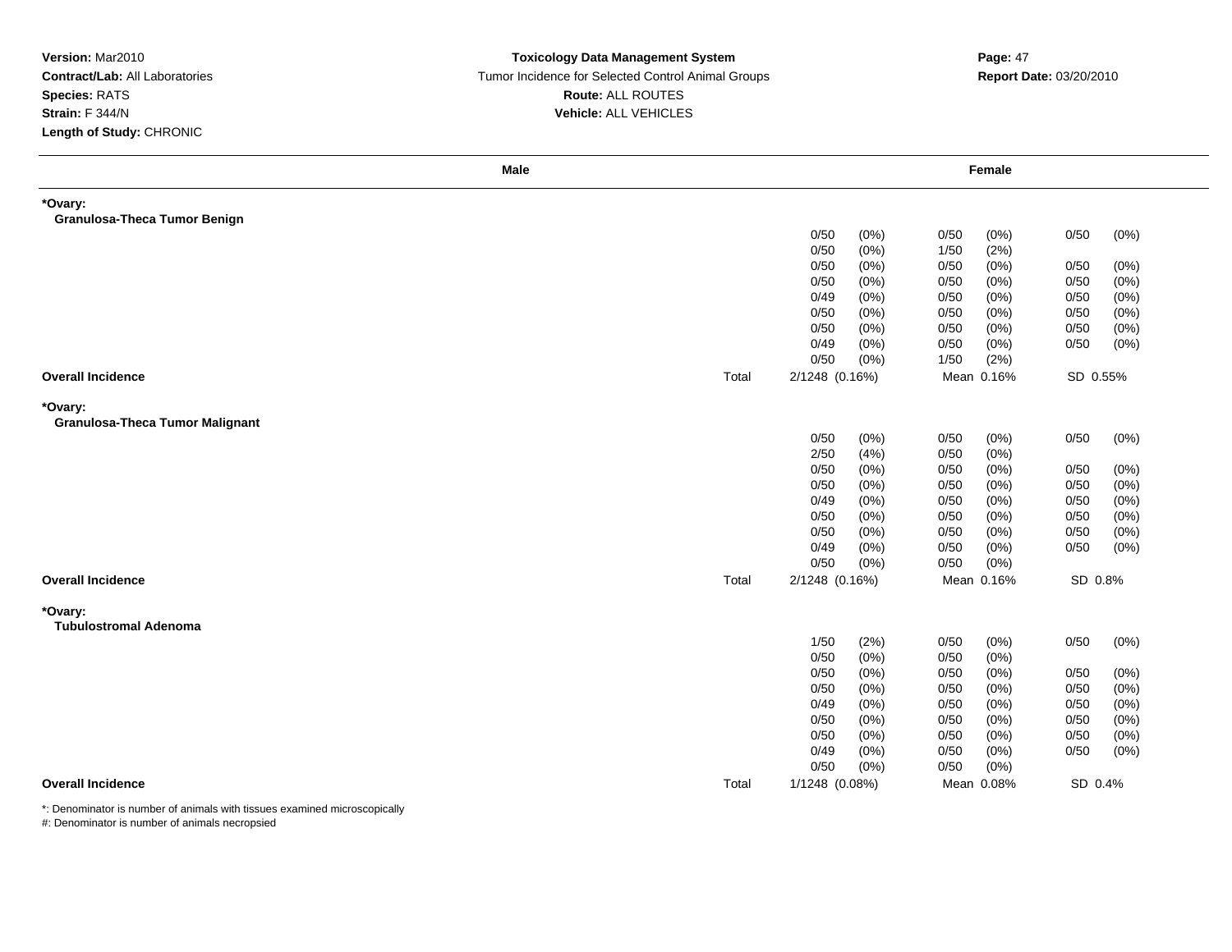**Version:** Mar2010
**Contract/Lab:** All Laboratories
**Species:** RATS
**Strain:** F 344/N
**Length of Study:** CHRONIC

**Toxicology Data Management System**
Tumor Incidence for Selected Control Animal Groups
**Route:** ALL ROUTES
**Vehicle:** ALL VEHICLES

**Report Date:** 03/20/2010

| Male | | Female | | |
|---|---|---|---|---|
| **\*Ovary:** | | | | |
| **Granulosa-Theca Tumor Benign** | | | | |
| | | 0/50 (0%) | 0/50 (0%) | 0/50 (0%) |
| | | 0/50 (0%) | 1/50 (2%) | |
| | | 0/50 (0%) | 0/50 (0%) | 0/50 (0%) |
| | | 0/50 (0%) | 0/50 (0%) | 0/50 (0%) |
| | | 0/49 (0%) | 0/50 (0%) | 0/50 (0%) |
| | | 0/50 (0%) | 0/50 (0%) | 0/50 (0%) |
| | | 0/50 (0%) | 0/50 (0%) | 0/50 (0%) |
| | | 0/49 (0%) | 0/50 (0%) | 0/50 (0%) |
| | | 0/50 (0%) | 1/50 (2%) | |
| **Overall Incidence** | Total | 2/1248 (0.16%) | Mean 0.16% | SD 0.55% |
| **\*Ovary:** | | | | |
| **Granulosa-Theca Tumor Malignant** | | | | |
| | | 0/50 (0%) | 0/50 (0%) | 0/50 (0%) |
| | | 2/50 (4%) | 0/50 (0%) | |
| | | 0/50 (0%) | 0/50 (0%) | 0/50 (0%) |
| | | 0/50 (0%) | 0/50 (0%) | 0/50 (0%) |
| | | 0/49 (0%) | 0/50 (0%) | 0/50 (0%) |
| | | 0/50 (0%) | 0/50 (0%) | 0/50 (0%) |
| | | 0/50 (0%) | 0/50 (0%) | 0/50 (0%) |
| | | 0/49 (0%) | 0/50 (0%) | 0/50 (0%) |
| | | 0/50 (0%) | 0/50 (0%) | |
| **Overall Incidence** | Total | 2/1248 (0.16%) | Mean 0.16% | SD 0.8% |
| **\*Ovary:** | | | | |
| **Tubulostromal Adenoma** | | | | |
| | | 1/50 (2%) | 0/50 (0%) | 0/50 (0%) |
| | | 0/50 (0%) | 0/50 (0%) | |
| | | 0/50 (0%) | 0/50 (0%) | 0/50 (0%) |
| | | 0/50 (0%) | 0/50 (0%) | 0/50 (0%) |
| | | 0/49 (0%) | 0/50 (0%) | 0/50 (0%) |
| | | 0/50 (0%) | 0/50 (0%) | 0/50 (0%) |
| | | 0/50 (0%) | 0/50 (0%) | 0/50 (0%) |
| | | 0/49 (0%) | 0/50 (0%) | 0/50 (0%) |
| | | 0/50 (0%) | 0/50 (0%) | |
| **Overall Incidence** | Total | 1/1248 (0.08%) | Mean 0.08% | SD 0.4% |

*: Denominator is number of animals with tissues examined microscopically
#: Denominator is number of animals necropsied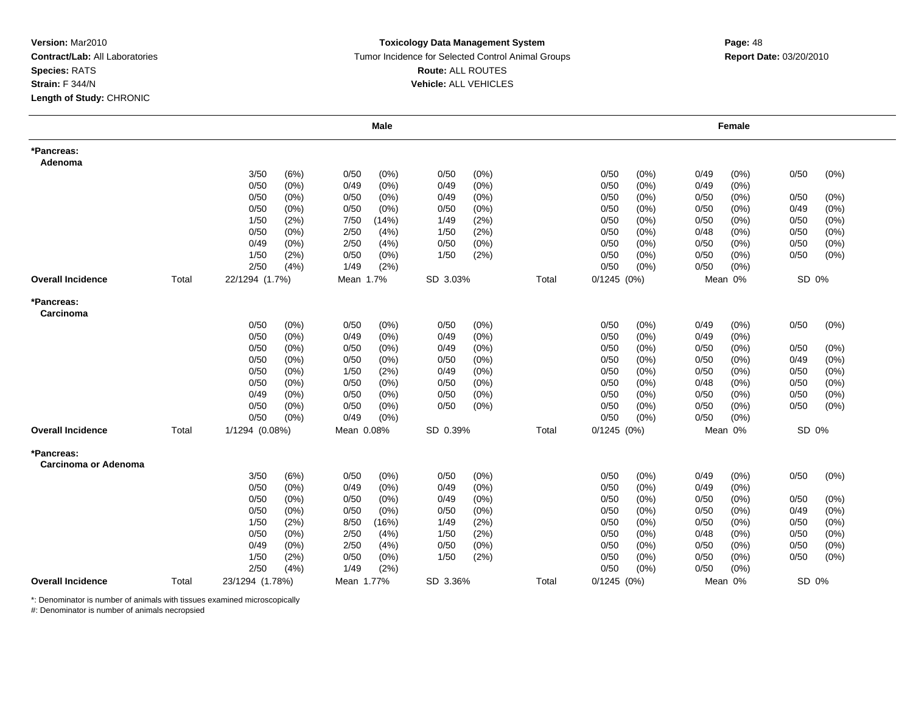**Version:** Mar2010
**Contract/Lab:** All Laboratories
**Species:** RATS
**Strain:** F 344/N
**Length of Study:** CHRONIC

**Toxicology Data Management System**
Tumor Incidence for Selected Control Animal Groups
**Route:** ALL ROUTES
**Vehicle:** ALL VEHICLES

**Report Date:** 03/20/2010

| | | Male | | | | Female | | |
|---|---|---|---|---|---|---|---|---|
| ***Pancreas:** Adenoma | | | | | | | | |
| | | 3/50 (6%) | 0/50 (0%) | 0/50 (0%) | | 0/50 (0%) | 0/49 (0%) | 0/50 (0%) |
| | | 0/50 (0%) | 0/49 (0%) | 0/49 (0%) | | 0/50 (0%) | 0/49 (0%) | |
| | | 0/50 (0%) | 0/50 (0%) | 0/49 (0%) | | 0/50 (0%) | 0/50 (0%) | 0/50 (0%) |
| | | 0/50 (0%) | 0/50 (0%) | 0/50 (0%) | | 0/50 (0%) | 0/50 (0%) | 0/49 (0%) |
| | | 1/50 (2%) | 7/50 (14%) | 1/49 (2%) | | 0/50 (0%) | 0/50 (0%) | 0/50 (0%) |
| | | 0/50 (0%) | 2/50 (4%) | 1/50 (2%) | | 0/50 (0%) | 0/48 (0%) | 0/50 (0%) |
| | | 0/49 (0%) | 2/50 (4%) | 0/50 (0%) | | 0/50 (0%) | 0/50 (0%) | 0/50 (0%) |
| | | 1/50 (2%) | 0/50 (0%) | 1/50 (2%) | | 0/50 (0%) | 0/50 (0%) | 0/50 (0%) |
| | | 2/50 (4%) | 1/49 (2%) | | | 0/50 (0%) | 0/50 (0%) | |
| **Overall Incidence** | Total | 22/1294 (1.7%) | Mean 1.7% | SD 3.03% | Total | 0/1245 (0%) | Mean 0% | SD 0% |
| ***Pancreas:** Carcinoma | | | | | | | | |
| | | 0/50 (0%) | 0/50 (0%) | 0/50 (0%) | | 0/50 (0%) | 0/49 (0%) | 0/50 (0%) |
| | | 0/50 (0%) | 0/49 (0%) | 0/49 (0%) | | 0/50 (0%) | 0/49 (0%) | |
| | | 0/50 (0%) | 0/50 (0%) | 0/49 (0%) | | 0/50 (0%) | 0/50 (0%) | 0/50 (0%) |
| | | 0/50 (0%) | 0/50 (0%) | 0/50 (0%) | | 0/50 (0%) | 0/50 (0%) | 0/49 (0%) |
| | | 0/50 (0%) | 1/50 (2%) | 0/49 (0%) | | 0/50 (0%) | 0/50 (0%) | 0/50 (0%) |
| | | 0/50 (0%) | 0/50 (0%) | 0/50 (0%) | | 0/50 (0%) | 0/48 (0%) | 0/50 (0%) |
| | | 0/49 (0%) | 0/50 (0%) | 0/50 (0%) | | 0/50 (0%) | 0/50 (0%) | 0/50 (0%) |
| | | 0/50 (0%) | 0/50 (0%) | 0/50 (0%) | | 0/50 (0%) | 0/50 (0%) | 0/50 (0%) |
| | | 0/50 (0%) | 0/49 (0%) | | | 0/50 (0%) | 0/50 (0%) | |
| **Overall Incidence** | Total | 1/1294 (0.08%) | Mean 0.08% | SD 0.39% | Total | 0/1245 (0%) | Mean 0% | SD 0% |
| ***Pancreas:** Carcinoma or Adenoma | | | | | | | | |
| | | 3/50 (6%) | 0/50 (0%) | 0/50 (0%) | | 0/50 (0%) | 0/49 (0%) | 0/50 (0%) |
| | | 0/50 (0%) | 0/49 (0%) | 0/49 (0%) | | 0/50 (0%) | 0/49 (0%) | |
| | | 0/50 (0%) | 0/50 (0%) | 0/49 (0%) | | 0/50 (0%) | 0/50 (0%) | 0/50 (0%) |
| | | 0/50 (0%) | 0/50 (0%) | 0/50 (0%) | | 0/50 (0%) | 0/50 (0%) | 0/49 (0%) |
| | | 1/50 (2%) | 8/50 (16%) | 1/49 (2%) | | 0/50 (0%) | 0/50 (0%) | 0/50 (0%) |
| | | 0/50 (0%) | 2/50 (4%) | 1/50 (2%) | | 0/50 (0%) | 0/48 (0%) | 0/50 (0%) |
| | | 0/49 (0%) | 2/50 (4%) | 0/50 (0%) | | 0/50 (0%) | 0/50 (0%) | 0/50 (0%) |
| | | 1/50 (2%) | 0/50 (0%) | 1/50 (2%) | | 0/50 (0%) | 0/50 (0%) | 0/50 (0%) |
| | | 2/50 (4%) | 1/49 (2%) | | | 0/50 (0%) | 0/50 (0%) | |
| **Overall Incidence** | Total | 23/1294 (1.78%) | Mean 1.77% | SD 3.36% | Total | 0/1245 (0%) | Mean 0% | SD 0% |

*: Denominator is number of animals with tissues examined microscopically
#: Denominator is number of animals necropsied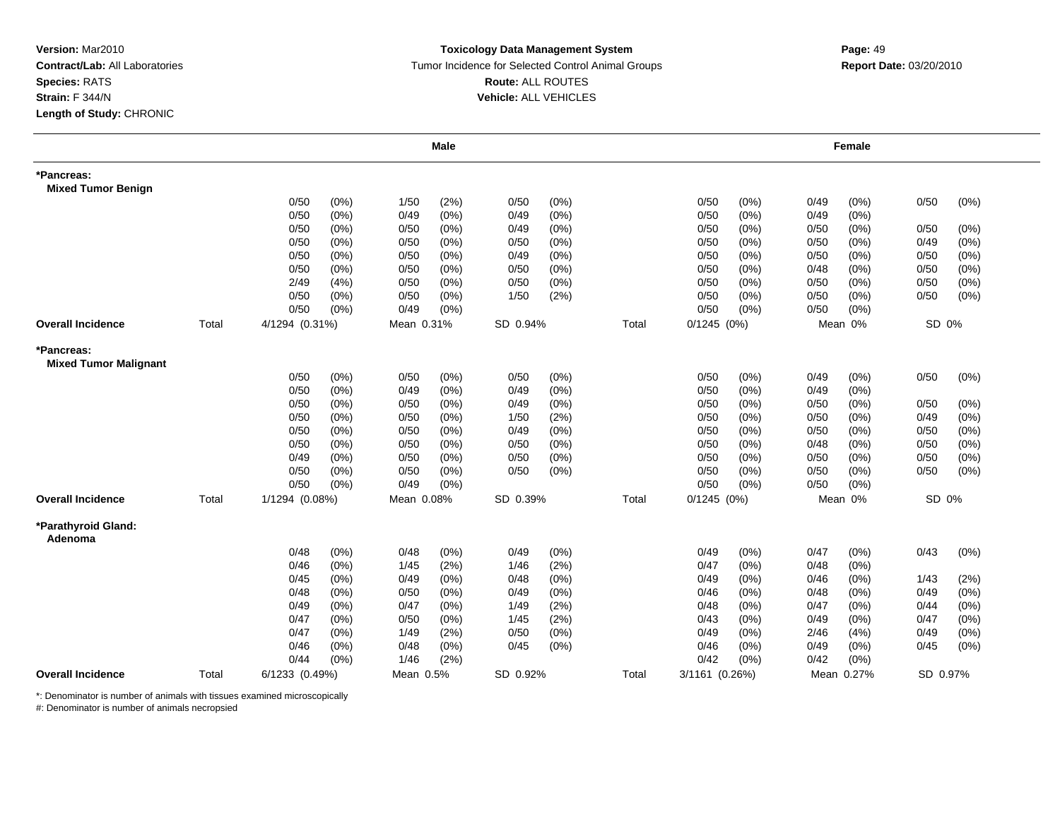**Version:** Mar2010
**Contract/Lab:** All Laboratories
**Species:** RATS
**Strain:** F 344/N
**Length of Study:** CHRONIC

**Toxicology Data Management System**
Tumor Incidence for Selected Control Animal Groups
**Route:** ALL ROUTES
**Vehicle:** ALL VEHICLES

**Report Date:** 03/20/2010

| | | Male | | | | Female | | |
|---|---|---|---|---|---|---|---|---|
| **\*Pancreas: Mixed Tumor Benign** | | | | | | | | |
| | | 0/50 (0%) | 1/50 (2%) | 0/50 (0%) | | 0/50 (0%) | 0/49 (0%) | 0/50 (0%) |
| | | 0/50 (0%) | 0/49 (0%) | 0/49 (0%) | | 0/50 (0%) | 0/49 (0%) | |
| | | 0/50 (0%) | 0/50 (0%) | 0/49 (0%) | | 0/50 (0%) | 0/50 (0%) | 0/50 (0%) |
| | | 0/50 (0%) | 0/50 (0%) | 0/50 (0%) | | 0/50 (0%) | 0/50 (0%) | 0/49 (0%) |
| | | 0/50 (0%) | 0/50 (0%) | 0/49 (0%) | | 0/50 (0%) | 0/50 (0%) | 0/50 (0%) |
| | | 0/50 (0%) | 0/50 (0%) | 0/50 (0%) | | 0/50 (0%) | 0/48 (0%) | 0/50 (0%) |
| | | 2/49 (4%) | 0/50 (0%) | 0/50 (0%) | | 0/50 (0%) | 0/50 (0%) | 0/50 (0%) |
| | | 0/50 (0%) | 0/50 (0%) | 1/50 (2%) | | 0/50 (0%) | 0/50 (0%) | 0/50 (0%) |
| | | 0/50 (0%) | 0/49 (0%) | | | 0/50 (0%) | 0/50 (0%) | |
| **Overall Incidence** | Total | 4/1294 (0.31%) | Mean 0.31% | SD 0.94% | Total | 0/1245 (0%) | Mean 0% | SD 0% |
| **\*Pancreas: Mixed Tumor Malignant** | | | | | | | | |
| | | 0/50 (0%) | 0/50 (0%) | 0/50 (0%) | | 0/50 (0%) | 0/49 (0%) | 0/50 (0%) |
| | | 0/50 (0%) | 0/49 (0%) | 0/49 (0%) | | 0/50 (0%) | 0/49 (0%) | |
| | | 0/50 (0%) | 0/50 (0%) | 0/49 (0%) | | 0/50 (0%) | 0/50 (0%) | 0/50 (0%) |
| | | 0/50 (0%) | 0/50 (0%) | 1/50 (2%) | | 0/50 (0%) | 0/50 (0%) | 0/49 (0%) |
| | | 0/50 (0%) | 0/50 (0%) | 0/49 (0%) | | 0/50 (0%) | 0/50 (0%) | 0/50 (0%) |
| | | 0/50 (0%) | 0/50 (0%) | 0/50 (0%) | | 0/50 (0%) | 0/48 (0%) | 0/50 (0%) |
| | | 0/49 (0%) | 0/50 (0%) | 0/50 (0%) | | 0/50 (0%) | 0/50 (0%) | 0/50 (0%) |
| | | 0/50 (0%) | 0/50 (0%) | 0/50 (0%) | | 0/50 (0%) | 0/50 (0%) | 0/50 (0%) |
| | | 0/50 (0%) | 0/49 (0%) | | | 0/50 (0%) | 0/50 (0%) | |
| **Overall Incidence** | Total | 1/1294 (0.08%) | Mean 0.08% | SD 0.39% | Total | 0/1245 (0%) | Mean 0% | SD 0% |
| **\*Parathyroid Gland: Adenoma** | | | | | | | | |
| | | 0/48 (0%) | 0/48 (0%) | 0/49 (0%) | | 0/49 (0%) | 0/47 (0%) | 0/43 (0%) |
| | | 0/46 (0%) | 1/45 (2%) | 1/46 (2%) | | 0/47 (0%) | 0/48 (0%) | |
| | | 0/45 (0%) | 0/49 (0%) | 0/48 (0%) | | 0/49 (0%) | 0/46 (0%) | 1/43 (2%) |
| | | 0/48 (0%) | 0/50 (0%) | 0/49 (0%) | | 0/46 (0%) | 0/48 (0%) | 0/49 (0%) |
| | | 0/49 (0%) | 0/47 (0%) | 1/49 (2%) | | 0/48 (0%) | 0/47 (0%) | 0/44 (0%) |
| | | 0/47 (0%) | 0/50 (0%) | 1/45 (2%) | | 0/43 (0%) | 0/49 (0%) | 0/47 (0%) |
| | | 0/47 (0%) | 1/49 (2%) | 0/50 (0%) | | 0/49 (0%) | 2/46 (4%) | 0/49 (0%) |
| | | 0/46 (0%) | 0/48 (0%) | 0/45 (0%) | | 0/46 (0%) | 0/49 (0%) | 0/45 (0%) |
| | | 0/44 (0%) | 1/46 (2%) | | | 0/42 (0%) | 0/42 (0%) | |
| **Overall Incidence** | Total | 6/1233 (0.49%) | Mean 0.5% | SD 0.92% | Total | 3/1161 (0.26%) | Mean 0.27% | SD 0.97% |

*: Denominator is number of animals with tissues examined microscopically
#: Denominator is number of animals necropsied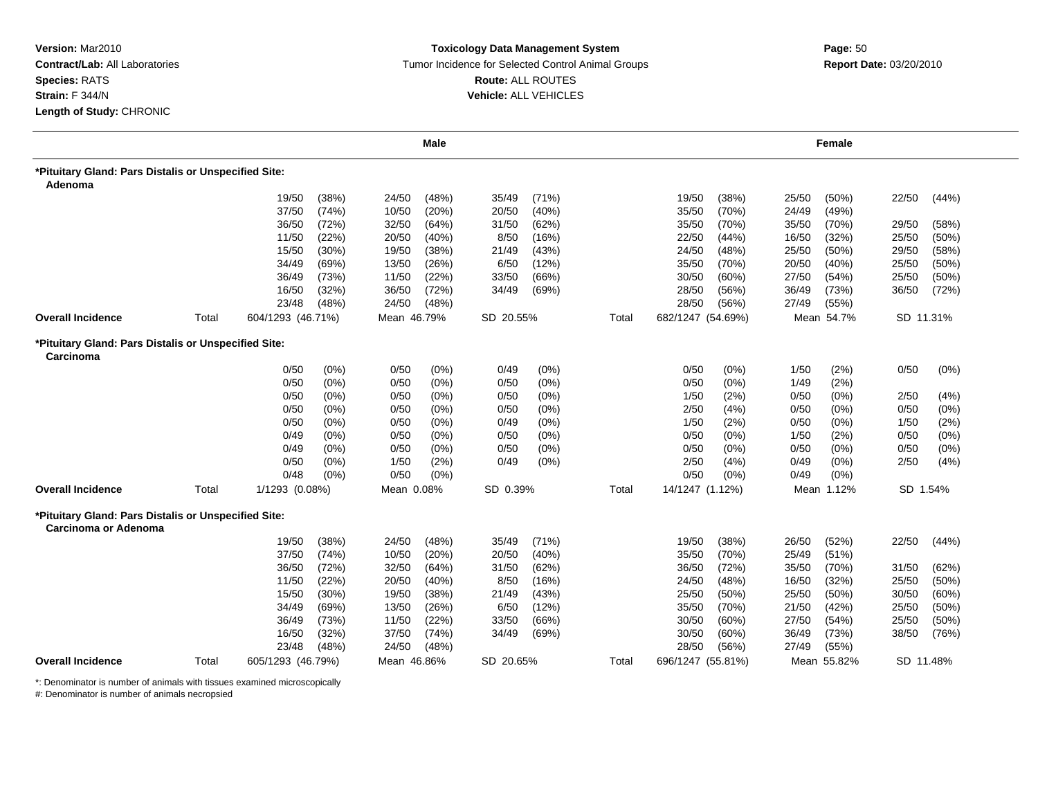**Version:** Mar2010
**Contract/Lab:** All Laboratories
**Species:** RATS
**Strain:** F 344/N
**Length of Study:** CHRONIC

**Toxicology Data Management System**
Tumor Incidence for Selected Control Animal Groups
**Route:** ALL ROUTES
**Vehicle:** ALL VEHICLES

**Report Date:** 03/20/2010

| | | Male | | | | Female | | |
|---|---|---|---|---|---|---|---|---|
| **\*Pituitary Gland: Pars Distalis or Unspecified Site: Adenoma** | | | | | | | | |
| | | 19/50 (38%) | 24/50 (48%) | 35/49 (71%) | | 19/50 (38%) | 25/50 (50%) | 22/50 (44%) |
| | | 37/50 (74%) | 10/50 (20%) | 20/50 (40%) | | 35/50 (70%) | 24/49 (49%) | |
| | | 36/50 (72%) | 32/50 (64%) | 31/50 (62%) | | 35/50 (70%) | 35/50 (70%) | 29/50 (58%) |
| | | 11/50 (22%) | 20/50 (40%) | 8/50 (16%) | | 22/50 (44%) | 16/50 (32%) | 25/50 (50%) |
| | | 15/50 (30%) | 19/50 (38%) | 21/49 (43%) | | 24/50 (48%) | 25/50 (50%) | 29/50 (58%) |
| | | 34/49 (69%) | 13/50 (26%) | 6/50 (12%) | | 35/50 (70%) | 20/50 (40%) | 25/50 (50%) |
| | | 36/49 (73%) | 11/50 (22%) | 33/50 (66%) | | 30/50 (60%) | 27/50 (54%) | 25/50 (50%) |
| | | 16/50 (32%) | 36/50 (72%) | 34/49 (69%) | | 28/50 (56%) | 36/49 (73%) | 36/50 (72%) |
| | | 23/48 (48%) | 24/50 (48%) | | | 28/50 (56%) | 27/49 (55%) | |
| **Overall Incidence** | Total | 604/1293 (46.71%) | Mean 46.79% | SD 20.55% | Total | 682/1247 (54.69%) | Mean 54.7% | SD 11.31% |
| **\*Pituitary Gland: Pars Distalis or Unspecified Site: Carcinoma** | | | | | | | | |
| | | 0/50 (0%) | 0/50 (0%) | 0/49 (0%) | | 0/50 (0%) | 1/50 (2%) | 0/50 (0%) |
| | | 0/50 (0%) | 0/50 (0%) | 0/50 (0%) | | 0/50 (0%) | 1/49 (2%) | |
| | | 0/50 (0%) | 0/50 (0%) | 0/50 (0%) | | 1/50 (2%) | 0/50 (0%) | 2/50 (4%) |
| | | 0/50 (0%) | 0/50 (0%) | 0/50 (0%) | | 2/50 (4%) | 0/50 (0%) | 0/50 (0%) |
| | | 0/50 (0%) | 0/50 (0%) | 0/49 (0%) | | 1/50 (2%) | 0/50 (0%) | 1/50 (2%) |
| | | 0/49 (0%) | 0/50 (0%) | 0/50 (0%) | | 0/50 (0%) | 1/50 (2%) | 0/50 (0%) |
| | | 0/49 (0%) | 0/50 (0%) | 0/50 (0%) | | 0/50 (0%) | 0/50 (0%) | 0/50 (0%) |
| | | 0/50 (0%) | 1/50 (2%) | 0/49 (0%) | | 2/50 (4%) | 0/49 (0%) | 2/50 (4%) |
| | | 0/48 (0%) | 0/50 (0%) | | | 0/50 (0%) | 0/49 (0%) | |
| **Overall Incidence** | Total | 1/1293 (0.08%) | Mean 0.08% | SD 0.39% | Total | 14/1247 (1.12%) | Mean 1.12% | SD 1.54% |
| **\*Pituitary Gland: Pars Distalis or Unspecified Site: Carcinoma or Adenoma** | | | | | | | | |
| | | 19/50 (38%) | 24/50 (48%) | 35/49 (71%) | | 19/50 (38%) | 26/50 (52%) | 22/50 (44%) |
| | | 37/50 (74%) | 10/50 (20%) | 20/50 (40%) | | 35/50 (70%) | 25/49 (51%) | |
| | | 36/50 (72%) | 32/50 (64%) | 31/50 (62%) | | 36/50 (72%) | 35/50 (70%) | 31/50 (62%) |
| | | 11/50 (22%) | 20/50 (40%) | 8/50 (16%) | | 24/50 (48%) | 16/50 (32%) | 25/50 (50%) |
| | | 15/50 (30%) | 19/50 (38%) | 21/49 (43%) | | 25/50 (50%) | 25/50 (50%) | 30/50 (60%) |
| | | 34/49 (69%) | 13/50 (26%) | 6/50 (12%) | | 35/50 (70%) | 21/50 (42%) | 25/50 (50%) |
| | | 36/49 (73%) | 11/50 (22%) | 33/50 (66%) | | 30/50 (60%) | 27/50 (54%) | 25/50 (50%) |
| | | 16/50 (32%) | 37/50 (74%) | 34/49 (69%) | | 30/50 (60%) | 36/49 (73%) | 38/50 (76%) |
| | | 23/48 (48%) | 24/50 (48%) | | | 28/50 (56%) | 27/49 (55%) | |
| **Overall Incidence** | Total | 605/1293 (46.79%) | Mean 46.86% | SD 20.65% | Total | 696/1247 (55.81%) | Mean 55.82% | SD 11.48% |

*: Denominator is number of animals with tissues examined microscopically
#: Denominator is number of animals necropsied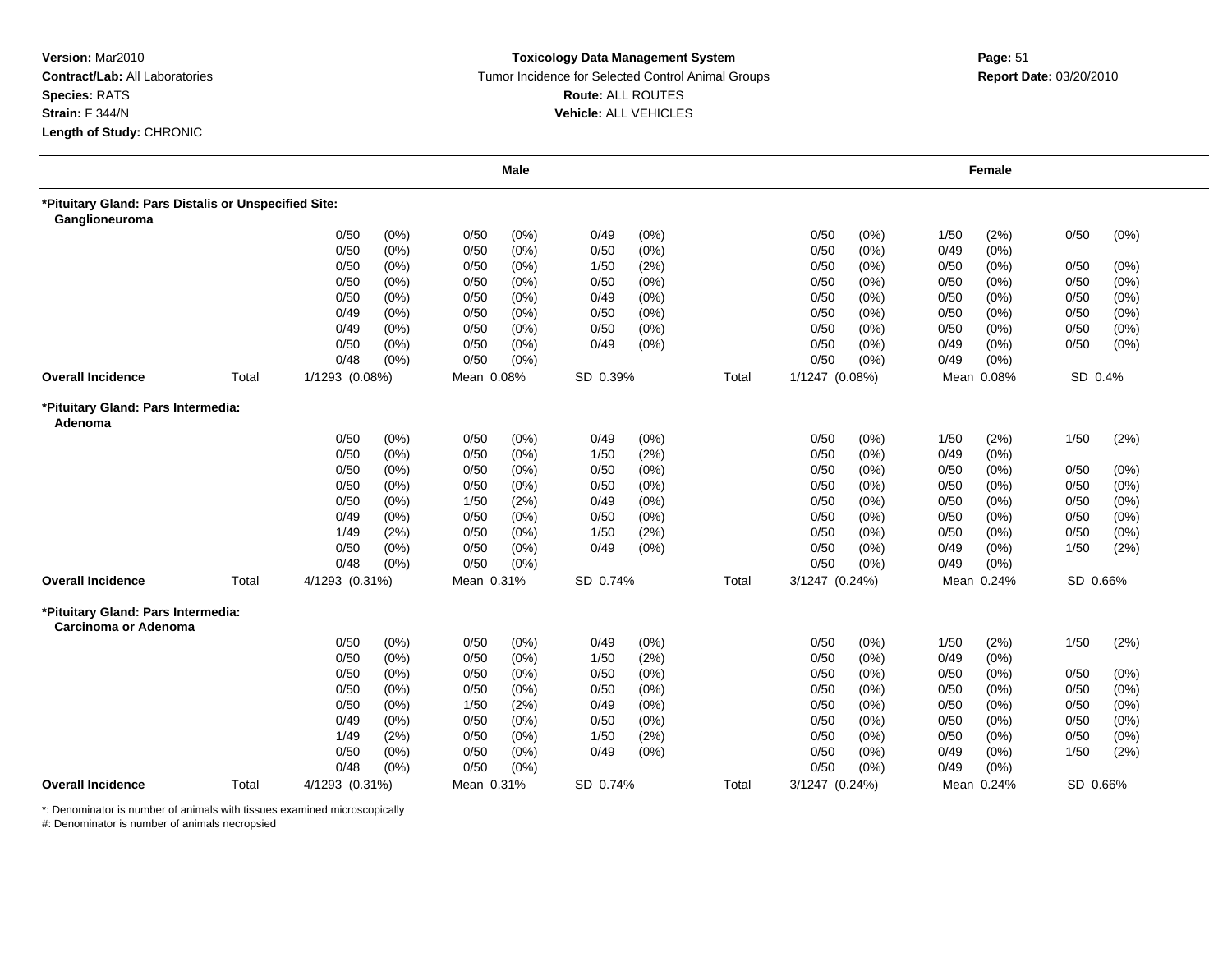**Version:** Mar2010
**Contract/Lab:** All Laboratories
**Species:** RATS
**Strain:** F 344/N
**Length of Study:** CHRONIC

**Toxicology Data Management System**
Tumor Incidence for Selected Control Animal Groups
**Route:** ALL ROUTES
**Vehicle:** ALL VEHICLES

**Report Date:** 03/20/2010

| | | Male | | | | | | | Female | | | | | |
|---|---|---|---|---|---|---|---|---|---|---|---|---|---|---|
| **\*Pituitary Gland: Pars Distalis or Unspecified Site: Ganglioneuroma** | | | | | | | | | | | | | | |
| | | 0/50 | (0%) | 0/50 | (0%) | 0/49 | (0%) | | 0/50 | (0%) | 1/50 | (2%) | 0/50 | (0%) |
| | | 0/50 | (0%) | 0/50 | (0%) | 0/50 | (0%) | | 0/50 | (0%) | 0/49 | (0%) | | |
| | | 0/50 | (0%) | 0/50 | (0%) | 1/50 | (2%) | | 0/50 | (0%) | 0/50 | (0%) | 0/50 | (0%) |
| | | 0/50 | (0%) | 0/50 | (0%) | 0/50 | (0%) | | 0/50 | (0%) | 0/50 | (0%) | 0/50 | (0%) |
| | | 0/50 | (0%) | 0/50 | (0%) | 0/49 | (0%) | | 0/50 | (0%) | 0/50 | (0%) | 0/50 | (0%) |
| | | 0/49 | (0%) | 0/50 | (0%) | 0/50 | (0%) | | 0/50 | (0%) | 0/50 | (0%) | 0/50 | (0%) |
| | | 0/49 | (0%) | 0/50 | (0%) | 0/50 | (0%) | | 0/50 | (0%) | 0/50 | (0%) | 0/50 | (0%) |
| | | 0/50 | (0%) | 0/50 | (0%) | 0/49 | (0%) | | 0/50 | (0%) | 0/49 | (0%) | 0/50 | (0%) |
| | | 0/48 | (0%) | 0/50 | (0%) | | | | 0/50 | (0%) | 0/49 | (0%) | | |
| **Overall Incidence** | Total | 1/1293 (0.08%) | | Mean 0.08% | | SD 0.39% | | Total | 1/1247 (0.08%) | | Mean 0.08% | | SD 0.4% | |
| **\*Pituitary Gland: Pars Intermedia: Adenoma** | | | | | | | | | | | | | | |
| | | 0/50 | (0%) | 0/50 | (0%) | 0/49 | (0%) | | 0/50 | (0%) | 1/50 | (2%) | 1/50 | (2%) |
| | | 0/50 | (0%) | 0/50 | (0%) | 1/50 | (2%) | | 0/50 | (0%) | 0/49 | (0%) | | |
| | | 0/50 | (0%) | 0/50 | (0%) | 0/50 | (0%) | | 0/50 | (0%) | 0/50 | (0%) | 0/50 | (0%) |
| | | 0/50 | (0%) | 0/50 | (0%) | 0/50 | (0%) | | 0/50 | (0%) | 0/50 | (0%) | 0/50 | (0%) |
| | | 0/50 | (0%) | 1/50 | (2%) | 0/49 | (0%) | | 0/50 | (0%) | 0/50 | (0%) | 0/50 | (0%) |
| | | 0/49 | (0%) | 0/50 | (0%) | 0/50 | (0%) | | 0/50 | (0%) | 0/50 | (0%) | 0/50 | (0%) |
| | | 1/49 | (2%) | 0/50 | (0%) | 1/50 | (2%) | | 0/50 | (0%) | 0/50 | (0%) | 0/50 | (0%) |
| | | 0/50 | (0%) | 0/50 | (0%) | 0/49 | (0%) | | 0/50 | (0%) | 0/49 | (0%) | 1/50 | (2%) |
| | | 0/48 | (0%) | 0/50 | (0%) | | | | 0/50 | (0%) | 0/49 | (0%) | | |
| **Overall Incidence** | Total | 4/1293 (0.31%) | | Mean 0.31% | | SD 0.74% | | Total | 3/1247 (0.24%) | | Mean 0.24% | | SD 0.66% | |
| **\*Pituitary Gland: Pars Intermedia: Carcinoma or Adenoma** | | | | | | | | | | | | | | |
| | | 0/50 | (0%) | 0/50 | (0%) | 0/49 | (0%) | | 0/50 | (0%) | 1/50 | (2%) | 1/50 | (2%) |
| | | 0/50 | (0%) | 0/50 | (0%) | 1/50 | (2%) | | 0/50 | (0%) | 0/49 | (0%) | | |
| | | 0/50 | (0%) | 0/50 | (0%) | 0/50 | (0%) | | 0/50 | (0%) | 0/50 | (0%) | 0/50 | (0%) |
| | | 0/50 | (0%) | 0/50 | (0%) | 0/50 | (0%) | | 0/50 | (0%) | 0/50 | (0%) | 0/50 | (0%) |
| | | 0/50 | (0%) | 1/50 | (2%) | 0/49 | (0%) | | 0/50 | (0%) | 0/50 | (0%) | 0/50 | (0%) |
| | | 0/49 | (0%) | 0/50 | (0%) | 0/50 | (0%) | | 0/50 | (0%) | 0/50 | (0%) | 0/50 | (0%) |
| | | 1/49 | (2%) | 0/50 | (0%) | 1/50 | (2%) | | 0/50 | (0%) | 0/50 | (0%) | 0/50 | (0%) |
| | | 0/50 | (0%) | 0/50 | (0%) | 0/49 | (0%) | | 0/50 | (0%) | 0/49 | (0%) | 1/50 | (2%) |
| | | 0/48 | (0%) | 0/50 | (0%) | | | | 0/50 | (0%) | 0/49 | (0%) | | |
| **Overall Incidence** | Total | 4/1293 (0.31%) | | Mean 0.31% | | SD 0.74% | | Total | 3/1247 (0.24%) | | Mean 0.24% | | SD 0.66% | |

*: Denominator is number of animals with tissues examined microscopically
#: Denominator is number of animals necropsied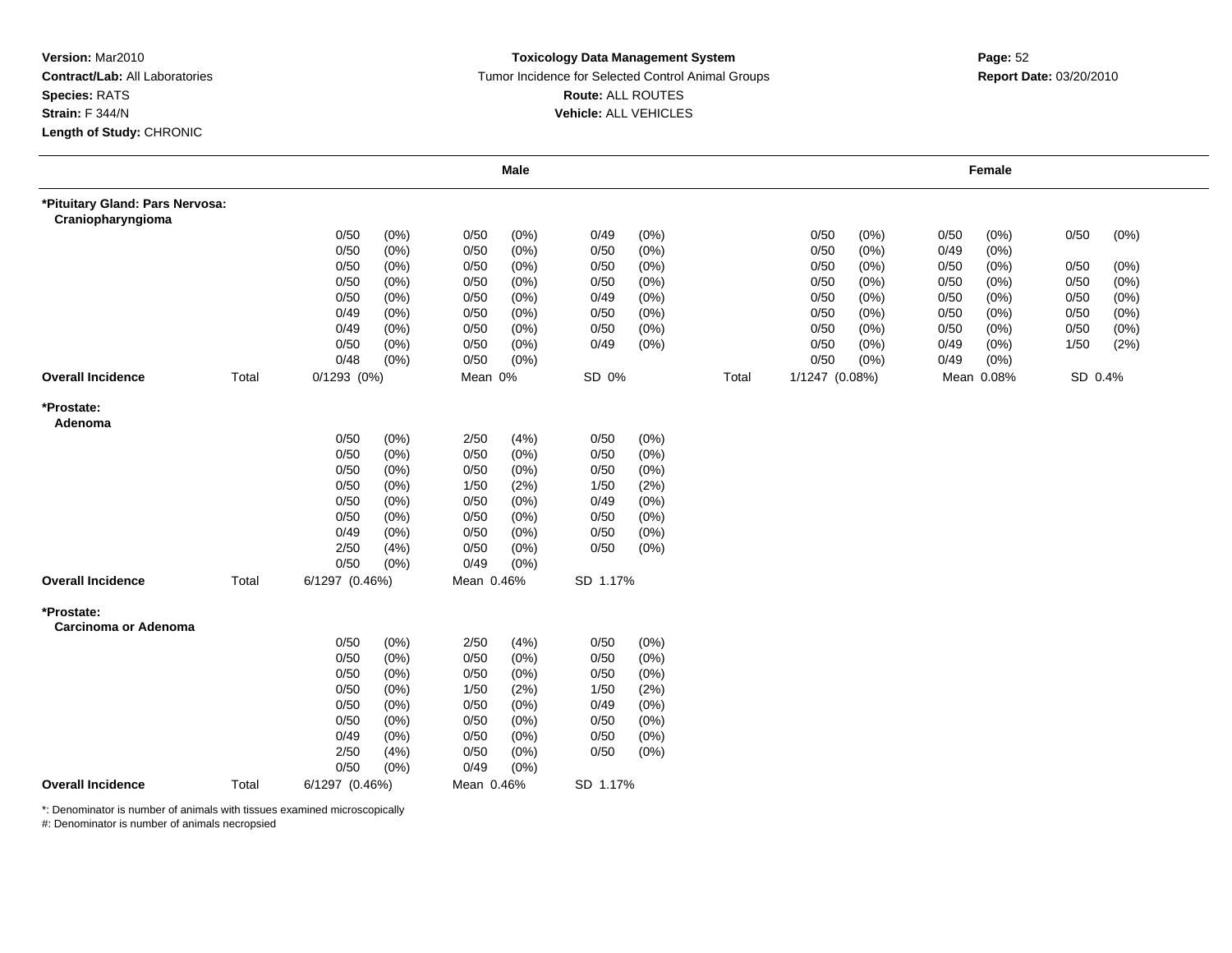**Version:** Mar2010
**Contract/Lab:** All Laboratories
**Species:** RATS
**Strain:** F 344/N
**Length of Study:** CHRONIC

**Toxicology Data Management System**
Tumor Incidence for Selected Control Animal Groups
**Route:** ALL ROUTES
**Vehicle:** ALL VEHICLES

**Report Date:** 03/20/2010

| | | Male | | | | Female | | |
|---|---|---|---|---|---|---|---|---|
| **\*Pituitary Gland: Pars Nervosa: Craniopharyngioma** | | | | | | | | |
| | | 0/50 (0%) | 0/50 (0%) | 0/49 (0%) | | 0/50 (0%) | 0/50 (0%) | 0/50 (0%) |
| | | 0/50 (0%) | 0/50 (0%) | 0/50 (0%) | | 0/50 (0%) | 0/49 (0%) | |
| | | 0/50 (0%) | 0/50 (0%) | 0/50 (0%) | | 0/50 (0%) | 0/50 (0%) | 0/50 (0%) |
| | | 0/50 (0%) | 0/50 (0%) | 0/50 (0%) | | 0/50 (0%) | 0/50 (0%) | 0/50 (0%) |
| | | 0/50 (0%) | 0/50 (0%) | 0/49 (0%) | | 0/50 (0%) | 0/50 (0%) | 0/50 (0%) |
| | | 0/49 (0%) | 0/50 (0%) | 0/50 (0%) | | 0/50 (0%) | 0/50 (0%) | 0/50 (0%) |
| | | 0/49 (0%) | 0/50 (0%) | 0/50 (0%) | | 0/50 (0%) | 0/50 (0%) | 0/50 (0%) |
| | | 0/50 (0%) | 0/50 (0%) | 0/49 (0%) | | 0/50 (0%) | 0/49 (0%) | 1/50 (2%) |
| | | 0/48 (0%) | 0/50 (0%) | | | 0/50 (0%) | 0/49 (0%) | |
| **Overall Incidence** | Total | 0/1293 (0%) | Mean 0% | SD 0% | Total | 1/1247 (0.08%) | Mean 0.08% | SD 0.4% |
| **\*Prostate: Adenoma** | | | | | | | | |
| | | 0/50 (0%) | 2/50 (4%) | 0/50 (0%) | | | | |
| | | 0/50 (0%) | 0/50 (0%) | 0/50 (0%) | | | | |
| | | 0/50 (0%) | 0/50 (0%) | 0/50 (0%) | | | | |
| | | 0/50 (0%) | 1/50 (2%) | 1/50 (2%) | | | | |
| | | 0/50 (0%) | 0/50 (0%) | 0/49 (0%) | | | | |
| | | 0/50 (0%) | 0/50 (0%) | 0/50 (0%) | | | | |
| | | 0/49 (0%) | 0/50 (0%) | 0/50 (0%) | | | | |
| | | 2/50 (4%) | 0/50 (0%) | 0/50 (0%) | | | | |
| | | 0/50 (0%) | 0/49 (0%) | | | | | |
| **Overall Incidence** | Total | 6/1297 (0.46%) | Mean 0.46% | SD 1.17% | | | | |
| **\*Prostate: Carcinoma or Adenoma** | | | | | | | | |
| | | 0/50 (0%) | 2/50 (4%) | 0/50 (0%) | | | | |
| | | 0/50 (0%) | 0/50 (0%) | 0/50 (0%) | | | | |
| | | 0/50 (0%) | 0/50 (0%) | 0/50 (0%) | | | | |
| | | 0/50 (0%) | 1/50 (2%) | 1/50 (2%) | | | | |
| | | 0/50 (0%) | 0/50 (0%) | 0/49 (0%) | | | | |
| | | 0/50 (0%) | 0/50 (0%) | 0/50 (0%) | | | | |
| | | 0/49 (0%) | 0/50 (0%) | 0/50 (0%) | | | | |
| | | 2/50 (4%) | 0/50 (0%) | 0/50 (0%) | | | | |
| | | 0/50 (0%) | 0/49 (0%) | | | | | |
| **Overall Incidence** | Total | 6/1297 (0.46%) | Mean 0.46% | SD 1.17% | | | | |

*: Denominator is number of animals with tissues examined microscopically
#: Denominator is number of animals necropsied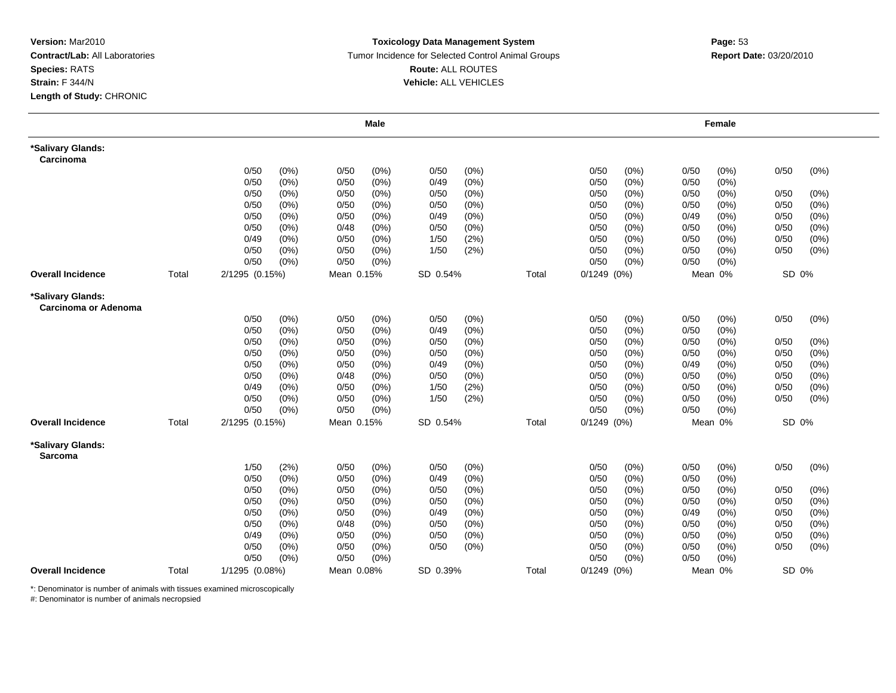**Version:** Mar2010
**Contract/Lab:** All Laboratories
**Species:** RATS
**Strain:** F 344/N
**Length of Study:** CHRONIC

**Toxicology Data Management System**
Tumor Incidence for Selected Control Animal Groups
**Route:** ALL ROUTES
**Vehicle:** ALL VEHICLES

**Report Date:** 03/20/2010

| | | Male | | | | Female | | |
|---|---|---|---|---|---|---|---|---|
| **\*Salivary Glands: Carcinoma** | | | | | | | | |
| | | 0/50 (0%) | 0/50 (0%) | 0/50 (0%) | | 0/50 (0%) | 0/50 (0%) | 0/50 (0%) |
| | | 0/50 (0%) | 0/50 (0%) | 0/49 (0%) | | 0/50 (0%) | 0/50 (0%) | |
| | | 0/50 (0%) | 0/50 (0%) | 0/50 (0%) | | 0/50 (0%) | 0/50 (0%) | 0/50 (0%) |
| | | 0/50 (0%) | 0/50 (0%) | 0/50 (0%) | | 0/50 (0%) | 0/50 (0%) | 0/50 (0%) |
| | | 0/50 (0%) | 0/50 (0%) | 0/49 (0%) | | 0/50 (0%) | 0/49 (0%) | 0/50 (0%) |
| | | 0/50 (0%) | 0/48 (0%) | 0/50 (0%) | | 0/50 (0%) | 0/50 (0%) | 0/50 (0%) |
| | | 0/49 (0%) | 0/50 (0%) | 1/50 (2%) | | 0/50 (0%) | 0/50 (0%) | 0/50 (0%) |
| | | 0/50 (0%) | 0/50 (0%) | 1/50 (2%) | | 0/50 (0%) | 0/50 (0%) | 0/50 (0%) |
| | | 0/50 (0%) | 0/50 (0%) | | | 0/50 (0%) | 0/50 (0%) | |
| **Overall Incidence** | Total | 2/1295 (0.15%) | Mean 0.15% | SD 0.54% | Total | 0/1249 (0%) | Mean 0% | SD 0% |
| **\*Salivary Glands: Carcinoma or Adenoma** | | | | | | | | |
| | | 0/50 (0%) | 0/50 (0%) | 0/50 (0%) | | 0/50 (0%) | 0/50 (0%) | 0/50 (0%) |
| | | 0/50 (0%) | 0/50 (0%) | 0/49 (0%) | | 0/50 (0%) | 0/50 (0%) | |
| | | 0/50 (0%) | 0/50 (0%) | 0/50 (0%) | | 0/50 (0%) | 0/50 (0%) | 0/50 (0%) |
| | | 0/50 (0%) | 0/50 (0%) | 0/50 (0%) | | 0/50 (0%) | 0/50 (0%) | 0/50 (0%) |
| | | 0/50 (0%) | 0/50 (0%) | 0/49 (0%) | | 0/50 (0%) | 0/49 (0%) | 0/50 (0%) |
| | | 0/50 (0%) | 0/48 (0%) | 0/50 (0%) | | 0/50 (0%) | 0/50 (0%) | 0/50 (0%) |
| | | 0/49 (0%) | 0/50 (0%) | 1/50 (2%) | | 0/50 (0%) | 0/50 (0%) | 0/50 (0%) |
| | | 0/50 (0%) | 0/50 (0%) | 1/50 (2%) | | 0/50 (0%) | 0/50 (0%) | 0/50 (0%) |
| | | 0/50 (0%) | 0/50 (0%) | | | 0/50 (0%) | 0/50 (0%) | |
| **Overall Incidence** | Total | 2/1295 (0.15%) | Mean 0.15% | SD 0.54% | Total | 0/1249 (0%) | Mean 0% | SD 0% |
| **\*Salivary Glands: Sarcoma** | | | | | | | | |
| | | 1/50 (2%) | 0/50 (0%) | 0/50 (0%) | | 0/50 (0%) | 0/50 (0%) | 0/50 (0%) |
| | | 0/50 (0%) | 0/50 (0%) | 0/49 (0%) | | 0/50 (0%) | 0/50 (0%) | |
| | | 0/50 (0%) | 0/50 (0%) | 0/50 (0%) | | 0/50 (0%) | 0/50 (0%) | 0/50 (0%) |
| | | 0/50 (0%) | 0/50 (0%) | 0/50 (0%) | | 0/50 (0%) | 0/50 (0%) | 0/50 (0%) |
| | | 0/50 (0%) | 0/50 (0%) | 0/49 (0%) | | 0/50 (0%) | 0/49 (0%) | 0/50 (0%) |
| | | 0/50 (0%) | 0/48 (0%) | 0/50 (0%) | | 0/50 (0%) | 0/50 (0%) | 0/50 (0%) |
| | | 0/49 (0%) | 0/50 (0%) | 0/50 (0%) | | 0/50 (0%) | 0/50 (0%) | 0/50 (0%) |
| | | 0/50 (0%) | 0/50 (0%) | 0/50 (0%) | | 0/50 (0%) | 0/50 (0%) | 0/50 (0%) |
| | | 0/50 (0%) | 0/50 (0%) | | | 0/50 (0%) | 0/50 (0%) | |
| **Overall Incidence** | Total | 1/1295 (0.08%) | Mean 0.08% | SD 0.39% | Total | 0/1249 (0%) | Mean 0% | SD 0% |

*: Denominator is number of animals with tissues examined microscopically
#: Denominator is number of animals necropsied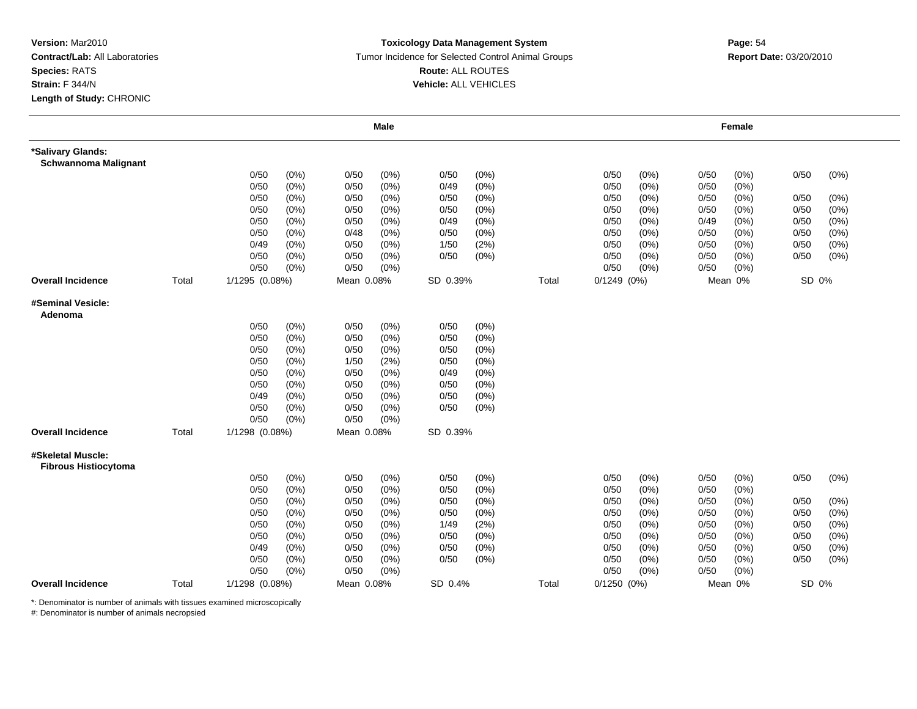**Version:** Mar2010
**Contract/Lab:** All Laboratories
**Species:** RATS
**Strain:** F 344/N
**Length of Study:** CHRONIC

**Toxicology Data Management System**
Tumor Incidence for Selected Control Animal Groups
**Route:** ALL ROUTES
**Vehicle:** ALL VEHICLES

**Report Date:** 03/20/2010

| | | Male | | | | | | | Female | | | | | |
|---|---|---|---|---|---|---|---|---|---|---|---|---|---|---|
| **\*Salivary Glands: Schwannoma Malignant** | | | | | | | | | | | | | | |
| | | 0/50 | (0%) | 0/50 | (0%) | 0/50 | (0%) | | 0/50 | (0%) | 0/50 | (0%) | 0/50 | (0%) |
| | | 0/50 | (0%) | 0/50 | (0%) | 0/49 | (0%) | | 0/50 | (0%) | 0/50 | (0%) | | |
| | | 0/50 | (0%) | 0/50 | (0%) | 0/50 | (0%) | | 0/50 | (0%) | 0/50 | (0%) | 0/50 | (0%) |
| | | 0/50 | (0%) | 0/50 | (0%) | 0/50 | (0%) | | 0/50 | (0%) | 0/50 | (0%) | 0/50 | (0%) |
| | | 0/50 | (0%) | 0/50 | (0%) | 0/49 | (0%) | | 0/50 | (0%) | 0/49 | (0%) | 0/50 | (0%) |
| | | 0/50 | (0%) | 0/48 | (0%) | 0/50 | (0%) | | 0/50 | (0%) | 0/50 | (0%) | 0/50 | (0%) |
| | | 0/49 | (0%) | 0/50 | (0%) | 1/50 | (2%) | | 0/50 | (0%) | 0/50 | (0%) | 0/50 | (0%) |
| | | 0/50 | (0%) | 0/50 | (0%) | 0/50 | (0%) | | 0/50 | (0%) | 0/50 | (0%) | 0/50 | (0%) |
| | | 0/50 | (0%) | 0/50 | (0%) | | | | 0/50 | (0%) | 0/50 | (0%) | | |
| **Overall Incidence** | Total | 1/1295 (0.08%) | | Mean 0.08% | | SD 0.39% | | Total | 0/1249 (0%) | | Mean 0% | | SD 0% | |
| **#Seminal Vesicle: Adenoma** | | | | | | | | | | | | | | |
| | | 0/50 | (0%) | 0/50 | (0%) | 0/50 | (0%) | | | | | | | |
| | | 0/50 | (0%) | 0/50 | (0%) | 0/50 | (0%) | | | | | | | |
| | | 0/50 | (0%) | 0/50 | (0%) | 0/50 | (0%) | | | | | | | |
| | | 0/50 | (0%) | 1/50 | (2%) | 0/50 | (0%) | | | | | | | |
| | | 0/50 | (0%) | 0/50 | (0%) | 0/49 | (0%) | | | | | | | |
| | | 0/50 | (0%) | 0/50 | (0%) | 0/50 | (0%) | | | | | | | |
| | | 0/49 | (0%) | 0/50 | (0%) | 0/50 | (0%) | | | | | | | |
| | | 0/50 | (0%) | 0/50 | (0%) | 0/50 | (0%) | | | | | | | |
| | | 0/50 | (0%) | 0/50 | (0%) | | | | | | | | | |
| **Overall Incidence** | Total | 1/1298 (0.08%) | | Mean 0.08% | | SD 0.39% | | | | | | | | |
| **#Skeletal Muscle: Fibrous Histiocytoma** | | | | | | | | | | | | | | |
| | | 0/50 | (0%) | 0/50 | (0%) | 0/50 | (0%) | | 0/50 | (0%) | 0/50 | (0%) | 0/50 | (0%) |
| | | 0/50 | (0%) | 0/50 | (0%) | 0/50 | (0%) | | 0/50 | (0%) | 0/50 | (0%) | | |
| | | 0/50 | (0%) | 0/50 | (0%) | 0/50 | (0%) | | 0/50 | (0%) | 0/50 | (0%) | 0/50 | (0%) |
| | | 0/50 | (0%) | 0/50 | (0%) | 0/50 | (0%) | | 0/50 | (0%) | 0/50 | (0%) | 0/50 | (0%) |
| | | 0/50 | (0%) | 0/50 | (0%) | 1/49 | (2%) | | 0/50 | (0%) | 0/50 | (0%) | 0/50 | (0%) |
| | | 0/50 | (0%) | 0/50 | (0%) | 0/50 | (0%) | | 0/50 | (0%) | 0/50 | (0%) | 0/50 | (0%) |
| | | 0/49 | (0%) | 0/50 | (0%) | 0/50 | (0%) | | 0/50 | (0%) | 0/50 | (0%) | 0/50 | (0%) |
| | | 0/50 | (0%) | 0/50 | (0%) | 0/50 | (0%) | | 0/50 | (0%) | 0/50 | (0%) | 0/50 | (0%) |
| | | 0/50 | (0%) | 0/50 | (0%) | | | | 0/50 | (0%) | 0/50 | (0%) | | |
| **Overall Incidence** | Total | 1/1298 (0.08%) | | Mean 0.08% | | SD 0.4% | | Total | 0/1250 (0%) | | Mean 0% | | SD 0% | |

*: Denominator is number of animals with tissues examined microscopically
#: Denominator is number of animals necropsied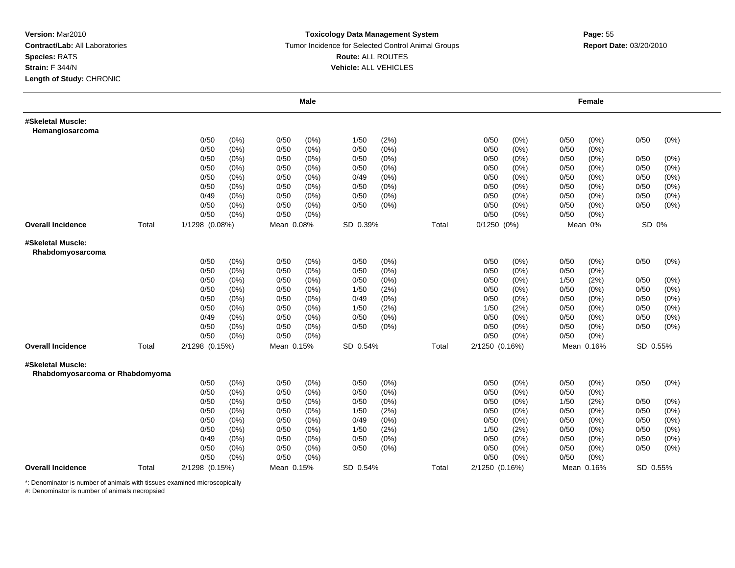**Version:** Mar2010
**Contract/Lab:** All Laboratories
**Species:** RATS
**Strain:** F 344/N
**Length of Study:** CHRONIC

**Toxicology Data Management System**
Tumor Incidence for Selected Control Animal Groups
**Route:** ALL ROUTES
**Vehicle:** ALL VEHICLES

**Report Date:** 03/20/2010

| | | Male | | | | Female | | |
|---|---|---|---|---|---|---|---|---|
| **#Skeletal Muscle: Hemangiosarcoma** | | | | | | | | |
| | | 0/50 (0%) | 0/50 (0%) | 1/50 (2%) | | 0/50 (0%) | 0/50 (0%) | 0/50 (0%) |
| | | 0/50 (0%) | 0/50 (0%) | 0/50 (0%) | | 0/50 (0%) | 0/50 (0%) | |
| | | 0/50 (0%) | 0/50 (0%) | 0/50 (0%) | | 0/50 (0%) | 0/50 (0%) | 0/50 (0%) |
| | | 0/50 (0%) | 0/50 (0%) | 0/50 (0%) | | 0/50 (0%) | 0/50 (0%) | 0/50 (0%) |
| | | 0/50 (0%) | 0/50 (0%) | 0/49 (0%) | | 0/50 (0%) | 0/50 (0%) | 0/50 (0%) |
| | | 0/50 (0%) | 0/50 (0%) | 0/50 (0%) | | 0/50 (0%) | 0/50 (0%) | 0/50 (0%) |
| | | 0/49 (0%) | 0/50 (0%) | 0/50 (0%) | | 0/50 (0%) | 0/50 (0%) | 0/50 (0%) |
| | | 0/50 (0%) | 0/50 (0%) | 0/50 (0%) | | 0/50 (0%) | 0/50 (0%) | 0/50 (0%) |
| | | 0/50 (0%) | 0/50 (0%) | | | 0/50 (0%) | 0/50 (0%) | |
| **Overall Incidence** | Total | 1/1298 (0.08%) | Mean 0.08% | SD 0.39% | Total | 0/1250 (0%) | Mean 0% | SD 0% |
| **#Skeletal Muscle: Rhabdomyosarcoma** | | | | | | | | |
| | | 0/50 (0%) | 0/50 (0%) | 0/50 (0%) | | 0/50 (0%) | 0/50 (0%) | 0/50 (0%) |
| | | 0/50 (0%) | 0/50 (0%) | 0/50 (0%) | | 0/50 (0%) | 0/50 (0%) | |
| | | 0/50 (0%) | 0/50 (0%) | 0/50 (0%) | | 0/50 (0%) | 1/50 (2%) | 0/50 (0%) |
| | | 0/50 (0%) | 0/50 (0%) | 1/50 (2%) | | 0/50 (0%) | 0/50 (0%) | 0/50 (0%) |
| | | 0/50 (0%) | 0/50 (0%) | 0/49 (0%) | | 0/50 (0%) | 0/50 (0%) | 0/50 (0%) |
| | | 0/50 (0%) | 0/50 (0%) | 1/50 (2%) | | 1/50 (2%) | 0/50 (0%) | 0/50 (0%) |
| | | 0/49 (0%) | 0/50 (0%) | 0/50 (0%) | | 0/50 (0%) | 0/50 (0%) | 0/50 (0%) |
| | | 0/50 (0%) | 0/50 (0%) | 0/50 (0%) | | 0/50 (0%) | 0/50 (0%) | 0/50 (0%) |
| | | 0/50 (0%) | 0/50 (0%) | | | 0/50 (0%) | 0/50 (0%) | |
| **Overall Incidence** | Total | 2/1298 (0.15%) | Mean 0.15% | SD 0.54% | Total | 2/1250 (0.16%) | Mean 0.16% | SD 0.55% |
| **#Skeletal Muscle: Rhabdomyosarcoma or Rhabdomyoma** | | | | | | | | |
| | | 0/50 (0%) | 0/50 (0%) | 0/50 (0%) | | 0/50 (0%) | 0/50 (0%) | 0/50 (0%) |
| | | 0/50 (0%) | 0/50 (0%) | 0/50 (0%) | | 0/50 (0%) | 0/50 (0%) | |
| | | 0/50 (0%) | 0/50 (0%) | 0/50 (0%) | | 0/50 (0%) | 1/50 (2%) | 0/50 (0%) |
| | | 0/50 (0%) | 0/50 (0%) | 1/50 (2%) | | 0/50 (0%) | 0/50 (0%) | 0/50 (0%) |
| | | 0/50 (0%) | 0/50 (0%) | 0/49 (0%) | | 0/50 (0%) | 0/50 (0%) | 0/50 (0%) |
| | | 0/50 (0%) | 0/50 (0%) | 1/50 (2%) | | 1/50 (2%) | 0/50 (0%) | 0/50 (0%) |
| | | 0/49 (0%) | 0/50 (0%) | 0/50 (0%) | | 0/50 (0%) | 0/50 (0%) | 0/50 (0%) |
| | | 0/50 (0%) | 0/50 (0%) | 0/50 (0%) | | 0/50 (0%) | 0/50 (0%) | 0/50 (0%) |
| | | 0/50 (0%) | 0/50 (0%) | | | 0/50 (0%) | 0/50 (0%) | |
| **Overall Incidence** | Total | 2/1298 (0.15%) | Mean 0.15% | SD 0.54% | Total | 2/1250 (0.16%) | Mean 0.16% | SD 0.55% |

*: Denominator is number of animals with tissues examined microscopically
#: Denominator is number of animals necropsied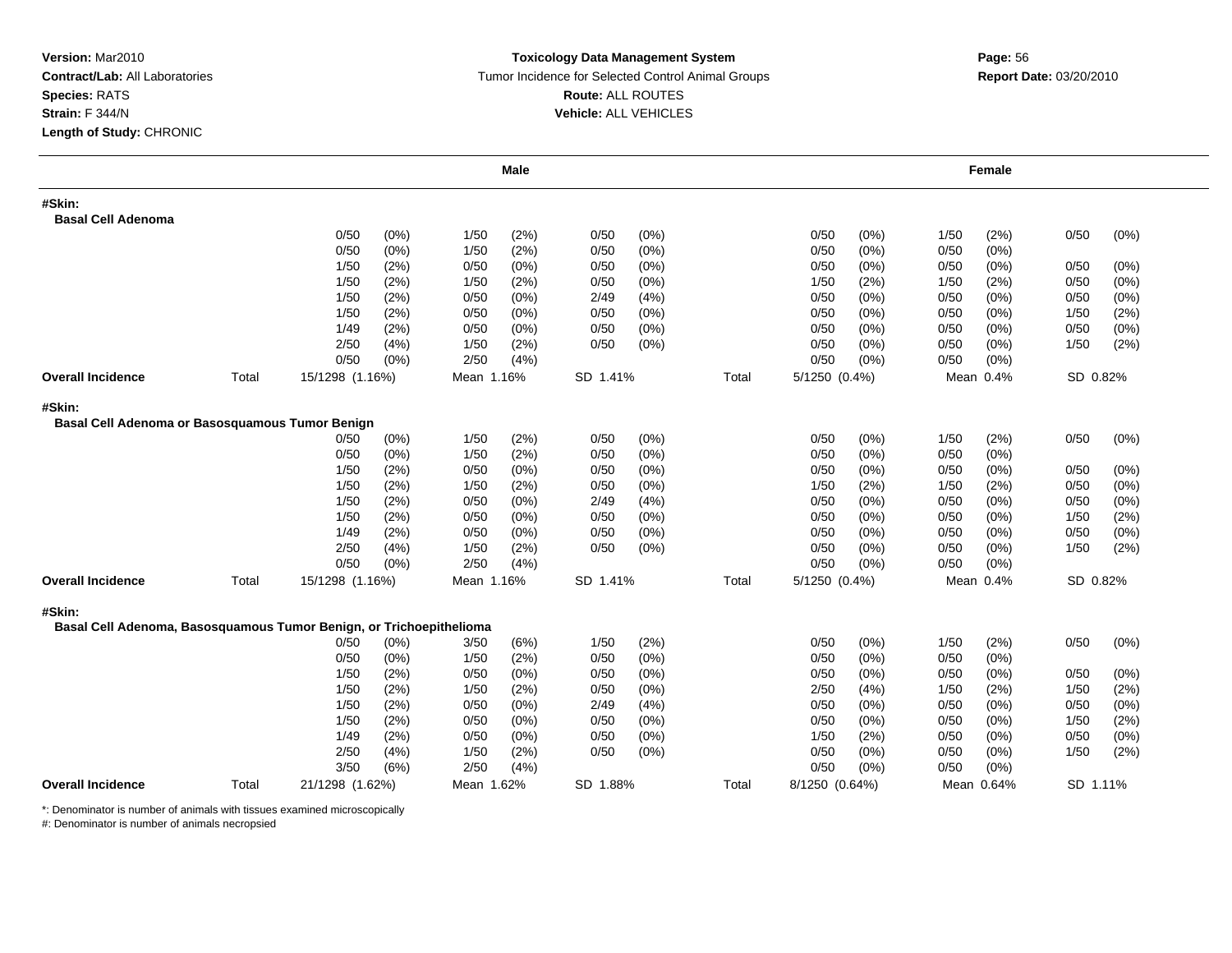**Version:** Mar2010
**Contract/Lab:** All Laboratories
**Species:** RATS
**Strain:** F 344/N
**Length of Study:** CHRONIC

**Toxicology Data Management System**
Tumor Incidence for Selected Control Animal Groups
**Route:** ALL ROUTES
**Vehicle:** ALL VEHICLES

**Report Date:** 03/20/2010

| | | Male | | | | | | | Female | | | | | |
|---|---|---|---|---|---|---|---|---|---|---|---|---|---|---|
| **#Skin:** | | | | | | | | | | | | | | |
| **Basal Cell Adenoma** | | | | | | | | | | | | | | |
| | | 0/50 | (0%) | 1/50 | (2%) | 0/50 | (0%) | | 0/50 | (0%) | 1/50 | (2%) | 0/50 | (0%) |
| | | 0/50 | (0%) | 1/50 | (2%) | 0/50 | (0%) | | 0/50 | (0%) | 0/50 | (0%) | | |
| | | 1/50 | (2%) | 0/50 | (0%) | 0/50 | (0%) | | 0/50 | (0%) | 0/50 | (0%) | 0/50 | (0%) |
| | | 1/50 | (2%) | 1/50 | (2%) | 0/50 | (0%) | | 1/50 | (2%) | 1/50 | (2%) | 0/50 | (0%) |
| | | 1/50 | (2%) | 0/50 | (0%) | 2/49 | (4%) | | 0/50 | (0%) | 0/50 | (0%) | 0/50 | (0%) |
| | | 1/50 | (2%) | 0/50 | (0%) | 0/50 | (0%) | | 0/50 | (0%) | 0/50 | (0%) | 1/50 | (2%) |
| | | 1/49 | (2%) | 0/50 | (0%) | 0/50 | (0%) | | 0/50 | (0%) | 0/50 | (0%) | 0/50 | (0%) |
| | | 2/50 | (4%) | 1/50 | (2%) | 0/50 | (0%) | | 0/50 | (0%) | 0/50 | (0%) | 1/50 | (2%) |
| | | 0/50 | (0%) | 2/50 | (4%) | | | | 0/50 | (0%) | 0/50 | (0%) | | |
| **Overall Incidence** | Total | 15/1298 (1.16%) | | Mean 1.16% | | SD 1.41% | | Total | 5/1250 (0.4%) | | Mean 0.4% | | SD 0.82% | |
| **#Skin:** | | | | | | | | | | | | | | |
| **Basal Cell Adenoma or Basosquamous Tumor Benign** | | | | | | | | | | | | | | |
| | | 0/50 | (0%) | 1/50 | (2%) | 0/50 | (0%) | | 0/50 | (0%) | 1/50 | (2%) | 0/50 | (0%) |
| | | 0/50 | (0%) | 1/50 | (2%) | 0/50 | (0%) | | 0/50 | (0%) | 0/50 | (0%) | | |
| | | 1/50 | (2%) | 0/50 | (0%) | 0/50 | (0%) | | 0/50 | (0%) | 0/50 | (0%) | 0/50 | (0%) |
| | | 1/50 | (2%) | 1/50 | (2%) | 0/50 | (0%) | | 1/50 | (2%) | 1/50 | (2%) | 0/50 | (0%) |
| | | 1/50 | (2%) | 0/50 | (0%) | 2/49 | (4%) | | 0/50 | (0%) | 0/50 | (0%) | 0/50 | (0%) |
| | | 1/50 | (2%) | 0/50 | (0%) | 0/50 | (0%) | | 0/50 | (0%) | 0/50 | (0%) | 1/50 | (2%) |
| | | 1/49 | (2%) | 0/50 | (0%) | 0/50 | (0%) | | 0/50 | (0%) | 0/50 | (0%) | 0/50 | (0%) |
| | | 2/50 | (4%) | 1/50 | (2%) | 0/50 | (0%) | | 0/50 | (0%) | 0/50 | (0%) | 1/50 | (2%) |
| | | 0/50 | (0%) | 2/50 | (4%) | | | | 0/50 | (0%) | 0/50 | (0%) | | |
| **Overall Incidence** | Total | 15/1298 (1.16%) | | Mean 1.16% | | SD 1.41% | | Total | 5/1250 (0.4%) | | Mean 0.4% | | SD 0.82% | |
| **#Skin:** | | | | | | | | | | | | | | |
| **Basal Cell Adenoma, Basosquamous Tumor Benign, or Trichoepithelioma** | | | | | | | | | | | | | | |
| | | 0/50 | (0%) | 3/50 | (6%) | 1/50 | (2%) | | 0/50 | (0%) | 1/50 | (2%) | 0/50 | (0%) |
| | | 0/50 | (0%) | 1/50 | (2%) | 0/50 | (0%) | | 0/50 | (0%) | 0/50 | (0%) | | |
| | | 1/50 | (2%) | 0/50 | (0%) | 0/50 | (0%) | | 0/50 | (0%) | 0/50 | (0%) | 0/50 | (0%) |
| | | 1/50 | (2%) | 1/50 | (2%) | 0/50 | (0%) | | 2/50 | (4%) | 1/50 | (2%) | 1/50 | (2%) |
| | | 1/50 | (2%) | 0/50 | (0%) | 2/49 | (4%) | | 0/50 | (0%) | 0/50 | (0%) | 0/50 | (0%) |
| | | 1/50 | (2%) | 0/50 | (0%) | 0/50 | (0%) | | 0/50 | (0%) | 0/50 | (0%) | 1/50 | (2%) |
| | | 1/49 | (2%) | 0/50 | (0%) | 0/50 | (0%) | | 1/50 | (2%) | 0/50 | (0%) | 0/50 | (0%) |
| | | 2/50 | (4%) | 1/50 | (2%) | 0/50 | (0%) | | 0/50 | (0%) | 0/50 | (0%) | 1/50 | (2%) |
| | | 3/50 | (6%) | 2/50 | (4%) | | | | 0/50 | (0%) | 0/50 | (0%) | | |
| **Overall Incidence** | Total | 21/1298 (1.62%) | | Mean 1.62% | | SD 1.88% | | Total | 8/1250 (0.64%) | | Mean 0.64% | | SD 1.11% | |

*: Denominator is number of animals with tissues examined microscopically
#: Denominator is number of animals necropsied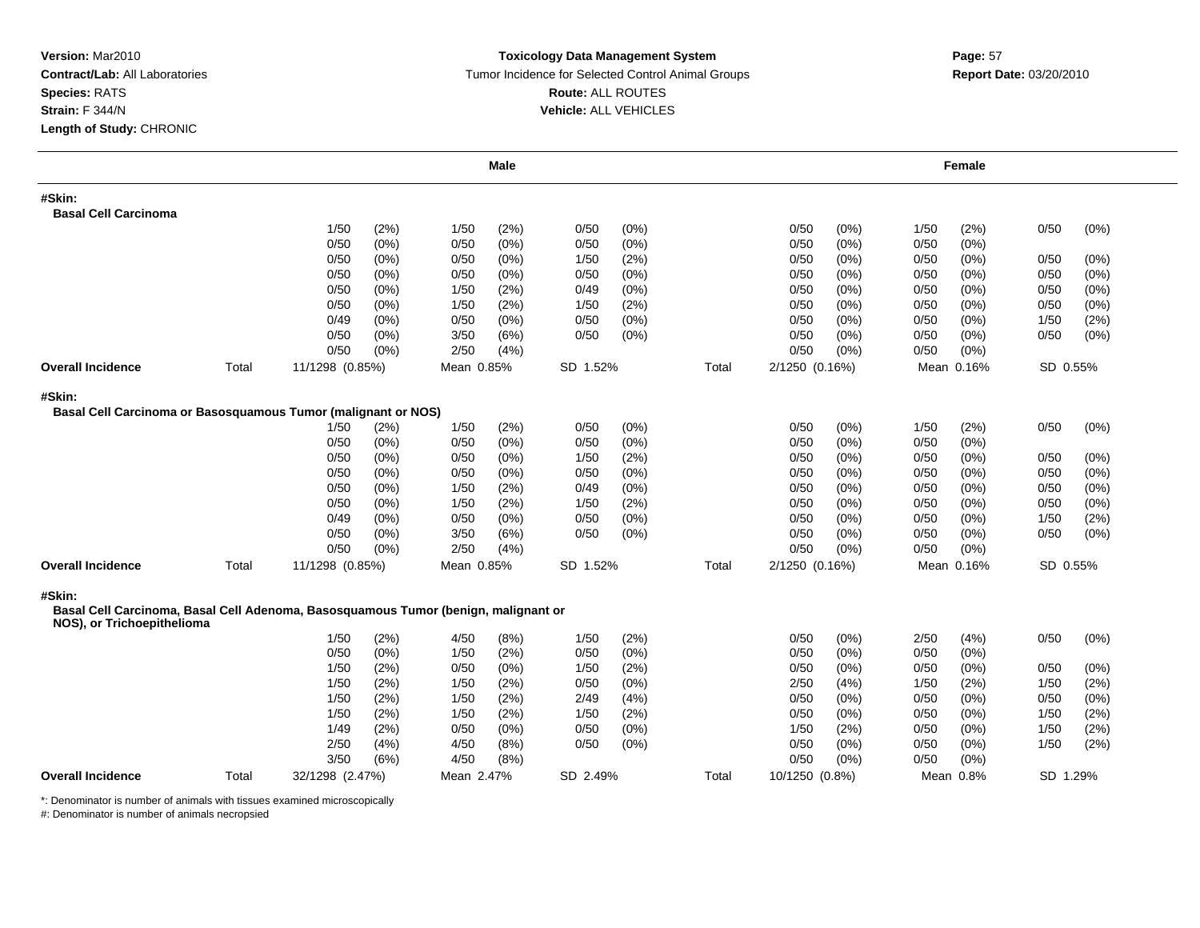**Version:** Mar2010
**Contract/Lab:** All Laboratories
**Species:** RATS
**Strain:** F 344/N
**Length of Study:** CHRONIC

**Toxicology Data Management System**
Tumor Incidence for Selected Control Animal Groups
**Route:** ALL ROUTES
**Vehicle:** ALL VEHICLES

**Report Date:** 03/20/2010

| | | Male | | | | | | | | Female | | | | | |
|---|---|---|---|---|---|---|---|---|---|---|---|---|---|---|---|
| **#Skin:** | | | | | | | | | | | | | | | |
| **Basal Cell Carcinoma** | | | | | | | | | | | | | | | |
| | | 1/50 | (2%) | 1/50 | (2%) | 0/50 | (0%) | | | 0/50 | (0%) | 1/50 | (2%) | 0/50 | (0%) |
| | | 0/50 | (0%) | 0/50 | (0%) | 0/50 | (0%) | | | 0/50 | (0%) | 0/50 | (0%) | | |
| | | 0/50 | (0%) | 0/50 | (0%) | 1/50 | (2%) | | | 0/50 | (0%) | 0/50 | (0%) | 0/50 | (0%) |
| | | 0/50 | (0%) | 0/50 | (0%) | 0/50 | (0%) | | | 0/50 | (0%) | 0/50 | (0%) | 0/50 | (0%) |
| | | 0/50 | (0%) | 1/50 | (2%) | 0/49 | (0%) | | | 0/50 | (0%) | 0/50 | (0%) | 0/50 | (0%) |
| | | 0/50 | (0%) | 1/50 | (2%) | 1/50 | (2%) | | | 0/50 | (0%) | 0/50 | (0%) | 0/50 | (0%) |
| | | 0/49 | (0%) | 0/50 | (0%) | 0/50 | (0%) | | | 0/50 | (0%) | 0/50 | (0%) | 1/50 | (2%) |
| | | 0/50 | (0%) | 3/50 | (6%) | 0/50 | (0%) | | | 0/50 | (0%) | 0/50 | (0%) | 0/50 | (0%) |
| | | 0/50 | (0%) | 2/50 | (4%) | | | | | 0/50 | (0%) | 0/50 | (0%) | | |
| **Overall Incidence** | Total | 11/1298 (0.85%) | | Mean 0.85% | | SD 1.52% | | | Total | 2/1250 (0.16%) | | Mean 0.16% | | SD 0.55% | |
| **#Skin:** | | | | | | | | | | | | | | | |
| **Basal Cell Carcinoma or Basosquamous Tumor (malignant or NOS)** | | | | | | | | | | | | | | | |
| | | 1/50 | (2%) | 1/50 | (2%) | 0/50 | (0%) | | | 0/50 | (0%) | 1/50 | (2%) | 0/50 | (0%) |
| | | 0/50 | (0%) | 0/50 | (0%) | 0/50 | (0%) | | | 0/50 | (0%) | 0/50 | (0%) | | |
| | | 0/50 | (0%) | 0/50 | (0%) | 1/50 | (2%) | | | 0/50 | (0%) | 0/50 | (0%) | 0/50 | (0%) |
| | | 0/50 | (0%) | 0/50 | (0%) | 0/50 | (0%) | | | 0/50 | (0%) | 0/50 | (0%) | 0/50 | (0%) |
| | | 0/50 | (0%) | 1/50 | (2%) | 0/49 | (0%) | | | 0/50 | (0%) | 0/50 | (0%) | 0/50 | (0%) |
| | | 0/50 | (0%) | 1/50 | (2%) | 1/50 | (2%) | | | 0/50 | (0%) | 0/50 | (0%) | 0/50 | (0%) |
| | | 0/49 | (0%) | 0/50 | (0%) | 0/50 | (0%) | | | 0/50 | (0%) | 0/50 | (0%) | 1/50 | (2%) |
| | | 0/50 | (0%) | 3/50 | (6%) | 0/50 | (0%) | | | 0/50 | (0%) | 0/50 | (0%) | 0/50 | (0%) |
| | | 0/50 | (0%) | 2/50 | (4%) | | | | | 0/50 | (0%) | 0/50 | (0%) | | |
| **Overall Incidence** | Total | 11/1298 (0.85%) | | Mean 0.85% | | SD 1.52% | | | Total | 2/1250 (0.16%) | | Mean 0.16% | | SD 0.55% | |
| **#Skin:** | | | | | | | | | | | | | | | |
| **Basal Cell Carcinoma, Basal Cell Adenoma, Basosquamous Tumor (benign, malignant or NOS), or Trichoepithelioma** | | | | | | | | | | | | | | | |
| | | 1/50 | (2%) | 4/50 | (8%) | 1/50 | (2%) | | | 0/50 | (0%) | 2/50 | (4%) | 0/50 | (0%) |
| | | 0/50 | (0%) | 1/50 | (2%) | 0/50 | (0%) | | | 0/50 | (0%) | 0/50 | (0%) | | |
| | | 1/50 | (2%) | 0/50 | (0%) | 1/50 | (2%) | | | 0/50 | (0%) | 0/50 | (0%) | 0/50 | (0%) |
| | | 1/50 | (2%) | 1/50 | (2%) | 0/50 | (0%) | | | 2/50 | (4%) | 1/50 | (2%) | 1/50 | (2%) |
| | | 1/50 | (2%) | 1/50 | (2%) | 2/49 | (4%) | | | 0/50 | (0%) | 0/50 | (0%) | 0/50 | (0%) |
| | | 1/50 | (2%) | 1/50 | (2%) | 1/50 | (2%) | | | 0/50 | (0%) | 0/50 | (0%) | 1/50 | (2%) |
| | | 1/49 | (2%) | 0/50 | (0%) | 0/50 | (0%) | | | 1/50 | (2%) | 0/50 | (0%) | 1/50 | (2%) |
| | | 2/50 | (4%) | 4/50 | (8%) | 0/50 | (0%) | | | 0/50 | (0%) | 0/50 | (0%) | 1/50 | (2%) |
| | | 3/50 | (6%) | 4/50 | (8%) | | | | | 0/50 | (0%) | 0/50 | (0%) | | |
| **Overall Incidence** | Total | 32/1298 (2.47%) | | Mean 2.47% | | SD 2.49% | | | Total | 10/1250 (0.8%) | | Mean 0.8% | | SD 1.29% | |

*: Denominator is number of animals with tissues examined microscopically
#: Denominator is number of animals necropsied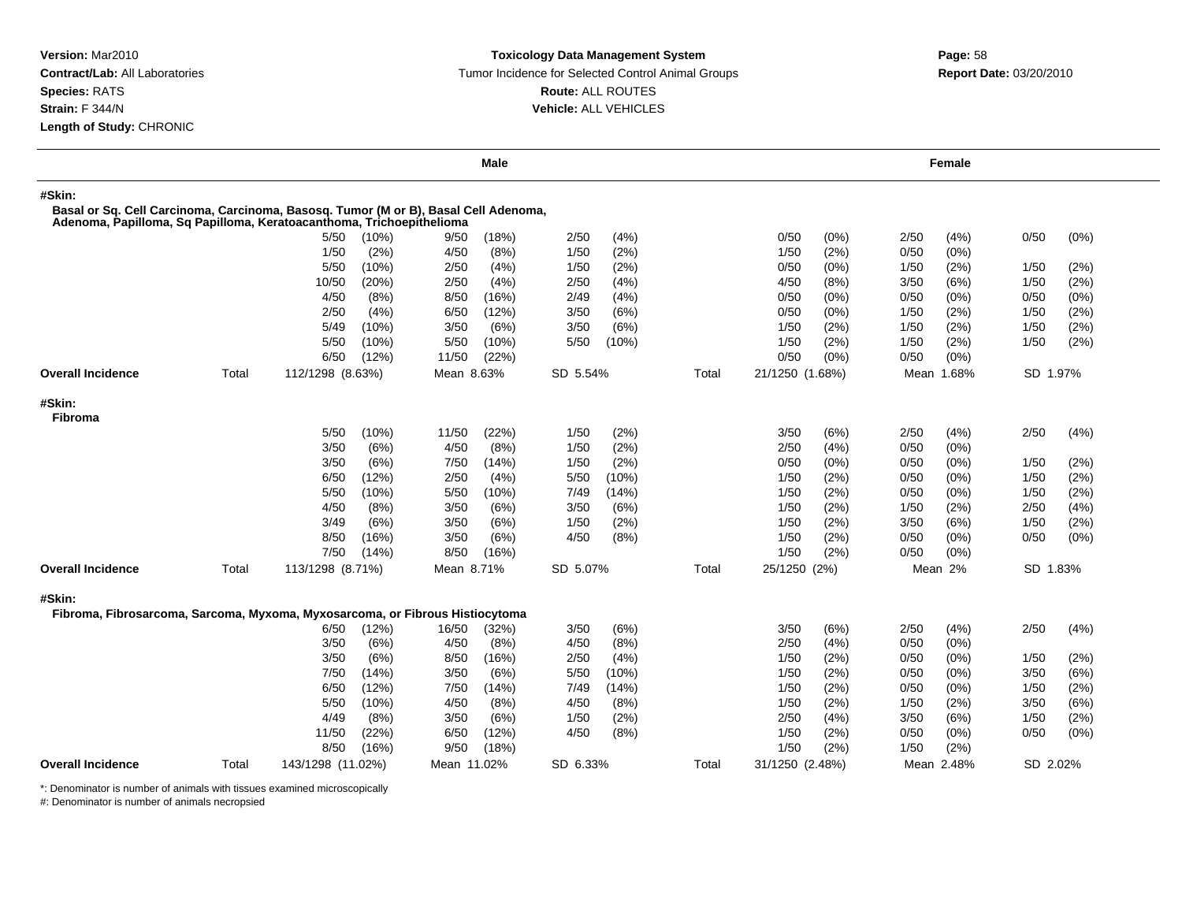**Version:** Mar2010
**Contract/Lab:** All Laboratories
**Species:** RATS
**Strain:** F 344/N
**Length of Study:** CHRONIC

**Toxicology Data Management System**
Tumor Incidence for Selected Control Animal Groups
**Route:** ALL ROUTES
**Vehicle:** ALL VEHICLES

**Report Date:** 03/20/2010

| | | Male | | | | Female | | |
|---|---|---|---|---|---|---|---|---|
| **#Skin:** | | | | | | | | |
| **Basal or Sq. Cell Carcinoma, Carcinoma, Basosq. Tumor (M or B), Basal Cell Adenoma, Adenoma, Papilloma, Sq Papilloma, Keratoacanthoma, Trichoepithelioma** | | | | | | | | |
| | | 5/50 (10%) | 9/50 (18%) | 2/50 (4%) | | 0/50 (0%) | 2/50 (4%) | 0/50 (0%) |
| | | 1/50 (2%) | 4/50 (8%) | 1/50 (2%) | | 1/50 (2%) | 0/50 (0%) | |
| | | 5/50 (10%) | 2/50 (4%) | 1/50 (2%) | | 0/50 (0%) | 1/50 (2%) | 1/50 (2%) |
| | | 10/50 (20%) | 2/50 (4%) | 2/50 (4%) | | 4/50 (8%) | 3/50 (6%) | 1/50 (2%) |
| | | 4/50 (8%) | 8/50 (16%) | 2/49 (4%) | | 0/50 (0%) | 0/50 (0%) | 0/50 (0%) |
| | | 2/50 (4%) | 6/50 (12%) | 3/50 (6%) | | 0/50 (0%) | 1/50 (2%) | 1/50 (2%) |
| | | 5/49 (10%) | 3/50 (6%) | 3/50 (6%) | | 1/50 (2%) | 1/50 (2%) | 1/50 (2%) |
| | | 5/50 (10%) | 5/50 (10%) | 5/50 (10%) | | 1/50 (2%) | 1/50 (2%) | 1/50 (2%) |
| | | 6/50 (12%) | 11/50 (22%) | | | 0/50 (0%) | 0/50 (0%) | |
| **Overall Incidence** | Total | 112/1298 (8.63%) | Mean 8.63% | SD 5.54% | Total | 21/1250 (1.68%) | Mean 1.68% | SD 1.97% |
| **#Skin:** | | | | | | | | |
| **Fibroma** | | | | | | | | |
| | | 5/50 (10%) | 11/50 (22%) | 1/50 (2%) | | 3/50 (6%) | 2/50 (4%) | 2/50 (4%) |
| | | 3/50 (6%) | 4/50 (8%) | 1/50 (2%) | | 2/50 (4%) | 0/50 (0%) | |
| | | 3/50 (6%) | 7/50 (14%) | 1/50 (2%) | | 0/50 (0%) | 0/50 (0%) | 1/50 (2%) |
| | | 6/50 (12%) | 2/50 (4%) | 5/50 (10%) | | 1/50 (2%) | 0/50 (0%) | 1/50 (2%) |
| | | 5/50 (10%) | 5/50 (10%) | 7/49 (14%) | | 1/50 (2%) | 0/50 (0%) | 1/50 (2%) |
| | | 4/50 (8%) | 3/50 (6%) | 3/50 (6%) | | 1/50 (2%) | 1/50 (2%) | 2/50 (4%) |
| | | 3/49 (6%) | 3/50 (6%) | 1/50 (2%) | | 1/50 (2%) | 3/50 (6%) | 1/50 (2%) |
| | | 8/50 (16%) | 3/50 (6%) | 4/50 (8%) | | 1/50 (2%) | 0/50 (0%) | 0/50 (0%) |
| | | 7/50 (14%) | 8/50 (16%) | | | 1/50 (2%) | 0/50 (0%) | |
| **Overall Incidence** | Total | 113/1298 (8.71%) | Mean 8.71% | SD 5.07% | Total | 25/1250 (2%) | Mean 2% | SD 1.83% |
| **#Skin:** | | | | | | | | |
| **Fibroma, Fibrosarcoma, Sarcoma, Myxoma, Myxosarcoma, or Fibrous Histiocytoma** | | | | | | | | |
| | | 6/50 (12%) | 16/50 (32%) | 3/50 (6%) | | 3/50 (6%) | 2/50 (4%) | 2/50 (4%) |
| | | 3/50 (6%) | 4/50 (8%) | 4/50 (8%) | | 2/50 (4%) | 0/50 (0%) | |
| | | 3/50 (6%) | 8/50 (16%) | 2/50 (4%) | | 1/50 (2%) | 0/50 (0%) | 1/50 (2%) |
| | | 7/50 (14%) | 3/50 (6%) | 5/50 (10%) | | 1/50 (2%) | 0/50 (0%) | 3/50 (6%) |
| | | 6/50 (12%) | 7/50 (14%) | 7/49 (14%) | | 1/50 (2%) | 0/50 (0%) | 1/50 (2%) |
| | | 5/50 (10%) | 4/50 (8%) | 4/50 (8%) | | 1/50 (2%) | 1/50 (2%) | 3/50 (6%) |
| | | 4/49 (8%) | 3/50 (6%) | 1/50 (2%) | | 2/50 (4%) | 3/50 (6%) | 1/50 (2%) |
| | | 11/50 (22%) | 6/50 (12%) | 4/50 (8%) | | 1/50 (2%) | 0/50 (0%) | 0/50 (0%) |
| | | 8/50 (16%) | 9/50 (18%) | | | 1/50 (2%) | 1/50 (2%) | |
| **Overall Incidence** | Total | 143/1298 (11.02%) | Mean 11.02% | SD 6.33% | Total | 31/1250 (2.48%) | Mean 2.48% | SD 2.02% |

*: Denominator is number of animals with tissues examined microscopically
#: Denominator is number of animals necropsied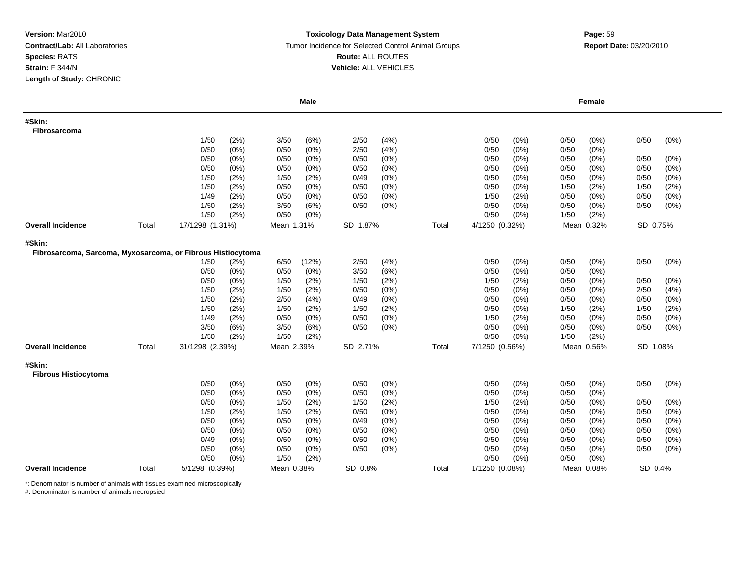**Version:** Mar2010
**Contract/Lab:** All Laboratories
**Species:** RATS
**Strain:** F 344/N
**Length of Study:** CHRONIC

**Toxicology Data Management System**
Tumor Incidence for Selected Control Animal Groups
**Route:** ALL ROUTES
**Vehicle:** ALL VEHICLES

**Report Date:** 03/20/2010

| | | Male | | | | | | | Female | | | | | |
|---|---|---|---|---|---|---|---|---|---|---|---|---|---|---|
| **#Skin: Fibrosarcoma** | | | | | | | | | | | | | | |
| | | 1/50 | (2%) | 3/50 | (6%) | 2/50 | (4%) | | 0/50 | (0%) | 0/50 | (0%) | 0/50 | (0%) |
| | | 0/50 | (0%) | 0/50 | (0%) | 2/50 | (4%) | | 0/50 | (0%) | 0/50 | (0%) | | |
| | | 0/50 | (0%) | 0/50 | (0%) | 0/50 | (0%) | | 0/50 | (0%) | 0/50 | (0%) | 0/50 | (0%) |
| | | 0/50 | (0%) | 0/50 | (0%) | 0/50 | (0%) | | 0/50 | (0%) | 0/50 | (0%) | 0/50 | (0%) |
| | | 1/50 | (2%) | 1/50 | (2%) | 0/49 | (0%) | | 0/50 | (0%) | 0/50 | (0%) | 0/50 | (0%) |
| | | 1/50 | (2%) | 0/50 | (0%) | 0/50 | (0%) | | 0/50 | (0%) | 1/50 | (2%) | 1/50 | (2%) |
| | | 1/49 | (2%) | 0/50 | (0%) | 0/50 | (0%) | | 1/50 | (2%) | 0/50 | (0%) | 0/50 | (0%) |
| | | 1/50 | (2%) | 3/50 | (6%) | 0/50 | (0%) | | 0/50 | (0%) | 0/50 | (0%) | 0/50 | (0%) |
| | | 1/50 | (2%) | 0/50 | (0%) | | | | 0/50 | (0%) | 1/50 | (2%) | | |
| **Overall Incidence** | Total | 17/1298 (1.31%) | | Mean 1.31% | | SD 1.87% | | Total | 4/1250 (0.32%) | | Mean 0.32% | | SD 0.75% | |
| **#Skin: Fibrosarcoma, Sarcoma, Myxosarcoma, or Fibrous Histiocytoma** | | | | | | | | | | | | | | |
| | | 1/50 | (2%) | 6/50 | (12%) | 2/50 | (4%) | | 0/50 | (0%) | 0/50 | (0%) | 0/50 | (0%) |
| | | 0/50 | (0%) | 0/50 | (0%) | 3/50 | (6%) | | 0/50 | (0%) | 0/50 | (0%) | | |
| | | 0/50 | (0%) | 1/50 | (2%) | 1/50 | (2%) | | 1/50 | (2%) | 0/50 | (0%) | 0/50 | (0%) |
| | | 1/50 | (2%) | 1/50 | (2%) | 0/50 | (0%) | | 0/50 | (0%) | 0/50 | (0%) | 2/50 | (4%) |
| | | 1/50 | (2%) | 2/50 | (4%) | 0/49 | (0%) | | 0/50 | (0%) | 0/50 | (0%) | 0/50 | (0%) |
| | | 1/50 | (2%) | 1/50 | (2%) | 1/50 | (2%) | | 0/50 | (0%) | 1/50 | (2%) | 1/50 | (2%) |
| | | 1/49 | (2%) | 0/50 | (0%) | 0/50 | (0%) | | 1/50 | (2%) | 0/50 | (0%) | 0/50 | (0%) |
| | | 3/50 | (6%) | 3/50 | (6%) | 0/50 | (0%) | | 0/50 | (0%) | 0/50 | (0%) | 0/50 | (0%) |
| | | 1/50 | (2%) | 1/50 | (2%) | | | | 0/50 | (0%) | 1/50 | (2%) | | |
| **Overall Incidence** | Total | 31/1298 (2.39%) | | Mean 2.39% | | SD 2.71% | | Total | 7/1250 (0.56%) | | Mean 0.56% | | SD 1.08% | |
| **#Skin: Fibrous Histiocytoma** | | | | | | | | | | | | | | |
| | | 0/50 | (0%) | 0/50 | (0%) | 0/50 | (0%) | | 0/50 | (0%) | 0/50 | (0%) | 0/50 | (0%) |
| | | 0/50 | (0%) | 0/50 | (0%) | 0/50 | (0%) | | 0/50 | (0%) | 0/50 | (0%) | | |
| | | 0/50 | (0%) | 1/50 | (2%) | 1/50 | (2%) | | 1/50 | (2%) | 0/50 | (0%) | 0/50 | (0%) |
| | | 1/50 | (2%) | 1/50 | (2%) | 0/50 | (0%) | | 0/50 | (0%) | 0/50 | (0%) | 0/50 | (0%) |
| | | 0/50 | (0%) | 0/50 | (0%) | 0/49 | (0%) | | 0/50 | (0%) | 0/50 | (0%) | 0/50 | (0%) |
| | | 0/50 | (0%) | 0/50 | (0%) | 0/50 | (0%) | | 0/50 | (0%) | 0/50 | (0%) | 0/50 | (0%) |
| | | 0/49 | (0%) | 0/50 | (0%) | 0/50 | (0%) | | 0/50 | (0%) | 0/50 | (0%) | 0/50 | (0%) |
| | | 0/50 | (0%) | 0/50 | (0%) | 0/50 | (0%) | | 0/50 | (0%) | 0/50 | (0%) | 0/50 | (0%) |
| | | 0/50 | (0%) | 1/50 | (2%) | | | | 0/50 | (0%) | 0/50 | (0%) | | |
| **Overall Incidence** | Total | 5/1298 (0.39%) | | Mean 0.38% | | SD 0.8% | | Total | 1/1250 (0.08%) | | Mean 0.08% | | SD 0.4% | |

*: Denominator is number of animals with tissues examined microscopically
#: Denominator is number of animals necropsied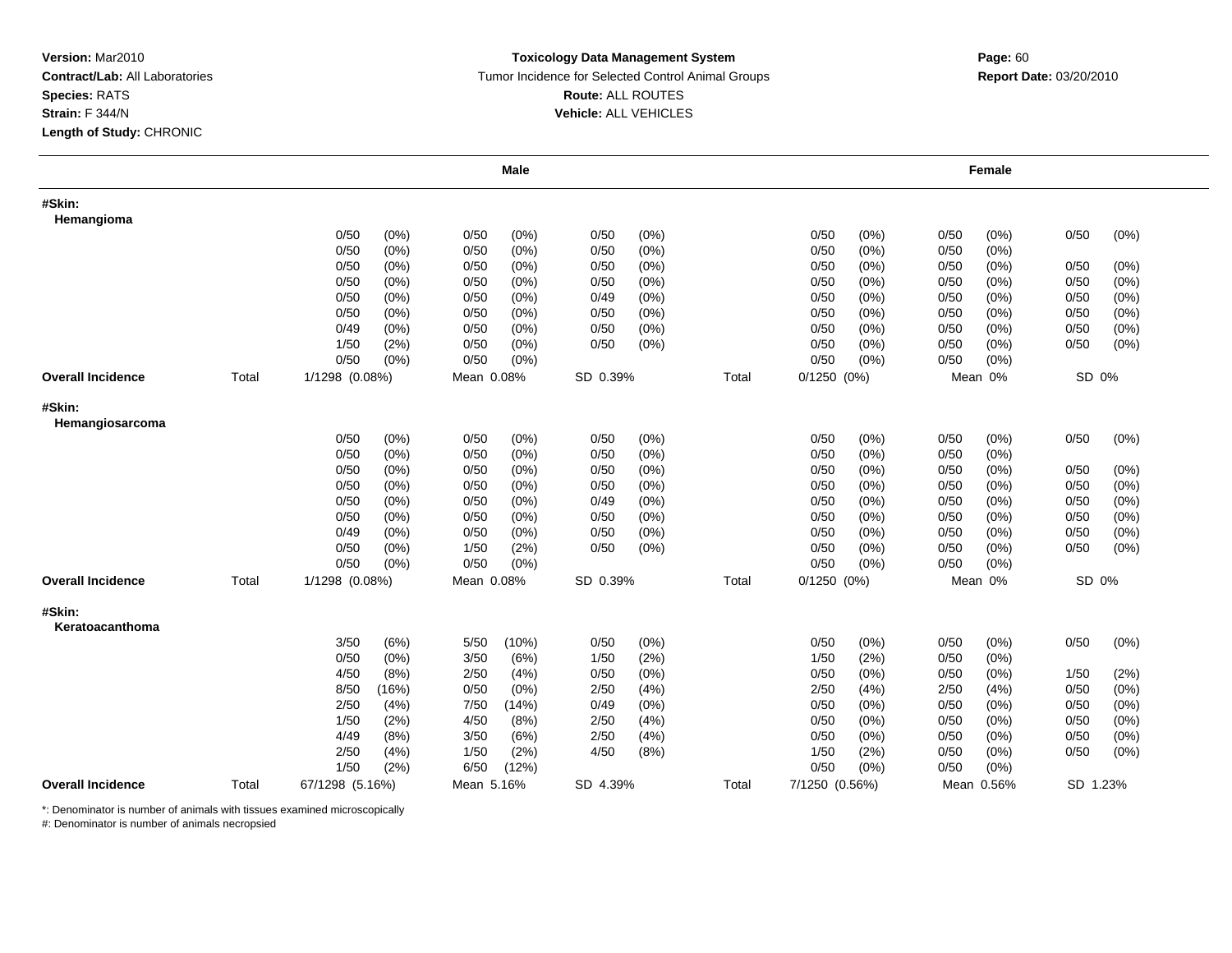**Version:** Mar2010
**Contract/Lab:** All Laboratories
**Species:** RATS
**Strain:** F 344/N
**Length of Study:** CHRONIC

**Toxicology Data Management System**
Tumor Incidence for Selected Control Animal Groups
**Route:** ALL ROUTES
**Vehicle:** ALL VEHICLES

**Report Date:** 03/20/2010

| | | Male | | | | | | | Female | | | | | |
|---|---|---|---|---|---|---|---|---|---|---|---|---|---|---|
| **#Skin: Hemangioma** | | | | | | | | | | | | | | |
| | | 0/50 | (0%) | 0/50 | (0%) | 0/50 | (0%) | | 0/50 | (0%) | 0/50 | (0%) | 0/50 | (0%) |
| | | 0/50 | (0%) | 0/50 | (0%) | 0/50 | (0%) | | 0/50 | (0%) | 0/50 | (0%) | | |
| | | 0/50 | (0%) | 0/50 | (0%) | 0/50 | (0%) | | 0/50 | (0%) | 0/50 | (0%) | 0/50 | (0%) |
| | | 0/50 | (0%) | 0/50 | (0%) | 0/50 | (0%) | | 0/50 | (0%) | 0/50 | (0%) | 0/50 | (0%) |
| | | 0/50 | (0%) | 0/50 | (0%) | 0/49 | (0%) | | 0/50 | (0%) | 0/50 | (0%) | 0/50 | (0%) |
| | | 0/50 | (0%) | 0/50 | (0%) | 0/50 | (0%) | | 0/50 | (0%) | 0/50 | (0%) | 0/50 | (0%) |
| | | 0/49 | (0%) | 0/50 | (0%) | 0/50 | (0%) | | 0/50 | (0%) | 0/50 | (0%) | 0/50 | (0%) |
| | | 1/50 | (2%) | 0/50 | (0%) | 0/50 | (0%) | | 0/50 | (0%) | 0/50 | (0%) | 0/50 | (0%) |
| | | 0/50 | (0%) | 0/50 | (0%) | | | | 0/50 | (0%) | 0/50 | (0%) | | |
| **Overall Incidence** | Total | 1/1298 (0.08%) | | Mean 0.08% | | SD 0.39% | | Total | 0/1250 (0%) | | Mean 0% | | SD 0% | |
| **#Skin: Hemangiosarcoma** | | | | | | | | | | | | | | |
| | | 0/50 | (0%) | 0/50 | (0%) | 0/50 | (0%) | | 0/50 | (0%) | 0/50 | (0%) | 0/50 | (0%) |
| | | 0/50 | (0%) | 0/50 | (0%) | 0/50 | (0%) | | 0/50 | (0%) | 0/50 | (0%) | | |
| | | 0/50 | (0%) | 0/50 | (0%) | 0/50 | (0%) | | 0/50 | (0%) | 0/50 | (0%) | 0/50 | (0%) |
| | | 0/50 | (0%) | 0/50 | (0%) | 0/50 | (0%) | | 0/50 | (0%) | 0/50 | (0%) | 0/50 | (0%) |
| | | 0/50 | (0%) | 0/50 | (0%) | 0/49 | (0%) | | 0/50 | (0%) | 0/50 | (0%) | 0/50 | (0%) |
| | | 0/50 | (0%) | 0/50 | (0%) | 0/50 | (0%) | | 0/50 | (0%) | 0/50 | (0%) | 0/50 | (0%) |
| | | 0/49 | (0%) | 0/50 | (0%) | 0/50 | (0%) | | 0/50 | (0%) | 0/50 | (0%) | 0/50 | (0%) |
| | | 0/50 | (0%) | 1/50 | (2%) | 0/50 | (0%) | | 0/50 | (0%) | 0/50 | (0%) | 0/50 | (0%) |
| | | 0/50 | (0%) | 0/50 | (0%) | | | | 0/50 | (0%) | 0/50 | (0%) | | |
| **Overall Incidence** | Total | 1/1298 (0.08%) | | Mean 0.08% | | SD 0.39% | | Total | 0/1250 (0%) | | Mean 0% | | SD 0% | |
| **#Skin: Keratoacanthoma** | | | | | | | | | | | | | | |
| | | 3/50 | (6%) | 5/50 | (10%) | 0/50 | (0%) | | 0/50 | (0%) | 0/50 | (0%) | 0/50 | (0%) |
| | | 0/50 | (0%) | 3/50 | (6%) | 1/50 | (2%) | | 1/50 | (2%) | 0/50 | (0%) | | |
| | | 4/50 | (8%) | 2/50 | (4%) | 0/50 | (0%) | | 0/50 | (0%) | 0/50 | (0%) | 1/50 | (2%) |
| | | 8/50 | (16%) | 0/50 | (0%) | 2/50 | (4%) | | 2/50 | (4%) | 2/50 | (4%) | 0/50 | (0%) |
| | | 2/50 | (4%) | 7/50 | (14%) | 0/49 | (0%) | | 0/50 | (0%) | 0/50 | (0%) | 0/50 | (0%) |
| | | 1/50 | (2%) | 4/50 | (8%) | 2/50 | (4%) | | 0/50 | (0%) | 0/50 | (0%) | 0/50 | (0%) |
| | | 4/49 | (8%) | 3/50 | (6%) | 2/50 | (4%) | | 0/50 | (0%) | 0/50 | (0%) | 0/50 | (0%) |
| | | 2/50 | (4%) | 1/50 | (2%) | 4/50 | (8%) | | 1/50 | (2%) | 0/50 | (0%) | 0/50 | (0%) |
| | | 1/50 | (2%) | 6/50 | (12%) | | | | 0/50 | (0%) | 0/50 | (0%) | | |
| **Overall Incidence** | Total | 67/1298 (5.16%) | | Mean 5.16% | | SD 4.39% | | Total | 7/1250 (0.56%) | | Mean 0.56% | | SD 1.23% | |

*: Denominator is number of animals with tissues examined microscopically
#: Denominator is number of animals necropsied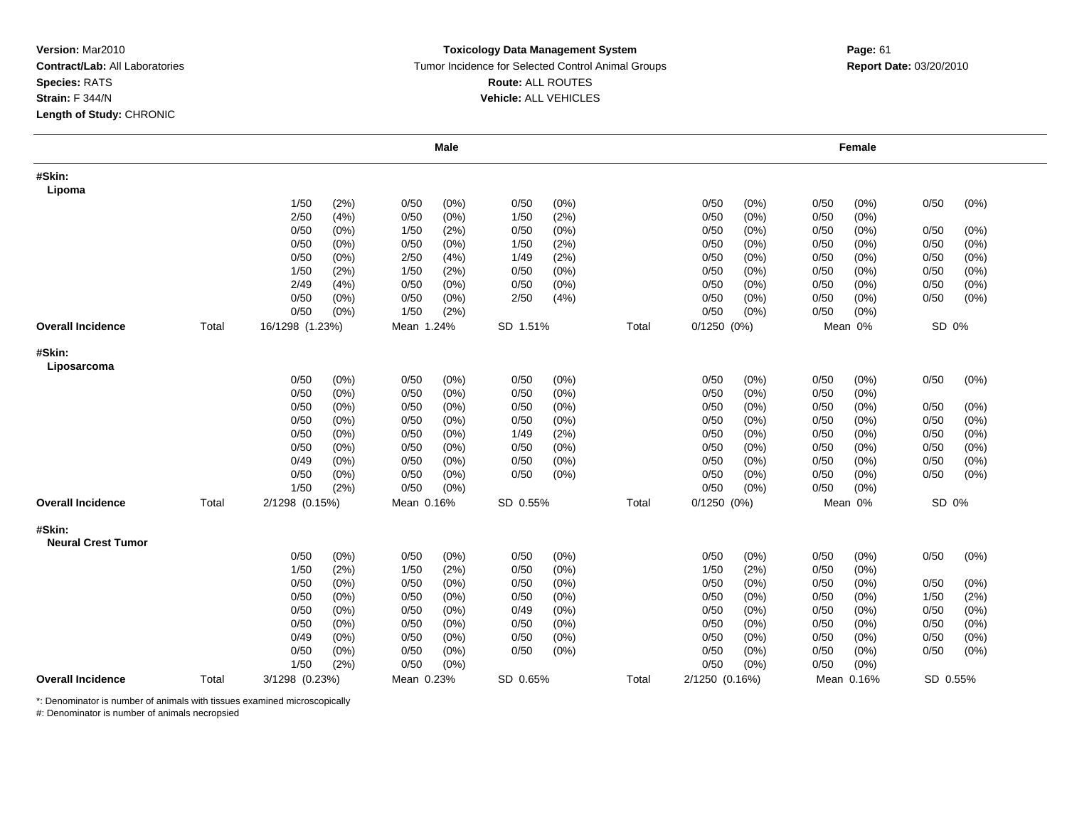**Version:** Mar2010
**Contract/Lab:** All Laboratories
**Species:** RATS
**Strain:** F 344/N
**Length of Study:** CHRONIC

**Toxicology Data Management System**
Tumor Incidence for Selected Control Animal Groups
**Route:** ALL ROUTES
**Vehicle:** ALL VEHICLES

**Report Date:** 03/20/2010

| | | Male | | | | Female | | |
|---|---|---|---|---|---|---|---|---|
| **#Skin: Lipoma** | | | | | | | | |
| | | 1/50 (2%) | 0/50 (0%) | 0/50 (0%) | | 0/50 (0%) | 0/50 (0%) | 0/50 (0%) |
| | | 2/50 (4%) | 0/50 (0%) | 1/50 (2%) | | 0/50 (0%) | 0/50 (0%) | |
| | | 0/50 (0%) | 1/50 (2%) | 0/50 (0%) | | 0/50 (0%) | 0/50 (0%) | 0/50 (0%) |
| | | 0/50 (0%) | 0/50 (0%) | 1/50 (2%) | | 0/50 (0%) | 0/50 (0%) | 0/50 (0%) |
| | | 0/50 (0%) | 2/50 (4%) | 1/49 (2%) | | 0/50 (0%) | 0/50 (0%) | 0/50 (0%) |
| | | 1/50 (2%) | 1/50 (2%) | 0/50 (0%) | | 0/50 (0%) | 0/50 (0%) | 0/50 (0%) |
| | | 2/49 (4%) | 0/50 (0%) | 0/50 (0%) | | 0/50 (0%) | 0/50 (0%) | 0/50 (0%) |
| | | 0/50 (0%) | 0/50 (0%) | 2/50 (4%) | | 0/50 (0%) | 0/50 (0%) | 0/50 (0%) |
| | | 0/50 (0%) | 1/50 (2%) | | | 0/50 (0%) | 0/50 (0%) | |
| **Overall Incidence** | Total | 16/1298 (1.23%) | Mean 1.24% | SD 1.51% | Total | 0/1250 (0%) | Mean 0% | SD 0% |
| **#Skin: Liposarcoma** | | | | | | | | |
| | | 0/50 (0%) | 0/50 (0%) | 0/50 (0%) | | 0/50 (0%) | 0/50 (0%) | 0/50 (0%) |
| | | 0/50 (0%) | 0/50 (0%) | 0/50 (0%) | | 0/50 (0%) | 0/50 (0%) | |
| | | 0/50 (0%) | 0/50 (0%) | 0/50 (0%) | | 0/50 (0%) | 0/50 (0%) | 0/50 (0%) |
| | | 0/50 (0%) | 0/50 (0%) | 0/50 (0%) | | 0/50 (0%) | 0/50 (0%) | 0/50 (0%) |
| | | 0/50 (0%) | 0/50 (0%) | 1/49 (2%) | | 0/50 (0%) | 0/50 (0%) | 0/50 (0%) |
| | | 0/50 (0%) | 0/50 (0%) | 0/50 (0%) | | 0/50 (0%) | 0/50 (0%) | 0/50 (0%) |
| | | 0/49 (0%) | 0/50 (0%) | 0/50 (0%) | | 0/50 (0%) | 0/50 (0%) | 0/50 (0%) |
| | | 0/50 (0%) | 0/50 (0%) | 0/50 (0%) | | 0/50 (0%) | 0/50 (0%) | 0/50 (0%) |
| | | 1/50 (2%) | 0/50 (0%) | | | 0/50 (0%) | 0/50 (0%) | |
| **Overall Incidence** | Total | 2/1298 (0.15%) | Mean 0.16% | SD 0.55% | Total | 0/1250 (0%) | Mean 0% | SD 0% |
| **#Skin: Neural Crest Tumor** | | | | | | | | |
| | | 0/50 (0%) | 0/50 (0%) | 0/50 (0%) | | 0/50 (0%) | 0/50 (0%) | 0/50 (0%) |
| | | 1/50 (2%) | 1/50 (2%) | 0/50 (0%) | | 1/50 (2%) | 0/50 (0%) | |
| | | 0/50 (0%) | 0/50 (0%) | 0/50 (0%) | | 0/50 (0%) | 0/50 (0%) | 0/50 (0%) |
| | | 0/50 (0%) | 0/50 (0%) | 0/50 (0%) | | 0/50 (0%) | 0/50 (0%) | 1/50 (2%) |
| | | 0/50 (0%) | 0/50 (0%) | 0/49 (0%) | | 0/50 (0%) | 0/50 (0%) | 0/50 (0%) |
| | | 0/50 (0%) | 0/50 (0%) | 0/50 (0%) | | 0/50 (0%) | 0/50 (0%) | 0/50 (0%) |
| | | 0/49 (0%) | 0/50 (0%) | 0/50 (0%) | | 0/50 (0%) | 0/50 (0%) | 0/50 (0%) |
| | | 0/50 (0%) | 0/50 (0%) | 0/50 (0%) | | 0/50 (0%) | 0/50 (0%) | 0/50 (0%) |
| | | 1/50 (2%) | 0/50 (0%) | | | 0/50 (0%) | 0/50 (0%) | |
| **Overall Incidence** | Total | 3/1298 (0.23%) | Mean 0.23% | SD 0.65% | Total | 2/1250 (0.16%) | Mean 0.16% | SD 0.55% |

*: Denominator is number of animals with tissues examined microscopically
#: Denominator is number of animals necropsied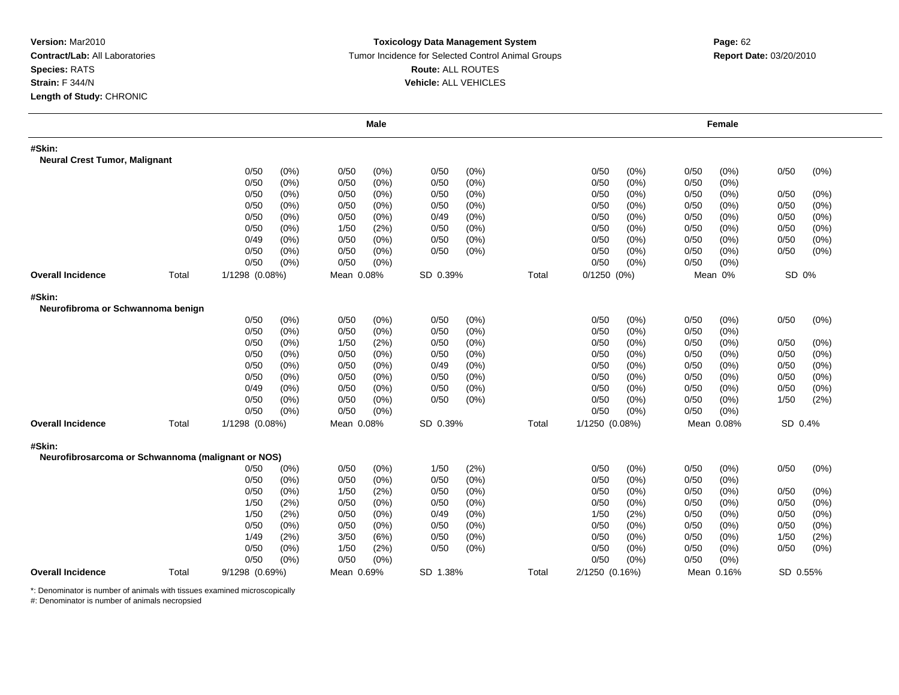**Version:** Mar2010
**Contract/Lab:** All Laboratories
**Species:** RATS
**Strain:** F 344/N
**Length of Study:** CHRONIC

**Toxicology Data Management System**
Tumor Incidence for Selected Control Animal Groups
**Route:** ALL ROUTES
**Vehicle:** ALL VEHICLES

**Report Date:** 03/20/2010

| | | Male | | | | | | | Female | | | | | |
|---|---|---|---|---|---|---|---|---|---|---|---|---|---|---|
| **#Skin:** | | | | | | | | | | | | | | |
| **Neural Crest Tumor, Malignant** | | | | | | | | | | | | | | |
| | | 0/50 | (0%) | 0/50 | (0%) | 0/50 | (0%) | | 0/50 | (0%) | 0/50 | (0%) | 0/50 | (0%) |
| | | 0/50 | (0%) | 0/50 | (0%) | 0/50 | (0%) | | 0/50 | (0%) | 0/50 | (0%) | | |
| | | 0/50 | (0%) | 0/50 | (0%) | 0/50 | (0%) | | 0/50 | (0%) | 0/50 | (0%) | 0/50 | (0%) |
| | | 0/50 | (0%) | 0/50 | (0%) | 0/50 | (0%) | | 0/50 | (0%) | 0/50 | (0%) | 0/50 | (0%) |
| | | 0/50 | (0%) | 0/50 | (0%) | 0/49 | (0%) | | 0/50 | (0%) | 0/50 | (0%) | 0/50 | (0%) |
| | | 0/50 | (0%) | 1/50 | (2%) | 0/50 | (0%) | | 0/50 | (0%) | 0/50 | (0%) | 0/50 | (0%) |
| | | 0/49 | (0%) | 0/50 | (0%) | 0/50 | (0%) | | 0/50 | (0%) | 0/50 | (0%) | 0/50 | (0%) |
| | | 0/50 | (0%) | 0/50 | (0%) | 0/50 | (0%) | | 0/50 | (0%) | 0/50 | (0%) | 0/50 | (0%) |
| | | 0/50 | (0%) | 0/50 | (0%) | | | | 0/50 | (0%) | 0/50 | (0%) | | |
| **Overall Incidence** | Total | 1/1298 (0.08%) | | Mean 0.08% | | SD 0.39% | | Total | 0/1250 (0%) | | Mean 0% | | SD 0% | |
| **#Skin:** | | | | | | | | | | | | | | |
| **Neurofibroma or Schwannoma benign** | | | | | | | | | | | | | | |
| | | 0/50 | (0%) | 0/50 | (0%) | 0/50 | (0%) | | 0/50 | (0%) | 0/50 | (0%) | 0/50 | (0%) |
| | | 0/50 | (0%) | 0/50 | (0%) | 0/50 | (0%) | | 0/50 | (0%) | 0/50 | (0%) | | |
| | | 0/50 | (0%) | 1/50 | (2%) | 0/50 | (0%) | | 0/50 | (0%) | 0/50 | (0%) | 0/50 | (0%) |
| | | 0/50 | (0%) | 0/50 | (0%) | 0/50 | (0%) | | 0/50 | (0%) | 0/50 | (0%) | 0/50 | (0%) |
| | | 0/50 | (0%) | 0/50 | (0%) | 0/49 | (0%) | | 0/50 | (0%) | 0/50 | (0%) | 0/50 | (0%) |
| | | 0/50 | (0%) | 0/50 | (0%) | 0/50 | (0%) | | 0/50 | (0%) | 0/50 | (0%) | 0/50 | (0%) |
| | | 0/49 | (0%) | 0/50 | (0%) | 0/50 | (0%) | | 0/50 | (0%) | 0/50 | (0%) | 0/50 | (0%) |
| | | 0/50 | (0%) | 0/50 | (0%) | 0/50 | (0%) | | 0/50 | (0%) | 0/50 | (0%) | 1/50 | (2%) |
| | | 0/50 | (0%) | 0/50 | (0%) | | | | 0/50 | (0%) | 0/50 | (0%) | | |
| **Overall Incidence** | Total | 1/1298 (0.08%) | | Mean 0.08% | | SD 0.39% | | Total | 1/1250 (0.08%) | | Mean 0.08% | | SD 0.4% | |
| **#Skin:** | | | | | | | | | | | | | | |
| **Neurofibrosarcoma or Schwannoma (malignant or NOS)** | | | | | | | | | | | | | | |
| | | 0/50 | (0%) | 0/50 | (0%) | 1/50 | (2%) | | 0/50 | (0%) | 0/50 | (0%) | 0/50 | (0%) |
| | | 0/50 | (0%) | 0/50 | (0%) | 0/50 | (0%) | | 0/50 | (0%) | 0/50 | (0%) | | |
| | | 0/50 | (0%) | 1/50 | (2%) | 0/50 | (0%) | | 0/50 | (0%) | 0/50 | (0%) | 0/50 | (0%) |
| | | 1/50 | (2%) | 0/50 | (0%) | 0/50 | (0%) | | 0/50 | (0%) | 0/50 | (0%) | 0/50 | (0%) |
| | | 1/50 | (2%) | 0/50 | (0%) | 0/49 | (0%) | | 1/50 | (2%) | 0/50 | (0%) | 0/50 | (0%) |
| | | 0/50 | (0%) | 0/50 | (0%) | 0/50 | (0%) | | 0/50 | (0%) | 0/50 | (0%) | 0/50 | (0%) |
| | | 1/49 | (2%) | 3/50 | (6%) | 0/50 | (0%) | | 0/50 | (0%) | 0/50 | (0%) | 1/50 | (2%) |
| | | 0/50 | (0%) | 1/50 | (2%) | 0/50 | (0%) | | 0/50 | (0%) | 0/50 | (0%) | 0/50 | (0%) |
| | | 0/50 | (0%) | 0/50 | (0%) | | | | 0/50 | (0%) | 0/50 | (0%) | | |
| **Overall Incidence** | Total | 9/1298 (0.69%) | | Mean 0.69% | | SD 1.38% | | Total | 2/1250 (0.16%) | | Mean 0.16% | | SD 0.55% | |

*: Denominator is number of animals with tissues examined microscopically
#: Denominator is number of animals necropsied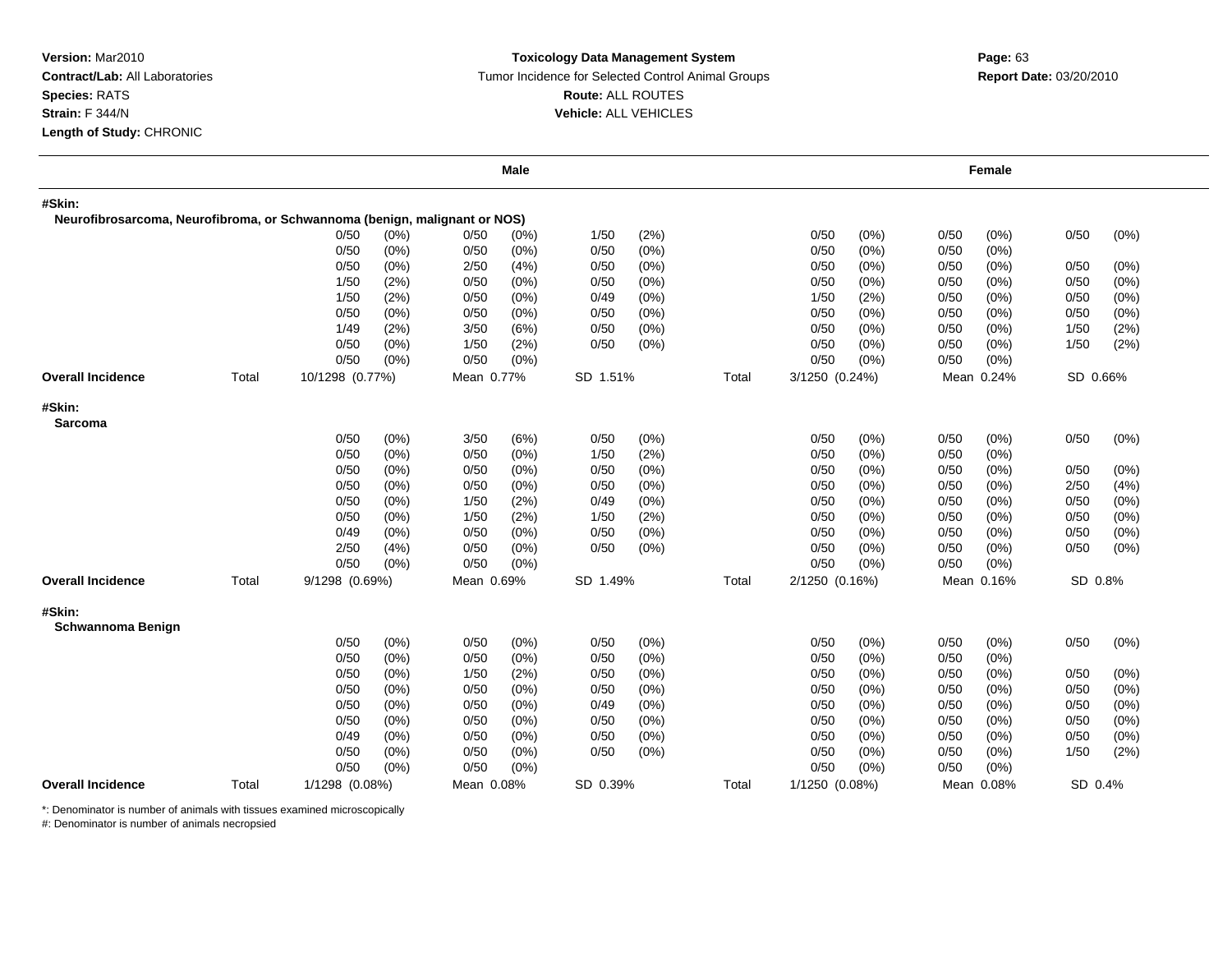**Version:** Mar2010
**Contract/Lab:** All Laboratories
**Species:** RATS
**Strain:** F 344/N
**Length of Study:** CHRONIC

**Toxicology Data Management System**
Tumor Incidence for Selected Control Animal Groups
**Route:** ALL ROUTES
**Vehicle:** ALL VEHICLES

**Report Date:** 03/20/2010

| | | Male | | | | | | | Female | | | | | |
|---|---|---|---|---|---|---|---|---|---|---|---|---|---|---|
| **#Skin:** | | | | | | | | | | | | | | |
| **Neurofibrosarcoma, Neurofibroma, or Schwannoma (benign, malignant or NOS)** | | | | | | | | | | | | | | |
| | | 0/50 | (0%) | 0/50 | (0%) | 1/50 | (2%) | | 0/50 | (0%) | 0/50 | (0%) | 0/50 | (0%) |
| | | 0/50 | (0%) | 0/50 | (0%) | 0/50 | (0%) | | 0/50 | (0%) | 0/50 | (0%) | | |
| | | 0/50 | (0%) | 2/50 | (4%) | 0/50 | (0%) | | 0/50 | (0%) | 0/50 | (0%) | 0/50 | (0%) |
| | | 1/50 | (2%) | 0/50 | (0%) | 0/50 | (0%) | | 0/50 | (0%) | 0/50 | (0%) | 0/50 | (0%) |
| | | 1/50 | (2%) | 0/50 | (0%) | 0/49 | (0%) | | 1/50 | (2%) | 0/50 | (0%) | 0/50 | (0%) |
| | | 0/50 | (0%) | 0/50 | (0%) | 0/50 | (0%) | | 0/50 | (0%) | 0/50 | (0%) | 0/50 | (0%) |
| | | 1/49 | (2%) | 3/50 | (6%) | 0/50 | (0%) | | 0/50 | (0%) | 0/50 | (0%) | 1/50 | (2%) |
| | | 0/50 | (0%) | 1/50 | (2%) | 0/50 | (0%) | | 0/50 | (0%) | 0/50 | (0%) | 1/50 | (2%) |
| | | 0/50 | (0%) | 0/50 | (0%) | | | | 0/50 | (0%) | 0/50 | (0%) | | |
| **Overall Incidence** | Total | 10/1298 (0.77%) | | Mean 0.77% | | SD 1.51% | | Total | 3/1250 (0.24%) | | Mean 0.24% | | SD 0.66% | |
| **#Skin:** | | | | | | | | | | | | | | |
| **Sarcoma** | | | | | | | | | | | | | | |
| | | 0/50 | (0%) | 3/50 | (6%) | 0/50 | (0%) | | 0/50 | (0%) | 0/50 | (0%) | 0/50 | (0%) |
| | | 0/50 | (0%) | 0/50 | (0%) | 1/50 | (2%) | | 0/50 | (0%) | 0/50 | (0%) | | |
| | | 0/50 | (0%) | 0/50 | (0%) | 0/50 | (0%) | | 0/50 | (0%) | 0/50 | (0%) | 0/50 | (0%) |
| | | 0/50 | (0%) | 0/50 | (0%) | 0/50 | (0%) | | 0/50 | (0%) | 0/50 | (0%) | 2/50 | (4%) |
| | | 0/50 | (0%) | 1/50 | (2%) | 0/49 | (0%) | | 0/50 | (0%) | 0/50 | (0%) | 0/50 | (0%) |
| | | 0/50 | (0%) | 1/50 | (2%) | 1/50 | (2%) | | 0/50 | (0%) | 0/50 | (0%) | 0/50 | (0%) |
| | | 0/49 | (0%) | 0/50 | (0%) | 0/50 | (0%) | | 0/50 | (0%) | 0/50 | (0%) | 0/50 | (0%) |
| | | 2/50 | (4%) | 0/50 | (0%) | 0/50 | (0%) | | 0/50 | (0%) | 0/50 | (0%) | 0/50 | (0%) |
| | | 0/50 | (0%) | 0/50 | (0%) | | | | 0/50 | (0%) | 0/50 | (0%) | | |
| **Overall Incidence** | Total | 9/1298 (0.69%) | | Mean 0.69% | | SD 1.49% | | Total | 2/1250 (0.16%) | | Mean 0.16% | | SD 0.8% | |
| **#Skin:** | | | | | | | | | | | | | | |
| **Schwannoma Benign** | | | | | | | | | | | | | | |
| | | 0/50 | (0%) | 0/50 | (0%) | 0/50 | (0%) | | 0/50 | (0%) | 0/50 | (0%) | 0/50 | (0%) |
| | | 0/50 | (0%) | 0/50 | (0%) | 0/50 | (0%) | | 0/50 | (0%) | 0/50 | (0%) | | |
| | | 0/50 | (0%) | 1/50 | (2%) | 0/50 | (0%) | | 0/50 | (0%) | 0/50 | (0%) | 0/50 | (0%) |
| | | 0/50 | (0%) | 0/50 | (0%) | 0/50 | (0%) | | 0/50 | (0%) | 0/50 | (0%) | 0/50 | (0%) |
| | | 0/50 | (0%) | 0/50 | (0%) | 0/49 | (0%) | | 0/50 | (0%) | 0/50 | (0%) | 0/50 | (0%) |
| | | 0/50 | (0%) | 0/50 | (0%) | 0/50 | (0%) | | 0/50 | (0%) | 0/50 | (0%) | 0/50 | (0%) |
| | | 0/49 | (0%) | 0/50 | (0%) | 0/50 | (0%) | | 0/50 | (0%) | 0/50 | (0%) | 0/50 | (0%) |
| | | 0/50 | (0%) | 0/50 | (0%) | 0/50 | (0%) | | 0/50 | (0%) | 0/50 | (0%) | 1/50 | (2%) |
| | | 0/50 | (0%) | 0/50 | (0%) | | | | 0/50 | (0%) | 0/50 | (0%) | | |
| **Overall Incidence** | Total | 1/1298 (0.08%) | | Mean 0.08% | | SD 0.39% | | Total | 1/1250 (0.08%) | | Mean 0.08% | | SD 0.4% | |

*: Denominator is number of animals with tissues examined microscopically
#: Denominator is number of animals necropsied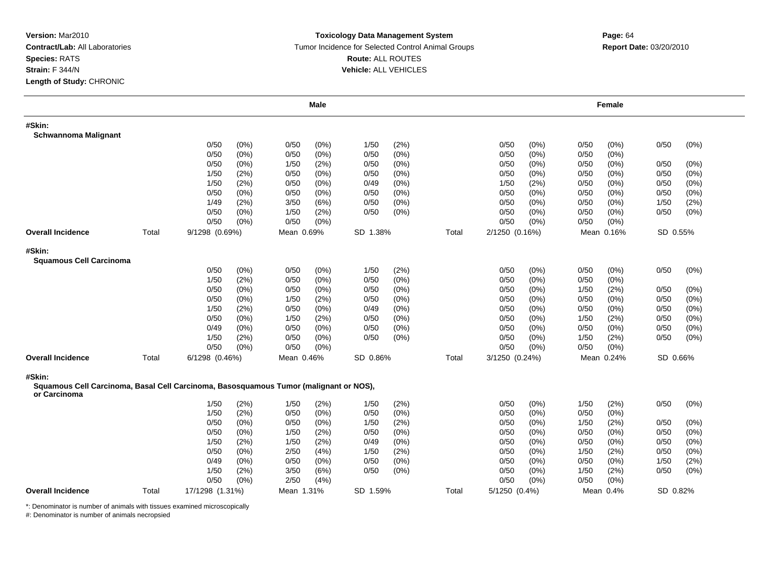**Version:** Mar2010
**Contract/Lab:** All Laboratories
**Species:** RATS
**Strain:** F 344/N
**Length of Study:** CHRONIC

**Toxicology Data Management System**
Tumor Incidence for Selected Control Animal Groups
**Route:** ALL ROUTES
**Vehicle:** ALL VEHICLES

**Report Date:** 03/20/2010

| | | Male | | | | | | | Female | | | | | |
|---|---|---|---|---|---|---|---|---|---|---|---|---|---|---|
| **#Skin:** | | | | | | | | | | | | | | |
| **Schwannoma Malignant** | | | | | | | | | | | | | | |
| | | 0/50 | (0%) | 0/50 | (0%) | 1/50 | (2%) | | 0/50 | (0%) | 0/50 | (0%) | 0/50 | (0%) |
| | | 0/50 | (0%) | 0/50 | (0%) | 0/50 | (0%) | | 0/50 | (0%) | 0/50 | (0%) | | |
| | | 0/50 | (0%) | 1/50 | (2%) | 0/50 | (0%) | | 0/50 | (0%) | 0/50 | (0%) | 0/50 | (0%) |
| | | 1/50 | (2%) | 0/50 | (0%) | 0/50 | (0%) | | 0/50 | (0%) | 0/50 | (0%) | 0/50 | (0%) |
| | | 1/50 | (2%) | 0/50 | (0%) | 0/49 | (0%) | | 1/50 | (2%) | 0/50 | (0%) | 0/50 | (0%) |
| | | 0/50 | (0%) | 0/50 | (0%) | 0/50 | (0%) | | 0/50 | (0%) | 0/50 | (0%) | 0/50 | (0%) |
| | | 1/49 | (2%) | 3/50 | (6%) | 0/50 | (0%) | | 0/50 | (0%) | 0/50 | (0%) | 1/50 | (2%) |
| | | 0/50 | (0%) | 1/50 | (2%) | 0/50 | (0%) | | 0/50 | (0%) | 0/50 | (0%) | 0/50 | (0%) |
| | | 0/50 | (0%) | 0/50 | (0%) | | | | 0/50 | (0%) | 0/50 | (0%) | | |
| **Overall Incidence** | Total | 9/1298 (0.69%) | | Mean 0.69% | | SD 1.38% | | Total | 2/1250 (0.16%) | | Mean 0.16% | | SD 0.55% | |
| **#Skin:** | | | | | | | | | | | | | | |
| **Squamous Cell Carcinoma** | | | | | | | | | | | | | | |
| | | 0/50 | (0%) | 0/50 | (0%) | 1/50 | (2%) | | 0/50 | (0%) | 0/50 | (0%) | 0/50 | (0%) |
| | | 1/50 | (2%) | 0/50 | (0%) | 0/50 | (0%) | | 0/50 | (0%) | 0/50 | (0%) | | |
| | | 0/50 | (0%) | 0/50 | (0%) | 0/50 | (0%) | | 0/50 | (0%) | 1/50 | (2%) | 0/50 | (0%) |
| | | 0/50 | (0%) | 1/50 | (2%) | 0/50 | (0%) | | 0/50 | (0%) | 0/50 | (0%) | 0/50 | (0%) |
| | | 1/50 | (2%) | 0/50 | (0%) | 0/49 | (0%) | | 0/50 | (0%) | 0/50 | (0%) | 0/50 | (0%) |
| | | 0/50 | (0%) | 1/50 | (2%) | 0/50 | (0%) | | 0/50 | (0%) | 1/50 | (2%) | 0/50 | (0%) |
| | | 0/49 | (0%) | 0/50 | (0%) | 0/50 | (0%) | | 0/50 | (0%) | 0/50 | (0%) | 0/50 | (0%) |
| | | 1/50 | (2%) | 0/50 | (0%) | 0/50 | (0%) | | 0/50 | (0%) | 1/50 | (2%) | 0/50 | (0%) |
| | | 0/50 | (0%) | 0/50 | (0%) | | | | 0/50 | (0%) | 0/50 | (0%) | | |
| **Overall Incidence** | Total | 6/1298 (0.46%) | | Mean 0.46% | | SD 0.86% | | Total | 3/1250 (0.24%) | | Mean 0.24% | | SD 0.66% | |
| **#Skin:** | | | | | | | | | | | | | | |
| **Squamous Cell Carcinoma, Basal Cell Carcinoma, Basosquamous Tumor (malignant or NOS), or Carcinoma** | | | | | | | | | | | | | | |
| | | 1/50 | (2%) | 1/50 | (2%) | 1/50 | (2%) | | 0/50 | (0%) | 1/50 | (2%) | 0/50 | (0%) |
| | | 1/50 | (2%) | 0/50 | (0%) | 0/50 | (0%) | | 0/50 | (0%) | 0/50 | (0%) | | |
| | | 0/50 | (0%) | 0/50 | (0%) | 1/50 | (2%) | | 0/50 | (0%) | 1/50 | (2%) | 0/50 | (0%) |
| | | 0/50 | (0%) | 1/50 | (2%) | 0/50 | (0%) | | 0/50 | (0%) | 0/50 | (0%) | 0/50 | (0%) |
| | | 1/50 | (2%) | 1/50 | (2%) | 0/49 | (0%) | | 0/50 | (0%) | 0/50 | (0%) | 0/50 | (0%) |
| | | 0/50 | (0%) | 2/50 | (4%) | 1/50 | (2%) | | 0/50 | (0%) | 1/50 | (2%) | 0/50 | (0%) |
| | | 0/49 | (0%) | 0/50 | (0%) | 0/50 | (0%) | | 0/50 | (0%) | 0/50 | (0%) | 1/50 | (2%) |
| | | 1/50 | (2%) | 3/50 | (6%) | 0/50 | (0%) | | 0/50 | (0%) | 1/50 | (2%) | 0/50 | (0%) |
| | | 0/50 | (0%) | 2/50 | (4%) | | | | 0/50 | (0%) | 0/50 | (0%) | | |
| **Overall Incidence** | Total | 17/1298 (1.31%) | | Mean 1.31% | | SD 1.59% | | Total | 5/1250 (0.4%) | | Mean 0.4% | | SD 0.82% | |

*: Denominator is number of animals with tissues examined microscopically
#: Denominator is number of animals necropsied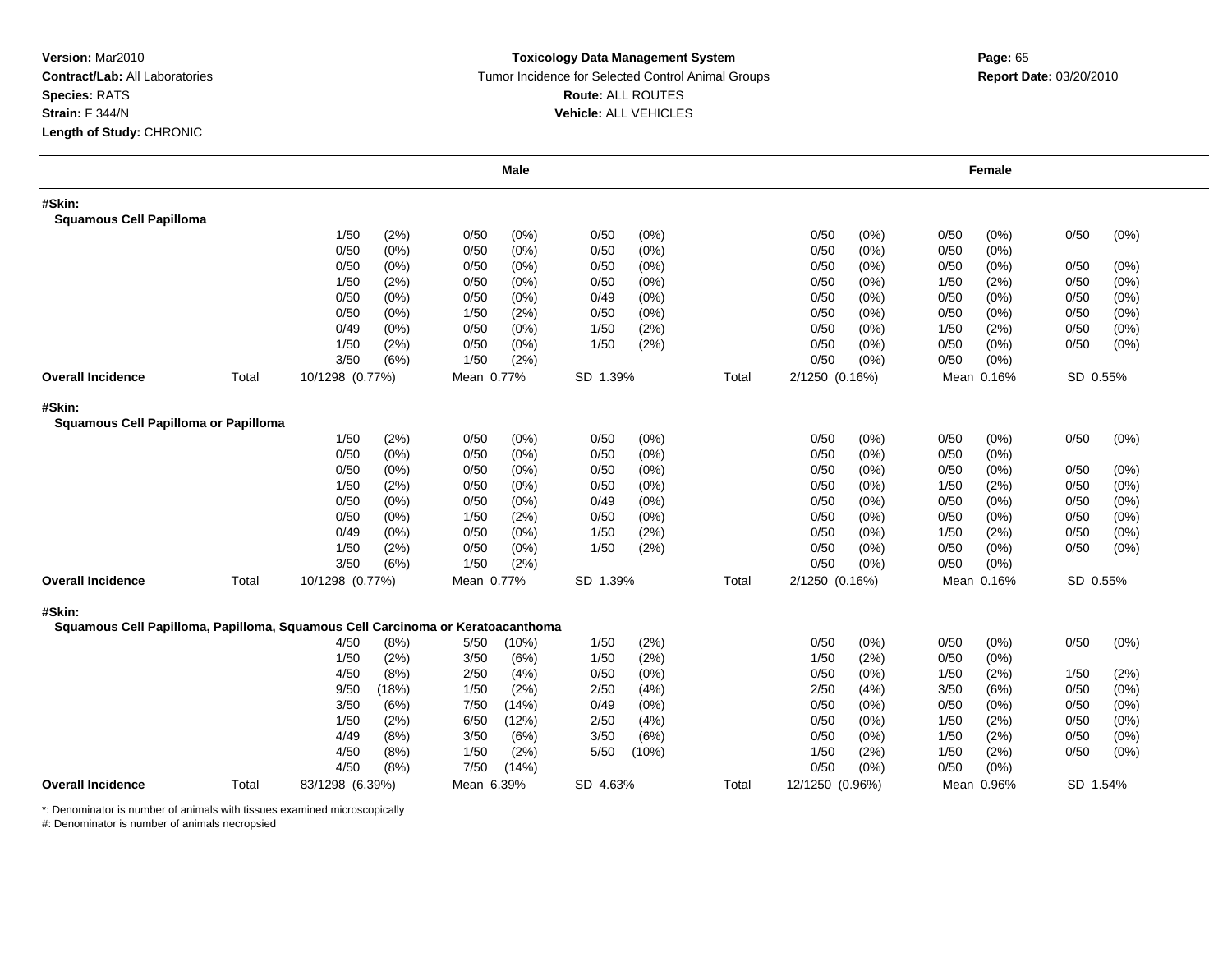**Version:** Mar2010
**Contract/Lab:** All Laboratories
**Species:** RATS
**Strain:** F 344/N
**Length of Study:** CHRONIC

**Toxicology Data Management System**
Tumor Incidence for Selected Control Animal Groups
**Route:** ALL ROUTES
**Vehicle:** ALL VEHICLES

**Report Date:** 03/20/2010

| | | Male | | | | Female | | |
|---|---|---|---|---|---|---|---|---|
| **#Skin:** | | | | | | | | |
| **Squamous Cell Papilloma** | | | | | | | | |
| | | 1/50 (2%) | 0/50 (0%) | 0/50 (0%) | | 0/50 (0%) | 0/50 (0%) | 0/50 (0%) |
| | | 0/50 (0%) | 0/50 (0%) | 0/50 (0%) | | 0/50 (0%) | 0/50 (0%) | |
| | | 0/50 (0%) | 0/50 (0%) | 0/50 (0%) | | 0/50 (0%) | 0/50 (0%) | 0/50 (0%) |
| | | 1/50 (2%) | 0/50 (0%) | 0/50 (0%) | | 0/50 (0%) | 1/50 (2%) | 0/50 (0%) |
| | | 0/50 (0%) | 0/50 (0%) | 0/49 (0%) | | 0/50 (0%) | 0/50 (0%) | 0/50 (0%) |
| | | 0/50 (0%) | 1/50 (2%) | 0/50 (0%) | | 0/50 (0%) | 0/50 (0%) | 0/50 (0%) |
| | | 0/49 (0%) | 0/50 (0%) | 1/50 (2%) | | 0/50 (0%) | 1/50 (2%) | 0/50 (0%) |
| | | 1/50 (2%) | 0/50 (0%) | 1/50 (2%) | | 0/50 (0%) | 0/50 (0%) | 0/50 (0%) |
| | | 3/50 (6%) | 1/50 (2%) | | | 0/50 (0%) | 0/50 (0%) | |
| **Overall Incidence** | Total | 10/1298 (0.77%) | Mean 0.77% | SD 1.39% | Total | 2/1250 (0.16%) | Mean 0.16% | SD 0.55% |
| **#Skin:** | | | | | | | | |
| **Squamous Cell Papilloma or Papilloma** | | | | | | | | |
| | | 1/50 (2%) | 0/50 (0%) | 0/50 (0%) | | 0/50 (0%) | 0/50 (0%) | 0/50 (0%) |
| | | 0/50 (0%) | 0/50 (0%) | 0/50 (0%) | | 0/50 (0%) | 0/50 (0%) | |
| | | 0/50 (0%) | 0/50 (0%) | 0/50 (0%) | | 0/50 (0%) | 0/50 (0%) | 0/50 (0%) |
| | | 1/50 (2%) | 0/50 (0%) | 0/50 (0%) | | 0/50 (0%) | 1/50 (2%) | 0/50 (0%) |
| | | 0/50 (0%) | 0/50 (0%) | 0/49 (0%) | | 0/50 (0%) | 0/50 (0%) | 0/50 (0%) |
| | | 0/50 (0%) | 1/50 (2%) | 0/50 (0%) | | 0/50 (0%) | 0/50 (0%) | 0/50 (0%) |
| | | 0/49 (0%) | 0/50 (0%) | 1/50 (2%) | | 0/50 (0%) | 1/50 (2%) | 0/50 (0%) |
| | | 1/50 (2%) | 0/50 (0%) | 1/50 (2%) | | 0/50 (0%) | 0/50 (0%) | 0/50 (0%) |
| | | 3/50 (6%) | 1/50 (2%) | | | 0/50 (0%) | 0/50 (0%) | |
| **Overall Incidence** | Total | 10/1298 (0.77%) | Mean 0.77% | SD 1.39% | Total | 2/1250 (0.16%) | Mean 0.16% | SD 0.55% |
| **#Skin:** | | | | | | | | |
| **Squamous Cell Papilloma, Papilloma, Squamous Cell Carcinoma or Keratoacanthoma** | | | | | | | | |
| | | 4/50 (8%) | 5/50 (10%) | 1/50 (2%) | | 0/50 (0%) | 0/50 (0%) | 0/50 (0%) |
| | | 1/50 (2%) | 3/50 (6%) | 1/50 (2%) | | 1/50 (2%) | 0/50 (0%) | |
| | | 4/50 (8%) | 2/50 (4%) | 0/50 (0%) | | 0/50 (0%) | 1/50 (2%) | 1/50 (2%) |
| | | 9/50 (18%) | 1/50 (2%) | 2/50 (4%) | | 2/50 (4%) | 3/50 (6%) | 0/50 (0%) |
| | | 3/50 (6%) | 7/50 (14%) | 0/49 (0%) | | 0/50 (0%) | 0/50 (0%) | 0/50 (0%) |
| | | 1/50 (2%) | 6/50 (12%) | 2/50 (4%) | | 0/50 (0%) | 1/50 (2%) | 0/50 (0%) |
| | | 4/49 (8%) | 3/50 (6%) | 3/50 (6%) | | 0/50 (0%) | 1/50 (2%) | 0/50 (0%) |
| | | 4/50 (8%) | 1/50 (2%) | 5/50 (10%) | | 1/50 (2%) | 1/50 (2%) | 0/50 (0%) |
| | | 4/50 (8%) | 7/50 (14%) | | | 0/50 (0%) | 0/50 (0%) | |
| **Overall Incidence** | Total | 83/1298 (6.39%) | Mean 6.39% | SD 4.63% | Total | 12/1250 (0.96%) | Mean 0.96% | SD 1.54% |

*: Denominator is number of animals with tissues examined microscopically
#: Denominator is number of animals necropsied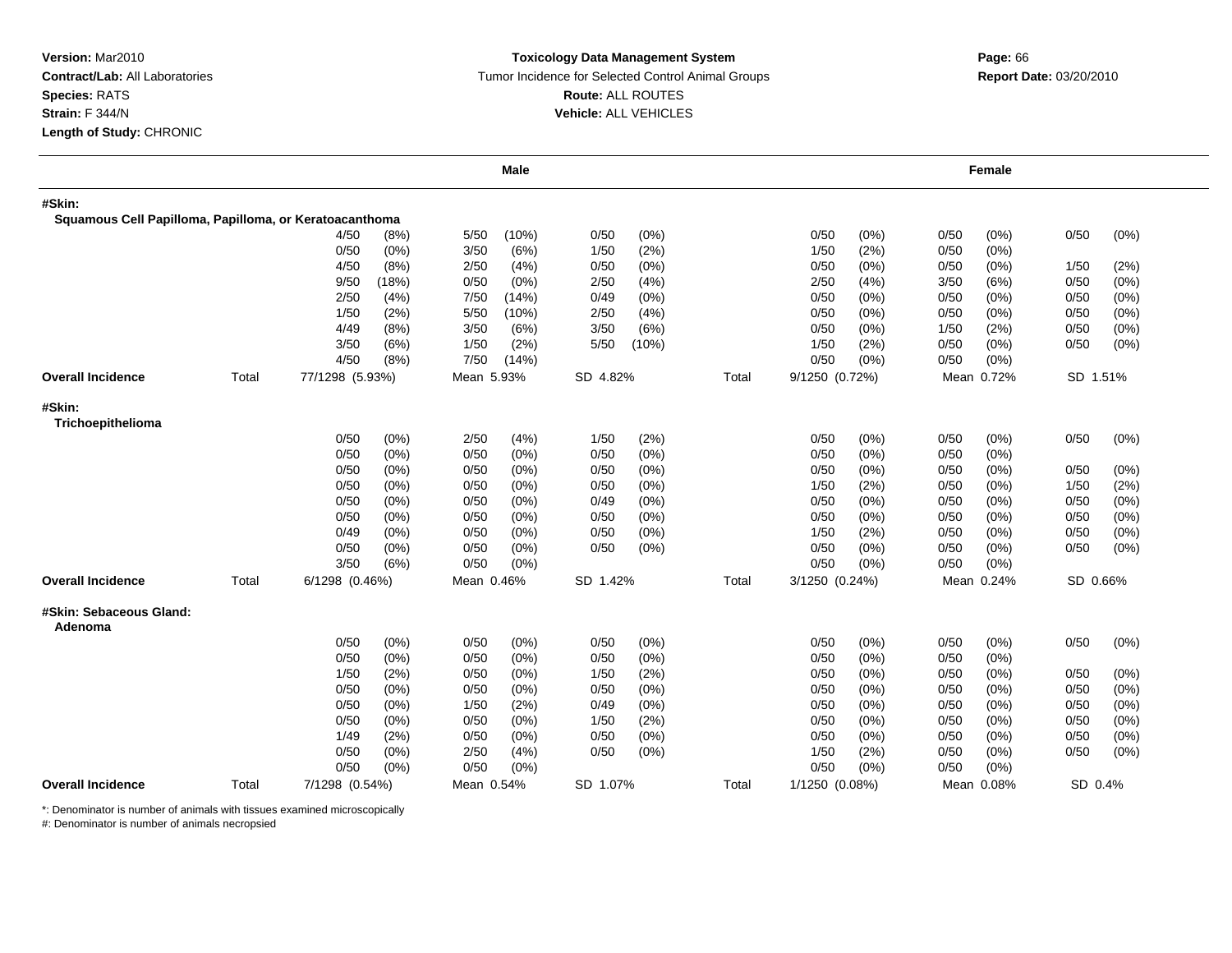**Version:** Mar2010
**Contract/Lab:** All Laboratories
**Species:** RATS
**Strain:** F 344/N
**Length of Study:** CHRONIC

**Toxicology Data Management System**
Tumor Incidence for Selected Control Animal Groups
**Route:** ALL ROUTES
**Vehicle:** ALL VEHICLES

**Report Date:** 03/20/2010

| | | Male | | | | Female | | |
|---|---|---|---|---|---|---|---|---|
| **#Skin:** | | | | | | | | |
| **Squamous Cell Papilloma, Papilloma, or Keratoacanthoma** | | | | | | | | |
| | | 4/50 (8%) | 5/50 (10%) | 0/50 (0%) | | 0/50 (0%) | 0/50 (0%) | 0/50 (0%) |
| | | 0/50 (0%) | 3/50 (6%) | 1/50 (2%) | | 1/50 (2%) | 0/50 (0%) | |
| | | 4/50 (8%) | 2/50 (4%) | 0/50 (0%) | | 0/50 (0%) | 0/50 (0%) | 1/50 (2%) |
| | | 9/50 (18%) | 0/50 (0%) | 2/50 (4%) | | 2/50 (4%) | 3/50 (6%) | 0/50 (0%) |
| | | 2/50 (4%) | 7/50 (14%) | 0/49 (0%) | | 0/50 (0%) | 0/50 (0%) | 0/50 (0%) |
| | | 1/50 (2%) | 5/50 (10%) | 2/50 (4%) | | 0/50 (0%) | 0/50 (0%) | 0/50 (0%) |
| | | 4/49 (8%) | 3/50 (6%) | 3/50 (6%) | | 0/50 (0%) | 1/50 (2%) | 0/50 (0%) |
| | | 3/50 (6%) | 1/50 (2%) | 5/50 (10%) | | 1/50 (2%) | 0/50 (0%) | 0/50 (0%) |
| | | 4/50 (8%) | 7/50 (14%) | | | 0/50 (0%) | 0/50 (0%) | |
| **Overall Incidence** | Total | 77/1298 (5.93%) | Mean 5.93% | SD 4.82% | Total | 9/1250 (0.72%) | Mean 0.72% | SD 1.51% |
| **#Skin:** | | | | | | | | |
| **Trichoepithelioma** | | | | | | | | |
| | | 0/50 (0%) | 2/50 (4%) | 1/50 (2%) | | 0/50 (0%) | 0/50 (0%) | 0/50 (0%) |
| | | 0/50 (0%) | 0/50 (0%) | 0/50 (0%) | | 0/50 (0%) | 0/50 (0%) | |
| | | 0/50 (0%) | 0/50 (0%) | 0/50 (0%) | | 0/50 (0%) | 0/50 (0%) | 0/50 (0%) |
| | | 0/50 (0%) | 0/50 (0%) | 0/50 (0%) | | 1/50 (2%) | 0/50 (0%) | 1/50 (2%) |
| | | 0/50 (0%) | 0/50 (0%) | 0/49 (0%) | | 0/50 (0%) | 0/50 (0%) | 0/50 (0%) |
| | | 0/50 (0%) | 0/50 (0%) | 0/50 (0%) | | 0/50 (0%) | 0/50 (0%) | 0/50 (0%) |
| | | 0/49 (0%) | 0/50 (0%) | 0/50 (0%) | | 1/50 (2%) | 0/50 (0%) | 0/50 (0%) |
| | | 0/50 (0%) | 0/50 (0%) | 0/50 (0%) | | 0/50 (0%) | 0/50 (0%) | 0/50 (0%) |
| | | 3/50 (6%) | 0/50 (0%) | | | 0/50 (0%) | 0/50 (0%) | |
| **Overall Incidence** | Total | 6/1298 (0.46%) | Mean 0.46% | SD 1.42% | Total | 3/1250 (0.24%) | Mean 0.24% | SD 0.66% |
| **#Skin: Sebaceous Gland:** | | | | | | | | |
| **Adenoma** | | | | | | | | |
| | | 0/50 (0%) | 0/50 (0%) | 0/50 (0%) | | 0/50 (0%) | 0/50 (0%) | 0/50 (0%) |
| | | 0/50 (0%) | 0/50 (0%) | 0/50 (0%) | | 0/50 (0%) | 0/50 (0%) | |
| | | 1/50 (2%) | 0/50 (0%) | 1/50 (2%) | | 0/50 (0%) | 0/50 (0%) | 0/50 (0%) |
| | | 0/50 (0%) | 0/50 (0%) | 0/50 (0%) | | 0/50 (0%) | 0/50 (0%) | 0/50 (0%) |
| | | 0/50 (0%) | 1/50 (2%) | 0/49 (0%) | | 0/50 (0%) | 0/50 (0%) | 0/50 (0%) |
| | | 0/50 (0%) | 0/50 (0%) | 1/50 (2%) | | 0/50 (0%) | 0/50 (0%) | 0/50 (0%) |
| | | 1/49 (2%) | 0/50 (0%) | 0/50 (0%) | | 0/50 (0%) | 0/50 (0%) | 0/50 (0%) |
| | | 0/50 (0%) | 2/50 (4%) | 0/50 (0%) | | 1/50 (2%) | 0/50 (0%) | 0/50 (0%) |
| | | 0/50 (0%) | 0/50 (0%) | | | 0/50 (0%) | 0/50 (0%) | |
| **Overall Incidence** | Total | 7/1298 (0.54%) | Mean 0.54% | SD 1.07% | Total | 1/1250 (0.08%) | Mean 0.08% | SD 0.4% |

*: Denominator is number of animals with tissues examined microscopically
#: Denominator is number of animals necropsied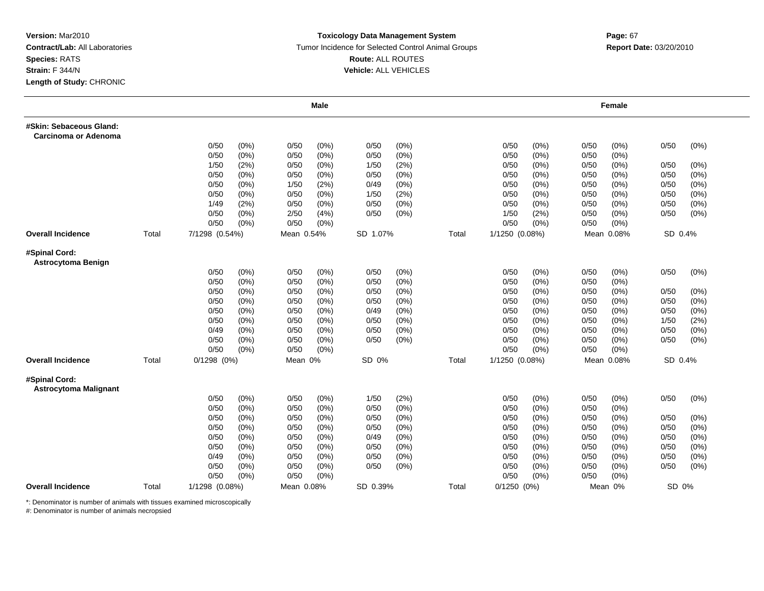**Version:** Mar2010
**Contract/Lab:** All Laboratories
**Species:** RATS
**Strain:** F 344/N
**Length of Study:** CHRONIC

**Toxicology Data Management System**
Tumor Incidence for Selected Control Animal Groups
**Route:** ALL ROUTES
**Vehicle:** ALL VEHICLES

**Report Date:** 03/20/2010

| | | Male | | | | Female | | |
|---|---|---|---|---|---|---|---|---|
| **#Skin: Sebaceous Gland: Carcinoma or Adenoma** | | | | | | | | |
| | | 0/50 (0%) | 0/50 (0%) | 0/50 (0%) | | 0/50 (0%) | 0/50 (0%) | 0/50 (0%) |
| | | 0/50 (0%) | 0/50 (0%) | 0/50 (0%) | | 0/50 (0%) | 0/50 (0%) | |
| | | 1/50 (2%) | 0/50 (0%) | 1/50 (2%) | | 0/50 (0%) | 0/50 (0%) | 0/50 (0%) |
| | | 0/50 (0%) | 0/50 (0%) | 0/50 (0%) | | 0/50 (0%) | 0/50 (0%) | 0/50 (0%) |
| | | 0/50 (0%) | 1/50 (2%) | 0/49 (0%) | | 0/50 (0%) | 0/50 (0%) | 0/50 (0%) |
| | | 0/50 (0%) | 0/50 (0%) | 1/50 (2%) | | 0/50 (0%) | 0/50 (0%) | 0/50 (0%) |
| | | 1/49 (2%) | 0/50 (0%) | 0/50 (0%) | | 0/50 (0%) | 0/50 (0%) | 0/50 (0%) |
| | | 0/50 (0%) | 2/50 (4%) | 0/50 (0%) | | 1/50 (2%) | 0/50 (0%) | 0/50 (0%) |
| | | 0/50 (0%) | 0/50 (0%) | | | 0/50 (0%) | 0/50 (0%) | |
| **Overall Incidence** | Total | 7/1298 (0.54%) | Mean 0.54% | SD 1.07% | Total | 1/1250 (0.08%) | Mean 0.08% | SD 0.4% |
| **#Spinal Cord: Astrocytoma Benign** | | | | | | | | |
| | | 0/50 (0%) | 0/50 (0%) | 0/50 (0%) | | 0/50 (0%) | 0/50 (0%) | 0/50 (0%) |
| | | 0/50 (0%) | 0/50 (0%) | 0/50 (0%) | | 0/50 (0%) | 0/50 (0%) | |
| | | 0/50 (0%) | 0/50 (0%) | 0/50 (0%) | | 0/50 (0%) | 0/50 (0%) | 0/50 (0%) |
| | | 0/50 (0%) | 0/50 (0%) | 0/50 (0%) | | 0/50 (0%) | 0/50 (0%) | 0/50 (0%) |
| | | 0/50 (0%) | 0/50 (0%) | 0/49 (0%) | | 0/50 (0%) | 0/50 (0%) | 0/50 (0%) |
| | | 0/50 (0%) | 0/50 (0%) | 0/50 (0%) | | 0/50 (0%) | 0/50 (0%) | 1/50 (2%) |
| | | 0/49 (0%) | 0/50 (0%) | 0/50 (0%) | | 0/50 (0%) | 0/50 (0%) | 0/50 (0%) |
| | | 0/50 (0%) | 0/50 (0%) | 0/50 (0%) | | 0/50 (0%) | 0/50 (0%) | 0/50 (0%) |
| | | 0/50 (0%) | 0/50 (0%) | | | 0/50 (0%) | 0/50 (0%) | |
| **Overall Incidence** | Total | 0/1298 (0%) | Mean 0% | SD 0% | Total | 1/1250 (0.08%) | Mean 0.08% | SD 0.4% |
| **#Spinal Cord: Astrocytoma Malignant** | | | | | | | | |
| | | 0/50 (0%) | 0/50 (0%) | 1/50 (2%) | | 0/50 (0%) | 0/50 (0%) | 0/50 (0%) |
| | | 0/50 (0%) | 0/50 (0%) | 0/50 (0%) | | 0/50 (0%) | 0/50 (0%) | |
| | | 0/50 (0%) | 0/50 (0%) | 0/50 (0%) | | 0/50 (0%) | 0/50 (0%) | 0/50 (0%) |
| | | 0/50 (0%) | 0/50 (0%) | 0/50 (0%) | | 0/50 (0%) | 0/50 (0%) | 0/50 (0%) |
| | | 0/50 (0%) | 0/50 (0%) | 0/49 (0%) | | 0/50 (0%) | 0/50 (0%) | 0/50 (0%) |
| | | 0/50 (0%) | 0/50 (0%) | 0/50 (0%) | | 0/50 (0%) | 0/50 (0%) | 0/50 (0%) |
| | | 0/49 (0%) | 0/50 (0%) | 0/50 (0%) | | 0/50 (0%) | 0/50 (0%) | 0/50 (0%) |
| | | 0/50 (0%) | 0/50 (0%) | 0/50 (0%) | | 0/50 (0%) | 0/50 (0%) | 0/50 (0%) |
| | | 0/50 (0%) | 0/50 (0%) | | | 0/50 (0%) | 0/50 (0%) | |
| **Overall Incidence** | Total | 1/1298 (0.08%) | Mean 0.08% | SD 0.39% | Total | 0/1250 (0%) | Mean 0% | SD 0% |

*: Denominator is number of animals with tissues examined microscopically
#: Denominator is number of animals necropsied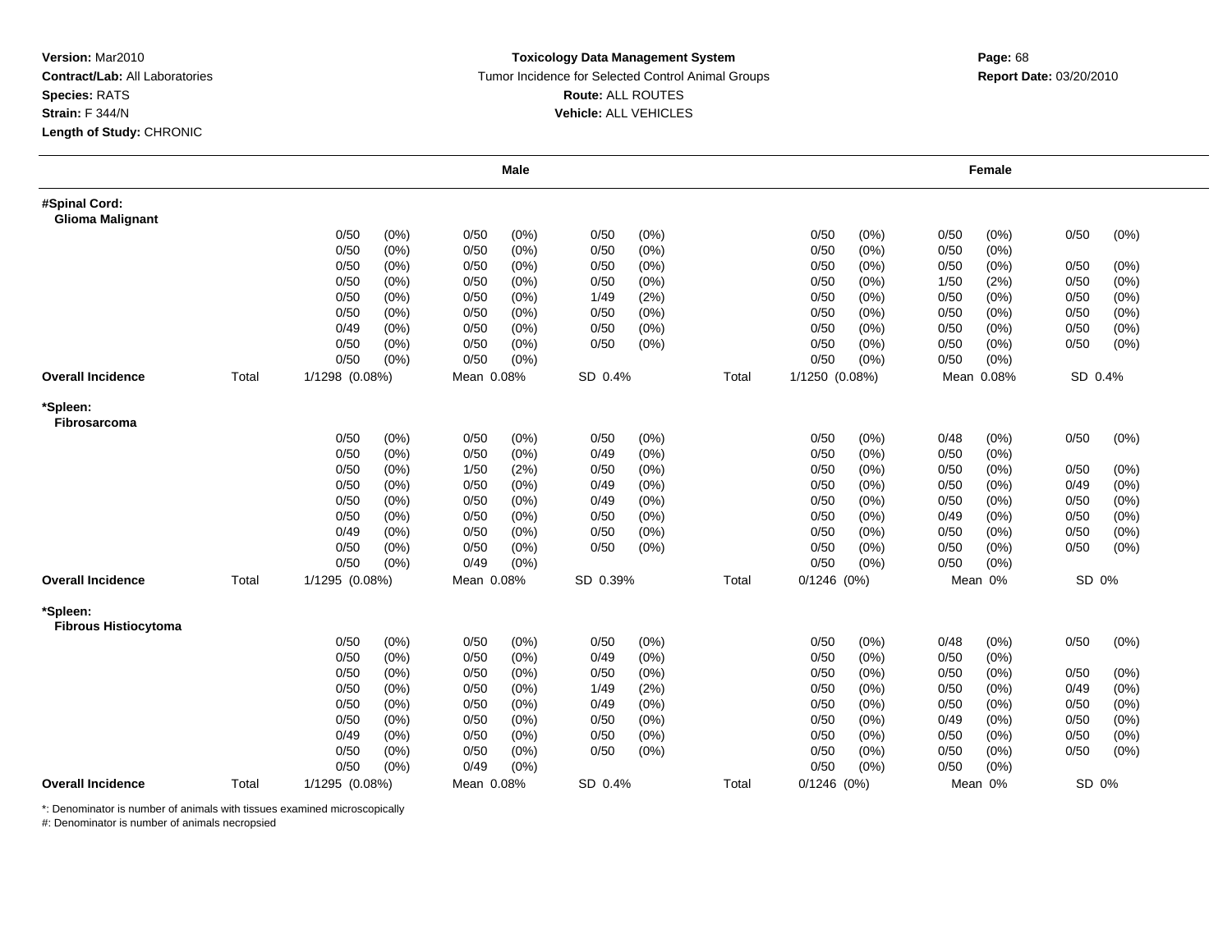**Version:** Mar2010
**Contract/Lab:** All Laboratories
**Species:** RATS
**Strain:** F 344/N
**Length of Study:** CHRONIC

**Toxicology Data Management System**
Tumor Incidence for Selected Control Animal Groups
**Route:** ALL ROUTES
**Vehicle:** ALL VEHICLES

**Report Date:** 03/20/2010

| | | Male | | | | Female | | |
|---|---|---|---|---|---|---|---|---|
| **#Spinal Cord: Glioma Malignant** | | | | | | | | |
| | | 0/50 (0%) | 0/50 (0%) | 0/50 (0%) | | 0/50 (0%) | 0/50 (0%) | 0/50 (0%) |
| | | 0/50 (0%) | 0/50 (0%) | 0/50 (0%) | | 0/50 (0%) | 0/50 (0%) | |
| | | 0/50 (0%) | 0/50 (0%) | 0/50 (0%) | | 0/50 (0%) | 0/50 (0%) | 0/50 (0%) |
| | | 0/50 (0%) | 0/50 (0%) | 0/50 (0%) | | 0/50 (0%) | 1/50 (2%) | 0/50 (0%) |
| | | 0/50 (0%) | 0/50 (0%) | 1/49 (2%) | | 0/50 (0%) | 0/50 (0%) | 0/50 (0%) |
| | | 0/50 (0%) | 0/50 (0%) | 0/50 (0%) | | 0/50 (0%) | 0/50 (0%) | 0/50 (0%) |
| | | 0/49 (0%) | 0/50 (0%) | 0/50 (0%) | | 0/50 (0%) | 0/50 (0%) | 0/50 (0%) |
| | | 0/50 (0%) | 0/50 (0%) | 0/50 (0%) | | 0/50 (0%) | 0/50 (0%) | 0/50 (0%) |
| | | 0/50 (0%) | 0/50 (0%) | | | 0/50 (0%) | 0/50 (0%) | |
| **Overall Incidence** | Total | 1/1298 (0.08%) | Mean 0.08% | SD 0.4% | Total | 1/1250 (0.08%) | Mean 0.08% | SD 0.4% |
| **\*Spleen: Fibrosarcoma** | | | | | | | | |
| | | 0/50 (0%) | 0/50 (0%) | 0/50 (0%) | | 0/50 (0%) | 0/48 (0%) | 0/50 (0%) |
| | | 0/50 (0%) | 0/50 (0%) | 0/49 (0%) | | 0/50 (0%) | 0/50 (0%) | |
| | | 0/50 (0%) | 1/50 (2%) | 0/50 (0%) | | 0/50 (0%) | 0/50 (0%) | 0/50 (0%) |
| | | 0/50 (0%) | 0/50 (0%) | 0/49 (0%) | | 0/50 (0%) | 0/50 (0%) | 0/49 (0%) |
| | | 0/50 (0%) | 0/50 (0%) | 0/49 (0%) | | 0/50 (0%) | 0/50 (0%) | 0/50 (0%) |
| | | 0/50 (0%) | 0/50 (0%) | 0/50 (0%) | | 0/50 (0%) | 0/49 (0%) | 0/50 (0%) |
| | | 0/49 (0%) | 0/50 (0%) | 0/50 (0%) | | 0/50 (0%) | 0/50 (0%) | 0/50 (0%) |
| | | 0/50 (0%) | 0/50 (0%) | 0/50 (0%) | | 0/50 (0%) | 0/50 (0%) | 0/50 (0%) |
| | | 0/50 (0%) | 0/49 (0%) | | | 0/50 (0%) | 0/50 (0%) | |
| **Overall Incidence** | Total | 1/1295 (0.08%) | Mean 0.08% | SD 0.39% | Total | 0/1246 (0%) | Mean 0% | SD 0% |
| **\*Spleen: Fibrous Histiocytoma** | | | | | | | | |
| | | 0/50 (0%) | 0/50 (0%) | 0/50 (0%) | | 0/50 (0%) | 0/48 (0%) | 0/50 (0%) |
| | | 0/50 (0%) | 0/50 (0%) | 0/49 (0%) | | 0/50 (0%) | 0/50 (0%) | |
| | | 0/50 (0%) | 0/50 (0%) | 0/50 (0%) | | 0/50 (0%) | 0/50 (0%) | 0/50 (0%) |
| | | 0/50 (0%) | 0/50 (0%) | 1/49 (2%) | | 0/50 (0%) | 0/50 (0%) | 0/49 (0%) |
| | | 0/50 (0%) | 0/50 (0%) | 0/49 (0%) | | 0/50 (0%) | 0/50 (0%) | 0/50 (0%) |
| | | 0/50 (0%) | 0/50 (0%) | 0/50 (0%) | | 0/50 (0%) | 0/49 (0%) | 0/50 (0%) |
| | | 0/49 (0%) | 0/50 (0%) | 0/50 (0%) | | 0/50 (0%) | 0/50 (0%) | 0/50 (0%) |
| | | 0/50 (0%) | 0/50 (0%) | 0/50 (0%) | | 0/50 (0%) | 0/50 (0%) | 0/50 (0%) |
| | | 0/50 (0%) | 0/49 (0%) | | | 0/50 (0%) | 0/50 (0%) | |
| **Overall Incidence** | Total | 1/1295 (0.08%) | Mean 0.08% | SD 0.4% | Total | 0/1246 (0%) | Mean 0% | SD 0% |

*: Denominator is number of animals with tissues examined microscopically
#: Denominator is number of animals necropsied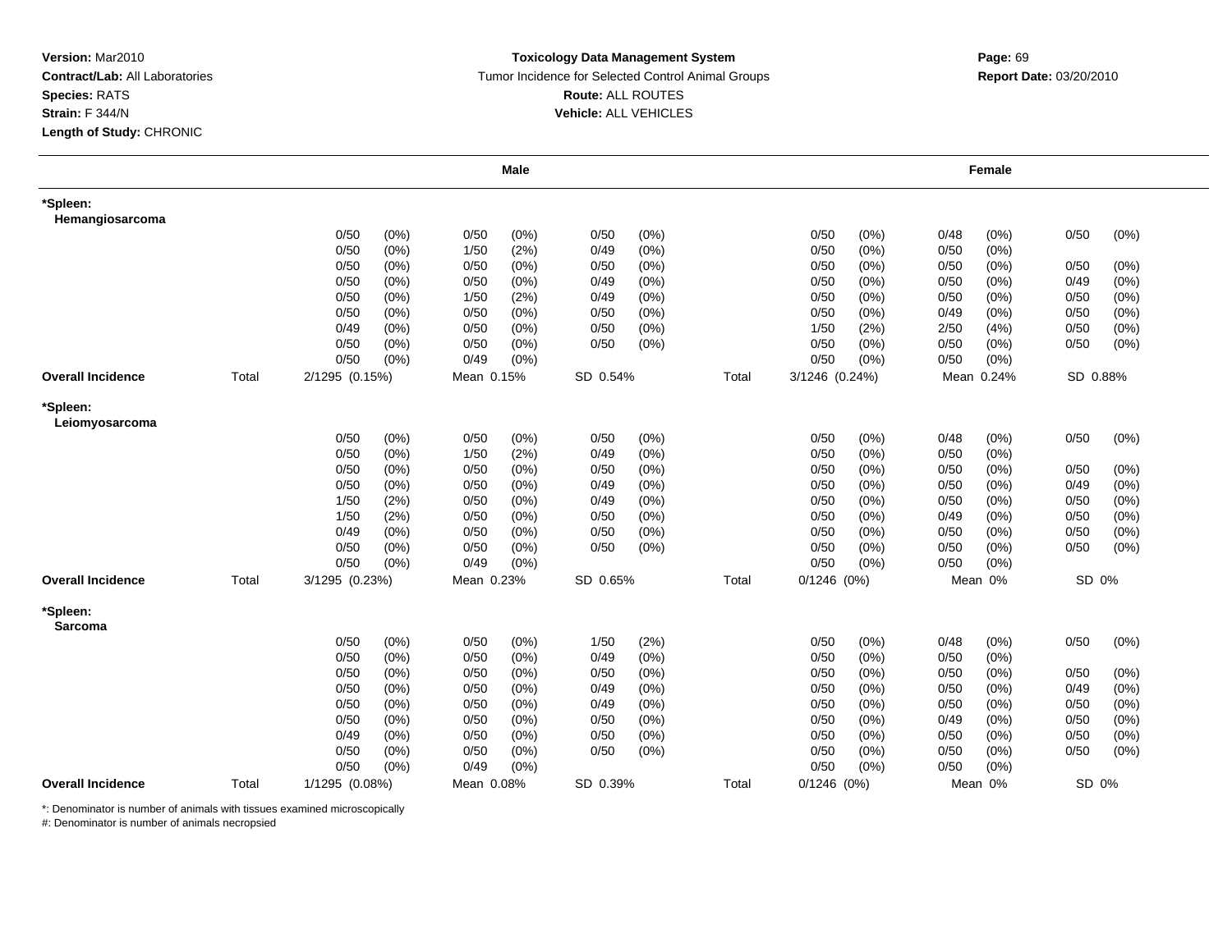**Version:** Mar2010
**Contract/Lab:** All Laboratories
**Species:** RATS
**Strain:** F 344/N
**Length of Study:** CHRONIC

**Toxicology Data Management System**
Tumor Incidence for Selected Control Animal Groups
**Route:** ALL ROUTES
**Vehicle:** ALL VEHICLES

**Report Date:** 03/20/2010

| | | Male | | | | Female | | |
|---|---|---|---|---|---|---|---|---|
| **\*Spleen: Hemangiosarcoma** | | | | | | | | |
| | | 0/50 (0%) | 0/50 (0%) | 0/50 (0%) | | 0/50 (0%) | 0/48 (0%) | 0/50 (0%) |
| | | 0/50 (0%) | 1/50 (2%) | 0/49 (0%) | | 0/50 (0%) | 0/50 (0%) | |
| | | 0/50 (0%) | 0/50 (0%) | 0/50 (0%) | | 0/50 (0%) | 0/50 (0%) | 0/50 (0%) |
| | | 0/50 (0%) | 0/50 (0%) | 0/49 (0%) | | 0/50 (0%) | 0/50 (0%) | 0/49 (0%) |
| | | 0/50 (0%) | 1/50 (2%) | 0/49 (0%) | | 0/50 (0%) | 0/50 (0%) | 0/50 (0%) |
| | | 0/50 (0%) | 0/50 (0%) | 0/50 (0%) | | 0/50 (0%) | 0/49 (0%) | 0/50 (0%) |
| | | 0/49 (0%) | 0/50 (0%) | 0/50 (0%) | | 1/50 (2%) | 2/50 (4%) | 0/50 (0%) |
| | | 0/50 (0%) | 0/50 (0%) | 0/50 (0%) | | 0/50 (0%) | 0/50 (0%) | 0/50 (0%) |
| | | 0/50 (0%) | 0/49 (0%) | | | 0/50 (0%) | 0/50 (0%) | |
| **Overall Incidence** | Total | 2/1295 (0.15%) | Mean 0.15% | SD 0.54% | Total | 3/1246 (0.24%) | Mean 0.24% | SD 0.88% |
| **\*Spleen: Leiomyosarcoma** | | | | | | | | |
| | | 0/50 (0%) | 0/50 (0%) | 0/50 (0%) | | 0/50 (0%) | 0/48 (0%) | 0/50 (0%) |
| | | 0/50 (0%) | 1/50 (2%) | 0/49 (0%) | | 0/50 (0%) | 0/50 (0%) | |
| | | 0/50 (0%) | 0/50 (0%) | 0/50 (0%) | | 0/50 (0%) | 0/50 (0%) | 0/50 (0%) |
| | | 0/50 (0%) | 0/50 (0%) | 0/49 (0%) | | 0/50 (0%) | 0/50 (0%) | 0/49 (0%) |
| | | 1/50 (2%) | 0/50 (0%) | 0/49 (0%) | | 0/50 (0%) | 0/50 (0%) | 0/50 (0%) |
| | | 1/50 (2%) | 0/50 (0%) | 0/50 (0%) | | 0/50 (0%) | 0/49 (0%) | 0/50 (0%) |
| | | 0/49 (0%) | 0/50 (0%) | 0/50 (0%) | | 0/50 (0%) | 0/50 (0%) | 0/50 (0%) |
| | | 0/50 (0%) | 0/50 (0%) | 0/50 (0%) | | 0/50 (0%) | 0/50 (0%) | 0/50 (0%) |
| | | 0/50 (0%) | 0/49 (0%) | | | 0/50 (0%) | 0/50 (0%) | |
| **Overall Incidence** | Total | 3/1295 (0.23%) | Mean 0.23% | SD 0.65% | Total | 0/1246 (0%) | Mean 0% | SD 0% |
| **\*Spleen: Sarcoma** | | | | | | | | |
| | | 0/50 (0%) | 0/50 (0%) | 1/50 (2%) | | 0/50 (0%) | 0/48 (0%) | 0/50 (0%) |
| | | 0/50 (0%) | 0/50 (0%) | 0/49 (0%) | | 0/50 (0%) | 0/50 (0%) | |
| | | 0/50 (0%) | 0/50 (0%) | 0/50 (0%) | | 0/50 (0%) | 0/50 (0%) | 0/50 (0%) |
| | | 0/50 (0%) | 0/50 (0%) | 0/49 (0%) | | 0/50 (0%) | 0/50 (0%) | 0/49 (0%) |
| | | 0/50 (0%) | 0/50 (0%) | 0/49 (0%) | | 0/50 (0%) | 0/50 (0%) | 0/50 (0%) |
| | | 0/50 (0%) | 0/50 (0%) | 0/50 (0%) | | 0/50 (0%) | 0/49 (0%) | 0/50 (0%) |
| | | 0/49 (0%) | 0/50 (0%) | 0/50 (0%) | | 0/50 (0%) | 0/50 (0%) | 0/50 (0%) |
| | | 0/50 (0%) | 0/50 (0%) | 0/50 (0%) | | 0/50 (0%) | 0/50 (0%) | 0/50 (0%) |
| | | 0/50 (0%) | 0/49 (0%) | | | 0/50 (0%) | 0/50 (0%) | |
| **Overall Incidence** | Total | 1/1295 (0.08%) | Mean 0.08% | SD 0.39% | Total | 0/1246 (0%) | Mean 0% | SD 0% |

*: Denominator is number of animals with tissues examined microscopically
#: Denominator is number of animals necropsied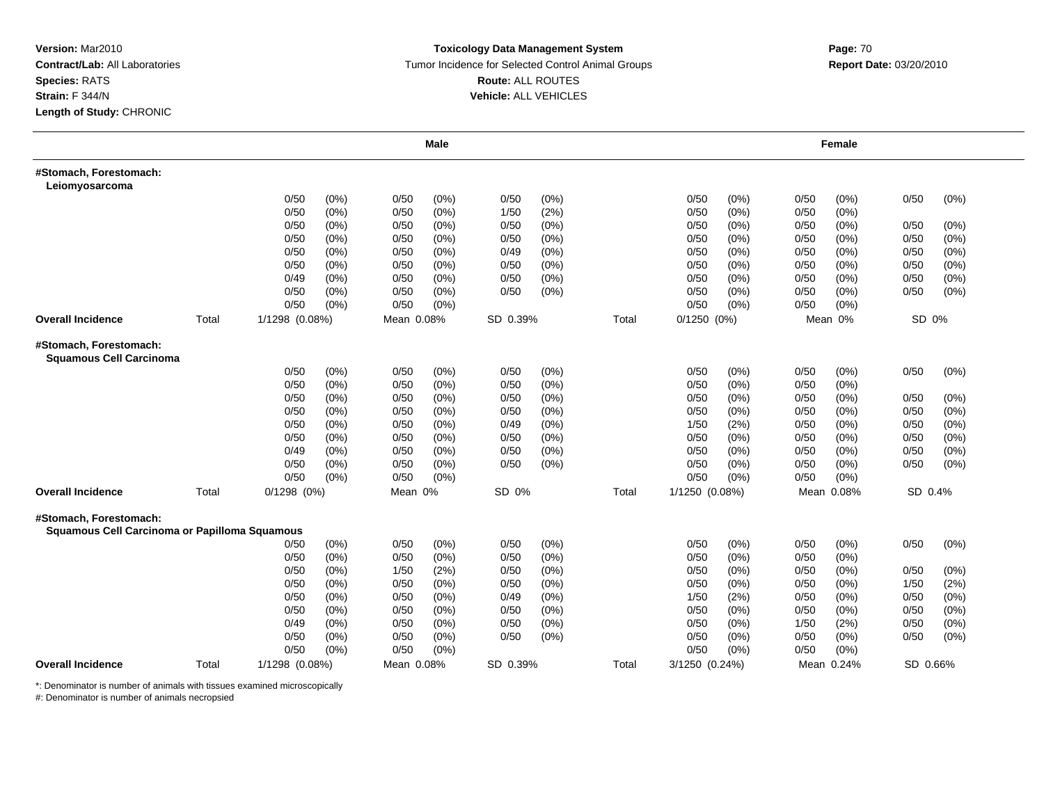**Version:** Mar2010
**Contract/Lab:** All Laboratories
**Species:** RATS
**Strain:** F 344/N
**Length of Study:** CHRONIC

**Toxicology Data Management System**
Tumor Incidence for Selected Control Animal Groups
**Route:** ALL ROUTES
**Vehicle:** ALL VEHICLES

**Report Date:** 03/20/2010

| | | Male | | | | Female | | |
|---|---|---|---|---|---|---|---|---|
| **#Stomach, Forestomach: Leiomyosarcoma** | | | | | | | | |
| | | 0/50 (0%) | 0/50 (0%) | 0/50 (0%) | | 0/50 (0%) | 0/50 (0%) | 0/50 (0%) |
| | | 0/50 (0%) | 0/50 (0%) | 1/50 (2%) | | 0/50 (0%) | 0/50 (0%) | |
| | | 0/50 (0%) | 0/50 (0%) | 0/50 (0%) | | 0/50 (0%) | 0/50 (0%) | 0/50 (0%) |
| | | 0/50 (0%) | 0/50 (0%) | 0/50 (0%) | | 0/50 (0%) | 0/50 (0%) | 0/50 (0%) |
| | | 0/50 (0%) | 0/50 (0%) | 0/49 (0%) | | 0/50 (0%) | 0/50 (0%) | 0/50 (0%) |
| | | 0/50 (0%) | 0/50 (0%) | 0/50 (0%) | | 0/50 (0%) | 0/50 (0%) | 0/50 (0%) |
| | | 0/49 (0%) | 0/50 (0%) | 0/50 (0%) | | 0/50 (0%) | 0/50 (0%) | 0/50 (0%) |
| | | 0/50 (0%) | 0/50 (0%) | 0/50 (0%) | | 0/50 (0%) | 0/50 (0%) | 0/50 (0%) |
| | | 0/50 (0%) | 0/50 (0%) | | | 0/50 (0%) | 0/50 (0%) | |
| **Overall Incidence** | Total | 1/1298 (0.08%) | Mean 0.08% | SD 0.39% | Total | 0/1250 (0%) | Mean 0% | SD 0% |
| **#Stomach, Forestomach: Squamous Cell Carcinoma** | | | | | | | | |
| | | 0/50 (0%) | 0/50 (0%) | 0/50 (0%) | | 0/50 (0%) | 0/50 (0%) | 0/50 (0%) |
| | | 0/50 (0%) | 0/50 (0%) | 0/50 (0%) | | 0/50 (0%) | 0/50 (0%) | |
| | | 0/50 (0%) | 0/50 (0%) | 0/50 (0%) | | 0/50 (0%) | 0/50 (0%) | 0/50 (0%) |
| | | 0/50 (0%) | 0/50 (0%) | 0/50 (0%) | | 0/50 (0%) | 0/50 (0%) | 0/50 (0%) |
| | | 0/50 (0%) | 0/50 (0%) | 0/49 (0%) | | 1/50 (2%) | 0/50 (0%) | 0/50 (0%) |
| | | 0/50 (0%) | 0/50 (0%) | 0/50 (0%) | | 0/50 (0%) | 0/50 (0%) | 0/50 (0%) |
| | | 0/49 (0%) | 0/50 (0%) | 0/50 (0%) | | 0/50 (0%) | 0/50 (0%) | 0/50 (0%) |
| | | 0/50 (0%) | 0/50 (0%) | 0/50 (0%) | | 0/50 (0%) | 0/50 (0%) | 0/50 (0%) |
| | | 0/50 (0%) | 0/50 (0%) | | | 0/50 (0%) | 0/50 (0%) | |
| **Overall Incidence** | Total | 0/1298 (0%) | Mean 0% | SD 0% | Total | 1/1250 (0.08%) | Mean 0.08% | SD 0.4% |
| **#Stomach, Forestomach: Squamous Cell Carcinoma or Papilloma Squamous** | | | | | | | | |
| | | 0/50 (0%) | 0/50 (0%) | 0/50 (0%) | | 0/50 (0%) | 0/50 (0%) | 0/50 (0%) |
| | | 0/50 (0%) | 0/50 (0%) | 0/50 (0%) | | 0/50 (0%) | 0/50 (0%) | |
| | | 0/50 (0%) | 1/50 (2%) | 0/50 (0%) | | 0/50 (0%) | 0/50 (0%) | 0/50 (0%) |
| | | 0/50 (0%) | 0/50 (0%) | 0/50 (0%) | | 0/50 (0%) | 0/50 (0%) | 1/50 (2%) |
| | | 0/50 (0%) | 0/50 (0%) | 0/49 (0%) | | 1/50 (2%) | 0/50 (0%) | 0/50 (0%) |
| | | 0/50 (0%) | 0/50 (0%) | 0/50 (0%) | | 0/50 (0%) | 0/50 (0%) | 0/50 (0%) |
| | | 0/49 (0%) | 0/50 (0%) | 0/50 (0%) | | 0/50 (0%) | 1/50 (2%) | 0/50 (0%) |
| | | 0/50 (0%) | 0/50 (0%) | 0/50 (0%) | | 0/50 (0%) | 0/50 (0%) | 0/50 (0%) |
| | | 0/50 (0%) | 0/50 (0%) | | | 0/50 (0%) | 0/50 (0%) | |
| **Overall Incidence** | Total | 1/1298 (0.08%) | Mean 0.08% | SD 0.39% | Total | 3/1250 (0.24%) | Mean 0.24% | SD 0.66% |

*: Denominator is number of animals with tissues examined microscopically
#: Denominator is number of animals necropsied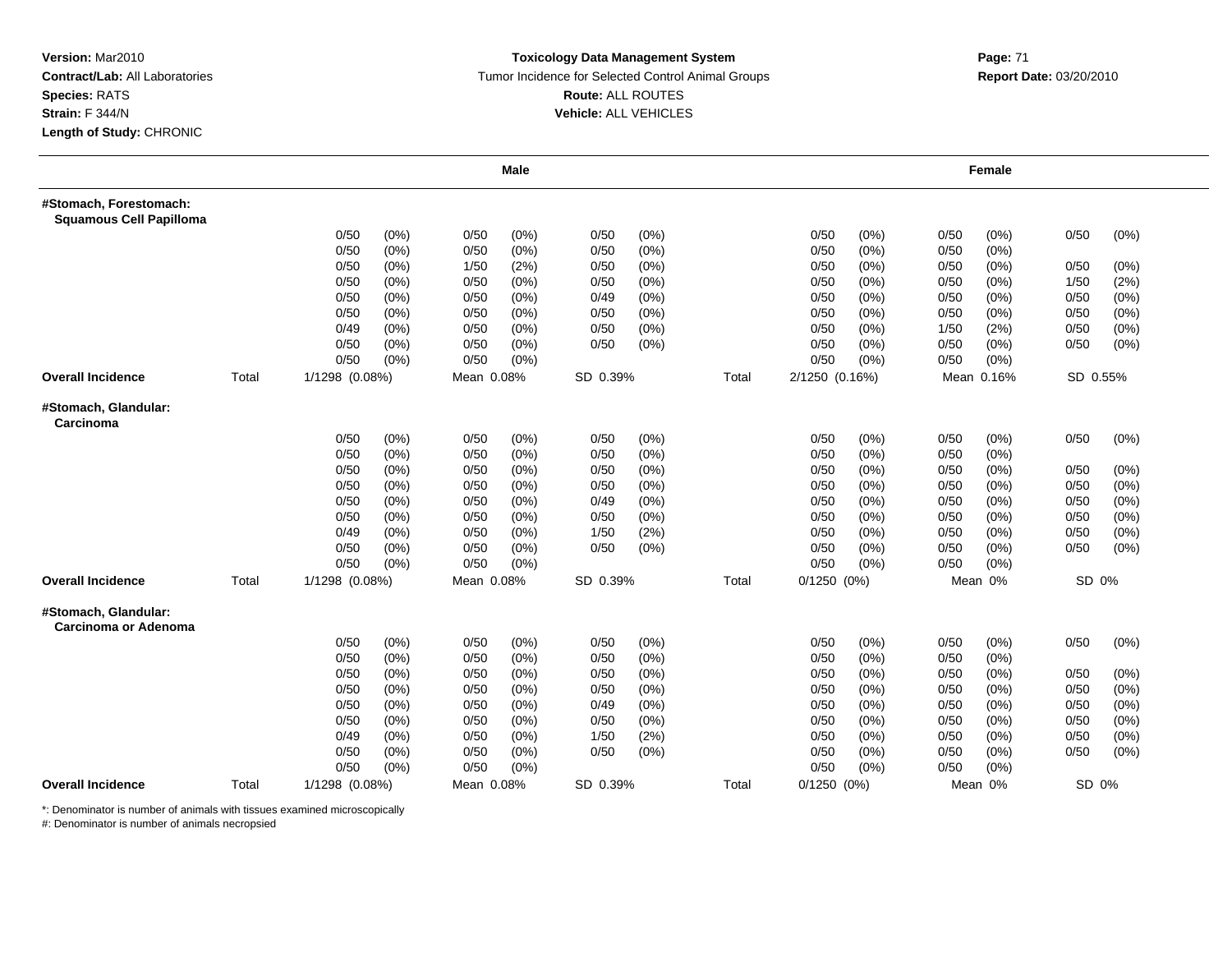**Version:** Mar2010
**Contract/Lab:** All Laboratories
**Species:** RATS
**Strain:** F 344/N
**Length of Study:** CHRONIC

**Toxicology Data Management System**
Tumor Incidence for Selected Control Animal Groups
**Route:** ALL ROUTES
**Vehicle:** ALL VEHICLES

**Report Date:** 03/20/2010

| | | Male | | | | | | | Female | | | | | |
|---|---|---|---|---|---|---|---|---|---|---|---|---|---|---|
| **#Stomach, Forestomach: Squamous Cell Papilloma** | | | | | | | | | | | | | | |
| | | 0/50 | (0%) | 0/50 | (0%) | 0/50 | (0%) | | 0/50 | (0%) | 0/50 | (0%) | 0/50 | (0%) |
| | | 0/50 | (0%) | 0/50 | (0%) | 0/50 | (0%) | | 0/50 | (0%) | 0/50 | (0%) | | |
| | | 0/50 | (0%) | 1/50 | (2%) | 0/50 | (0%) | | 0/50 | (0%) | 0/50 | (0%) | 0/50 | (0%) |
| | | 0/50 | (0%) | 0/50 | (0%) | 0/50 | (0%) | | 0/50 | (0%) | 0/50 | (0%) | 1/50 | (2%) |
| | | 0/50 | (0%) | 0/50 | (0%) | 0/49 | (0%) | | 0/50 | (0%) | 0/50 | (0%) | 0/50 | (0%) |
| | | 0/50 | (0%) | 0/50 | (0%) | 0/50 | (0%) | | 0/50 | (0%) | 0/50 | (0%) | 0/50 | (0%) |
| | | 0/49 | (0%) | 0/50 | (0%) | 0/50 | (0%) | | 0/50 | (0%) | 1/50 | (2%) | 0/50 | (0%) |
| | | 0/50 | (0%) | 0/50 | (0%) | 0/50 | (0%) | | 0/50 | (0%) | 0/50 | (0%) | 0/50 | (0%) |
| | | 0/50 | (0%) | 0/50 | (0%) | | | | 0/50 | (0%) | 0/50 | (0%) | | |
| **Overall Incidence** | Total | 1/1298 (0.08%) | | Mean 0.08% | | SD 0.39% | | Total | 2/1250 (0.16%) | | Mean 0.16% | | SD 0.55% | |
| **#Stomach, Glandular: Carcinoma** | | | | | | | | | | | | | | |
| | | 0/50 | (0%) | 0/50 | (0%) | 0/50 | (0%) | | 0/50 | (0%) | 0/50 | (0%) | 0/50 | (0%) |
| | | 0/50 | (0%) | 0/50 | (0%) | 0/50 | (0%) | | 0/50 | (0%) | 0/50 | (0%) | | |
| | | 0/50 | (0%) | 0/50 | (0%) | 0/50 | (0%) | | 0/50 | (0%) | 0/50 | (0%) | 0/50 | (0%) |
| | | 0/50 | (0%) | 0/50 | (0%) | 0/50 | (0%) | | 0/50 | (0%) | 0/50 | (0%) | 0/50 | (0%) |
| | | 0/50 | (0%) | 0/50 | (0%) | 0/49 | (0%) | | 0/50 | (0%) | 0/50 | (0%) | 0/50 | (0%) |
| | | 0/50 | (0%) | 0/50 | (0%) | 0/50 | (0%) | | 0/50 | (0%) | 0/50 | (0%) | 0/50 | (0%) |
| | | 0/49 | (0%) | 0/50 | (0%) | 1/50 | (2%) | | 0/50 | (0%) | 0/50 | (0%) | 0/50 | (0%) |
| | | 0/50 | (0%) | 0/50 | (0%) | 0/50 | (0%) | | 0/50 | (0%) | 0/50 | (0%) | 0/50 | (0%) |
| | | 0/50 | (0%) | 0/50 | (0%) | | | | 0/50 | (0%) | 0/50 | (0%) | | |
| **Overall Incidence** | Total | 1/1298 (0.08%) | | Mean 0.08% | | SD 0.39% | | Total | 0/1250 (0%) | | Mean 0% | | SD 0% | |
| **#Stomach, Glandular: Carcinoma or Adenoma** | | | | | | | | | | | | | | |
| | | 0/50 | (0%) | 0/50 | (0%) | 0/50 | (0%) | | 0/50 | (0%) | 0/50 | (0%) | 0/50 | (0%) |
| | | 0/50 | (0%) | 0/50 | (0%) | 0/50 | (0%) | | 0/50 | (0%) | 0/50 | (0%) | | |
| | | 0/50 | (0%) | 0/50 | (0%) | 0/50 | (0%) | | 0/50 | (0%) | 0/50 | (0%) | 0/50 | (0%) |
| | | 0/50 | (0%) | 0/50 | (0%) | 0/50 | (0%) | | 0/50 | (0%) | 0/50 | (0%) | 0/50 | (0%) |
| | | 0/50 | (0%) | 0/50 | (0%) | 0/49 | (0%) | | 0/50 | (0%) | 0/50 | (0%) | 0/50 | (0%) |
| | | 0/50 | (0%) | 0/50 | (0%) | 0/50 | (0%) | | 0/50 | (0%) | 0/50 | (0%) | 0/50 | (0%) |
| | | 0/49 | (0%) | 0/50 | (0%) | 1/50 | (2%) | | 0/50 | (0%) | 0/50 | (0%) | 0/50 | (0%) |
| | | 0/50 | (0%) | 0/50 | (0%) | 0/50 | (0%) | | 0/50 | (0%) | 0/50 | (0%) | 0/50 | (0%) |
| | | 0/50 | (0%) | 0/50 | (0%) | | | | 0/50 | (0%) | 0/50 | (0%) | | |
| **Overall Incidence** | Total | 1/1298 (0.08%) | | Mean 0.08% | | SD 0.39% | | Total | 0/1250 (0%) | | Mean 0% | | SD 0% | |

*: Denominator is number of animals with tissues examined microscopically
#: Denominator is number of animals necropsied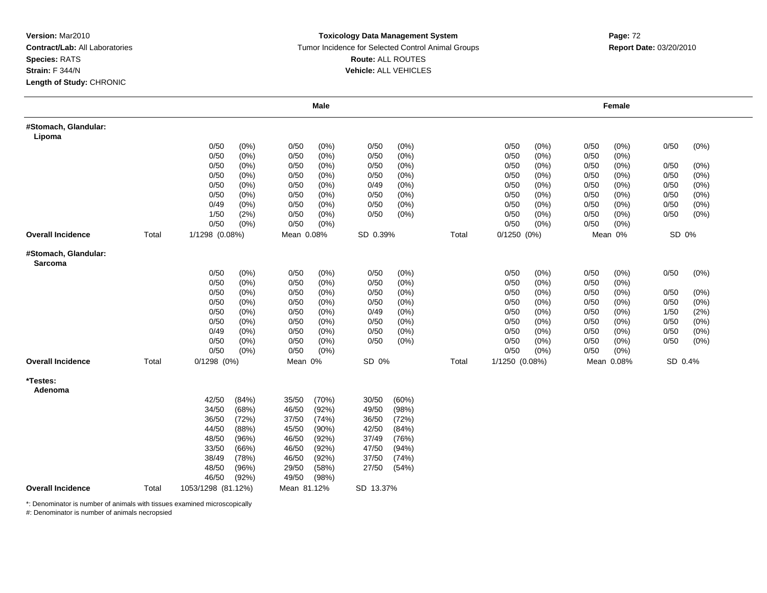**Version:** Mar2010
**Contract/Lab:** All Laboratories
**Species:** RATS
**Strain:** F 344/N
**Length of Study:** CHRONIC

**Toxicology Data Management System**
Tumor Incidence for Selected Control Animal Groups
**Route:** ALL ROUTES
**Vehicle:** ALL VEHICLES

**Report Date:** 03/20/2010

| | | Male | | | | Female | | |
|---|---|---|---|---|---|---|---|---|
| **#Stomach, Glandular: Lipoma** | | | | | | | | |
| | | 0/50 (0%) | 0/50 (0%) | 0/50 (0%) | | 0/50 (0%) | 0/50 (0%) | 0/50 (0%) |
| | | 0/50 (0%) | 0/50 (0%) | 0/50 (0%) | | 0/50 (0%) | 0/50 (0%) | |
| | | 0/50 (0%) | 0/50 (0%) | 0/50 (0%) | | 0/50 (0%) | 0/50 (0%) | 0/50 (0%) |
| | | 0/50 (0%) | 0/50 (0%) | 0/50 (0%) | | 0/50 (0%) | 0/50 (0%) | 0/50 (0%) |
| | | 0/50 (0%) | 0/50 (0%) | 0/49 (0%) | | 0/50 (0%) | 0/50 (0%) | 0/50 (0%) |
| | | 0/50 (0%) | 0/50 (0%) | 0/50 (0%) | | 0/50 (0%) | 0/50 (0%) | 0/50 (0%) |
| | | 0/49 (0%) | 0/50 (0%) | 0/50 (0%) | | 0/50 (0%) | 0/50 (0%) | 0/50 (0%) |
| | | 1/50 (2%) | 0/50 (0%) | 0/50 (0%) | | 0/50 (0%) | 0/50 (0%) | 0/50 (0%) |
| | | 0/50 (0%) | 0/50 (0%) | | | 0/50 (0%) | 0/50 (0%) | |
| **Overall Incidence** | Total | 1/1298 (0.08%) | Mean 0.08% | SD 0.39% | Total | 0/1250 (0%) | Mean 0% | SD 0% |
| **#Stomach, Glandular: Sarcoma** | | | | | | | | |
| | | 0/50 (0%) | 0/50 (0%) | 0/50 (0%) | | 0/50 (0%) | 0/50 (0%) | 0/50 (0%) |
| | | 0/50 (0%) | 0/50 (0%) | 0/50 (0%) | | 0/50 (0%) | 0/50 (0%) | |
| | | 0/50 (0%) | 0/50 (0%) | 0/50 (0%) | | 0/50 (0%) | 0/50 (0%) | 0/50 (0%) |
| | | 0/50 (0%) | 0/50 (0%) | 0/50 (0%) | | 0/50 (0%) | 0/50 (0%) | 0/50 (0%) |
| | | 0/50 (0%) | 0/50 (0%) | 0/49 (0%) | | 0/50 (0%) | 0/50 (0%) | 1/50 (2%) |
| | | 0/50 (0%) | 0/50 (0%) | 0/50 (0%) | | 0/50 (0%) | 0/50 (0%) | 0/50 (0%) |
| | | 0/49 (0%) | 0/50 (0%) | 0/50 (0%) | | 0/50 (0%) | 0/50 (0%) | 0/50 (0%) |
| | | 0/50 (0%) | 0/50 (0%) | 0/50 (0%) | | 0/50 (0%) | 0/50 (0%) | 0/50 (0%) |
| | | 0/50 (0%) | 0/50 (0%) | | | 0/50 (0%) | 0/50 (0%) | |
| **Overall Incidence** | Total | 0/1298 (0%) | Mean 0% | SD 0% | Total | 1/1250 (0.08%) | Mean 0.08% | SD 0.4% |
| **\*Testes: Adenoma** | | | | | | | | |
| | | 42/50 (84%) | 35/50 (70%) | 30/50 (60%) | | | | |
| | | 34/50 (68%) | 46/50 (92%) | 49/50 (98%) | | | | |
| | | 36/50 (72%) | 37/50 (74%) | 36/50 (72%) | | | | |
| | | 44/50 (88%) | 45/50 (90%) | 42/50 (84%) | | | | |
| | | 48/50 (96%) | 46/50 (92%) | 37/49 (76%) | | | | |
| | | 33/50 (66%) | 46/50 (92%) | 47/50 (94%) | | | | |
| | | 38/49 (78%) | 46/50 (92%) | 37/50 (74%) | | | | |
| | | 48/50 (96%) | 29/50 (58%) | 27/50 (54%) | | | | |
| | | 46/50 (92%) | 49/50 (98%) | | | | | |
| **Overall Incidence** | Total | 1053/1298 (81.12%) | Mean 81.12% | SD 13.37% | | | | |

*: Denominator is number of animals with tissues examined microscopically
#: Denominator is number of animals necropsied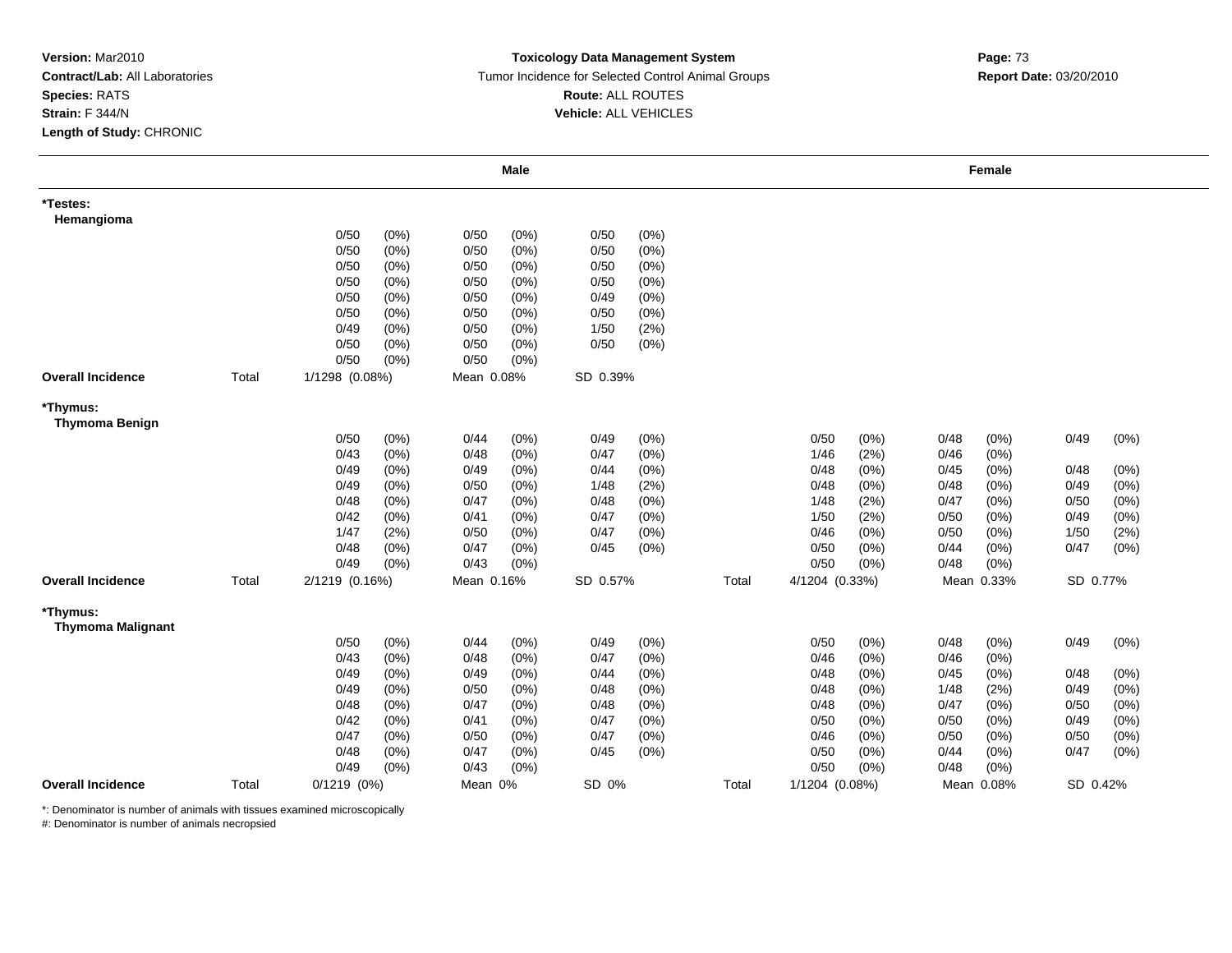**Version:** Mar2010
**Contract/Lab:** All Laboratories
**Species:** RATS
**Strain:** F 344/N
**Length of Study:** CHRONIC

**Toxicology Data Management System**
Tumor Incidence for Selected Control Animal Groups
**Route:** ALL ROUTES
**Vehicle:** ALL VEHICLES

**Report Date:** 03/20/2010

| | | Male | | | | | | | Female | | | | | |
|---|---|---|---|---|---|---|---|---|---|---|---|---|---|---|
| **\*Testes:** | | | | | | | | | | | | | | |
| **Hemangioma** | | | | | | | | | | | | | | |
| | | 0/50 | (0%) | 0/50 | (0%) | 0/50 | (0%) | | | | | | | |
| | | 0/50 | (0%) | 0/50 | (0%) | 0/50 | (0%) | | | | | | | |
| | | 0/50 | (0%) | 0/50 | (0%) | 0/50 | (0%) | | | | | | | |
| | | 0/50 | (0%) | 0/50 | (0%) | 0/50 | (0%) | | | | | | | |
| | | 0/50 | (0%) | 0/50 | (0%) | 0/49 | (0%) | | | | | | | |
| | | 0/50 | (0%) | 0/50 | (0%) | 0/50 | (0%) | | | | | | | |
| | | 0/49 | (0%) | 0/50 | (0%) | 1/50 | (2%) | | | | | | | |
| | | 0/50 | (0%) | 0/50 | (0%) | 0/50 | (0%) | | | | | | | |
| | | 0/50 | (0%) | 0/50 | (0%) | | | | | | | | | |
| **Overall Incidence** | Total | 1/1298 (0.08%) | | Mean 0.08% | | SD 0.39% | | | | | | | | |
| **\*Thymus:** | | | | | | | | | | | | | | |
| **Thymoma Benign** | | | | | | | | | | | | | | |
| | | 0/50 | (0%) | 0/44 | (0%) | 0/49 | (0%) | | 0/50 | (0%) | 0/48 | (0%) | 0/49 | (0%) |
| | | 0/43 | (0%) | 0/48 | (0%) | 0/47 | (0%) | | 1/46 | (2%) | 0/46 | (0%) | | |
| | | 0/49 | (0%) | 0/49 | (0%) | 0/44 | (0%) | | 0/48 | (0%) | 0/45 | (0%) | 0/48 | (0%) |
| | | 0/49 | (0%) | 0/50 | (0%) | 1/48 | (2%) | | 0/48 | (0%) | 0/48 | (0%) | 0/49 | (0%) |
| | | 0/48 | (0%) | 0/47 | (0%) | 0/48 | (0%) | | 1/48 | (2%) | 0/47 | (0%) | 0/50 | (0%) |
| | | 0/42 | (0%) | 0/41 | (0%) | 0/47 | (0%) | | 1/50 | (2%) | 0/50 | (0%) | 0/49 | (0%) |
| | | 1/47 | (2%) | 0/50 | (0%) | 0/47 | (0%) | | 0/46 | (0%) | 0/50 | (0%) | 1/50 | (2%) |
| | | 0/48 | (0%) | 0/47 | (0%) | 0/45 | (0%) | | 0/50 | (0%) | 0/44 | (0%) | 0/47 | (0%) |
| | | 0/49 | (0%) | 0/43 | (0%) | | | | 0/50 | (0%) | 0/48 | (0%) | | |
| **Overall Incidence** | Total | 2/1219 (0.16%) | | Mean 0.16% | | SD 0.57% | | Total | 4/1204 (0.33%) | | Mean 0.33% | | SD 0.77% | |
| **\*Thymus:** | | | | | | | | | | | | | | |
| **Thymoma Malignant** | | | | | | | | | | | | | | |
| | | 0/50 | (0%) | 0/44 | (0%) | 0/49 | (0%) | | 0/50 | (0%) | 0/48 | (0%) | 0/49 | (0%) |
| | | 0/43 | (0%) | 0/48 | (0%) | 0/47 | (0%) | | 0/46 | (0%) | 0/46 | (0%) | | |
| | | 0/49 | (0%) | 0/49 | (0%) | 0/44 | (0%) | | 0/48 | (0%) | 0/45 | (0%) | 0/48 | (0%) |
| | | 0/49 | (0%) | 0/50 | (0%) | 0/48 | (0%) | | 0/48 | (0%) | 1/48 | (2%) | 0/49 | (0%) |
| | | 0/48 | (0%) | 0/47 | (0%) | 0/48 | (0%) | | 0/48 | (0%) | 0/47 | (0%) | 0/50 | (0%) |
| | | 0/42 | (0%) | 0/41 | (0%) | 0/47 | (0%) | | 0/50 | (0%) | 0/50 | (0%) | 0/49 | (0%) |
| | | 0/47 | (0%) | 0/50 | (0%) | 0/47 | (0%) | | 0/46 | (0%) | 0/50 | (0%) | 0/50 | (0%) |
| | | 0/48 | (0%) | 0/47 | (0%) | 0/45 | (0%) | | 0/50 | (0%) | 0/44 | (0%) | 0/47 | (0%) |
| | | 0/49 | (0%) | 0/43 | (0%) | | | | 0/50 | (0%) | 0/48 | (0%) | | |
| **Overall Incidence** | Total | 0/1219 (0%) | | Mean 0% | | SD 0% | | Total | 1/1204 (0.08%) | | Mean 0.08% | | SD 0.42% | |

*: Denominator is number of animals with tissues examined microscopically
#: Denominator is number of animals necropsied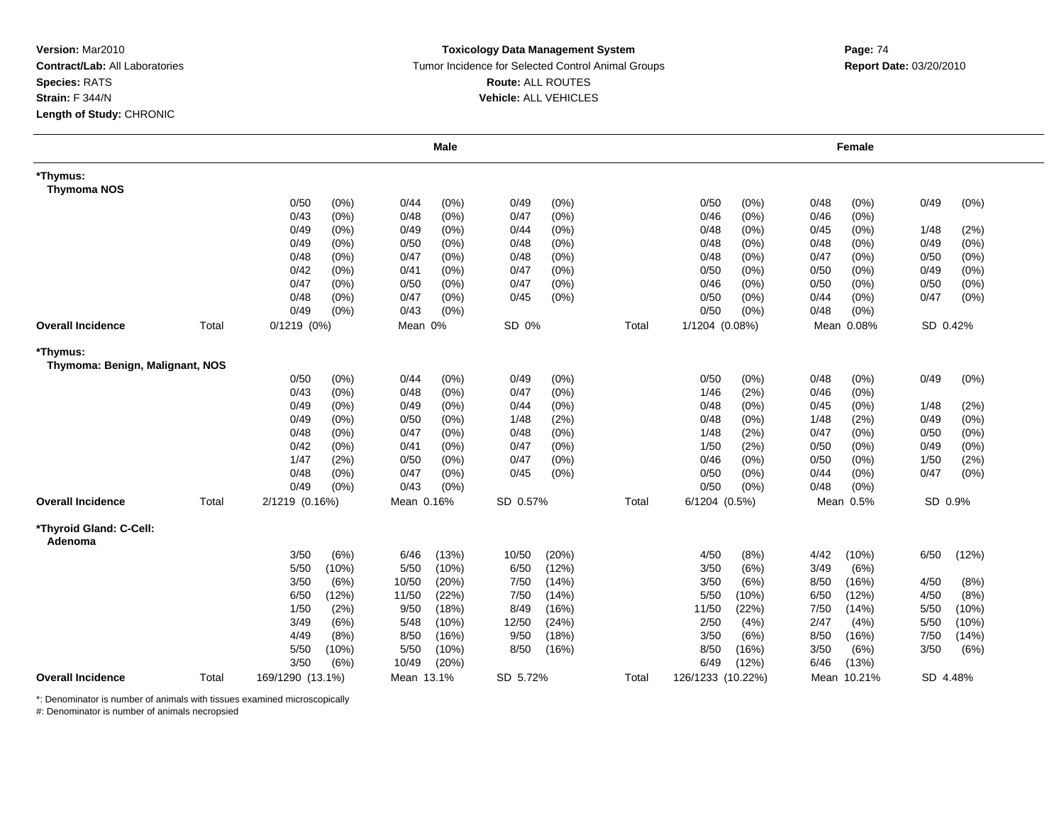**Version:** Mar2010
**Contract/Lab:** All Laboratories
**Species:** RATS
**Strain:** F 344/N
**Length of Study:** CHRONIC

**Toxicology Data Management System**
Tumor Incidence for Selected Control Animal Groups
**Route:** ALL ROUTES
**Vehicle:** ALL VEHICLES

**Report Date:** 03/20/2010

| | | Male | | | | Female | | |
|---|---|---|---|---|---|---|---|---|
| **\*Thymus: Thymoma NOS** | | | | | | | | |
| | | 0/50 (0%) | 0/44 (0%) | 0/49 (0%) | | 0/50 (0%) | 0/48 (0%) | 0/49 (0%) |
| | | 0/43 (0%) | 0/48 (0%) | 0/47 (0%) | | 0/46 (0%) | 0/46 (0%) | |
| | | 0/49 (0%) | 0/49 (0%) | 0/44 (0%) | | 0/48 (0%) | 0/45 (0%) | 1/48 (2%) |
| | | 0/49 (0%) | 0/50 (0%) | 0/48 (0%) | | 0/48 (0%) | 0/48 (0%) | 0/49 (0%) |
| | | 0/48 (0%) | 0/47 (0%) | 0/48 (0%) | | 0/48 (0%) | 0/47 (0%) | 0/50 (0%) |
| | | 0/42 (0%) | 0/41 (0%) | 0/47 (0%) | | 0/50 (0%) | 0/50 (0%) | 0/49 (0%) |
| | | 0/47 (0%) | 0/50 (0%) | 0/47 (0%) | | 0/46 (0%) | 0/50 (0%) | 0/50 (0%) |
| | | 0/48 (0%) | 0/47 (0%) | 0/45 (0%) | | 0/50 (0%) | 0/44 (0%) | 0/47 (0%) |
| | | 0/49 (0%) | 0/43 (0%) | | | 0/50 (0%) | 0/48 (0%) | |
| **Overall Incidence** | Total | 0/1219 (0%) | Mean 0% | SD 0% | Total | 1/1204 (0.08%) | Mean 0.08% | SD 0.42% |
| **\*Thymus: Thymoma: Benign, Malignant, NOS** | | | | | | | | |
| | | 0/50 (0%) | 0/44 (0%) | 0/49 (0%) | | 0/50 (0%) | 0/48 (0%) | 0/49 (0%) |
| | | 0/43 (0%) | 0/48 (0%) | 0/47 (0%) | | 1/46 (2%) | 0/46 (0%) | |
| | | 0/49 (0%) | 0/49 (0%) | 0/44 (0%) | | 0/48 (0%) | 0/45 (0%) | 1/48 (2%) |
| | | 0/49 (0%) | 0/50 (0%) | 1/48 (2%) | | 0/48 (0%) | 1/48 (2%) | 0/49 (0%) |
| | | 0/48 (0%) | 0/47 (0%) | 0/48 (0%) | | 1/48 (2%) | 0/47 (0%) | 0/50 (0%) |
| | | 0/42 (0%) | 0/41 (0%) | 0/47 (0%) | | 1/50 (2%) | 0/50 (0%) | 0/49 (0%) |
| | | 1/47 (2%) | 0/50 (0%) | 0/47 (0%) | | 0/46 (0%) | 0/50 (0%) | 1/50 (2%) |
| | | 0/48 (0%) | 0/47 (0%) | 0/45 (0%) | | 0/50 (0%) | 0/44 (0%) | 0/47 (0%) |
| | | 0/49 (0%) | 0/43 (0%) | | | 0/50 (0%) | 0/48 (0%) | |
| **Overall Incidence** | Total | 2/1219 (0.16%) | Mean 0.16% | SD 0.57% | Total | 6/1204 (0.5%) | Mean 0.5% | SD 0.9% |
| **\*Thyroid Gland: C-Cell: Adenoma** | | | | | | | | |
| | | 3/50 (6%) | 6/46 (13%) | 10/50 (20%) | | 4/50 (8%) | 4/42 (10%) | 6/50 (12%) |
| | | 5/50 (10%) | 5/50 (10%) | 6/50 (12%) | | 3/50 (6%) | 3/49 (6%) | |
| | | 3/50 (6%) | 10/50 (20%) | 7/50 (14%) | | 3/50 (6%) | 8/50 (16%) | 4/50 (8%) |
| | | 6/50 (12%) | 11/50 (22%) | 7/50 (14%) | | 5/50 (10%) | 6/50 (12%) | 4/50 (8%) |
| | | 1/50 (2%) | 9/50 (18%) | 8/49 (16%) | | 11/50 (22%) | 7/50 (14%) | 5/50 (10%) |
| | | 3/49 (6%) | 5/48 (10%) | 12/50 (24%) | | 2/50 (4%) | 2/47 (4%) | 5/50 (10%) |
| | | 4/49 (8%) | 8/50 (16%) | 9/50 (18%) | | 3/50 (6%) | 8/50 (16%) | 7/50 (14%) |
| | | 5/50 (10%) | 5/50 (10%) | 8/50 (16%) | | 8/50 (16%) | 3/50 (6%) | 3/50 (6%) |
| | | 3/50 (6%) | 10/49 (20%) | | | 6/49 (12%) | 6/46 (13%) | |
| **Overall Incidence** | Total | 169/1290 (13.1%) | Mean 13.1% | SD 5.72% | Total | 126/1233 (10.22%) | Mean 10.21% | SD 4.48% |

*: Denominator is number of animals with tissues examined microscopically
#: Denominator is number of animals necropsied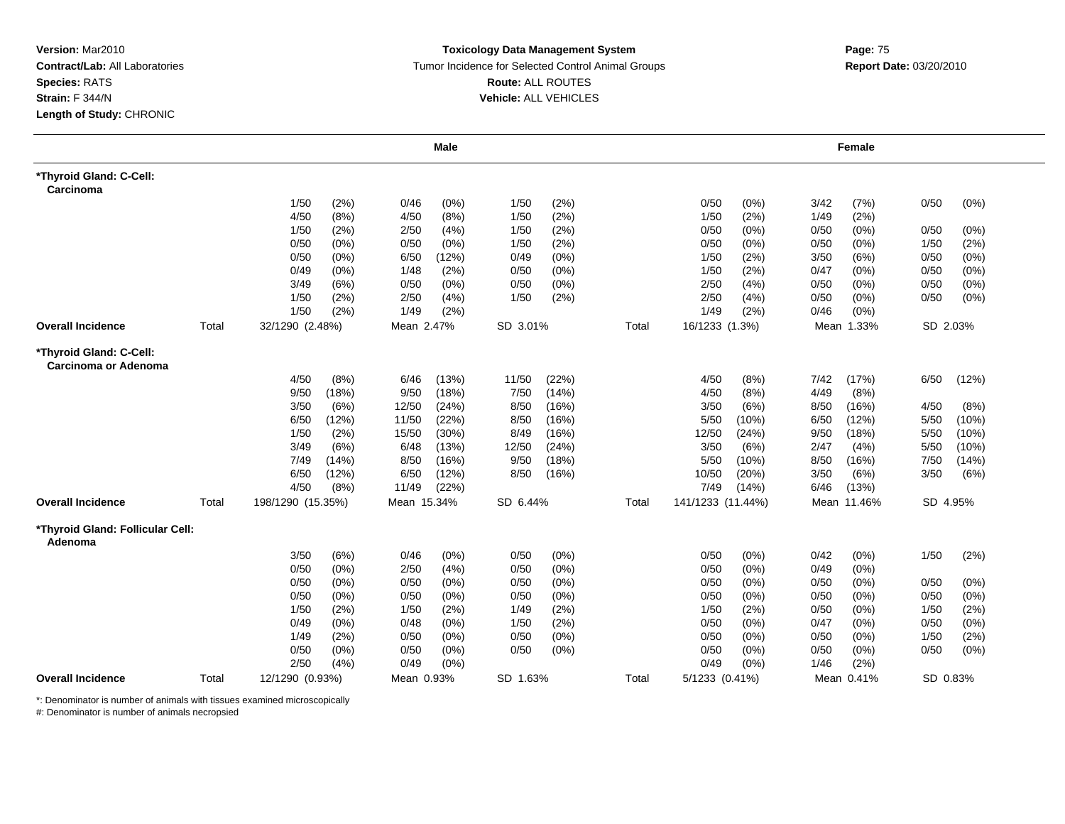**Version:** Mar2010
**Contract/Lab:** All Laboratories
**Species:** RATS
**Strain:** F 344/N
**Length of Study:** CHRONIC

**Toxicology Data Management System**
Tumor Incidence for Selected Control Animal Groups
**Route:** ALL ROUTES
**Vehicle:** ALL VEHICLES

**Report Date:** 03/20/2010

| | | Male | | | | Female | | |
|---|---|---|---|---|---|---|---|---|
| **\*Thyroid Gland: C-Cell: Carcinoma** | | | | | | | | |
| | | 1/50 (2%) | 0/46 (0%) | 1/50 (2%) | | 0/50 (0%) | 3/42 (7%) | 0/50 (0%) |
| | | 4/50 (8%) | 4/50 (8%) | 1/50 (2%) | | 1/50 (2%) | 1/49 (2%) | |
| | | 1/50 (2%) | 2/50 (4%) | 1/50 (2%) | | 0/50 (0%) | 0/50 (0%) | 0/50 (0%) |
| | | 0/50 (0%) | 0/50 (0%) | 1/50 (2%) | | 0/50 (0%) | 0/50 (0%) | 1/50 (2%) |
| | | 0/50 (0%) | 6/50 (12%) | 0/49 (0%) | | 1/50 (2%) | 3/50 (6%) | 0/50 (0%) |
| | | 0/49 (0%) | 1/48 (2%) | 0/50 (0%) | | 1/50 (2%) | 0/47 (0%) | 0/50 (0%) |
| | | 3/49 (6%) | 0/50 (0%) | 0/50 (0%) | | 2/50 (4%) | 0/50 (0%) | 0/50 (0%) |
| | | 1/50 (2%) | 2/50 (4%) | 1/50 (2%) | | 2/50 (4%) | 0/50 (0%) | 0/50 (0%) |
| | | 1/50 (2%) | 1/49 (2%) | | | 1/49 (2%) | 0/46 (0%) | |
| **Overall Incidence** | Total | 32/1290 (2.48%) | Mean 2.47% | SD 3.01% | Total | 16/1233 (1.3%) | Mean 1.33% | SD 2.03% |
| **\*Thyroid Gland: C-Cell: Carcinoma or Adenoma** | | | | | | | | |
| | | 4/50 (8%) | 6/46 (13%) | 11/50 (22%) | | 4/50 (8%) | 7/42 (17%) | 6/50 (12%) |
| | | 9/50 (18%) | 9/50 (18%) | 7/50 (14%) | | 4/50 (8%) | 4/49 (8%) | |
| | | 3/50 (6%) | 12/50 (24%) | 8/50 (16%) | | 3/50 (6%) | 8/50 (16%) | 4/50 (8%) |
| | | 6/50 (12%) | 11/50 (22%) | 8/50 (16%) | | 5/50 (10%) | 6/50 (12%) | 5/50 (10%) |
| | | 1/50 (2%) | 15/50 (30%) | 8/49 (16%) | | 12/50 (24%) | 9/50 (18%) | 5/50 (10%) |
| | | 3/49 (6%) | 6/48 (13%) | 12/50 (24%) | | 3/50 (6%) | 2/47 (4%) | 5/50 (10%) |
| | | 7/49 (14%) | 8/50 (16%) | 9/50 (18%) | | 5/50 (10%) | 8/50 (16%) | 7/50 (14%) |
| | | 6/50 (12%) | 6/50 (12%) | 8/50 (16%) | | 10/50 (20%) | 3/50 (6%) | 3/50 (6%) |
| | | 4/50 (8%) | 11/49 (22%) | | | 7/49 (14%) | 6/46 (13%) | |
| **Overall Incidence** | Total | 198/1290 (15.35%) | Mean 15.34% | SD 6.44% | Total | 141/1233 (11.44%) | Mean 11.46% | SD 4.95% |
| **\*Thyroid Gland: Follicular Cell: Adenoma** | | | | | | | | |
| | | 3/50 (6%) | 0/46 (0%) | 0/50 (0%) | | 0/50 (0%) | 0/42 (0%) | 1/50 (2%) |
| | | 0/50 (0%) | 2/50 (4%) | 0/50 (0%) | | 0/50 (0%) | 0/49 (0%) | |
| | | 0/50 (0%) | 0/50 (0%) | 0/50 (0%) | | 0/50 (0%) | 0/50 (0%) | 0/50 (0%) |
| | | 0/50 (0%) | 0/50 (0%) | 0/50 (0%) | | 0/50 (0%) | 0/50 (0%) | 0/50 (0%) |
| | | 1/50 (2%) | 1/50 (2%) | 1/49 (2%) | | 1/50 (2%) | 0/50 (0%) | 1/50 (2%) |
| | | 0/49 (0%) | 0/48 (0%) | 1/50 (2%) | | 0/50 (0%) | 0/47 (0%) | 0/50 (0%) |
| | | 1/49 (2%) | 0/50 (0%) | 0/50 (0%) | | 0/50 (0%) | 0/50 (0%) | 1/50 (2%) |
| | | 0/50 (0%) | 0/50 (0%) | 0/50 (0%) | | 0/50 (0%) | 0/50 (0%) | 0/50 (0%) |
| | | 2/50 (4%) | 0/49 (0%) | | | 0/49 (0%) | 1/46 (2%) | |
| **Overall Incidence** | Total | 12/1290 (0.93%) | Mean 0.93% | SD 1.63% | Total | 5/1233 (0.41%) | Mean 0.41% | SD 0.83% |

*: Denominator is number of animals with tissues examined microscopically
#: Denominator is number of animals necropsied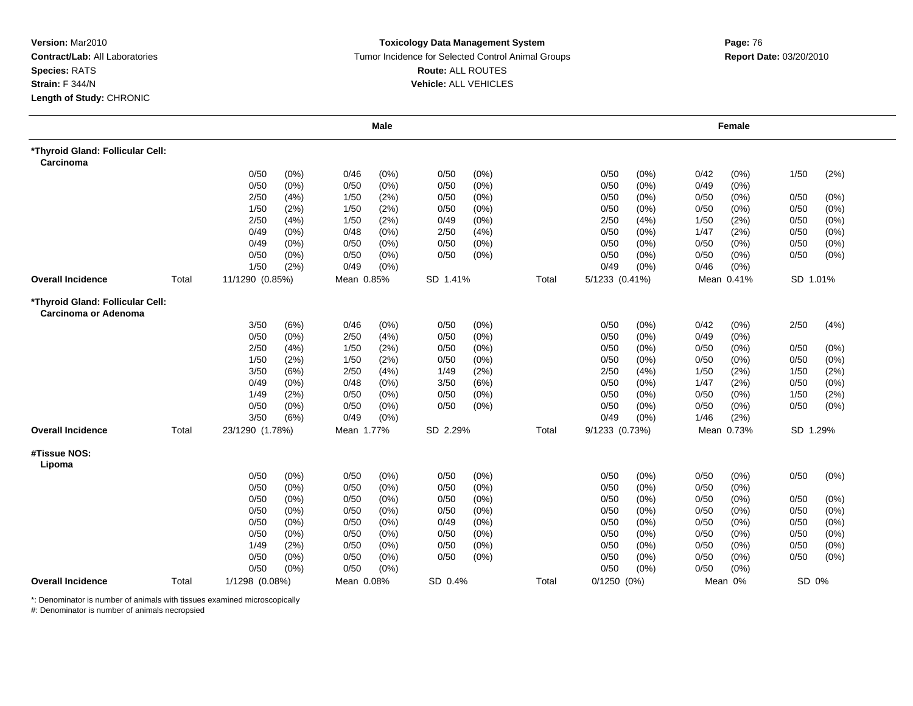**Version:** Mar2010
**Contract/Lab:** All Laboratories
**Species:** RATS
**Strain:** F 344/N
**Length of Study:** CHRONIC

**Toxicology Data Management System**
Tumor Incidence for Selected Control Animal Groups
**Route:** ALL ROUTES
**Vehicle:** ALL VEHICLES

**Report Date:** 03/20/2010

| | | Male | | | | | | | Female | | | | |
|---|---|---|---|---|---|---|---|---|---|---|---|---|---|
| **\*Thyroid Gland: Follicular Cell: Carcinoma** | | | | | | | | | | | | | |
| | | 0/50 | (0%) | 0/46 | (0%) | 0/50 | (0%) | | 0/50 | (0%) | 0/42 | (0%) | 1/50 (2%) |
| | | 0/50 | (0%) | 0/50 | (0%) | 0/50 | (0%) | | 0/50 | (0%) | 0/49 | (0%) | |
| | | 2/50 | (4%) | 1/50 | (2%) | 0/50 | (0%) | | 0/50 | (0%) | 0/50 | (0%) | 0/50 (0%) |
| | | 1/50 | (2%) | 1/50 | (2%) | 0/50 | (0%) | | 0/50 | (0%) | 0/50 | (0%) | 0/50 (0%) |
| | | 2/50 | (4%) | 1/50 | (2%) | 0/49 | (0%) | | 2/50 | (4%) | 1/50 | (2%) | 0/50 (0%) |
| | | 0/49 | (0%) | 0/48 | (0%) | 2/50 | (4%) | | 0/50 | (0%) | 1/47 | (2%) | 0/50 (0%) |
| | | 0/49 | (0%) | 0/50 | (0%) | 0/50 | (0%) | | 0/50 | (0%) | 0/50 | (0%) | 0/50 (0%) |
| | | 0/50 | (0%) | 0/50 | (0%) | 0/50 | (0%) | | 0/50 | (0%) | 0/50 | (0%) | 0/50 (0%) |
| | | 1/50 | (2%) | 0/49 | (0%) | | | | 0/49 | (0%) | 0/46 | (0%) | |
| **Overall Incidence** | Total | 11/1290 (0.85%) | | Mean 0.85% | | SD 1.41% | | Total | 5/1233 (0.41%) | | Mean 0.41% | | SD 1.01% |
| **\*Thyroid Gland: Follicular Cell: Carcinoma or Adenoma** | | | | | | | | | | | | | |
| | | 3/50 | (6%) | 0/46 | (0%) | 0/50 | (0%) | | 0/50 | (0%) | 0/42 | (0%) | 2/50 (4%) |
| | | 0/50 | (0%) | 2/50 | (4%) | 0/50 | (0%) | | 0/50 | (0%) | 0/49 | (0%) | |
| | | 2/50 | (4%) | 1/50 | (2%) | 0/50 | (0%) | | 0/50 | (0%) | 0/50 | (0%) | 0/50 (0%) |
| | | 1/50 | (2%) | 1/50 | (2%) | 0/50 | (0%) | | 0/50 | (0%) | 0/50 | (0%) | 0/50 (0%) |
| | | 3/50 | (6%) | 2/50 | (4%) | 1/49 | (2%) | | 2/50 | (4%) | 1/50 | (2%) | 1/50 (2%) |
| | | 0/49 | (0%) | 0/48 | (0%) | 3/50 | (6%) | | 0/50 | (0%) | 1/47 | (2%) | 0/50 (0%) |
| | | 1/49 | (2%) | 0/50 | (0%) | 0/50 | (0%) | | 0/50 | (0%) | 0/50 | (0%) | 1/50 (2%) |
| | | 0/50 | (0%) | 0/50 | (0%) | 0/50 | (0%) | | 0/50 | (0%) | 0/50 | (0%) | 0/50 (0%) |
| | | 3/50 | (6%) | 0/49 | (0%) | | | | 0/49 | (0%) | 1/46 | (2%) | |
| **Overall Incidence** | Total | 23/1290 (1.78%) | | Mean 1.77% | | SD 2.29% | | Total | 9/1233 (0.73%) | | Mean 0.73% | | SD 1.29% |
| **#Tissue NOS: Lipoma** | | | | | | | | | | | | | |
| | | 0/50 | (0%) | 0/50 | (0%) | 0/50 | (0%) | | 0/50 | (0%) | 0/50 | (0%) | 0/50 (0%) |
| | | 0/50 | (0%) | 0/50 | (0%) | 0/50 | (0%) | | 0/50 | (0%) | 0/50 | (0%) | |
| | | 0/50 | (0%) | 0/50 | (0%) | 0/50 | (0%) | | 0/50 | (0%) | 0/50 | (0%) | 0/50 (0%) |
| | | 0/50 | (0%) | 0/50 | (0%) | 0/50 | (0%) | | 0/50 | (0%) | 0/50 | (0%) | 0/50 (0%) |
| | | 0/50 | (0%) | 0/50 | (0%) | 0/49 | (0%) | | 0/50 | (0%) | 0/50 | (0%) | 0/50 (0%) |
| | | 0/50 | (0%) | 0/50 | (0%) | 0/50 | (0%) | | 0/50 | (0%) | 0/50 | (0%) | 0/50 (0%) |
| | | 1/49 | (2%) | 0/50 | (0%) | 0/50 | (0%) | | 0/50 | (0%) | 0/50 | (0%) | 0/50 (0%) |
| | | 0/50 | (0%) | 0/50 | (0%) | 0/50 | (0%) | | 0/50 | (0%) | 0/50 | (0%) | 0/50 (0%) |
| | | 0/50 | (0%) | 0/50 | (0%) | | | | 0/50 | (0%) | 0/50 | (0%) | |
| **Overall Incidence** | Total | 1/1298 (0.08%) | | Mean 0.08% | | SD 0.4% | | Total | 0/1250 (0%) | | Mean 0% | | SD 0% |

*: Denominator is number of animals with tissues examined microscopically
#: Denominator is number of animals necropsied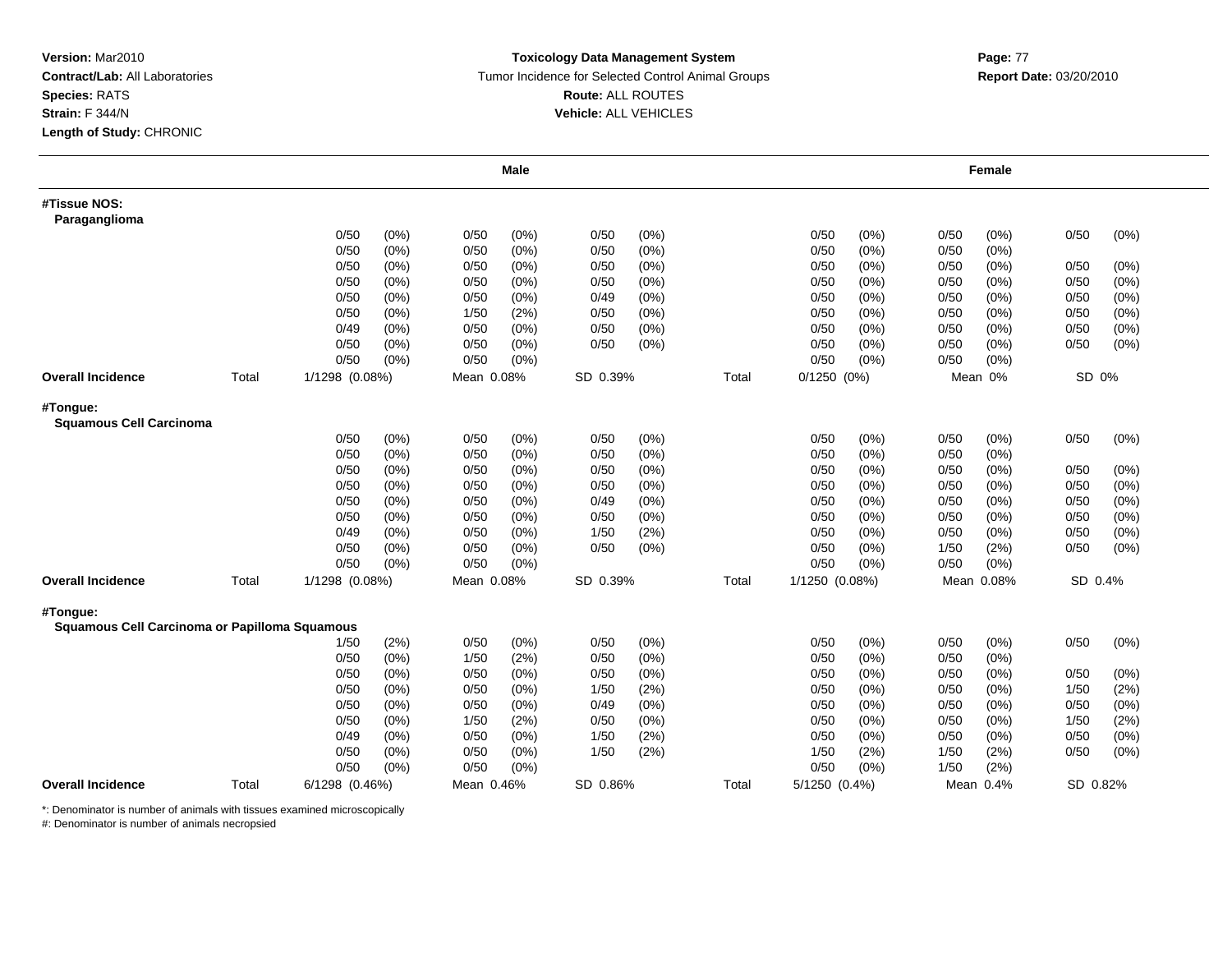**Version:** Mar2010
**Contract/Lab:** All Laboratories
**Species:** RATS
**Strain:** F 344/N
**Length of Study:** CHRONIC

**Toxicology Data Management System**
Tumor Incidence for Selected Control Animal Groups
**Route:** ALL ROUTES
**Vehicle:** ALL VEHICLES

**Report Date:** 03/20/2010

| | | Male | | | | | | | Female | | | | | |
|---|---|---|---|---|---|---|---|---|---|---|---|---|---|---|
| **#Tissue NOS: Paraganglioma** | | | | | | | | | | | | | | |
| | | 0/50 | (0%) | 0/50 | (0%) | 0/50 | (0%) | | 0/50 | (0%) | 0/50 | (0%) | 0/50 | (0%) |
| | | 0/50 | (0%) | 0/50 | (0%) | 0/50 | (0%) | | 0/50 | (0%) | 0/50 | (0%) | | |
| | | 0/50 | (0%) | 0/50 | (0%) | 0/50 | (0%) | | 0/50 | (0%) | 0/50 | (0%) | 0/50 | (0%) |
| | | 0/50 | (0%) | 0/50 | (0%) | 0/50 | (0%) | | 0/50 | (0%) | 0/50 | (0%) | 0/50 | (0%) |
| | | 0/50 | (0%) | 0/50 | (0%) | 0/49 | (0%) | | 0/50 | (0%) | 0/50 | (0%) | 0/50 | (0%) |
| | | 0/50 | (0%) | 1/50 | (2%) | 0/50 | (0%) | | 0/50 | (0%) | 0/50 | (0%) | 0/50 | (0%) |
| | | 0/49 | (0%) | 0/50 | (0%) | 0/50 | (0%) | | 0/50 | (0%) | 0/50 | (0%) | 0/50 | (0%) |
| | | 0/50 | (0%) | 0/50 | (0%) | 0/50 | (0%) | | 0/50 | (0%) | 0/50 | (0%) | 0/50 | (0%) |
| | | 0/50 | (0%) | 0/50 | (0%) | | | | 0/50 | (0%) | 0/50 | (0%) | | |
| **Overall Incidence** | Total | 1/1298 (0.08%) | | Mean 0.08% | | SD 0.39% | | Total | 0/1250 (0%) | | Mean 0% | | SD 0% | |
| **#Tongue: Squamous Cell Carcinoma** | | | | | | | | | | | | | | |
| | | 0/50 | (0%) | 0/50 | (0%) | 0/50 | (0%) | | 0/50 | (0%) | 0/50 | (0%) | 0/50 | (0%) |
| | | 0/50 | (0%) | 0/50 | (0%) | 0/50 | (0%) | | 0/50 | (0%) | 0/50 | (0%) | | |
| | | 0/50 | (0%) | 0/50 | (0%) | 0/50 | (0%) | | 0/50 | (0%) | 0/50 | (0%) | 0/50 | (0%) |
| | | 0/50 | (0%) | 0/50 | (0%) | 0/50 | (0%) | | 0/50 | (0%) | 0/50 | (0%) | 0/50 | (0%) |
| | | 0/50 | (0%) | 0/50 | (0%) | 0/49 | (0%) | | 0/50 | (0%) | 0/50 | (0%) | 0/50 | (0%) |
| | | 0/50 | (0%) | 0/50 | (0%) | 0/50 | (0%) | | 0/50 | (0%) | 0/50 | (0%) | 0/50 | (0%) |
| | | 0/49 | (0%) | 0/50 | (0%) | 1/50 | (2%) | | 0/50 | (0%) | 0/50 | (0%) | 0/50 | (0%) |
| | | 0/50 | (0%) | 0/50 | (0%) | 0/50 | (0%) | | 0/50 | (0%) | 1/50 | (2%) | 0/50 | (0%) |
| | | 0/50 | (0%) | 0/50 | (0%) | | | | 0/50 | (0%) | 0/50 | (0%) | | |
| **Overall Incidence** | Total | 1/1298 (0.08%) | | Mean 0.08% | | SD 0.39% | | Total | 1/1250 (0.08%) | | Mean 0.08% | | SD 0.4% | |
| **#Tongue: Squamous Cell Carcinoma or Papilloma Squamous** | | | | | | | | | | | | | | |
| | | 1/50 | (2%) | 0/50 | (0%) | 0/50 | (0%) | | 0/50 | (0%) | 0/50 | (0%) | 0/50 | (0%) |
| | | 0/50 | (0%) | 1/50 | (2%) | 0/50 | (0%) | | 0/50 | (0%) | 0/50 | (0%) | | |
| | | 0/50 | (0%) | 0/50 | (0%) | 0/50 | (0%) | | 0/50 | (0%) | 0/50 | (0%) | 0/50 | (0%) |
| | | 0/50 | (0%) | 0/50 | (0%) | 1/50 | (2%) | | 0/50 | (0%) | 0/50 | (0%) | 1/50 | (2%) |
| | | 0/50 | (0%) | 0/50 | (0%) | 0/49 | (0%) | | 0/50 | (0%) | 0/50 | (0%) | 0/50 | (0%) |
| | | 0/50 | (0%) | 1/50 | (2%) | 0/50 | (0%) | | 0/50 | (0%) | 0/50 | (0%) | 1/50 | (2%) |
| | | 0/49 | (0%) | 0/50 | (0%) | 1/50 | (2%) | | 0/50 | (0%) | 0/50 | (0%) | 0/50 | (0%) |
| | | 0/50 | (0%) | 0/50 | (0%) | 1/50 | (2%) | | 1/50 | (2%) | 1/50 | (2%) | 0/50 | (0%) |
| | | 0/50 | (0%) | 0/50 | (0%) | | | | 0/50 | (0%) | 1/50 | (2%) | | |
| **Overall Incidence** | Total | 6/1298 (0.46%) | | Mean 0.46% | | SD 0.86% | | Total | 5/1250 (0.4%) | | Mean 0.4% | | SD 0.82% | |

*: Denominator is number of animals with tissues examined microscopically
#: Denominator is number of animals necropsied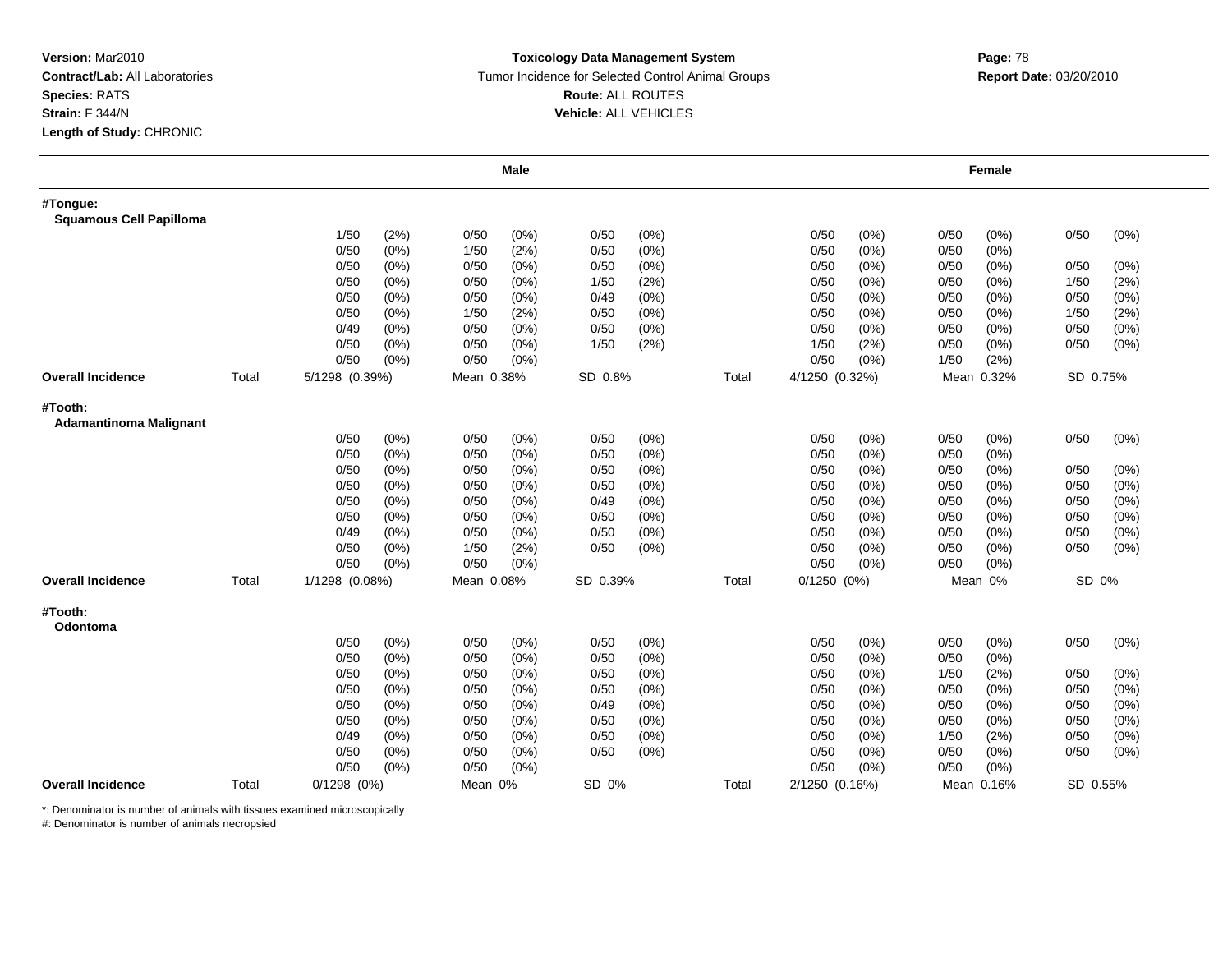**Version:** Mar2010
**Contract/Lab:** All Laboratories
**Species:** RATS
**Strain:** F 344/N
**Length of Study:** CHRONIC

**Toxicology Data Management System**
Tumor Incidence for Selected Control Animal Groups
**Route:** ALL ROUTES
**Vehicle:** ALL VEHICLES

**Report Date:** 03/20/2010

| | | Male | | | | Female | | |
|---|---|---|---|---|---|---|---|---|
| **#Tongue:** | | | | | | | | |
| **Squamous Cell Papilloma** | | | | | | | | |
| | | 1/50 (2%) | 0/50 (0%) | 0/50 (0%) | | 0/50 (0%) | 0/50 (0%) | 0/50 (0%) |
| | | 0/50 (0%) | 1/50 (2%) | 0/50 (0%) | | 0/50 (0%) | 0/50 (0%) | |
| | | 0/50 (0%) | 0/50 (0%) | 0/50 (0%) | | 0/50 (0%) | 0/50 (0%) | 0/50 (0%) |
| | | 0/50 (0%) | 0/50 (0%) | 1/50 (2%) | | 0/50 (0%) | 0/50 (0%) | 1/50 (2%) |
| | | 0/50 (0%) | 0/50 (0%) | 0/49 (0%) | | 0/50 (0%) | 0/50 (0%) | 0/50 (0%) |
| | | 0/50 (0%) | 1/50 (2%) | 0/50 (0%) | | 0/50 (0%) | 0/50 (0%) | 1/50 (2%) |
| | | 0/49 (0%) | 0/50 (0%) | 0/50 (0%) | | 0/50 (0%) | 0/50 (0%) | 0/50 (0%) |
| | | 0/50 (0%) | 0/50 (0%) | 1/50 (2%) | | 1/50 (2%) | 0/50 (0%) | 0/50 (0%) |
| | | 0/50 (0%) | 0/50 (0%) | | | 0/50 (0%) | 1/50 (2%) | |
| **Overall Incidence** | Total | 5/1298 (0.39%) | Mean 0.38% | SD 0.8% | Total | 4/1250 (0.32%) | Mean 0.32% | SD 0.75% |
| **#Tooth:** | | | | | | | | |
| **Adamantinoma Malignant** | | | | | | | | |
| | | 0/50 (0%) | 0/50 (0%) | 0/50 (0%) | | 0/50 (0%) | 0/50 (0%) | 0/50 (0%) |
| | | 0/50 (0%) | 0/50 (0%) | 0/50 (0%) | | 0/50 (0%) | 0/50 (0%) | |
| | | 0/50 (0%) | 0/50 (0%) | 0/50 (0%) | | 0/50 (0%) | 0/50 (0%) | 0/50 (0%) |
| | | 0/50 (0%) | 0/50 (0%) | 0/50 (0%) | | 0/50 (0%) | 0/50 (0%) | 0/50 (0%) |
| | | 0/50 (0%) | 0/50 (0%) | 0/49 (0%) | | 0/50 (0%) | 0/50 (0%) | 0/50 (0%) |
| | | 0/50 (0%) | 0/50 (0%) | 0/50 (0%) | | 0/50 (0%) | 0/50 (0%) | 0/50 (0%) |
| | | 0/49 (0%) | 0/50 (0%) | 0/50 (0%) | | 0/50 (0%) | 0/50 (0%) | 0/50 (0%) |
| | | 0/50 (0%) | 1/50 (2%) | 0/50 (0%) | | 0/50 (0%) | 0/50 (0%) | 0/50 (0%) |
| | | 0/50 (0%) | 0/50 (0%) | | | 0/50 (0%) | 0/50 (0%) | |
| **Overall Incidence** | Total | 1/1298 (0.08%) | Mean 0.08% | SD 0.39% | Total | 0/1250 (0%) | Mean 0% | SD 0% |
| **#Tooth:** | | | | | | | | |
| **Odontoma** | | | | | | | | |
| | | 0/50 (0%) | 0/50 (0%) | 0/50 (0%) | | 0/50 (0%) | 0/50 (0%) | 0/50 (0%) |
| | | 0/50 (0%) | 0/50 (0%) | 0/50 (0%) | | 0/50 (0%) | 0/50 (0%) | |
| | | 0/50 (0%) | 0/50 (0%) | 0/50 (0%) | | 0/50 (0%) | 1/50 (2%) | 0/50 (0%) |
| | | 0/50 (0%) | 0/50 (0%) | 0/50 (0%) | | 0/50 (0%) | 0/50 (0%) | 0/50 (0%) |
| | | 0/50 (0%) | 0/50 (0%) | 0/49 (0%) | | 0/50 (0%) | 0/50 (0%) | 0/50 (0%) |
| | | 0/50 (0%) | 0/50 (0%) | 0/50 (0%) | | 0/50 (0%) | 0/50 (0%) | 0/50 (0%) |
| | | 0/49 (0%) | 0/50 (0%) | 0/50 (0%) | | 0/50 (0%) | 1/50 (2%) | 0/50 (0%) |
| | | 0/50 (0%) | 0/50 (0%) | 0/50 (0%) | | 0/50 (0%) | 0/50 (0%) | 0/50 (0%) |
| | | 0/50 (0%) | 0/50 (0%) | | | 0/50 (0%) | 0/50 (0%) | |
| **Overall Incidence** | Total | 0/1298 (0%) | Mean 0% | SD 0% | Total | 2/1250 (0.16%) | Mean 0.16% | SD 0.55% |

*: Denominator is number of animals with tissues examined microscopically
#: Denominator is number of animals necropsied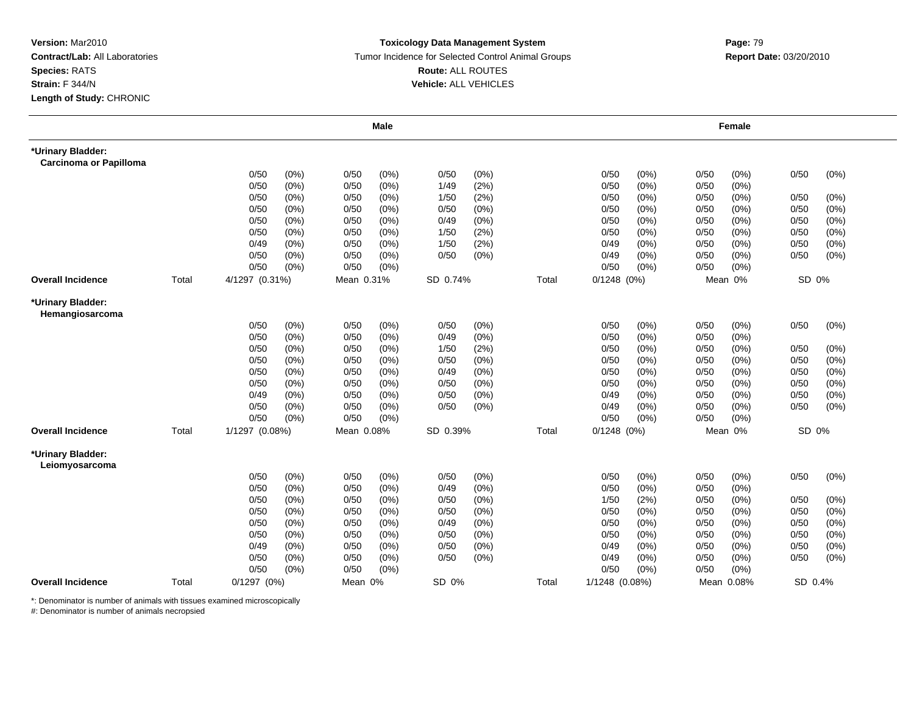**Version:** Mar2010
**Contract/Lab:** All Laboratories
**Species:** RATS
**Strain:** F 344/N
**Length of Study:** CHRONIC

**Toxicology Data Management System**
Tumor Incidence for Selected Control Animal Groups
**Route:** ALL ROUTES
**Vehicle:** ALL VEHICLES

**Report Date:** 03/20/2010

| | | Male | | | | Female | | |
|---|---|---|---|---|---|---|---|---|
| **\*Urinary Bladder: Carcinoma or Papilloma** | | | | | | | | |
| | | 0/50 (0%) | 0/50 (0%) | 0/50 (0%) | | 0/50 (0%) | 0/50 (0%) | 0/50 (0%) |
| | | 0/50 (0%) | 0/50 (0%) | 1/49 (2%) | | 0/50 (0%) | 0/50 (0%) | |
| | | 0/50 (0%) | 0/50 (0%) | 1/50 (2%) | | 0/50 (0%) | 0/50 (0%) | 0/50 (0%) |
| | | 0/50 (0%) | 0/50 (0%) | 0/50 (0%) | | 0/50 (0%) | 0/50 (0%) | 0/50 (0%) |
| | | 0/50 (0%) | 0/50 (0%) | 0/49 (0%) | | 0/50 (0%) | 0/50 (0%) | 0/50 (0%) |
| | | 0/50 (0%) | 0/50 (0%) | 1/50 (2%) | | 0/50 (0%) | 0/50 (0%) | 0/50 (0%) |
| | | 0/49 (0%) | 0/50 (0%) | 1/50 (2%) | | 0/49 (0%) | 0/50 (0%) | 0/50 (0%) |
| | | 0/50 (0%) | 0/50 (0%) | 0/50 (0%) | | 0/49 (0%) | 0/50 (0%) | 0/50 (0%) |
| | | 0/50 (0%) | 0/50 (0%) | | | 0/50 (0%) | 0/50 (0%) | |
| **Overall Incidence** | Total | 4/1297 (0.31%) | Mean 0.31% | SD 0.74% | Total | 0/1248 (0%) | Mean 0% | SD 0% |
| **\*Urinary Bladder: Hemangiosarcoma** | | | | | | | | |
| | | 0/50 (0%) | 0/50 (0%) | 0/50 (0%) | | 0/50 (0%) | 0/50 (0%) | 0/50 (0%) |
| | | 0/50 (0%) | 0/50 (0%) | 0/49 (0%) | | 0/50 (0%) | 0/50 (0%) | |
| | | 0/50 (0%) | 0/50 (0%) | 1/50 (2%) | | 0/50 (0%) | 0/50 (0%) | 0/50 (0%) |
| | | 0/50 (0%) | 0/50 (0%) | 0/50 (0%) | | 0/50 (0%) | 0/50 (0%) | 0/50 (0%) |
| | | 0/50 (0%) | 0/50 (0%) | 0/49 (0%) | | 0/50 (0%) | 0/50 (0%) | 0/50 (0%) |
| | | 0/50 (0%) | 0/50 (0%) | 0/50 (0%) | | 0/50 (0%) | 0/50 (0%) | 0/50 (0%) |
| | | 0/49 (0%) | 0/50 (0%) | 0/50 (0%) | | 0/49 (0%) | 0/50 (0%) | 0/50 (0%) |
| | | 0/50 (0%) | 0/50 (0%) | 0/50 (0%) | | 0/49 (0%) | 0/50 (0%) | 0/50 (0%) |
| | | 0/50 (0%) | 0/50 (0%) | | | 0/50 (0%) | 0/50 (0%) | |
| **Overall Incidence** | Total | 1/1297 (0.08%) | Mean 0.08% | SD 0.39% | Total | 0/1248 (0%) | Mean 0% | SD 0% |
| **\*Urinary Bladder: Leiomyosarcoma** | | | | | | | | |
| | | 0/50 (0%) | 0/50 (0%) | 0/50 (0%) | | 0/50 (0%) | 0/50 (0%) | 0/50 (0%) |
| | | 0/50 (0%) | 0/50 (0%) | 0/49 (0%) | | 0/50 (0%) | 0/50 (0%) | |
| | | 0/50 (0%) | 0/50 (0%) | 0/50 (0%) | | 1/50 (2%) | 0/50 (0%) | 0/50 (0%) |
| | | 0/50 (0%) | 0/50 (0%) | 0/50 (0%) | | 0/50 (0%) | 0/50 (0%) | 0/50 (0%) |
| | | 0/50 (0%) | 0/50 (0%) | 0/49 (0%) | | 0/50 (0%) | 0/50 (0%) | 0/50 (0%) |
| | | 0/50 (0%) | 0/50 (0%) | 0/50 (0%) | | 0/50 (0%) | 0/50 (0%) | 0/50 (0%) |
| | | 0/49 (0%) | 0/50 (0%) | 0/50 (0%) | | 0/49 (0%) | 0/50 (0%) | 0/50 (0%) |
| | | 0/50 (0%) | 0/50 (0%) | 0/50 (0%) | | 0/49 (0%) | 0/50 (0%) | 0/50 (0%) |
| | | 0/50 (0%) | 0/50 (0%) | | | 0/50 (0%) | 0/50 (0%) | |
| **Overall Incidence** | Total | 0/1297 (0%) | Mean 0% | SD 0% | Total | 1/1248 (0.08%) | Mean 0.08% | SD 0.4% |

*: Denominator is number of animals with tissues examined microscopically
#: Denominator is number of animals necropsied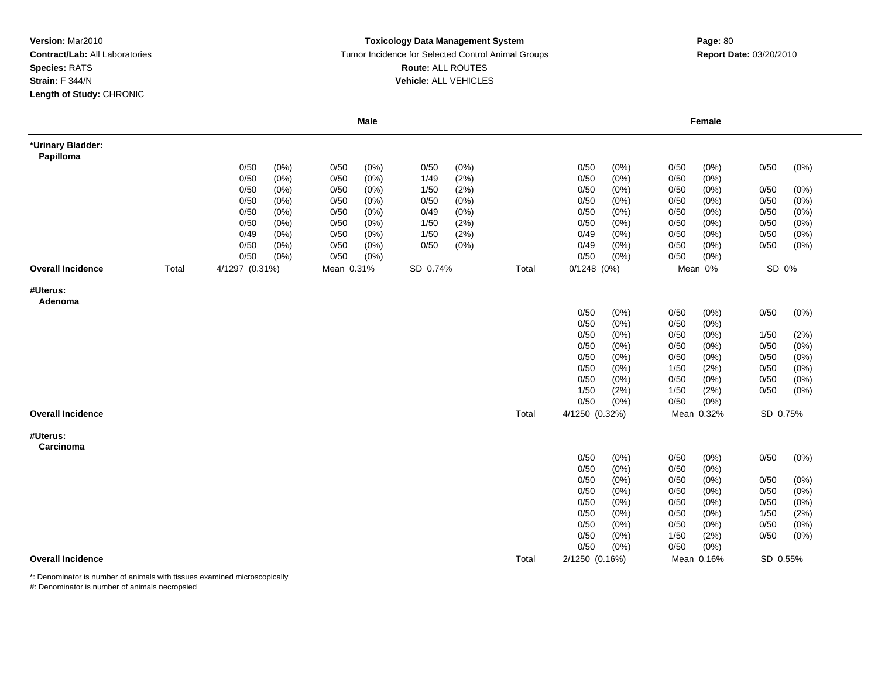**Version:** Mar2010
**Contract/Lab:** All Laboratories
**Species:** RATS
**Strain:** F 344/N
**Length of Study:** CHRONIC

**Toxicology Data Management System**
Tumor Incidence for Selected Control Animal Groups
**Route:** ALL ROUTES
**Vehicle:** ALL VEHICLES

**Report Date:** 03/20/2010

| | | Male | | | | | | | Female | | | | | |
|---|---|---|---|---|---|---|---|---|---|---|---|---|---|---|
| **\*Urinary Bladder: Papilloma** | | | | | | | | | | | | | | |
| | | 0/50 | (0%) | 0/50 | (0%) | 0/50 | (0%) | | 0/50 | (0%) | 0/50 | (0%) | 0/50 | (0%) |
| | | 0/50 | (0%) | 0/50 | (0%) | 1/49 | (2%) | | 0/50 | (0%) | 0/50 | (0%) | | |
| | | 0/50 | (0%) | 0/50 | (0%) | 1/50 | (2%) | | 0/50 | (0%) | 0/50 | (0%) | 0/50 | (0%) |
| | | 0/50 | (0%) | 0/50 | (0%) | 0/50 | (0%) | | 0/50 | (0%) | 0/50 | (0%) | 0/50 | (0%) |
| | | 0/50 | (0%) | 0/50 | (0%) | 0/49 | (0%) | | 0/50 | (0%) | 0/50 | (0%) | 0/50 | (0%) |
| | | 0/50 | (0%) | 0/50 | (0%) | 1/50 | (2%) | | 0/50 | (0%) | 0/50 | (0%) | 0/50 | (0%) |
| | | 0/49 | (0%) | 0/50 | (0%) | 1/50 | (2%) | | 0/49 | (0%) | 0/50 | (0%) | 0/50 | (0%) |
| | | 0/50 | (0%) | 0/50 | (0%) | 0/50 | (0%) | | 0/49 | (0%) | 0/50 | (0%) | 0/50 | (0%) |
| | | 0/50 | (0%) | 0/50 | (0%) | | | | 0/50 | (0%) | 0/50 | (0%) | | |
| **Overall Incidence** | Total | 4/1297 (0.31%) | | Mean 0.31% | | SD 0.74% | | Total | 0/1248 (0%) | | Mean 0% | | SD 0% | |
| **#Uterus: Adenoma** | | | | | | | | | | | | | | |
| | | | | | | | | | 0/50 | (0%) | 0/50 | (0%) | 0/50 | (0%) |
| | | | | | | | | | 0/50 | (0%) | 0/50 | (0%) | | |
| | | | | | | | | | 0/50 | (0%) | 0/50 | (0%) | 1/50 | (2%) |
| | | | | | | | | | 0/50 | (0%) | 0/50 | (0%) | 0/50 | (0%) |
| | | | | | | | | | 0/50 | (0%) | 0/50 | (0%) | 0/50 | (0%) |
| | | | | | | | | | 0/50 | (0%) | 1/50 | (2%) | 0/50 | (0%) |
| | | | | | | | | | 0/50 | (0%) | 0/50 | (0%) | 0/50 | (0%) |
| | | | | | | | | | 1/50 | (2%) | 1/50 | (2%) | 0/50 | (0%) |
| | | | | | | | | | 0/50 | (0%) | 0/50 | (0%) | | |
| **Overall Incidence** | | | | | | | | Total | 4/1250 (0.32%) | | Mean 0.32% | | SD 0.75% | |
| **#Uterus: Carcinoma** | | | | | | | | | | | | | | |
| | | | | | | | | | 0/50 | (0%) | 0/50 | (0%) | 0/50 | (0%) |
| | | | | | | | | | 0/50 | (0%) | 0/50 | (0%) | | |
| | | | | | | | | | 0/50 | (0%) | 0/50 | (0%) | 0/50 | (0%) |
| | | | | | | | | | 0/50 | (0%) | 0/50 | (0%) | 0/50 | (0%) |
| | | | | | | | | | 0/50 | (0%) | 0/50 | (0%) | 0/50 | (0%) |
| | | | | | | | | | 0/50 | (0%) | 0/50 | (0%) | 1/50 | (2%) |
| | | | | | | | | | 0/50 | (0%) | 0/50 | (0%) | 0/50 | (0%) |
| | | | | | | | | | 0/50 | (0%) | 1/50 | (2%) | 0/50 | (0%) |
| | | | | | | | | | 0/50 | (0%) | 0/50 | (0%) | | |
| **Overall Incidence** | | | | | | | | Total | 2/1250 (0.16%) | | Mean 0.16% | | SD 0.55% | |

*: Denominator is number of animals with tissues examined microscopically
#: Denominator is number of animals necropsied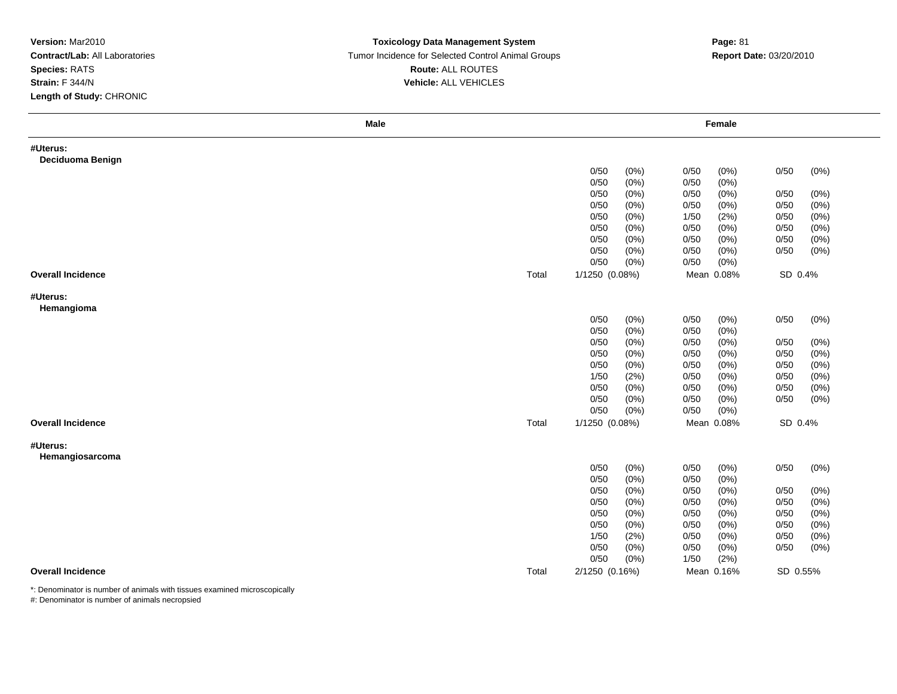**Version:** Mar2010
**Contract/Lab:** All Laboratories
**Species:** RATS
**Strain:** F 344/N
**Length of Study:** CHRONIC

**Toxicology Data Management System**
Tumor Incidence for Selected Control Animal Groups
**Route:** ALL ROUTES
**Vehicle:** ALL VEHICLES

**Report Date:** 03/20/2010

| | Male | Female | | |
|---|---|---|---|---|
| **#Uterus:** | | | | |
| **Deciduoma Benign** | | | | |
| | | 0/50 (0%) | 0/50 (0%) | 0/50 (0%) |
| | | 0/50 (0%) | 0/50 (0%) | |
| | | 0/50 (0%) | 0/50 (0%) | 0/50 (0%) |
| | | 0/50 (0%) | 0/50 (0%) | 0/50 (0%) |
| | | 0/50 (0%) | 1/50 (2%) | 0/50 (0%) |
| | | 0/50 (0%) | 0/50 (0%) | 0/50 (0%) |
| | | 0/50 (0%) | 0/50 (0%) | 0/50 (0%) |
| | | 0/50 (0%) | 0/50 (0%) | 0/50 (0%) |
| | | 0/50 (0%) | 0/50 (0%) | |
| **Overall Incidence** | Total | 1/1250 (0.08%) | Mean 0.08% | SD 0.4% |
| **#Uterus:** | | | | |
| **Hemangioma** | | | | |
| | | 0/50 (0%) | 0/50 (0%) | 0/50 (0%) |
| | | 0/50 (0%) | 0/50 (0%) | |
| | | 0/50 (0%) | 0/50 (0%) | 0/50 (0%) |
| | | 0/50 (0%) | 0/50 (0%) | 0/50 (0%) |
| | | 0/50 (0%) | 0/50 (0%) | 0/50 (0%) |
| | | 1/50 (2%) | 0/50 (0%) | 0/50 (0%) |
| | | 0/50 (0%) | 0/50 (0%) | 0/50 (0%) |
| | | 0/50 (0%) | 0/50 (0%) | 0/50 (0%) |
| | | 0/50 (0%) | 0/50 (0%) | |
| **Overall Incidence** | Total | 1/1250 (0.08%) | Mean 0.08% | SD 0.4% |
| **#Uterus:** | | | | |
| **Hemangiosarcoma** | | | | |
| | | 0/50 (0%) | 0/50 (0%) | 0/50 (0%) |
| | | 0/50 (0%) | 0/50 (0%) | |
| | | 0/50 (0%) | 0/50 (0%) | 0/50 (0%) |
| | | 0/50 (0%) | 0/50 (0%) | 0/50 (0%) |
| | | 0/50 (0%) | 0/50 (0%) | 0/50 (0%) |
| | | 0/50 (0%) | 0/50 (0%) | 0/50 (0%) |
| | | 1/50 (2%) | 0/50 (0%) | 0/50 (0%) |
| | | 0/50 (0%) | 0/50 (0%) | 0/50 (0%) |
| | | 0/50 (0%) | 1/50 (2%) | |
| **Overall Incidence** | Total | 2/1250 (0.16%) | Mean 0.16% | SD 0.55% |

*: Denominator is number of animals with tissues examined microscopically
#: Denominator is number of animals necropsied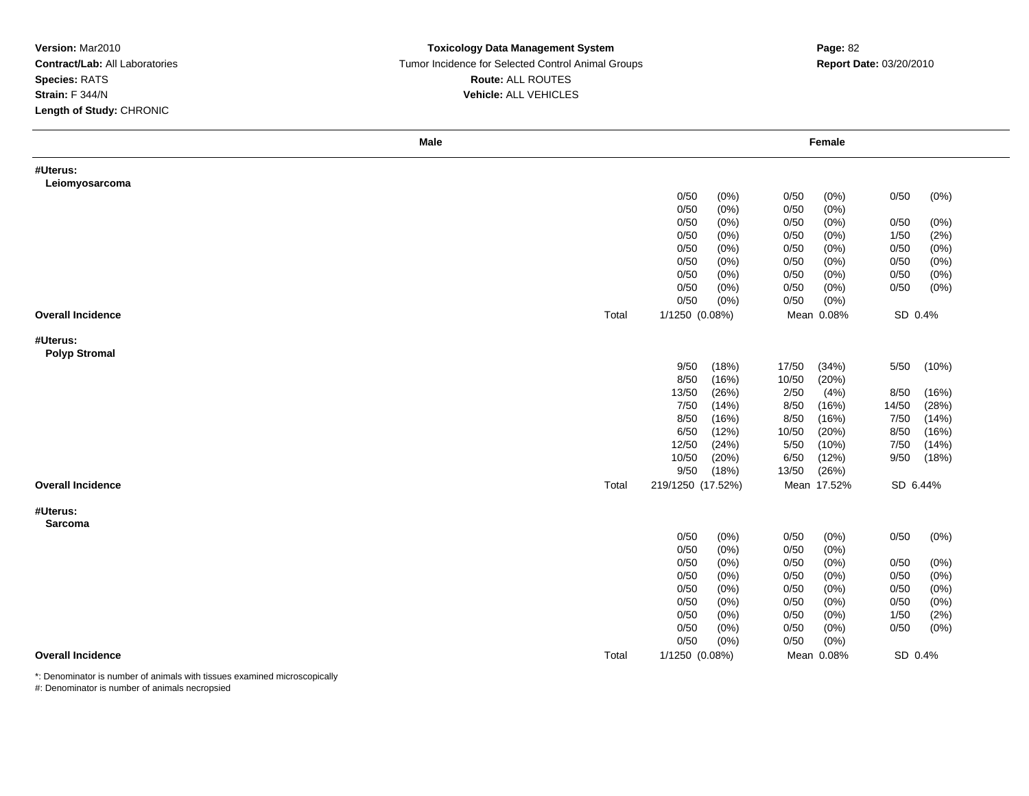**Version:** Mar2010
**Contract/Lab:** All Laboratories
**Species:** RATS
**Strain:** F 344/N
**Length of Study:** CHRONIC

**Toxicology Data Management System**
Tumor Incidence for Selected Control Animal Groups
**Route:** ALL ROUTES
**Vehicle:** ALL VEHICLES

**Report Date:** 03/20/2010

| Male | Female | | |
|---|---|---|---|
| **#Uterus: Leiomyosarcoma** | | | |
| | 0/50 (0%) | 0/50 (0%) | 0/50 (0%) |
| | 0/50 (0%) | 0/50 (0%) | |
| | 0/50 (0%) | 0/50 (0%) | 0/50 (0%) |
| | 0/50 (0%) | 0/50 (0%) | 1/50 (2%) |
| | 0/50 (0%) | 0/50 (0%) | 0/50 (0%) |
| | 0/50 (0%) | 0/50 (0%) | 0/50 (0%) |
| | 0/50 (0%) | 0/50 (0%) | 0/50 (0%) |
| | 0/50 (0%) | 0/50 (0%) | 0/50 (0%) |
| | 0/50 (0%) | 0/50 (0%) | |
| **Overall Incidence** Total | 1/1250 (0.08%) | Mean 0.08% | SD 0.4% |
| **#Uterus: Polyp Stromal** | | | |
| | 9/50 (18%) | 17/50 (34%) | 5/50 (10%) |
| | 8/50 (16%) | 10/50 (20%) | |
| | 13/50 (26%) | 2/50 (4%) | 8/50 (16%) |
| | 7/50 (14%) | 8/50 (16%) | 14/50 (28%) |
| | 8/50 (16%) | 8/50 (16%) | 7/50 (14%) |
| | 6/50 (12%) | 10/50 (20%) | 8/50 (16%) |
| | 12/50 (24%) | 5/50 (10%) | 7/50 (14%) |
| | 10/50 (20%) | 6/50 (12%) | 9/50 (18%) |
| | 9/50 (18%) | 13/50 (26%) | |
| **Overall Incidence** Total | 219/1250 (17.52%) | Mean 17.52% | SD 6.44% |
| **#Uterus: Sarcoma** | | | |
| | 0/50 (0%) | 0/50 (0%) | 0/50 (0%) |
| | 0/50 (0%) | 0/50 (0%) | |
| | 0/50 (0%) | 0/50 (0%) | 0/50 (0%) |
| | 0/50 (0%) | 0/50 (0%) | 0/50 (0%) |
| | 0/50 (0%) | 0/50 (0%) | 0/50 (0%) |
| | 0/50 (0%) | 0/50 (0%) | 0/50 (0%) |
| | 0/50 (0%) | 0/50 (0%) | 1/50 (2%) |
| | 0/50 (0%) | 0/50 (0%) | 0/50 (0%) |
| | 0/50 (0%) | 0/50 (0%) | |
| **Overall Incidence** Total | 1/1250 (0.08%) | Mean 0.08% | SD 0.4% |

*: Denominator is number of animals with tissues examined microscopically
#: Denominator is number of animals necropsied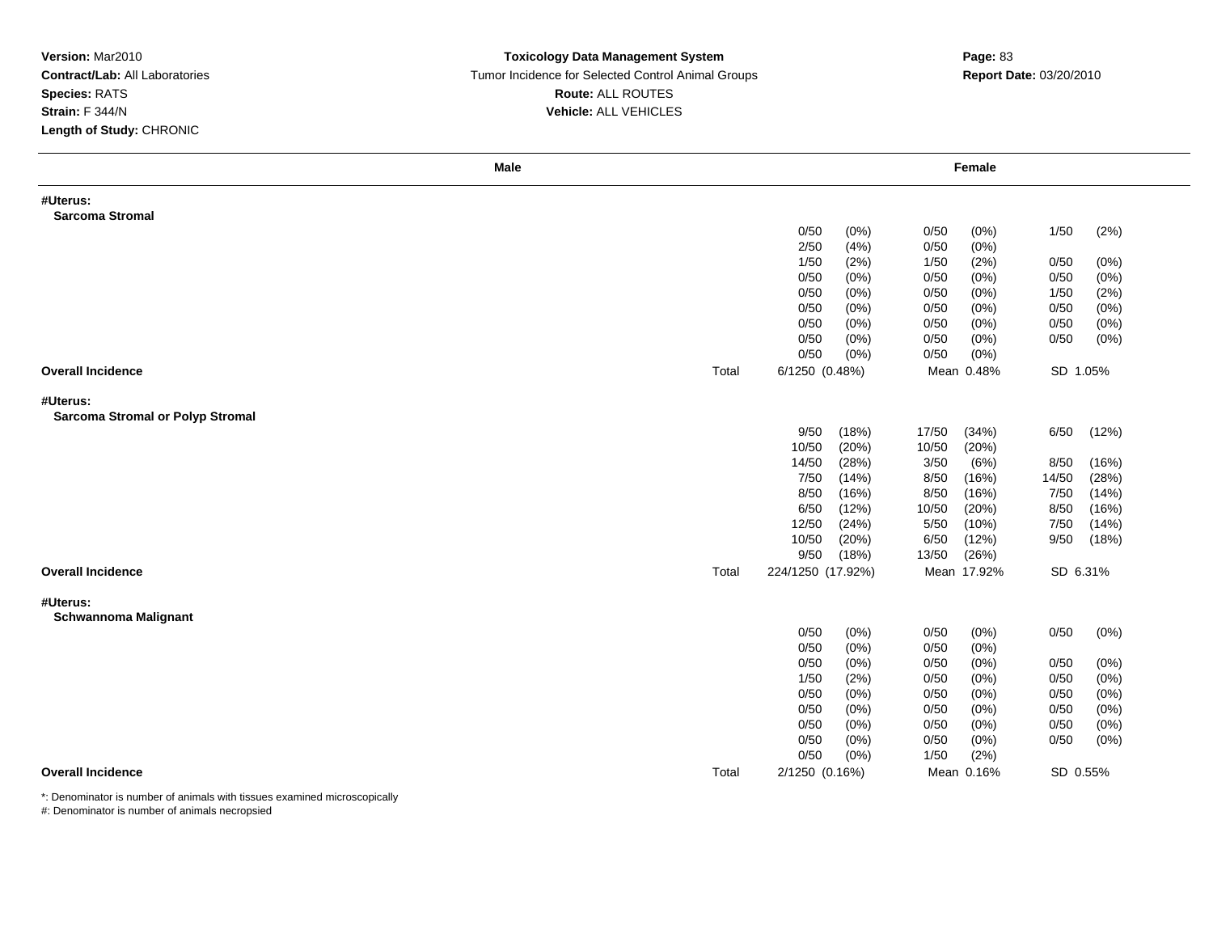**Version:** Mar2010
**Contract/Lab:** All Laboratories
**Species:** RATS
**Strain:** F 344/N
**Length of Study:** CHRONIC

**Toxicology Data Management System**
Tumor Incidence for Selected Control Animal Groups
**Route:** ALL ROUTES
**Vehicle:** ALL VEHICLES

**Report Date:** 03/20/2010

| Male | | Female | | |
|---|---|---|---|---|
| **#Uterus:** | | | | |
| **Sarcoma Stromal** | | | | |
| | | 0/50 (0%) | 0/50 (0%) | 1/50 (2%) |
| | | 2/50 (4%) | 0/50 (0%) | |
| | | 1/50 (2%) | 1/50 (2%) | 0/50 (0%) |
| | | 0/50 (0%) | 0/50 (0%) | 0/50 (0%) |
| | | 0/50 (0%) | 0/50 (0%) | 1/50 (2%) |
| | | 0/50 (0%) | 0/50 (0%) | 0/50 (0%) |
| | | 0/50 (0%) | 0/50 (0%) | 0/50 (0%) |
| | | 0/50 (0%) | 0/50 (0%) | 0/50 (0%) |
| | | 0/50 (0%) | 0/50 (0%) | |
| **Overall Incidence** | Total | 6/1250 (0.48%) | Mean 0.48% | SD 1.05% |
| **#Uterus:** | | | | |
| **Sarcoma Stromal or Polyp Stromal** | | | | |
| | | 9/50 (18%) | 17/50 (34%) | 6/50 (12%) |
| | | 10/50 (20%) | 10/50 (20%) | |
| | | 14/50 (28%) | 3/50 (6%) | 8/50 (16%) |
| | | 7/50 (14%) | 8/50 (16%) | 14/50 (28%) |
| | | 8/50 (16%) | 8/50 (16%) | 7/50 (14%) |
| | | 6/50 (12%) | 10/50 (20%) | 8/50 (16%) |
| | | 12/50 (24%) | 5/50 (10%) | 7/50 (14%) |
| | | 10/50 (20%) | 6/50 (12%) | 9/50 (18%) |
| | | 9/50 (18%) | 13/50 (26%) | |
| **Overall Incidence** | Total | 224/1250 (17.92%) | Mean 17.92% | SD 6.31% |
| **#Uterus:** | | | | |
| **Schwannoma Malignant** | | | | |
| | | 0/50 (0%) | 0/50 (0%) | 0/50 (0%) |
| | | 0/50 (0%) | 0/50 (0%) | |
| | | 0/50 (0%) | 0/50 (0%) | 0/50 (0%) |
| | | 1/50 (2%) | 0/50 (0%) | 0/50 (0%) |
| | | 0/50 (0%) | 0/50 (0%) | 0/50 (0%) |
| | | 0/50 (0%) | 0/50 (0%) | 0/50 (0%) |
| | | 0/50 (0%) | 0/50 (0%) | 0/50 (0%) |
| | | 0/50 (0%) | 0/50 (0%) | 0/50 (0%) |
| | | 0/50 (0%) | 1/50 (2%) | |
| **Overall Incidence** | Total | 2/1250 (0.16%) | Mean 0.16% | SD 0.55% |

*: Denominator is number of animals with tissues examined microscopically
#: Denominator is number of animals necropsied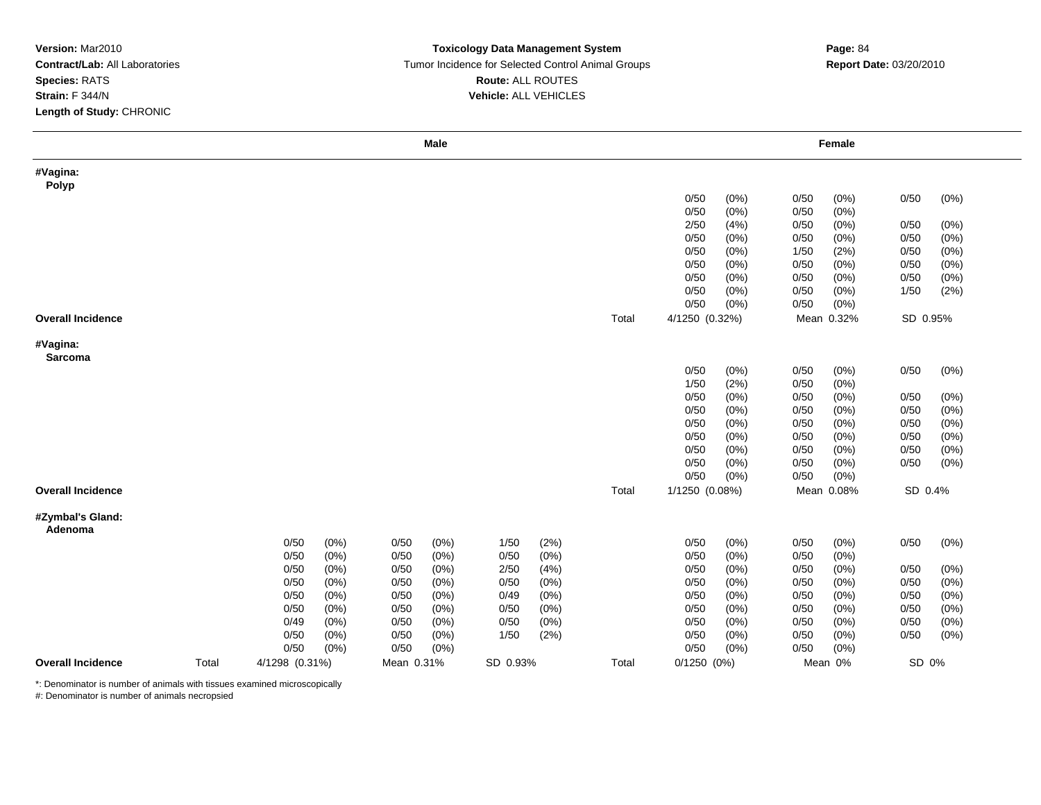**Version:** Mar2010
**Contract/Lab:** All Laboratories
**Species:** RATS
**Strain:** F 344/N
**Length of Study:** CHRONIC

**Toxicology Data Management System**
Tumor Incidence for Selected Control Animal Groups
**Route:** ALL ROUTES
**Vehicle:** ALL VEHICLES

**Report Date:** 03/20/2010

| | Male | | | | Female | | |
|---|---|---|---|---|---|---|---|
| **#Vagina:** | | | | | | | |
| **Polyp** | | | | | | | |
| | | | | | 0/50 (0%) | 0/50 (0%) | 0/50 (0%) |
| | | | | | 0/50 (0%) | 0/50 (0%) | |
| | | | | | 2/50 (4%) | 0/50 (0%) | 0/50 (0%) |
| | | | | | 0/50 (0%) | 0/50 (0%) | 0/50 (0%) |
| | | | | | 0/50 (0%) | 1/50 (2%) | 0/50 (0%) |
| | | | | | 0/50 (0%) | 0/50 (0%) | 0/50 (0%) |
| | | | | | 0/50 (0%) | 0/50 (0%) | 0/50 (0%) |
| | | | | | 0/50 (0%) | 0/50 (0%) | 1/50 (2%) |
| | | | | | 0/50 (0%) | 0/50 (0%) | |
| **Overall Incidence** | | | | Total | 4/1250 (0.32%) | Mean 0.32% | SD 0.95% |
| **#Vagina:** | | | | | | | |
| **Sarcoma** | | | | | | | |
| | | | | | 0/50 (0%) | 0/50 (0%) | 0/50 (0%) |
| | | | | | 1/50 (2%) | 0/50 (0%) | |
| | | | | | 0/50 (0%) | 0/50 (0%) | 0/50 (0%) |
| | | | | | 0/50 (0%) | 0/50 (0%) | 0/50 (0%) |
| | | | | | 0/50 (0%) | 0/50 (0%) | 0/50 (0%) |
| | | | | | 0/50 (0%) | 0/50 (0%) | 0/50 (0%) |
| | | | | | 0/50 (0%) | 0/50 (0%) | 0/50 (0%) |
| | | | | | 0/50 (0%) | 0/50 (0%) | 0/50 (0%) |
| | | | | | 0/50 (0%) | 0/50 (0%) | |
| **Overall Incidence** | | | | Total | 1/1250 (0.08%) | Mean 0.08% | SD 0.4% |
| **#Zymbal's Gland:** | | | | | | | |
| **Adenoma** | | | | | | | |
| | 0/50 (0%) | 0/50 (0%) | 1/50 (2%) | | 0/50 (0%) | 0/50 (0%) | 0/50 (0%) |
| | 0/50 (0%) | 0/50 (0%) | 0/50 (0%) | | 0/50 (0%) | 0/50 (0%) | |
| | 0/50 (0%) | 0/50 (0%) | 2/50 (4%) | | 0/50 (0%) | 0/50 (0%) | 0/50 (0%) |
| | 0/50 (0%) | 0/50 (0%) | 0/50 (0%) | | 0/50 (0%) | 0/50 (0%) | 0/50 (0%) |
| | 0/50 (0%) | 0/50 (0%) | 0/49 (0%) | | 0/50 (0%) | 0/50 (0%) | 0/50 (0%) |
| | 0/50 (0%) | 0/50 (0%) | 0/50 (0%) | | 0/50 (0%) | 0/50 (0%) | 0/50 (0%) |
| | 0/49 (0%) | 0/50 (0%) | 0/50 (0%) | | 0/50 (0%) | 0/50 (0%) | 0/50 (0%) |
| | 0/50 (0%) | 0/50 (0%) | 1/50 (2%) | | 0/50 (0%) | 0/50 (0%) | 0/50 (0%) |
| | 0/50 (0%) | 0/50 (0%) | | | 0/50 (0%) | 0/50 (0%) | |
| **Overall Incidence** | Total 4/1298 (0.31%) | Mean 0.31% | SD 0.93% | Total | 0/1250 (0%) | Mean 0% | SD 0% |

*: Denominator is number of animals with tissues examined microscopically
#: Denominator is number of animals necropsied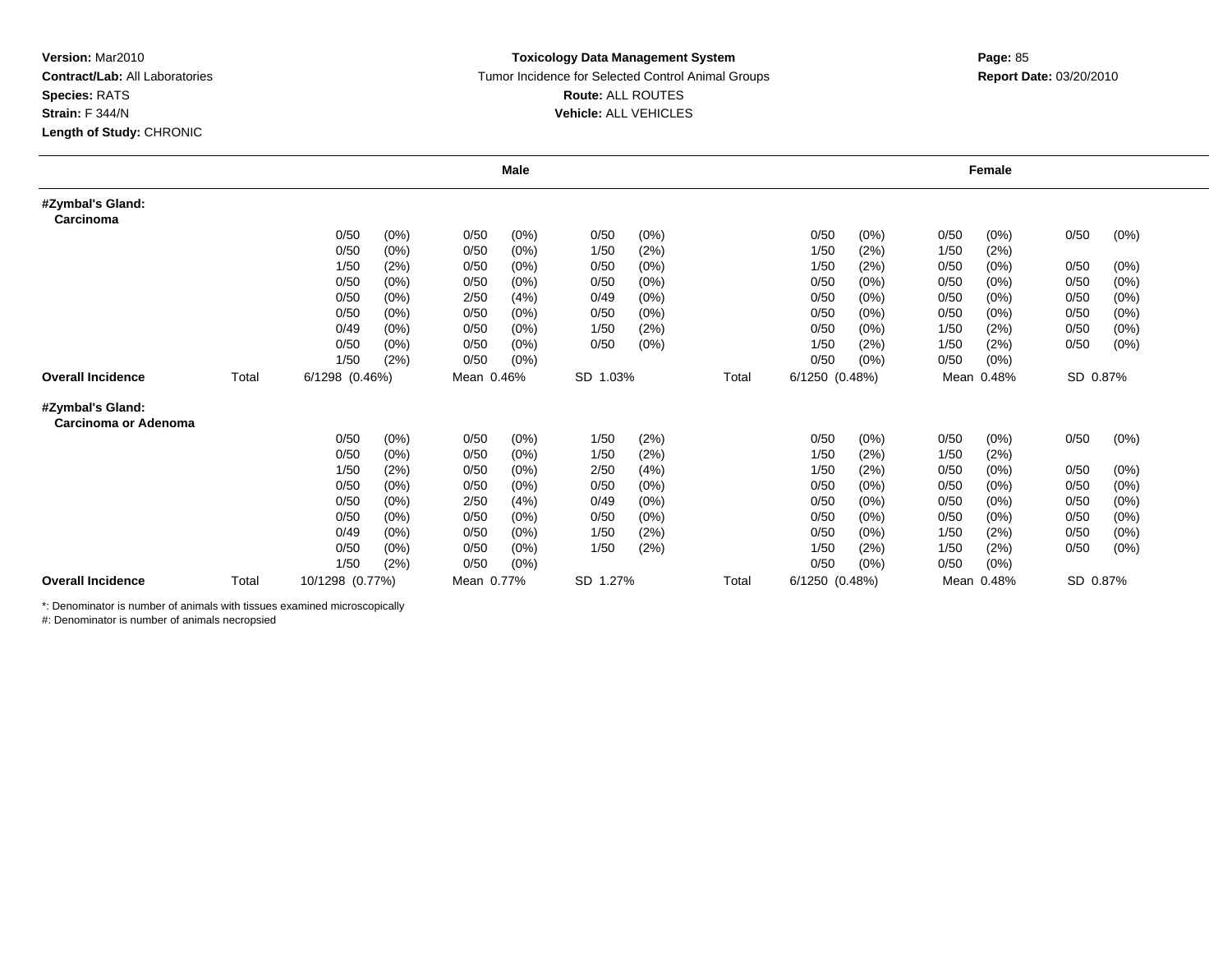**Version:** Mar2010
**Contract/Lab:** All Laboratories
**Species:** RATS
**Strain:** F 344/N
**Length of Study:** CHRONIC

**Toxicology Data Management System**
Tumor Incidence for Selected Control Animal Groups
**Route:** ALL ROUTES
**Vehicle:** ALL VEHICLES

**Report Date:** 03/20/2010

| | | Male | | | | | | | Female | | | | | |
|---|---|---|---|---|---|---|---|---|---|---|---|---|---|---|
| **#Zymbal's Gland: Carcinoma** | | | | | | | | | | | | | | |
| | | 0/50 | (0%) | 0/50 | (0%) | 0/50 | (0%) | | 0/50 | (0%) | 0/50 | (0%) | 0/50 | (0%) |
| | | 0/50 | (0%) | 0/50 | (0%) | 1/50 | (2%) | | 1/50 | (2%) | 1/50 | (2%) | | |
| | | 1/50 | (2%) | 0/50 | (0%) | 0/50 | (0%) | | 1/50 | (2%) | 0/50 | (0%) | 0/50 | (0%) |
| | | 0/50 | (0%) | 0/50 | (0%) | 0/50 | (0%) | | 0/50 | (0%) | 0/50 | (0%) | 0/50 | (0%) |
| | | 0/50 | (0%) | 2/50 | (4%) | 0/49 | (0%) | | 0/50 | (0%) | 0/50 | (0%) | 0/50 | (0%) |
| | | 0/50 | (0%) | 0/50 | (0%) | 0/50 | (0%) | | 0/50 | (0%) | 0/50 | (0%) | 0/50 | (0%) |
| | | 0/49 | (0%) | 0/50 | (0%) | 1/50 | (2%) | | 0/50 | (0%) | 1/50 | (2%) | 0/50 | (0%) |
| | | 0/50 | (0%) | 0/50 | (0%) | 0/50 | (0%) | | 1/50 | (2%) | 1/50 | (2%) | 0/50 | (0%) |
| | | 1/50 | (2%) | 0/50 | (0%) | | | | 0/50 | (0%) | 0/50 | (0%) | | |
| **Overall Incidence** | Total | 6/1298 (0.46%) | | Mean 0.46% | | SD 1.03% | | Total | 6/1250 (0.48%) | | Mean 0.48% | | SD 0.87% | |
| **#Zymbal's Gland: Carcinoma or Adenoma** | | | | | | | | | | | | | | |
| | | 0/50 | (0%) | 0/50 | (0%) | 1/50 | (2%) | | 0/50 | (0%) | 0/50 | (0%) | 0/50 | (0%) |
| | | 0/50 | (0%) | 0/50 | (0%) | 1/50 | (2%) | | 1/50 | (2%) | 1/50 | (2%) | | |
| | | 1/50 | (2%) | 0/50 | (0%) | 2/50 | (4%) | | 1/50 | (2%) | 0/50 | (0%) | 0/50 | (0%) |
| | | 0/50 | (0%) | 0/50 | (0%) | 0/50 | (0%) | | 0/50 | (0%) | 0/50 | (0%) | 0/50 | (0%) |
| | | 0/50 | (0%) | 2/50 | (4%) | 0/49 | (0%) | | 0/50 | (0%) | 0/50 | (0%) | 0/50 | (0%) |
| | | 0/50 | (0%) | 0/50 | (0%) | 0/50 | (0%) | | 0/50 | (0%) | 0/50 | (0%) | 0/50 | (0%) |
| | | 0/49 | (0%) | 0/50 | (0%) | 1/50 | (2%) | | 0/50 | (0%) | 1/50 | (2%) | 0/50 | (0%) |
| | | 0/50 | (0%) | 0/50 | (0%) | 1/50 | (2%) | | 1/50 | (2%) | 1/50 | (2%) | 0/50 | (0%) |
| | | 1/50 | (2%) | 0/50 | (0%) | | | | 0/50 | (0%) | 0/50 | (0%) | | |
| **Overall Incidence** | Total | 10/1298 (0.77%) | | Mean 0.77% | | SD 1.27% | | Total | 6/1250 (0.48%) | | Mean 0.48% | | SD 0.87% | |

*: Denominator is number of animals with tissues examined microscopically
#: Denominator is number of animals necropsied